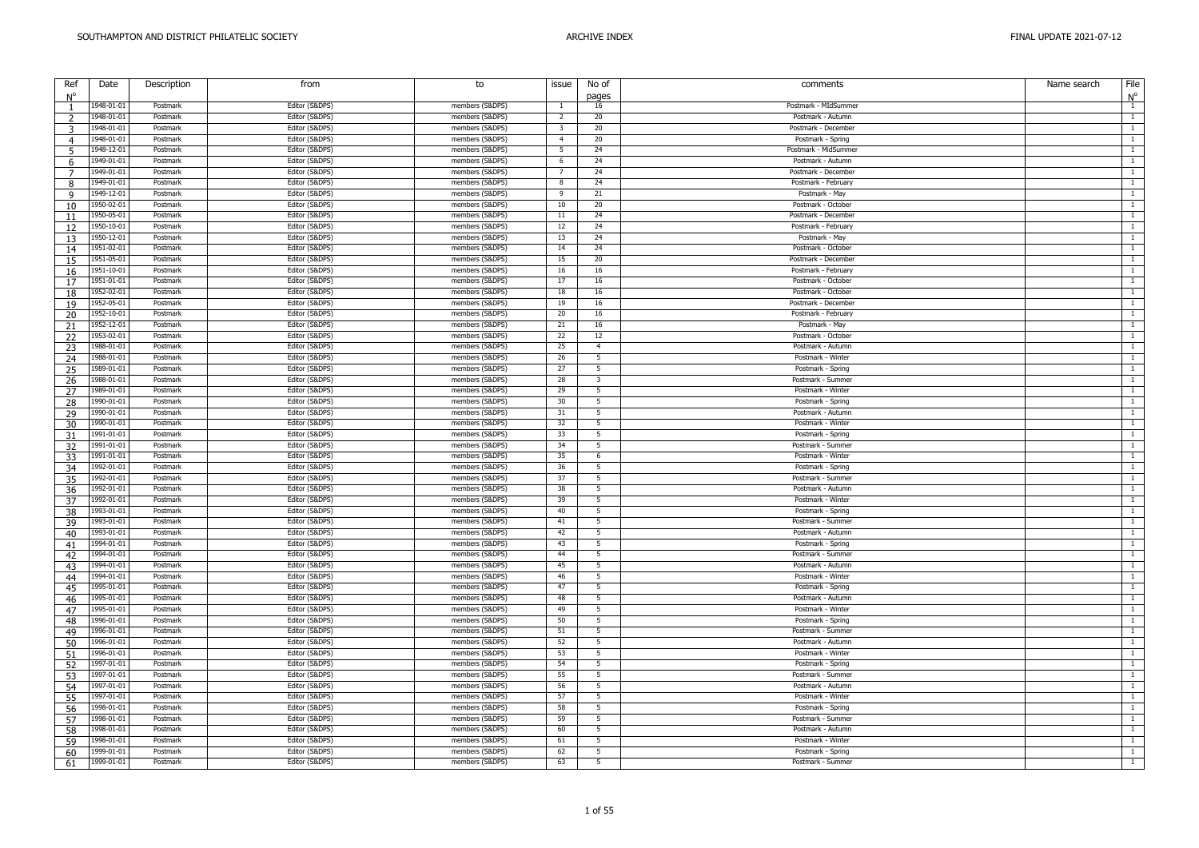| Ref N° | Date | Description | from | to | issue | No of pages | comments | Name search | File N° |
|---|---|---|---|---|---|---|---|---|---|
| 1 | 1948-01-01 | Postmark | Editor (S&DPS) | members (S&DPS) | 1 | 16 | Postmark - MIdSummer | | 1 |
| 2 | 1948-01-01 | Postmark | Editor (S&DPS) | members (S&DPS) | 2 | 20 | Postmark - Autumn | | 1 |
| 3 | 1948-01-01 | Postmark | Editor (S&DPS) | members (S&DPS) | 3 | 20 | Postmark - December | | 1 |
| 4 | 1948-01-01 | Postmark | Editor (S&DPS) | members (S&DPS) | 4 | 20 | Postmark - Spring | | 1 |
| 5 | 1948-12-01 | Postmark | Editor (S&DPS) | members (S&DPS) | 5 | 24 | Postmark - MidSummer | | 1 |
| 6 | 1949-01-01 | Postmark | Editor (S&DPS) | members (S&DPS) | 6 | 24 | Postmark - Autumn | | 1 |
| 7 | 1949-01-01 | Postmark | Editor (S&DPS) | members (S&DPS) | 7 | 24 | Postmark - December | | 1 |
| 8 | 1949-01-01 | Postmark | Editor (S&DPS) | members (S&DPS) | 8 | 24 | Postmark - February | | 1 |
| 9 | 1949-12-01 | Postmark | Editor (S&DPS) | members (S&DPS) | 9 | 21 | Postmark - May | | 1 |
| 10 | 1950-02-01 | Postmark | Editor (S&DPS) | members (S&DPS) | 10 | 20 | Postmark - October | | 1 |
| 11 | 1950-05-01 | Postmark | Editor (S&DPS) | members (S&DPS) | 11 | 24 | Postmark - December | | 1 |
| 12 | 1950-10-01 | Postmark | Editor (S&DPS) | members (S&DPS) | 12 | 24 | Postmark - February | | 1 |
| 13 | 1950-12-01 | Postmark | Editor (S&DPS) | members (S&DPS) | 13 | 24 | Postmark - May | | 1 |
| 14 | 1951-02-01 | Postmark | Editor (S&DPS) | members (S&DPS) | 14 | 24 | Postmark - October | | 1 |
| 15 | 1951-05-01 | Postmark | Editor (S&DPS) | members (S&DPS) | 15 | 20 | Postmark - December | | 1 |
| 16 | 1951-10-01 | Postmark | Editor (S&DPS) | members (S&DPS) | 16 | 16 | Postmark - February | | 1 |
| 17 | 1951-01-01 | Postmark | Editor (S&DPS) | members (S&DPS) | 17 | 16 | Postmark - October | | 1 |
| 18 | 1952-02-01 | Postmark | Editor (S&DPS) | members (S&DPS) | 18 | 16 | Postmark - October | | 1 |
| 19 | 1952-05-01 | Postmark | Editor (S&DPS) | members (S&DPS) | 19 | 16 | Postmark - December | | 1 |
| 20 | 1952-10-01 | Postmark | Editor (S&DPS) | members (S&DPS) | 20 | 16 | Postmark - February | | 1 |
| 21 | 1952-12-01 | Postmark | Editor (S&DPS) | members (S&DPS) | 21 | 16 | Postmark - May | | 1 |
| 22 | 1953-02-01 | Postmark | Editor (S&DPS) | members (S&DPS) | 22 | 12 | Postmark - October | | 1 |
| 23 | 1988-01-01 | Postmark | Editor (S&DPS) | members (S&DPS) | 25 | 4 | Postmark - Autumn | | 1 |
| 24 | 1988-01-01 | Postmark | Editor (S&DPS) | members (S&DPS) | 26 | 5 | Postmark - Winter | | 1 |
| 25 | 1989-01-01 | Postmark | Editor (S&DPS) | members (S&DPS) | 27 | 5 | Postmark - Spring | | 1 |
| 26 | 1988-01-01 | Postmark | Editor (S&DPS) | members (S&DPS) | 28 | 3 | Postmark - Summer | | 1 |
| 27 | 1989-01-01 | Postmark | Editor (S&DPS) | members (S&DPS) | 29 | 5 | Postmark - Winter | | 1 |
| 28 | 1990-01-01 | Postmark | Editor (S&DPS) | members (S&DPS) | 30 | 5 | Postmark - Spring | | 1 |
| 29 | 1990-01-01 | Postmark | Editor (S&DPS) | members (S&DPS) | 31 | 5 | Postmark - Autumn | | 1 |
| 30 | 1990-01-01 | Postmark | Editor (S&DPS) | members (S&DPS) | 32 | 5 | Postmark - Winter | | 1 |
| 31 | 1991-01-01 | Postmark | Editor (S&DPS) | members (S&DPS) | 33 | 5 | Postmark - Spring | | 1 |
| 32 | 1991-01-01 | Postmark | Editor (S&DPS) | members (S&DPS) | 34 | 5 | Postmark - Summer | | 1 |
| 33 | 1991-01-01 | Postmark | Editor (S&DPS) | members (S&DPS) | 35 | 6 | Postmark - Winter | | 1 |
| 34 | 1992-01-01 | Postmark | Editor (S&DPS) | members (S&DPS) | 36 | 5 | Postmark - Spring | | 1 |
| 35 | 1992-01-01 | Postmark | Editor (S&DPS) | members (S&DPS) | 37 | 5 | Postmark - Summer | | 1 |
| 36 | 1992-01-01 | Postmark | Editor (S&DPS) | members (S&DPS) | 38 | 5 | Postmark - Autumn | | 1 |
| 37 | 1992-01-01 | Postmark | Editor (S&DPS) | members (S&DPS) | 39 | 5 | Postmark - Winter | | 1 |
| 38 | 1993-01-01 | Postmark | Editor (S&DPS) | members (S&DPS) | 40 | 5 | Postmark - Spring | | 1 |
| 39 | 1993-01-01 | Postmark | Editor (S&DPS) | members (S&DPS) | 41 | 5 | Postmark - Summer | | 1 |
| 40 | 1993-01-01 | Postmark | Editor (S&DPS) | members (S&DPS) | 42 | 5 | Postmark - Autumn | | 1 |
| 41 | 1994-01-01 | Postmark | Editor (S&DPS) | members (S&DPS) | 43 | 5 | Postmark - Spring | | 1 |
| 42 | 1994-01-01 | Postmark | Editor (S&DPS) | members (S&DPS) | 44 | 5 | Postmark - Summer | | 1 |
| 43 | 1994-01-01 | Postmark | Editor (S&DPS) | members (S&DPS) | 45 | 5 | Postmark - Autumn | | 1 |
| 44 | 1994-01-01 | Postmark | Editor (S&DPS) | members (S&DPS) | 46 | 5 | Postmark - Winter | | 1 |
| 45 | 1995-01-01 | Postmark | Editor (S&DPS) | members (S&DPS) | 47 | 5 | Postmark - Spring | | 1 |
| 46 | 1995-01-01 | Postmark | Editor (S&DPS) | members (S&DPS) | 48 | 5 | Postmark - Autumn | | 1 |
| 47 | 1995-01-01 | Postmark | Editor (S&DPS) | members (S&DPS) | 49 | 5 | Postmark - Winter | | 1 |
| 48 | 1996-01-01 | Postmark | Editor (S&DPS) | members (S&DPS) | 50 | 5 | Postmark - Spring | | 1 |
| 49 | 1996-01-01 | Postmark | Editor (S&DPS) | members (S&DPS) | 51 | 5 | Postmark - Summer | | 1 |
| 50 | 1996-01-01 | Postmark | Editor (S&DPS) | members (S&DPS) | 52 | 5 | Postmark - Autumn | | 1 |
| 51 | 1996-01-01 | Postmark | Editor (S&DPS) | members (S&DPS) | 53 | 5 | Postmark - Winter | | 1 |
| 52 | 1997-01-01 | Postmark | Editor (S&DPS) | members (S&DPS) | 54 | 5 | Postmark - Spring | | 1 |
| 53 | 1997-01-01 | Postmark | Editor (S&DPS) | members (S&DPS) | 55 | 5 | Postmark - Summer | | 1 |
| 54 | 1997-01-01 | Postmark | Editor (S&DPS) | members (S&DPS) | 56 | 5 | Postmark - Autumn | | 1 |
| 55 | 1997-01-01 | Postmark | Editor (S&DPS) | members (S&DPS) | 57 | 5 | Postmark - Winter | | 1 |
| 56 | 1998-01-01 | Postmark | Editor (S&DPS) | members (S&DPS) | 58 | 5 | Postmark - Spring | | 1 |
| 57 | 1998-01-01 | Postmark | Editor (S&DPS) | members (S&DPS) | 59 | 5 | Postmark - Summer | | 1 |
| 58 | 1998-01-01 | Postmark | Editor (S&DPS) | members (S&DPS) | 60 | 5 | Postmark - Autumn | | 1 |
| 59 | 1998-01-01 | Postmark | Editor (S&DPS) | members (S&DPS) | 61 | 5 | Postmark - Winter | | 1 |
| 60 | 1999-01-01 | Postmark | Editor (S&DPS) | members (S&DPS) | 62 | 5 | Postmark - Spring | | 1 |
| 61 | 1999-01-01 | Postmark | Editor (S&DPS) | members (S&DPS) | 63 | 5 | Postmark - Summer | | 1 |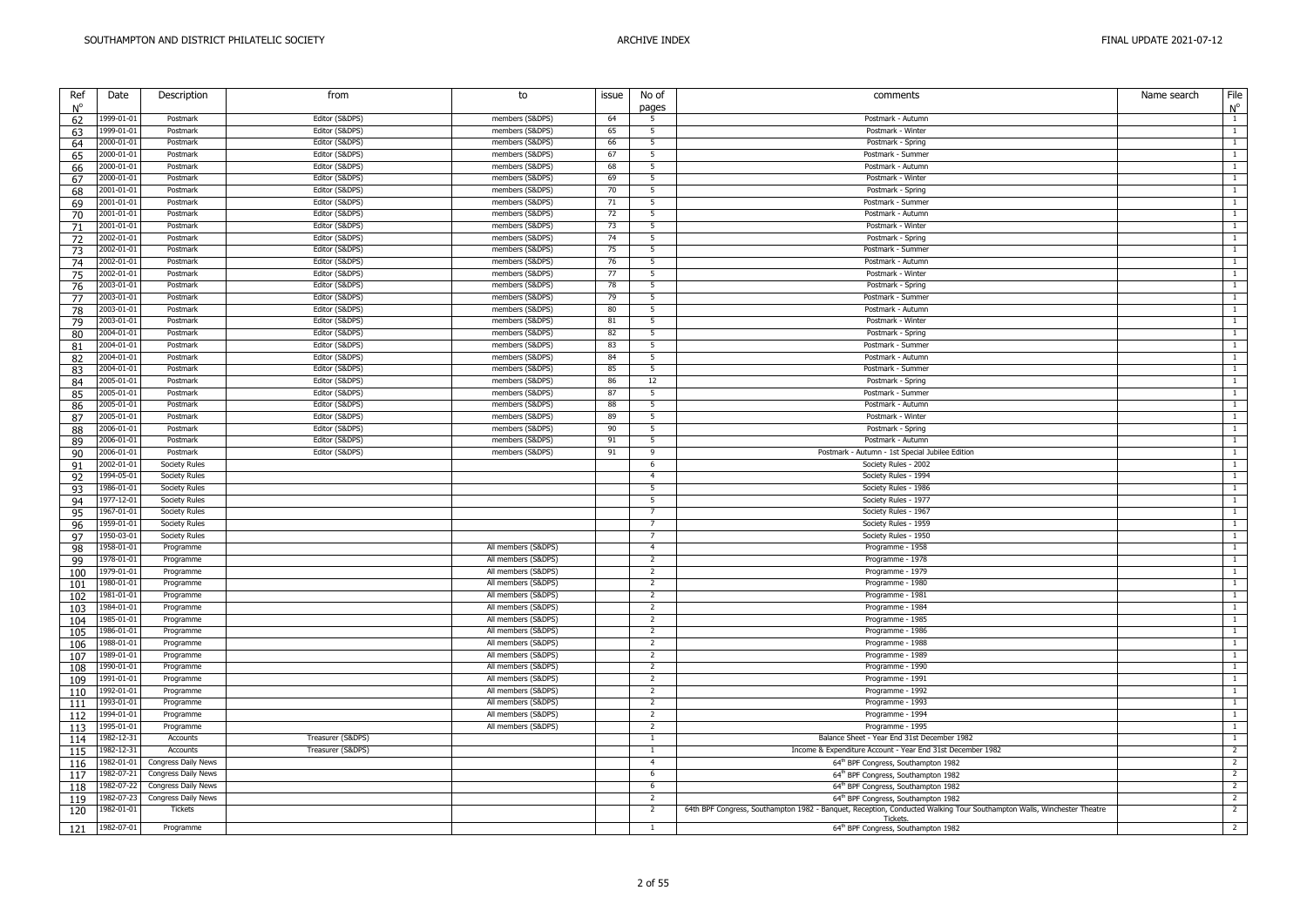| Ref N° | Date | Description | from | to | issue | No of pages | comments | Name search | File N° |
|---|---|---|---|---|---|---|---|---|---|
| 62 | 1999-01-01 | Postmark | Editor (S&DPS) | members (S&DPS) | 64 | 5 | Postmark - Autumn | | 1 |
| 63 | 1999-01-01 | Postmark | Editor (S&DPS) | members (S&DPS) | 65 | 5 | Postmark - Winter | | 1 |
| 64 | 2000-01-01 | Postmark | Editor (S&DPS) | members (S&DPS) | 66 | 5 | Postmark - Spring | | 1 |
| 65 | 2000-01-01 | Postmark | Editor (S&DPS) | members (S&DPS) | 67 | 5 | Postmark - Summer | | 1 |
| 66 | 2000-01-01 | Postmark | Editor (S&DPS) | members (S&DPS) | 68 | 5 | Postmark - Autumn | | 1 |
| 67 | 2000-01-01 | Postmark | Editor (S&DPS) | members (S&DPS) | 69 | 5 | Postmark - Winter | | 1 |
| 68 | 2001-01-01 | Postmark | Editor (S&DPS) | members (S&DPS) | 70 | 5 | Postmark - Spring | | 1 |
| 69 | 2001-01-01 | Postmark | Editor (S&DPS) | members (S&DPS) | 71 | 5 | Postmark - Summer | | 1 |
| 70 | 2001-01-01 | Postmark | Editor (S&DPS) | members (S&DPS) | 72 | 5 | Postmark - Autumn | | 1 |
| 71 | 2001-01-01 | Postmark | Editor (S&DPS) | members (S&DPS) | 73 | 5 | Postmark - Winter | | 1 |
| 72 | 2002-01-01 | Postmark | Editor (S&DPS) | members (S&DPS) | 74 | 5 | Postmark - Spring | | 1 |
| 73 | 2002-01-01 | Postmark | Editor (S&DPS) | members (S&DPS) | 75 | 5 | Postmark - Summer | | 1 |
| 74 | 2002-01-01 | Postmark | Editor (S&DPS) | members (S&DPS) | 76 | 5 | Postmark - Autumn | | 1 |
| 75 | 2002-01-01 | Postmark | Editor (S&DPS) | members (S&DPS) | 77 | 5 | Postmark - Winter | | 1 |
| 76 | 2003-01-01 | Postmark | Editor (S&DPS) | members (S&DPS) | 78 | 5 | Postmark - Spring | | 1 |
| 77 | 2003-01-01 | Postmark | Editor (S&DPS) | members (S&DPS) | 79 | 5 | Postmark - Summer | | 1 |
| 78 | 2003-01-01 | Postmark | Editor (S&DPS) | members (S&DPS) | 80 | 5 | Postmark - Autumn | | 1 |
| 79 | 2003-01-01 | Postmark | Editor (S&DPS) | members (S&DPS) | 81 | 5 | Postmark - Winter | | 1 |
| 80 | 2004-01-01 | Postmark | Editor (S&DPS) | members (S&DPS) | 82 | 5 | Postmark - Spring | | 1 |
| 81 | 2004-01-01 | Postmark | Editor (S&DPS) | members (S&DPS) | 83 | 5 | Postmark - Summer | | 1 |
| 82 | 2004-01-01 | Postmark | Editor (S&DPS) | members (S&DPS) | 84 | 5 | Postmark - Autumn | | 1 |
| 83 | 2004-01-01 | Postmark | Editor (S&DPS) | members (S&DPS) | 85 | 5 | Postmark - Summer | | 1 |
| 84 | 2005-01-01 | Postmark | Editor (S&DPS) | members (S&DPS) | 86 | 12 | Postmark - Spring | | 1 |
| 85 | 2005-01-01 | Postmark | Editor (S&DPS) | members (S&DPS) | 87 | 5 | Postmark - Summer | | 1 |
| 86 | 2005-01-01 | Postmark | Editor (S&DPS) | members (S&DPS) | 88 | 5 | Postmark - Autumn | | 1 |
| 87 | 2005-01-01 | Postmark | Editor (S&DPS) | members (S&DPS) | 89 | 5 | Postmark - Winter | | 1 |
| 88 | 2006-01-01 | Postmark | Editor (S&DPS) | members (S&DPS) | 90 | 5 | Postmark - Spring | | 1 |
| 89 | 2006-01-01 | Postmark | Editor (S&DPS) | members (S&DPS) | 91 | 5 | Postmark - Autumn | | 1 |
| 90 | 2006-01-01 | Postmark | Editor (S&DPS) | members (S&DPS) | 91 | 9 | Postmark - Autumn - 1st Special Jubilee Edition | | 1 |
| 91 | 2002-01-01 | Society Rules | | | | 6 | Society Rules - 2002 | | 1 |
| 92 | 1994-05-01 | Society Rules | | | | 4 | Society Rules - 1994 | | 1 |
| 93 | 1986-01-01 | Society Rules | | | | 5 | Society Rules - 1986 | | 1 |
| 94 | 1977-12-01 | Society Rules | | | | 5 | Society Rules - 1977 | | 1 |
| 95 | 1967-01-01 | Society Rules | | | | 7 | Society Rules - 1967 | | 1 |
| 96 | 1959-01-01 | Society Rules | | | | 7 | Society Rules - 1959 | | 1 |
| 97 | 1950-03-01 | Society Rules | | | | 7 | Society Rules - 1950 | | 1 |
| 98 | 1958-01-01 | Programme | | All members (S&DPS) | | 4 | Programme - 1958 | | 1 |
| 99 | 1978-01-01 | Programme | | All members (S&DPS) | | 2 | Programme - 1978 | | 1 |
| 100 | 1979-01-01 | Programme | | All members (S&DPS) | | 2 | Programme - 1979 | | 1 |
| 101 | 1980-01-01 | Programme | | All members (S&DPS) | | 2 | Programme - 1980 | | 1 |
| 102 | 1981-01-01 | Programme | | All members (S&DPS) | | 2 | Programme - 1981 | | 1 |
| 103 | 1984-01-01 | Programme | | All members (S&DPS) | | 2 | Programme - 1984 | | 1 |
| 104 | 1985-01-01 | Programme | | All members (S&DPS) | | 2 | Programme - 1985 | | 1 |
| 105 | 1986-01-01 | Programme | | All members (S&DPS) | | 2 | Programme - 1986 | | 1 |
| 106 | 1988-01-01 | Programme | | All members (S&DPS) | | 2 | Programme - 1988 | | 1 |
| 107 | 1989-01-01 | Programme | | All members (S&DPS) | | 2 | Programme - 1989 | | 1 |
| 108 | 1990-01-01 | Programme | | All members (S&DPS) | | 2 | Programme - 1990 | | 1 |
| 109 | 1991-01-01 | Programme | | All members (S&DPS) | | 2 | Programme - 1991 | | 1 |
| 110 | 1992-01-01 | Programme | | All members (S&DPS) | | 2 | Programme - 1992 | | 1 |
| 111 | 1993-01-01 | Programme | | All members (S&DPS) | | 2 | Programme - 1993 | | 1 |
| 112 | 1994-01-01 | Programme | | All members (S&DPS) | | 2 | Programme - 1994 | | 1 |
| 113 | 1995-01-01 | Programme | | All members (S&DPS) | | 2 | Programme - 1995 | | 1 |
| 114 | 1982-12-31 | Accounts | Treasurer (S&DPS) | | | 1 | Balance Sheet - Year End 31st December 1982 | | 1 |
| 115 | 1982-12-31 | Accounts | Treasurer (S&DPS) | | | 1 | Income & Expenditure Account - Year End 31st December 1982 | | 2 |
| 116 | 1982-01-01 | Congress Daily News | | | | 4 | 64th BPF Congress, Southampton 1982 | | 2 |
| 117 | 1982-07-21 | Congress Daily News | | | | 6 | 64th BPF Congress, Southampton 1982 | | 2 |
| 118 | 1982-07-22 | Congress Daily News | | | | 6 | 64th BPF Congress, Southampton 1982 | | 2 |
| 119 | 1982-07-23 | Congress Daily News | | | | 2 | 64th BPF Congress, Southampton 1982 | | 2 |
| 120 | 1982-01-01 | Tickets | | | | 2 | 64th BPF Congress, Southampton 1982 - Banquet, Reception, Conducted Walking Tour Southampton Walls, Winchester Theatre Tickets. | | 2 |
| 121 | 1982-07-01 | Programme | | | | 1 | 64th BPF Congress, Southampton 1982 | | 2 |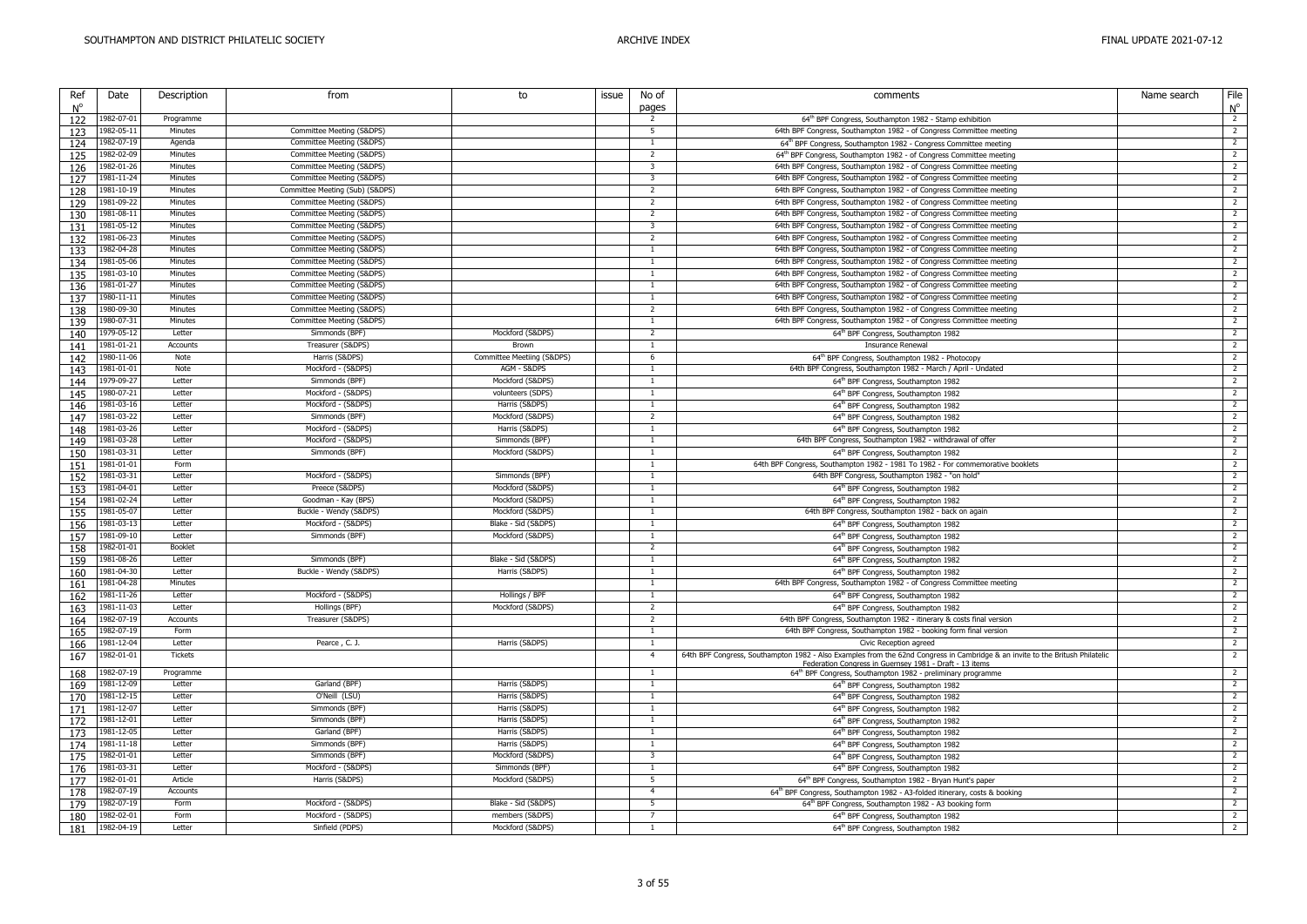| Ref N° | Date | Description | from | to | issue | No of pages | comments | Name search | File N° |
|---|---|---|---|---|---|---|---|---|---|
| 122 | 1982-07-01 | Programme | | | | 2 | 64th BPF Congress, Southampton 1982 - Stamp exhibition | | 2 |
| 123 | 1982-05-11 | Minutes | Committee Meeting (S&DPS) | | | 5 | 64th BPF Congress, Southampton 1982 - of Congress Committee meeting | | 2 |
| 124 | 1982-07-19 | Agenda | Committee Meeting (S&DPS) | | | 1 | 64th BPF Congress, Southampton 1982 - Congress Committee meeting | | 2 |
| 125 | 1982-02-09 | Minutes | Committee Meeting (S&DPS) | | | 2 | 64th BPF Congress, Southampton 1982 - of Congress Committee meeting | | 2 |
| 126 | 1982-01-26 | Minutes | Committee Meeting (S&DPS) | | | 3 | 64th BPF Congress, Southampton 1982 - of Congress Committee meeting | | 2 |
| 127 | 1981-11-24 | Minutes | Committee Meeting (S&DPS) | | | 3 | 64th BPF Congress, Southampton 1982 - of Congress Committee meeting | | 2 |
| 128 | 1981-10-19 | Minutes | Committee Meeting (Sub) (S&DPS) | | | 2 | 64th BPF Congress, Southampton 1982 - of Congress Committee meeting | | 2 |
| 129 | 1981-09-22 | Minutes | Committee Meeting (S&DPS) | | | 2 | 64th BPF Congress, Southampton 1982 - of Congress Committee meeting | | 2 |
| 130 | 1981-08-11 | Minutes | Committee Meeting (S&DPS) | | | 2 | 64th BPF Congress, Southampton 1982 - of Congress Committee meeting | | 2 |
| 131 | 1981-05-12 | Minutes | Committee Meeting (S&DPS) | | | 3 | 64th BPF Congress, Southampton 1982 - of Congress Committee meeting | | 2 |
| 132 | 1981-06-23 | Minutes | Committee Meeting (S&DPS) | | | 2 | 64th BPF Congress, Southampton 1982 - of Congress Committee meeting | | 2 |
| 133 | 1982-04-28 | Minutes | Committee Meeting (S&DPS) | | | 1 | 64th BPF Congress, Southampton 1982 - of Congress Committee meeting | | 2 |
| 134 | 1981-05-06 | Minutes | Committee Meeting (S&DPS) | | | 1 | 64th BPF Congress, Southampton 1982 - of Congress Committee meeting | | 2 |
| 135 | 1981-03-10 | Minutes | Committee Meeting (S&DPS) | | | 1 | 64th BPF Congress, Southampton 1982 - of Congress Committee meeting | | 2 |
| 136 | 1981-01-27 | Minutes | Committee Meeting (S&DPS) | | | 1 | 64th BPF Congress, Southampton 1982 - of Congress Committee meeting | | 2 |
| 137 | 1980-11-11 | Minutes | Committee Meeting (S&DPS) | | | 1 | 64th BPF Congress, Southampton 1982 - of Congress Committee meeting | | 2 |
| 138 | 1980-09-30 | Minutes | Committee Meeting (S&DPS) | | | 2 | 64th BPF Congress, Southampton 1982 - of Congress Committee meeting | | 2 |
| 139 | 1980-07-31 | Minutes | Committee Meeting (S&DPS) | | | 1 | 64th BPF Congress, Southampton 1982 - of Congress Committee meeting | | 2 |
| 140 | 1979-05-12 | Letter | Simmonds (BPF) | Mockford (S&DPS) | | 2 | 64th BPF Congress, Southampton 1982 | | 2 |
| 141 | 1981-01-21 | Accounts | Treasurer (S&DPS) | Brown | | 1 | Insurance Renewal | | 2 |
| 142 | 1980-11-06 | Note | Harris (S&DPS) | Committee Meetiing (S&DPS) | | 6 | 64th BPF Congress, Southampton 1982 - Photocopy | | 2 |
| 143 | 1981-01-01 | Note | Mockford - (S&DPS) | AGM - S&DPS | | 1 | 64th BPF Congress, Southampton 1982 - March / April - Undated | | 2 |
| 144 | 1979-09-27 | Letter | Simmonds (BPF) | Mockford (S&DPS) | | 1 | 64th BPF Congress, Southampton 1982 | | 2 |
| 145 | 1980-07-21 | Letter | Mockford - (S&DPS) | volunteers (SDPS) | | 1 | 64th BPF Congress, Southampton 1982 | | 2 |
| 146 | 1981-03-16 | Letter | Mockford - (S&DPS) | Harris (S&DPS) | | 1 | 64th BPF Congress, Southampton 1982 | | 2 |
| 147 | 1981-03-22 | Letter | Simmonds (BPF) | Mockford (S&DPS) | | 2 | 64th BPF Congress, Southampton 1982 | | 2 |
| 148 | 1981-03-26 | Letter | Mockford - (S&DPS) | Harris (S&DPS) | | 1 | 64th BPF Congress, Southampton 1982 | | 2 |
| 149 | 1981-03-28 | Letter | Mockford - (S&DPS) | Simmonds (BPF) | | 1 | 64th BPF Congress, Southampton 1982 - withdrawal of offer | | 2 |
| 150 | 1981-03-31 | Letter | Simmonds (BPF) | Mockford (S&DPS) | | 1 | 64th BPF Congress, Southampton 1982 | | 2 |
| 151 | 1981-01-01 | Form | | | | 1 | 64th BPF Congress, Southampton 1982 - 1981 To 1982 - For commemorative booklets | | 2 |
| 152 | 1981-03-31 | Letter | Mockford - (S&DPS) | Simmonds (BPF) | | 1 | 64th BPF Congress, Southampton 1982 - "on hold" | | 2 |
| 153 | 1981-04-01 | Letter | Preece (S&DPS) | Mockford (S&DPS) | | 1 | 64th BPF Congress, Southampton 1982 | | 2 |
| 154 | 1981-02-24 | Letter | Goodman - Kay (BPS) | Mockford (S&DPS) | | 1 | 64th BPF Congress, Southampton 1982 | | 2 |
| 155 | 1981-05-07 | Letter | Buckle - Wendy (S&DPS) | Mockford (S&DPS) | | 1 | 64th BPF Congress, Southampton 1982 - back on again | | 2 |
| 156 | 1981-03-13 | Letter | Mockford - (S&DPS) | Blake - Sid (S&DPS) | | 1 | 64th BPF Congress, Southampton 1982 | | 2 |
| 157 | 1981-09-10 | Letter | Simmonds (BPF) | Mockford (S&DPS) | | 1 | 64th BPF Congress, Southampton 1982 | | 2 |
| 158 | 1982-01-01 | Booklet | | | | 2 | 64th BPF Congress, Southampton 1982 | | 2 |
| 159 | 1981-08-26 | Letter | Simmonds (BPF) | Blake - Sid (S&DPS) | | 1 | 64th BPF Congress, Southampton 1982 | | 2 |
| 160 | 1981-04-30 | Letter | Buckle - Wendy (S&DPS) | Harris (S&DPS) | | 1 | 64th BPF Congress, Southampton 1982 | | 2 |
| 161 | 1981-04-28 | Minutes | | | | 1 | 64th BPF Congress, Southampton 1982 - of Congress Committee meeting | | 2 |
| 162 | 1981-11-26 | Letter | Mockford - (S&DPS) | Hollings / BPF | | 1 | 64th BPF Congress, Southampton 1982 | | 2 |
| 163 | 1981-11-03 | Letter | Hollings (BPF) | Mockford (S&DPS) | | 2 | 64th BPF Congress, Southampton 1982 | | 2 |
| 164 | 1982-07-19 | Accounts | Treasurer (S&DPS) | | | 2 | 64th BPF Congress, Southampton 1982 - itinerary & costs final version | | 2 |
| 165 | 1982-07-19 | Form | | | | 1 | 64th BPF Congress, Southampton 1982 - booking form final version | | 2 |
| 166 | 1981-12-04 | Letter | Pearce , C. J. | Harris (S&DPS) | | 1 | Civic Reception agreed | | 2 |
| 167 | 1982-01-01 | Tickets | | | | 4 | 64th BPF Congress, Southampton 1982 - Also Examples from the 62nd Congress in Cambridge & an invite to the Britush Philatelic Federation Congress in Guernsey 1981 - Draft - 13 items | | 2 |
| 168 | 1982-07-19 | Programme | | | | 1 | 64th BPF Congress, Southampton 1982 - preliminary programme | | 2 |
| 169 | 1981-12-09 | Letter | Garland (BPF) | Harris (S&DPS) | | 1 | 64th BPF Congress, Southampton 1982 | | 2 |
| 170 | 1981-12-15 | Letter | O'Neill (LSU) | Harris (S&DPS) | | 1 | 64th BPF Congress, Southampton 1982 | | 2 |
| 171 | 1981-12-07 | Letter | Simmonds (BPF) | Harris (S&DPS) | | 1 | 64th BPF Congress, Southampton 1982 | | 2 |
| 172 | 1981-12-01 | Letter | Simmonds (BPF) | Harris (S&DPS) | | 1 | 64th BPF Congress, Southampton 1982 | | 2 |
| 173 | 1981-12-05 | Letter | Garland (BPF) | Harris (S&DPS) | | 1 | 64th BPF Congress, Southampton 1982 | | 2 |
| 174 | 1981-11-18 | Letter | Simmonds (BPF) | Harris (S&DPS) | | 1 | 64th BPF Congress, Southampton 1982 | | 2 |
| 175 | 1982-01-01 | Letter | Simmonds (BPF) | Mockford (S&DPS) | | 3 | 64th BPF Congress, Southampton 1982 | | 2 |
| 176 | 1981-03-31 | Letter | Mockford - (S&DPS) | Simmonds (BPF) | | 1 | 64th BPF Congress, Southampton 1982 | | 2 |
| 177 | 1982-01-01 | Article | Harris (S&DPS) | Mockford (S&DPS) | | 5 | 64th BPF Congress, Southampton 1982 - Bryan Hunt's paper | | 2 |
| 178 | 1982-07-19 | Accounts | | | | 4 | 64th BPF Congress, Southampton 1982 - A3-folded itinerary, costs & booking | | 2 |
| 179 | 1982-07-19 | Form | Mockford - (S&DPS) | Blake - Sid (S&DPS) | | 5 | 64th BPF Congress, Southampton 1982 - A3 booking form | | 2 |
| 180 | 1982-02-01 | Form | Mockford - (S&DPS) | members (S&DPS) | | 7 | 64th BPF Congress, Southampton 1982 | | 2 |
| 181 | 1982-04-19 | Letter | Sinfield (PDPS) | Mockford (S&DPS) | | 1 | 64th BPF Congress, Southampton 1982 | | 2 |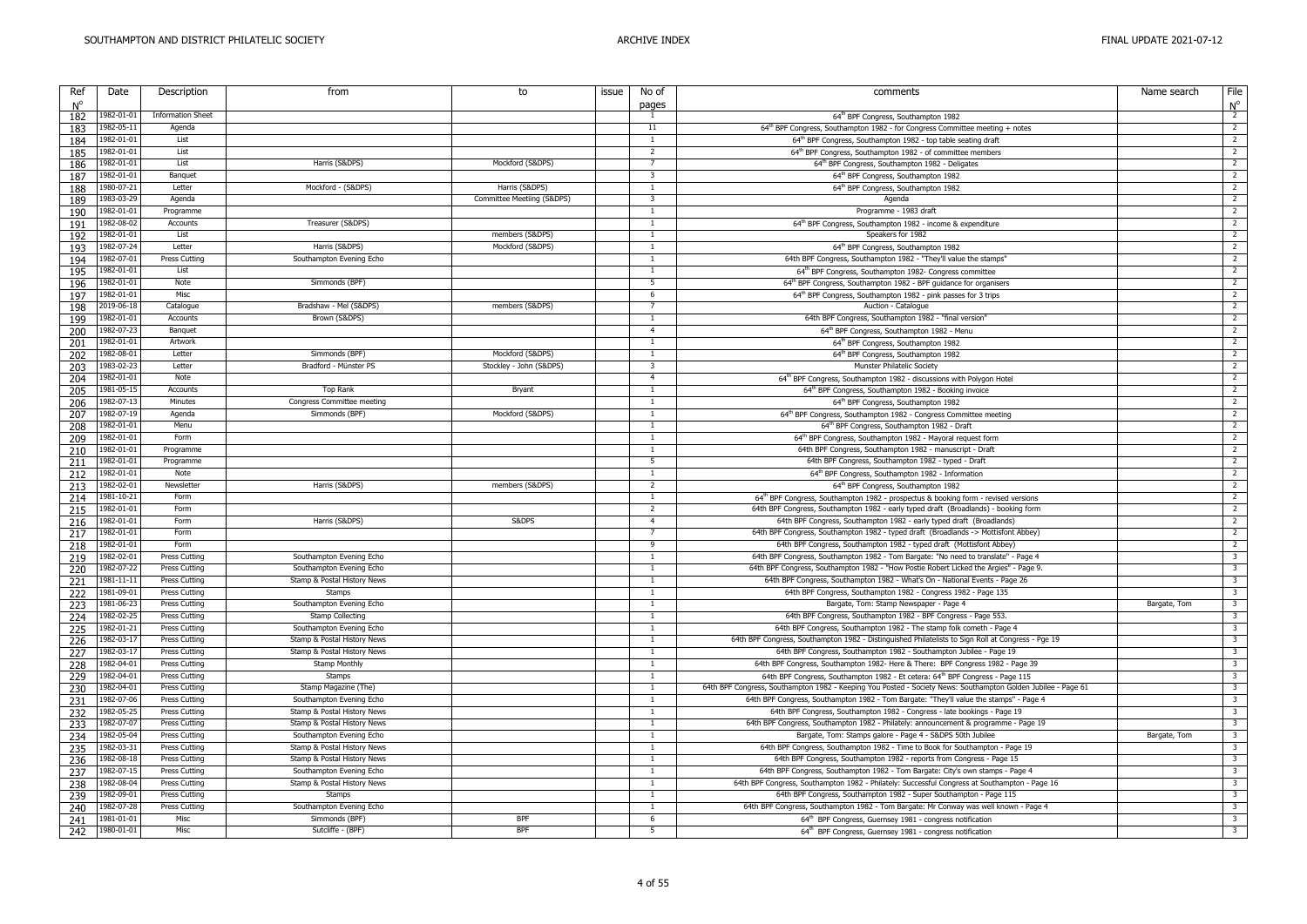| Ref N° | Date | Description | from | to | issue | No of pages | comments | Name search | File N° |
|---|---|---|---|---|---|---|---|---|---|
| 182 | 1982-01-01 | Information Sheet | | | | 1 | 64th BPF Congress, Southampton 1982 | | 2 |
| 183 | 1982-05-11 | Agenda | | | | 11 | 64th BPF Congress, Southampton 1982 - for Congress Committee meeting + notes | | 2 |
| 184 | 1982-01-01 | List | | | | 1 | 64th BPF Congress, Southampton 1982 - top table seating draft | | 2 |
| 185 | 1982-01-01 | List | | | | 2 | 64th BPF Congress, Southampton 1982 - of committee members | | 2 |
| 186 | 1982-01-01 | List | Harris (S&DPS) | Mockford (S&DPS) | | 7 | 64th BPF Congress, Southampton 1982 - Deligates | | 2 |
| 187 | 1982-01-01 | Banquet | | | | 3 | 64th BPF Congress, Southampton 1982 | | 2 |
| 188 | 1980-07-21 | Letter | Mockford - (S&DPS) | Harris (S&DPS) | | 1 | 64th BPF Congress, Southampton 1982 | | 2 |
| 189 | 1983-03-29 | Agenda | | Committee Meetiing (S&DPS) | | 3 | Agenda | | 2 |
| 190 | 1982-01-01 | Programme | | | | 1 | Programme - 1983 draft | | 2 |
| 191 | 1982-08-02 | Accounts | Treasurer (S&DPS) | | | 1 | 64th BPF Congress, Southampton 1982 - income & expenditure | | 2 |
| 192 | 1982-01-01 | List | | members (S&DPS) | | 1 | Speakers for 1982 | | 2 |
| 193 | 1982-07-24 | Letter | Harris (S&DPS) | Mockford (S&DPS) | | 1 | 64th BPF Congress, Southampton 1982 | | 2 |
| 194 | 1982-07-01 | Press Cutting | Southampton Evening Echo | | | 1 | 64th BPF Congress, Southampton 1982 - "They'll value the stamps" | | 2 |
| 195 | 1982-01-01 | List | | | | 1 | 64th BPF Congress, Southampton 1982- Congress committee | | 2 |
| 196 | 1982-01-01 | Note | Simmonds (BPF) | | | 5 | 64th BPF Congress, Southampton 1982 - BPF guidance for organisers | | 2 |
| 197 | 1982-01-01 | Misc | | | | 6 | 64th BPF Congress, Southampton 1982 - pink passes for 3 trips | | 2 |
| 198 | 2019-06-18 | Catalogue | Bradshaw - Mel (S&DPS) | members (S&DPS) | | 7 | Auction - Catalogue | | 2 |
| 199 | 1982-01-01 | Accounts | Brown (S&DPS) | | | 1 | 64th BPF Congress, Southampton 1982 - "final version" | | 2 |
| 200 | 1982-07-23 | Banquet | | | | 4 | 64th BPF Congress, Southampton 1982 - Menu | | 2 |
| 201 | 1982-01-01 | Artwork | | | | 1 | 64th BPF Congress, Southampton 1982 | | 2 |
| 202 | 1982-08-01 | Letter | Simmonds (BPF) | Mockford (S&DPS) | | 1 | 64th BPF Congress, Southampton 1982 | | 2 |
| 203 | 1983-02-23 | Letter | Bradford - Münster PS | Stockley - John (S&DPS) | | 3 | Munster Philatelic Society | | 2 |
| 204 | 1982-01-01 | Note | | | | 4 | 64th BPF Congress, Southampton 1982 - discussions with Polygon Hotel | | 2 |
| 205 | 1981-05-15 | Accounts | Top Rank | Bryant | | 1 | 64th BPF Congress, Southampton 1982 - Booking invoice | | 2 |
| 206 | 1982-07-13 | Minutes | Congress Committee meeting | | | 1 | 64th BPF Congress, Southampton 1982 | | 2 |
| 207 | 1982-07-19 | Agenda | Simmonds (BPF) | Mockford (S&DPS) | | 1 | 64th BPF Congress, Southampton 1982 - Congress Committee meeting | | 2 |
| 208 | 1982-01-01 | Menu | | | | 1 | 64th BPF Congress, Southampton 1982 - Draft | | 2 |
| 209 | 1982-01-01 | Form | | | | 1 | 64th BPF Congress, Southampton 1982 - Mayoral request form | | 2 |
| 210 | 1982-01-01 | Programme | | | | 1 | 64th BPF Congress, Southampton 1982 - manuscript - Draft | | 2 |
| 211 | 1982-01-01 | Programme | | | | 5 | 64th BPF Congress, Southampton 1982 - typed - Draft | | 2 |
| 212 | 1982-01-01 | Note | | | | 1 | 64th BPF Congress, Southampton 1982 - Information | | 2 |
| 213 | 1982-02-01 | Newsletter | Harris (S&DPS) | members (S&DPS) | | 2 | 64th BPF Congress, Southampton 1982 | | 2 |
| 214 | 1981-10-21 | Form | | | | 1 | 64th BPF Congress, Southampton 1982 - prospectus & booking form - revised versions | | 2 |
| 215 | 1982-01-01 | Form | | | | 2 | 64th BPF Congress, Southampton 1982 - early typed draft (Broadlands) - booking form | | 2 |
| 216 | 1982-01-01 | Form | Harris (S&DPS) | S&DPS | | 4 | 64th BPF Congress, Southampton 1982 - early typed draft (Broadlands) | | 2 |
| 217 | 1982-01-01 | Form | | | | 7 | 64th BPF Congress, Southampton 1982 - typed draft (Broadlands -> Mottisfont Abbey) | | 2 |
| 218 | 1982-01-01 | Form | | | | 9 | 64th BPF Congress, Southampton 1982 - typed draft (Mottisfont Abbey) | | 2 |
| 219 | 1982-02-01 | Press Cutting | Southampton Evening Echo | | | 1 | 64th BPF Congress, Southampton 1982 - Tom Bargate: "No need to translate" - Page 4 | | 3 |
| 220 | 1982-07-22 | Press Cutting | Southampton Evening Echo | | | 1 | 64th BPF Congress, Southampton 1982 - "How Postie Robert Licked the Argies" - Page 9. | | 3 |
| 221 | 1981-11-11 | Press Cutting | Stamp & Postal History News | | | 1 | 64th BPF Congress, Southampton 1982 - What's On - National Events - Page 26 | | 3 |
| 222 | 1981-09-01 | Press Cutting | Stamps | | | 1 | 64th BPF Congress, Southampton 1982 - Congress 1982 - Page 135 | | 3 |
| 223 | 1981-06-23 | Press Cutting | Southampton Evening Echo | | | 1 | Bargate, Tom: Stamp Newspaper - Page 4 | Bargate, Tom | 3 |
| 224 | 1982-02-25 | Press Cutting | Stamp Collecting | | | 1 | 64th BPF Congress, Southampton 1982 - BPF Congress - Page 553. | | 3 |
| 225 | 1982-01-21 | Press Cutting | Southampton Evening Echo | | | 1 | 64th BPF Congress, Southampton 1982 - The stamp folk cometh - Page 4 | | 3 |
| 226 | 1982-03-17 | Press Cutting | Stamp & Postal History News | | | 1 | 64th BPF Congress, Southampton 1982 - Distinguished Philatelists to Sign Roll at Congress - Pge 19 | | 3 |
| 227 | 1982-03-17 | Press Cutting | Stamp & Postal History News | | | 1 | 64th BPF Congress, Southampton 1982 - Southampton Jubilee - Page 19 | | 3 |
| 228 | 1982-04-01 | Press Cutting | Stamp Monthly | | | 1 | 64th BPF Congress, Southampton 1982- Here & There: BPF Congress 1982 - Page 39 | | 3 |
| 229 | 1982-04-01 | Press Cutting | Stamps | | | 1 | 64th BPF Congress, Southampton 1982 - Et cetera: 64th BPF Congress - Page 115 | | 3 |
| 230 | 1982-04-01 | Press Cutting | Stamp Magazine (The) | | | 1 | 64th BPF Congress, Southampton 1982 - Keeping You Posted - Society News: Southampton Golden Jubilee - Page 61 | | 3 |
| 231 | 1982-07-06 | Press Cutting | Southampton Evening Echo | | | 1 | 64th BPF Congress, Southampton 1982 - Tom Bargate: "They'll value the stamps" - Page 4 | | 3 |
| 232 | 1982-05-25 | Press Cutting | Stamp & Postal History News | | | 1 | 64th BPF Congress, Southampton 1982 - Congress - late bookings - Page 19 | | 3 |
| 233 | 1982-07-07 | Press Cutting | Stamp & Postal History News | | | 1 | 64th BPF Congress, Southampton 1982 - Philately: announcement & programme - Page 19 | | 3 |
| 234 | 1982-05-04 | Press Cutting | Southampton Evening Echo | | | 1 | Bargate, Tom: Stamps galore - Page 4 - S&DPS 50th Jubilee | Bargate, Tom | 3 |
| 235 | 1982-03-31 | Press Cutting | Stamp & Postal History News | | | 1 | 64th BPF Congress, Southampton 1982 - Time to Book for Southampton - Page 19 | | 3 |
| 236 | 1982-08-18 | Press Cutting | Stamp & Postal History News | | | 1 | 64th BPF Congress, Southampton 1982 - reports from Congress - Page 15 | | 3 |
| 237 | 1982-07-15 | Press Cutting | Southampton Evening Echo | | | 1 | 64th BPF Congress, Southampton 1982 - Tom Bargate: City's own stamps - Page 4 | | 3 |
| 238 | 1982-08-04 | Press Cutting | Stamp & Postal History News | | | 1 | 64th BPF Congress, Southampton 1982 - Philately: Successful Congress at Southampton - Page 16 | | 3 |
| 239 | 1982-09-01 | Press Cutting | Stamps | | | 1 | 64th BPF Congress, Southampton 1982 - Super Southampton - Page 115 | | 3 |
| 240 | 1982-07-28 | Press Cutting | Southampton Evening Echo | | | 1 | 64th BPF Congress, Southampton 1982 - Tom Bargate: Mr Conway was well known - Page 4 | | 3 |
| 241 | 1981-01-01 | Misc | Simmonds (BPF) | BPF | | 6 | 64th BPF Congress, Guernsey 1981 - congress notification | | 3 |
| 242 | 1980-01-01 | Misc | Sutcliffe - (BPF) | BPF | | 5 | 64th BPF Congress, Guernsey 1981 - congress notification | | 3 |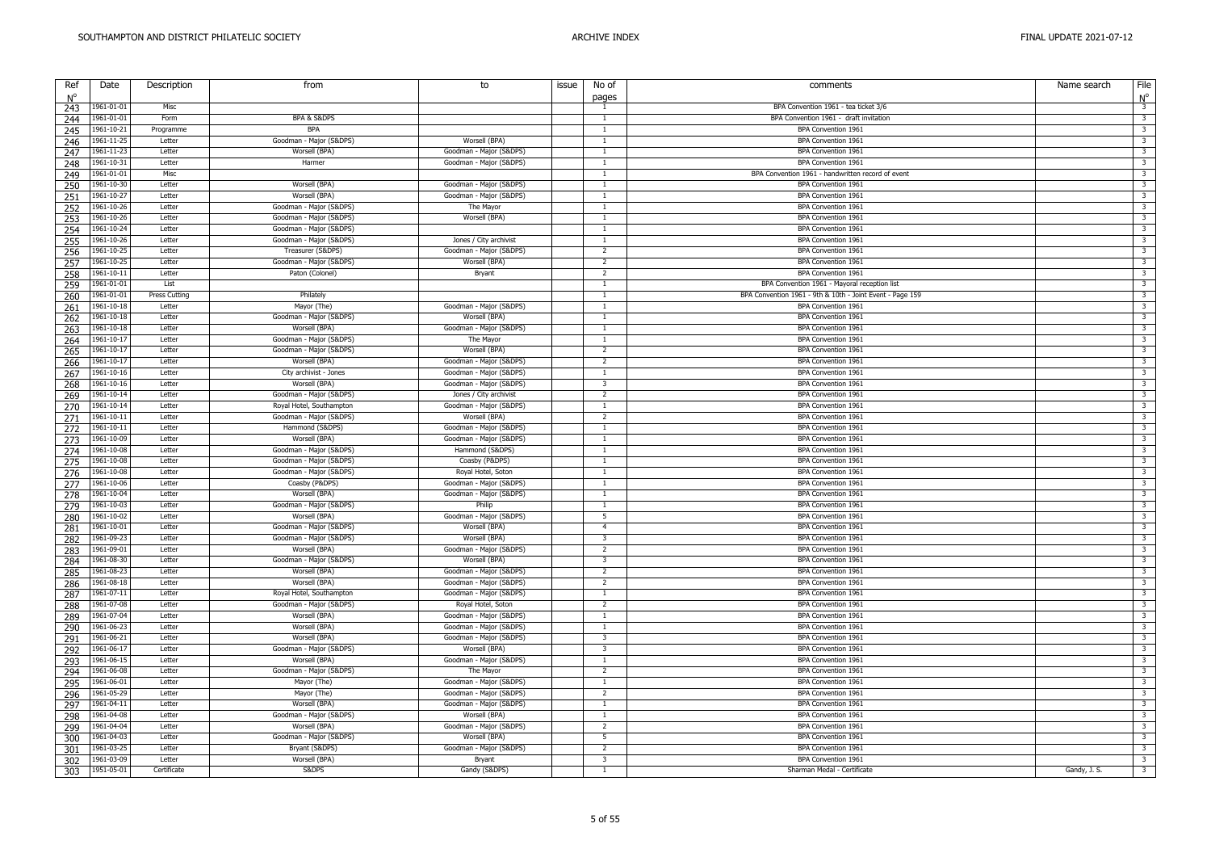| Ref N° | Date | Description | from | to | issue | No of pages | comments | Name search | File N° |
|---|---|---|---|---|---|---|---|---|---|
| 243 | 1961-01-01 | Misc | | | | 1 | BPA Convention 1961 - tea ticket 3/6 | | 3 |
| 244 | 1961-01-01 | Form | BPA & S&DPS | | | 1 | BPA Convention 1961 - draft invitation | | 3 |
| 245 | 1961-10-21 | Programme | BPA | | | 1 | BPA Convention 1961 | | 3 |
| 246 | 1961-11-25 | Letter | Goodman - Major (S&DPS) | Worsell (BPA) | | 1 | BPA Convention 1961 | | 3 |
| 247 | 1961-11-23 | Letter | Worsell (BPA) | Goodman - Major (S&DPS) | | 1 | BPA Convention 1961 | | 3 |
| 248 | 1961-10-31 | Letter | Harmer | Goodman - Major (S&DPS) | | 1 | BPA Convention 1961 | | 3 |
| 249 | 1961-01-01 | Misc | | | | 1 | BPA Convention 1961 - handwritten record of event | | 3 |
| 250 | 1961-10-30 | Letter | Worsell (BPA) | Goodman - Major (S&DPS) | | 1 | BPA Convention 1961 | | 3 |
| 251 | 1961-10-27 | Letter | Worsell (BPA) | Goodman - Major (S&DPS) | | 1 | BPA Convention 1961 | | 3 |
| 252 | 1961-10-26 | Letter | Goodman - Major (S&DPS) | The Mayor | | 1 | BPA Convention 1961 | | 3 |
| 253 | 1961-10-26 | Letter | Goodman - Major (S&DPS) | Worsell (BPA) | | 1 | BPA Convention 1961 | | 3 |
| 254 | 1961-10-24 | Letter | Goodman - Major (S&DPS) | | | 1 | BPA Convention 1961 | | 3 |
| 255 | 1961-10-26 | Letter | Goodman - Major (S&DPS) | Jones / City archivist | | 1 | BPA Convention 1961 | | 3 |
| 256 | 1961-10-25 | Letter | Treasurer (S&DPS) | Goodman - Major (S&DPS) | | 2 | BPA Convention 1961 | | 3 |
| 257 | 1961-10-25 | Letter | Goodman - Major (S&DPS) | Worsell (BPA) | | 2 | BPA Convention 1961 | | 3 |
| 258 | 1961-10-11 | Letter | Paton (Colonel) | Bryant | | 2 | BPA Convention 1961 | | 3 |
| 259 | 1961-01-01 | List | | | | 1 | BPA Convention 1961 - Mayoral reception list | | 3 |
| 260 | 1961-01-01 | Press Cutting | Philately | | | 1 | BPA Convention 1961 - 9th & 10th - Joint Event - Page 159 | | 3 |
| 261 | 1961-10-18 | Letter | Mayor (The) | Goodman - Major (S&DPS) | | 1 | BPA Convention 1961 | | 3 |
| 262 | 1961-10-18 | Letter | Goodman - Major (S&DPS) | Worsell (BPA) | | 1 | BPA Convention 1961 | | 3 |
| 263 | 1961-10-18 | Letter | Worsell (BPA) | Goodman - Major (S&DPS) | | 1 | BPA Convention 1961 | | 3 |
| 264 | 1961-10-17 | Letter | Goodman - Major (S&DPS) | The Mayor | | 1 | BPA Convention 1961 | | 3 |
| 265 | 1961-10-17 | Letter | Goodman - Major (S&DPS) | Worsell (BPA) | | 2 | BPA Convention 1961 | | 3 |
| 266 | 1961-10-17 | Letter | Worsell (BPA) | Goodman - Major (S&DPS) | | 2 | BPA Convention 1961 | | 3 |
| 267 | 1961-10-16 | Letter | City archivist - Jones | Goodman - Major (S&DPS) | | 1 | BPA Convention 1961 | | 3 |
| 268 | 1961-10-16 | Letter | Worsell (BPA) | Goodman - Major (S&DPS) | | 3 | BPA Convention 1961 | | 3 |
| 269 | 1961-10-14 | Letter | Goodman - Major (S&DPS) | Jones / City archivist | | 2 | BPA Convention 1961 | | 3 |
| 270 | 1961-10-14 | Letter | Royal Hotel, Southampton | Goodman - Major (S&DPS) | | 1 | BPA Convention 1961 | | 3 |
| 271 | 1961-10-11 | Letter | Goodman - Major (S&DPS) | Worsell (BPA) | | 2 | BPA Convention 1961 | | 3 |
| 272 | 1961-10-11 | Letter | Hammond (S&DPS) | Goodman - Major (S&DPS) | | 1 | BPA Convention 1961 | | 3 |
| 273 | 1961-10-09 | Letter | Worsell (BPA) | Goodman - Major (S&DPS) | | 1 | BPA Convention 1961 | | 3 |
| 274 | 1961-10-08 | Letter | Goodman - Major (S&DPS) | Hammond (S&DPS) | | 1 | BPA Convention 1961 | | 3 |
| 275 | 1961-10-08 | Letter | Goodman - Major (S&DPS) | Coasby (P&DPS) | | 1 | BPA Convention 1961 | | 3 |
| 276 | 1961-10-08 | Letter | Goodman - Major (S&DPS) | Royal Hotel, Soton | | 1 | BPA Convention 1961 | | 3 |
| 277 | 1961-10-06 | Letter | Coasby (P&DPS) | Goodman - Major (S&DPS) | | 1 | BPA Convention 1961 | | 3 |
| 278 | 1961-10-04 | Letter | Worsell (BPA) | Goodman - Major (S&DPS) | | 1 | BPA Convention 1961 | | 3 |
| 279 | 1961-10-03 | Letter | Goodman - Major (S&DPS) | Philip | | 1 | BPA Convention 1961 | | 3 |
| 280 | 1961-10-02 | Letter | Worsell (BPA) | Goodman - Major (S&DPS) | | 5 | BPA Convention 1961 | | 3 |
| 281 | 1961-10-01 | Letter | Goodman - Major (S&DPS) | Worsell (BPA) | | 4 | BPA Convention 1961 | | 3 |
| 282 | 1961-09-23 | Letter | Goodman - Major (S&DPS) | Worsell (BPA) | | 3 | BPA Convention 1961 | | 3 |
| 283 | 1961-09-01 | Letter | Worsell (BPA) | Goodman - Major (S&DPS) | | 2 | BPA Convention 1961 | | 3 |
| 284 | 1961-08-30 | Letter | Goodman - Major (S&DPS) | Worsell (BPA) | | 3 | BPA Convention 1961 | | 3 |
| 285 | 1961-08-23 | Letter | Worsell (BPA) | Goodman - Major (S&DPS) | | 2 | BPA Convention 1961 | | 3 |
| 286 | 1961-08-18 | Letter | Worsell (BPA) | Goodman - Major (S&DPS) | | 2 | BPA Convention 1961 | | 3 |
| 287 | 1961-07-11 | Letter | Royal Hotel, Southampton | Goodman - Major (S&DPS) | | 1 | BPA Convention 1961 | | 3 |
| 288 | 1961-07-08 | Letter | Goodman - Major (S&DPS) | Royal Hotel, Soton | | 2 | BPA Convention 1961 | | 3 |
| 289 | 1961-07-04 | Letter | Worsell (BPA) | Goodman - Major (S&DPS) | | 1 | BPA Convention 1961 | | 3 |
| 290 | 1961-06-23 | Letter | Worsell (BPA) | Goodman - Major (S&DPS) | | 1 | BPA Convention 1961 | | 3 |
| 291 | 1961-06-21 | Letter | Worsell (BPA) | Goodman - Major (S&DPS) | | 3 | BPA Convention 1961 | | 3 |
| 292 | 1961-06-17 | Letter | Goodman - Major (S&DPS) | Worsell (BPA) | | 3 | BPA Convention 1961 | | 3 |
| 293 | 1961-06-15 | Letter | Worsell (BPA) | Goodman - Major (S&DPS) | | 1 | BPA Convention 1961 | | 3 |
| 294 | 1961-06-08 | Letter | Goodman - Major (S&DPS) | The Mayor | | 2 | BPA Convention 1961 | | 3 |
| 295 | 1961-06-01 | Letter | Mayor (The) | Goodman - Major (S&DPS) | | 1 | BPA Convention 1961 | | 3 |
| 296 | 1961-05-29 | Letter | Mayor (The) | Goodman - Major (S&DPS) | | 2 | BPA Convention 1961 | | 3 |
| 297 | 1961-04-11 | Letter | Worsell (BPA) | Goodman - Major (S&DPS) | | 1 | BPA Convention 1961 | | 3 |
| 298 | 1961-04-08 | Letter | Goodman - Major (S&DPS) | Worsell (BPA) | | 1 | BPA Convention 1961 | | 3 |
| 299 | 1961-04-04 | Letter | Worsell (BPA) | Goodman - Major (S&DPS) | | 2 | BPA Convention 1961 | | 3 |
| 300 | 1961-04-03 | Letter | Goodman - Major (S&DPS) | Worsell (BPA) | | 5 | BPA Convention 1961 | | 3 |
| 301 | 1961-03-25 | Letter | Bryant (S&DPS) | Goodman - Major (S&DPS) | | 2 | BPA Convention 1961 | | 3 |
| 302 | 1961-03-09 | Letter | Worsell (BPA) | Bryant | | 3 | BPA Convention 1961 | | 3 |
| 303 | 1951-05-01 | Certificate | S&DPS | Gandy (S&DPS) | | 1 | Sharman Medal - Certificate | Gandy, J. S. | 3 |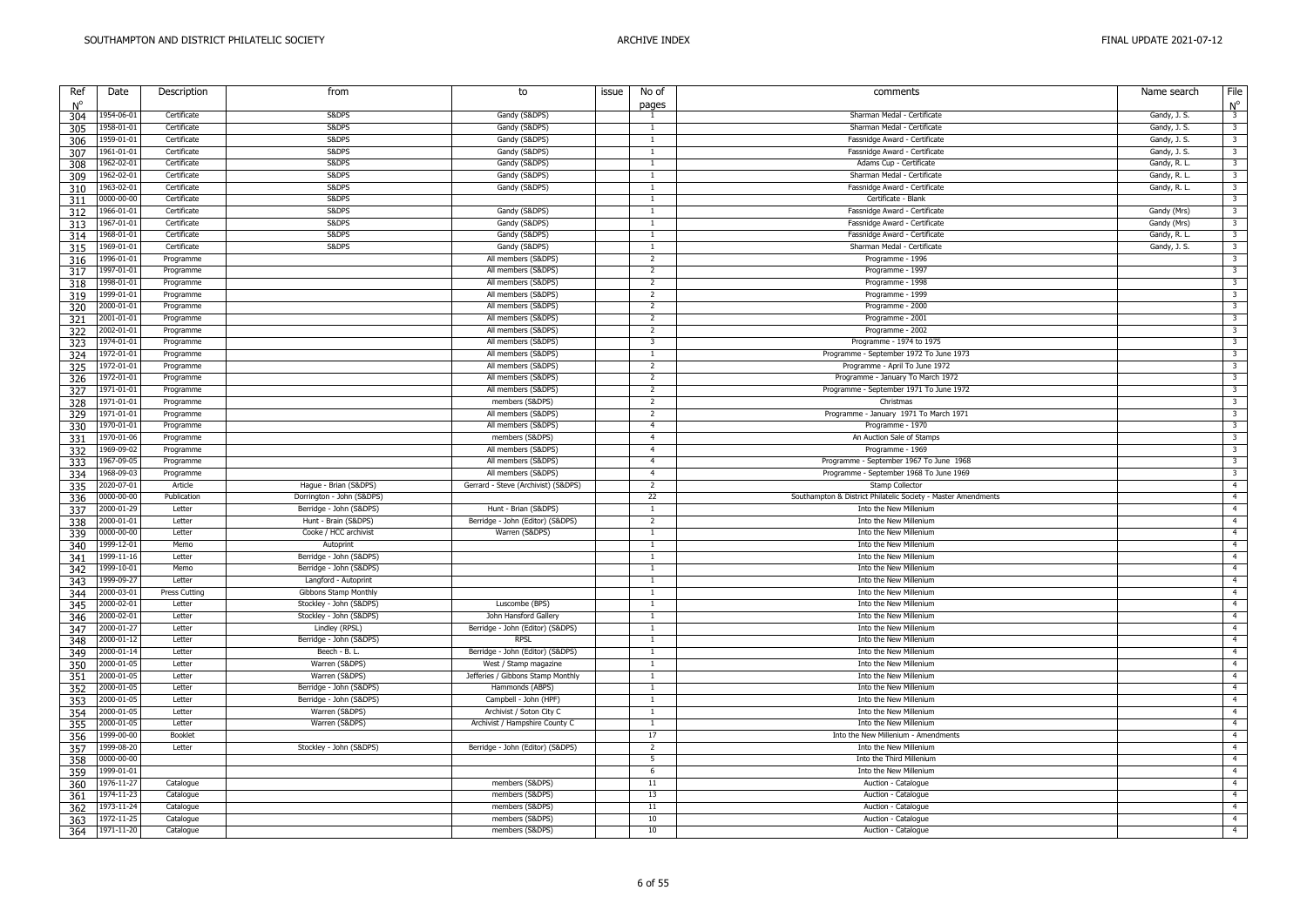| Ref N° | Date | Description | from | to | issue | No of pages | comments | Name search | File N° |
|---|---|---|---|---|---|---|---|---|---|
| 304 | 1954-06-01 | Certificate | S&DPS | Gandy (S&DPS) | | 1 | Sharman Medal - Certificate | Gandy, J. S. | 3 |
| 305 | 1958-01-01 | Certificate | S&DPS | Gandy (S&DPS) | | 1 | Sharman Medal - Certificate | Gandy, J. S. | 3 |
| 306 | 1959-01-01 | Certificate | S&DPS | Gandy (S&DPS) | | 1 | Fassnidge Award - Certificate | Gandy, J. S. | 3 |
| 307 | 1961-01-01 | Certificate | S&DPS | Gandy (S&DPS) | | 1 | Fassnidge Award - Certificate | Gandy, J. S. | 3 |
| 308 | 1962-02-01 | Certificate | S&DPS | Gandy (S&DPS) | | 1 | Adams Cup - Certificate | Gandy, R. L. | 3 |
| 309 | 1962-02-01 | Certificate | S&DPS | Gandy (S&DPS) | | 1 | Sharman Medal - Certificate | Gandy, R. L. | 3 |
| 310 | 1963-02-01 | Certificate | S&DPS | Gandy (S&DPS) | | 1 | Fassnidge Award - Certificate | Gandy, R. L. | 3 |
| 311 | 0000-00-00 | Certificate | S&DPS | | | 1 | Certificate - Blank | | 3 |
| 312 | 1966-01-01 | Certificate | S&DPS | Gandy (S&DPS) | | 1 | Fassnidge Award - Certificate | Gandy (Mrs) | 3 |
| 313 | 1967-01-01 | Certificate | S&DPS | Gandy (S&DPS) | | 1 | Fassnidge Award - Certificate | Gandy (Mrs) | 3 |
| 314 | 1968-01-01 | Certificate | S&DPS | Gandy (S&DPS) | | 1 | Fassnidge Award - Certificate | Gandy, R. L. | 3 |
| 315 | 1969-01-01 | Certificate | S&DPS | Gandy (S&DPS) | | 1 | Sharman Medal - Certificate | Gandy, J. S. | 3 |
| 316 | 1996-01-01 | Programme | | All members (S&DPS) | | 2 | Programme - 1996 | | 3 |
| 317 | 1997-01-01 | Programme | | All members (S&DPS) | | 2 | Programme - 1997 | | 3 |
| 318 | 1998-01-01 | Programme | | All members (S&DPS) | | 2 | Programme - 1998 | | 3 |
| 319 | 1999-01-01 | Programme | | All members (S&DPS) | | 2 | Programme - 1999 | | 3 |
| 320 | 2000-01-01 | Programme | | All members (S&DPS) | | 2 | Programme - 2000 | | 3 |
| 321 | 2001-01-01 | Programme | | All members (S&DPS) | | 2 | Programme - 2001 | | 3 |
| 322 | 2002-01-01 | Programme | | All members (S&DPS) | | 2 | Programme - 2002 | | 3 |
| 323 | 1974-01-01 | Programme | | All members (S&DPS) | | 3 | Programme - 1974 to 1975 | | 3 |
| 324 | 1972-01-01 | Programme | | All members (S&DPS) | | 1 | Programme - September 1972 To June 1973 | | 3 |
| 325 | 1972-01-01 | Programme | | All members (S&DPS) | | 2 | Programme - April To June 1972 | | 3 |
| 326 | 1972-01-01 | Programme | | All members (S&DPS) | | 2 | Programme - January To March 1972 | | 3 |
| 327 | 1971-01-01 | Programme | | All members (S&DPS) | | 2 | Programme - September 1971 To June 1972 | | 3 |
| 328 | 1971-01-01 | Programme | | members (S&DPS) | | 2 | Christmas | | 3 |
| 329 | 1971-01-01 | Programme | | All members (S&DPS) | | 2 | Programme - January 1971 To March 1971 | | 3 |
| 330 | 1970-01-01 | Programme | | All members (S&DPS) | | 4 | Programme - 1970 | | 3 |
| 331 | 1970-01-06 | Programme | | members (S&DPS) | | 4 | An Auction Sale of Stamps | | 3 |
| 332 | 1969-09-02 | Programme | | All members (S&DPS) | | 4 | Programme - 1969 | | 3 |
| 333 | 1967-09-05 | Programme | | All members (S&DPS) | | 4 | Programme - September 1967 To June 1968 | | 3 |
| 334 | 1968-09-03 | Programme | | All members (S&DPS) | | 4 | Programme - September 1968 To June 1969 | | 3 |
| 335 | 2020-07-01 | Article | Hague - Brian (S&DPS) | Gerrard - Steve (Archivist) (S&DPS) | | 2 | Stamp Collector | | 4 |
| 336 | 0000-00-00 | Publication | Dorrington - John (S&DPS) | | | 22 | Southampton & District Philatelic Society - Master Amendments | | 4 |
| 337 | 2000-01-29 | Letter | Berridge - John (S&DPS) | Hunt - Brian (S&DPS) | | 1 | Into the New Millenium | | 4 |
| 338 | 2000-01-01 | Letter | Hunt - Brain (S&DPS) | Berridge - John (Editor) (S&DPS) | | 2 | Into the New Millenium | | 4 |
| 339 | 0000-00-00 | Letter | Cooke / HCC archivist | Warren (S&DPS) | | 1 | Into the New Millenium | | 4 |
| 340 | 1999-12-01 | Memo | Autoprint | | | 1 | Into the New Millenium | | 4 |
| 341 | 1999-11-16 | Letter | Berridge - John (S&DPS) | | | 1 | Into the New Millenium | | 4 |
| 342 | 1999-10-01 | Memo | Berridge - John (S&DPS) | | | 1 | Into the New Millenium | | 4 |
| 343 | 1999-09-27 | Letter | Langford - Autoprint | | | 1 | Into the New Millenium | | 4 |
| 344 | 2000-03-01 | Press Cutting | Gibbons Stamp Monthly | | | 1 | Into the New Millenium | | 4 |
| 345 | 2000-02-01 | Letter | Stockley - John (S&DPS) | Luscombe (BPS) | | 1 | Into the New Millenium | | 4 |
| 346 | 2000-02-01 | Letter | Stockley - John (S&DPS) | John Hansford Gallery | | 1 | Into the New Millenium | | 4 |
| 347 | 2000-01-27 | Letter | Lindley (RPSL) | Berridge - John (Editor) (S&DPS) | | 1 | Into the New Millenium | | 4 |
| 348 | 2000-01-12 | Letter | Berridge - John (S&DPS) | RPSL | | 1 | Into the New Millenium | | 4 |
| 349 | 2000-01-14 | Letter | Beech - B. L. | Berridge - John (Editor) (S&DPS) | | 1 | Into the New Millenium | | 4 |
| 350 | 2000-01-05 | Letter | Warren (S&DPS) | West / Stamp magazine | | 1 | Into the New Millenium | | 4 |
| 351 | 2000-01-05 | Letter | Warren (S&DPS) | Jefferies / Gibbons Stamp Monthly | | 1 | Into the New Millenium | | 4 |
| 352 | 2000-01-05 | Letter | Berridge - John (S&DPS) | Hammonds (ABPS) | | 1 | Into the New Millenium | | 4 |
| 353 | 2000-01-05 | Letter | Berridge - John (S&DPS) | Campbell - John (HPF) | | 1 | Into the New Millenium | | 4 |
| 354 | 2000-01-05 | Letter | Warren (S&DPS) | Archivist / Soton City C | | 1 | Into the New Millenium | | 4 |
| 355 | 2000-01-05 | Letter | Warren (S&DPS) | Archivist / Hampshire County C | | 1 | Into the New Millenium | | 4 |
| 356 | 1999-00-00 | Booklet | | | | 17 | Into the New Millenium - Amendments | | 4 |
| 357 | 1999-08-20 | Letter | Stockley - John (S&DPS) | Berridge - John (Editor) (S&DPS) | | 2 | Into the New Millenium | | 4 |
| 358 | 0000-00-00 | | | | | 5 | Into the Third Millenium | | 4 |
| 359 | 1999-01-01 | | | | | 6 | Into the New Millenium | | 4 |
| 360 | 1976-11-27 | Catalogue | | members (S&DPS) | | 11 | Auction - Catalogue | | 4 |
| 361 | 1974-11-23 | Catalogue | | members (S&DPS) | | 13 | Auction - Catalogue | | 4 |
| 362 | 1973-11-24 | Catalogue | | members (S&DPS) | | 11 | Auction - Catalogue | | 4 |
| 363 | 1972-11-25 | Catalogue | | members (S&DPS) | | 10 | Auction - Catalogue | | 4 |
| 364 | 1971-11-20 | Catalogue | | members (S&DPS) | | 10 | Auction - Catalogue | | 4 |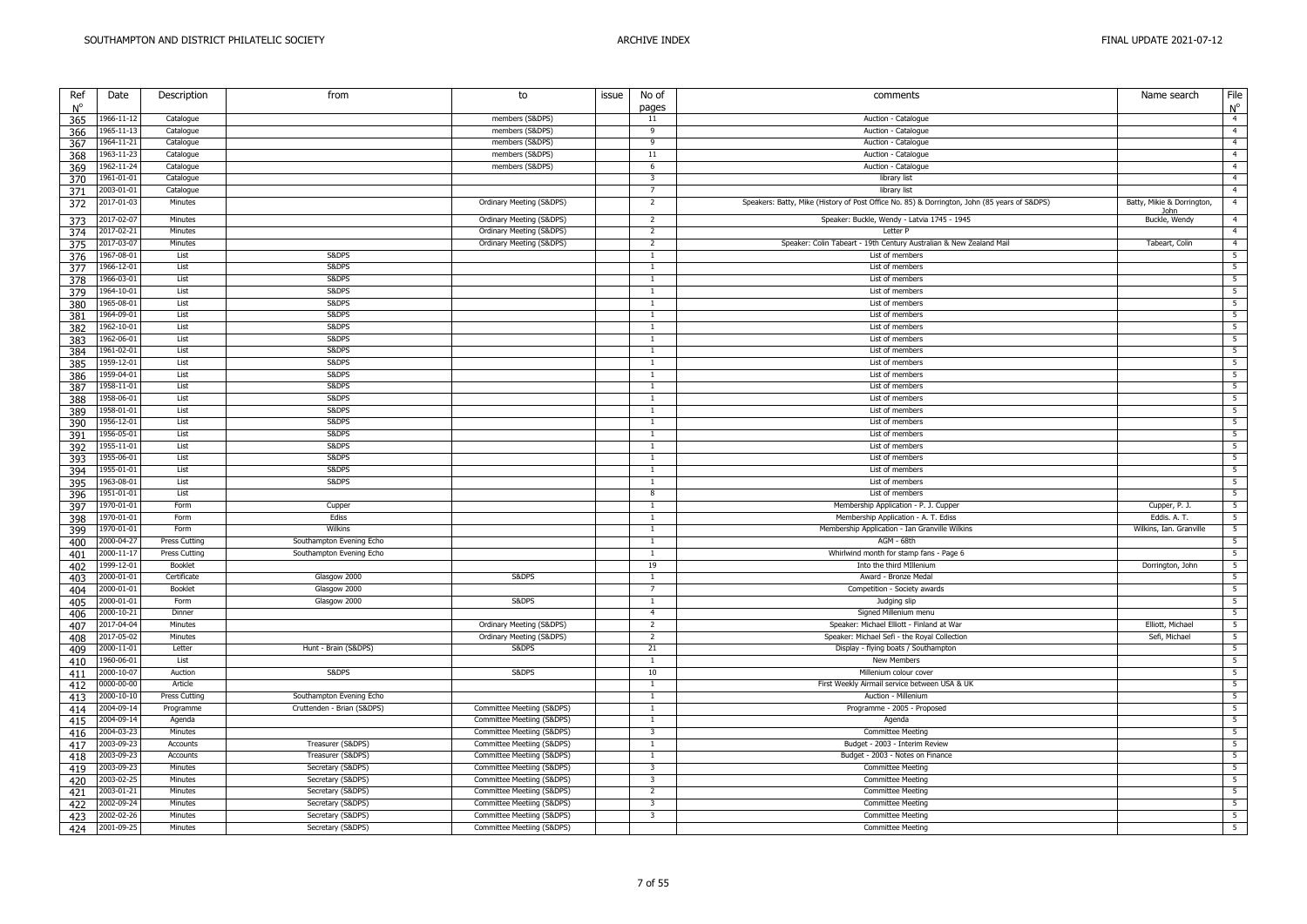| Ref N° | Date | Description | from | to | issue | No of pages | comments | Name search | File N° |
|---|---|---|---|---|---|---|---|---|---|
| 365 | 1966-11-12 | Catalogue | | members (S&DPS) | | 11 | Auction - Catalogue | | 4 |
| 366 | 1965-11-13 | Catalogue | | members (S&DPS) | | 9 | Auction - Catalogue | | 4 |
| 367 | 1964-11-21 | Catalogue | | members (S&DPS) | | 9 | Auction - Catalogue | | 4 |
| 368 | 1963-11-23 | Catalogue | | members (S&DPS) | | 11 | Auction - Catalogue | | 4 |
| 369 | 1962-11-24 | Catalogue | | members (S&DPS) | | 6 | Auction - Catalogue | | 4 |
| 370 | 1961-01-01 | Catalogue | | | | 3 | library list | | 4 |
| 371 | 2003-01-01 | Catalogue | | | | 7 | library list | | 4 |
| 372 | 2017-01-03 | Minutes | | Ordinary Meeting (S&DPS) | | 2 | Speakers: Batty, Mike (History of Post Office No. 85) & Dorrington, John (85 years of S&DPS) | Batty, Mikie & Dorrington, John | 4 |
| 373 | 2017-02-07 | Minutes | | Ordinary Meeting (S&DPS) | | 2 | Speaker: Buckle, Wendy - Latvia 1745 - 1945 | Buckle, Wendy | 4 |
| 374 | 2017-02-21 | Minutes | | Ordinary Meeting (S&DPS) | | 2 | Letter P | | 4 |
| 375 | 2017-03-07 | Minutes | | Ordinary Meeting (S&DPS) | | 2 | Speaker: Colin Tabeart - 19th Century Australian & New Zealand Mail | Tabeart, Colin | 4 |
| 376 | 1967-08-01 | List | S&DPS | | | 1 | List of members | | 5 |
| 377 | 1966-12-01 | List | S&DPS | | | 1 | List of members | | 5 |
| 378 | 1966-03-01 | List | S&DPS | | | 1 | List of members | | 5 |
| 379 | 1964-10-01 | List | S&DPS | | | 1 | List of members | | 5 |
| 380 | 1965-08-01 | List | S&DPS | | | 1 | List of members | | 5 |
| 381 | 1964-09-01 | List | S&DPS | | | 1 | List of members | | 5 |
| 382 | 1962-10-01 | List | S&DPS | | | 1 | List of members | | 5 |
| 383 | 1962-06-01 | List | S&DPS | | | 1 | List of members | | 5 |
| 384 | 1961-02-01 | List | S&DPS | | | 1 | List of members | | 5 |
| 385 | 1959-12-01 | List | S&DPS | | | 1 | List of members | | 5 |
| 386 | 1959-04-01 | List | S&DPS | | | 1 | List of members | | 5 |
| 387 | 1958-11-01 | List | S&DPS | | | 1 | List of members | | 5 |
| 388 | 1958-06-01 | List | S&DPS | | | 1 | List of members | | 5 |
| 389 | 1958-01-01 | List | S&DPS | | | 1 | List of members | | 5 |
| 390 | 1956-12-01 | List | S&DPS | | | 1 | List of members | | 5 |
| 391 | 1956-05-01 | List | S&DPS | | | 1 | List of members | | 5 |
| 392 | 1955-11-01 | List | S&DPS | | | 1 | List of members | | 5 |
| 393 | 1955-06-01 | List | S&DPS | | | 1 | List of members | | 5 |
| 394 | 1955-01-01 | List | S&DPS | | | 1 | List of members | | 5 |
| 395 | 1963-08-01 | List | S&DPS | | | 1 | List of members | | 5 |
| 396 | 1951-01-01 | List | | | | 8 | List of members | | 5 |
| 397 | 1970-01-01 | Form | Cupper | | | 1 | Membership Application - P. J. Cupper | Cupper, P. J. | 5 |
| 398 | 1970-01-01 | Form | Ediss | | | 1 | Membership Application - A. T. Ediss | Eddis. A. T. | 5 |
| 399 | 1970-01-01 | Form | Wilkins | | | 1 | Membership Application - Ian Granville Wilkins | Wilkins, Ian. Granville | 5 |
| 400 | 2000-04-27 | Press Cutting | Southampton Evening Echo | | | 1 | AGM - 68th | | 5 |
| 401 | 2000-11-17 | Press Cutting | Southampton Evening Echo | | | 1 | Whirlwind month for stamp fans - Page 6 | | 5 |
| 402 | 1999-12-01 | Booklet | | | | 19 | Into the third MIllenium | Dorrington, John | 5 |
| 403 | 2000-01-01 | Certificate | Glasgow 2000 | S&DPS | | 1 | Award - Bronze Medal | | 5 |
| 404 | 2000-01-01 | Booklet | Glasgow 2000 | | | 7 | Competition - Society awards | | 5 |
| 405 | 2000-01-01 | Form | Glasgow 2000 | S&DPS | | 1 | Judging slip | | 5 |
| 406 | 2000-10-21 | Dinner | | | | 4 | Signed Millenium menu | | 5 |
| 407 | 2017-04-04 | Minutes | | Ordinary Meeting (S&DPS) | | 2 | Speaker: Michael Elliott - Finland at War | Elliott, Michael | 5 |
| 408 | 2017-05-02 | Minutes | | Ordinary Meeting (S&DPS) | | 2 | Speaker: Michael Sefi - the Royal Collection | Sefi, Michael | 5 |
| 409 | 2000-11-01 | Letter | Hunt - Brain (S&DPS) | S&DPS | | 21 | Display - flying boats / Southampton | | 5 |
| 410 | 1960-06-01 | List | | | | 1 | New Members | | 5 |
| 411 | 2000-10-07 | Auction | S&DPS | S&DPS | | 10 | Millenium colour cover | | 5 |
| 412 | 0000-00-00 | Article | | | | 1 | First Weekly Airmail service between USA & UK | | 5 |
| 413 | 2000-10-10 | Press Cutting | Southampton Evening Echo | | | 1 | Auction - Millenium | | 5 |
| 414 | 2004-09-14 | Programme | Cruttenden - Brian (S&DPS) | Committee Meetiing (S&DPS) | | 1 | Programme - 2005 - Proposed | | 5 |
| 415 | 2004-09-14 | Agenda | | Committee Meetiing (S&DPS) | | 1 | Agenda | | 5 |
| 416 | 2004-03-23 | Minutes | | Committee Meetiing (S&DPS) | | 3 | Committee Meeting | | 5 |
| 417 | 2003-09-23 | Accounts | Treasurer (S&DPS) | Committee Meetiing (S&DPS) | | 1 | Budget - 2003 - Interim Review | | 5 |
| 418 | 2003-09-23 | Accounts | Treasurer (S&DPS) | Committee Meetiing (S&DPS) | | 1 | Budget - 2003 - Notes on Finance | | 5 |
| 419 | 2003-09-23 | Minutes | Secretary (S&DPS) | Committee Meetiing (S&DPS) | | 3 | Committee Meeting | | 5 |
| 420 | 2003-02-25 | Minutes | Secretary (S&DPS) | Committee Meetiing (S&DPS) | | 3 | Committee Meeting | | 5 |
| 421 | 2003-01-21 | Minutes | Secretary (S&DPS) | Committee Meetiing (S&DPS) | | 2 | Committee Meeting | | 5 |
| 422 | 2002-09-24 | Minutes | Secretary (S&DPS) | Committee Meetiing (S&DPS) | | 3 | Committee Meeting | | 5 |
| 423 | 2002-02-26 | Minutes | Secretary (S&DPS) | Committee Meetiing (S&DPS) | | 3 | Committee Meeting | | 5 |
| 424 | 2001-09-25 | Minutes | Secretary (S&DPS) | Committee Meetiing (S&DPS) | | | Committee Meeting | | 5 |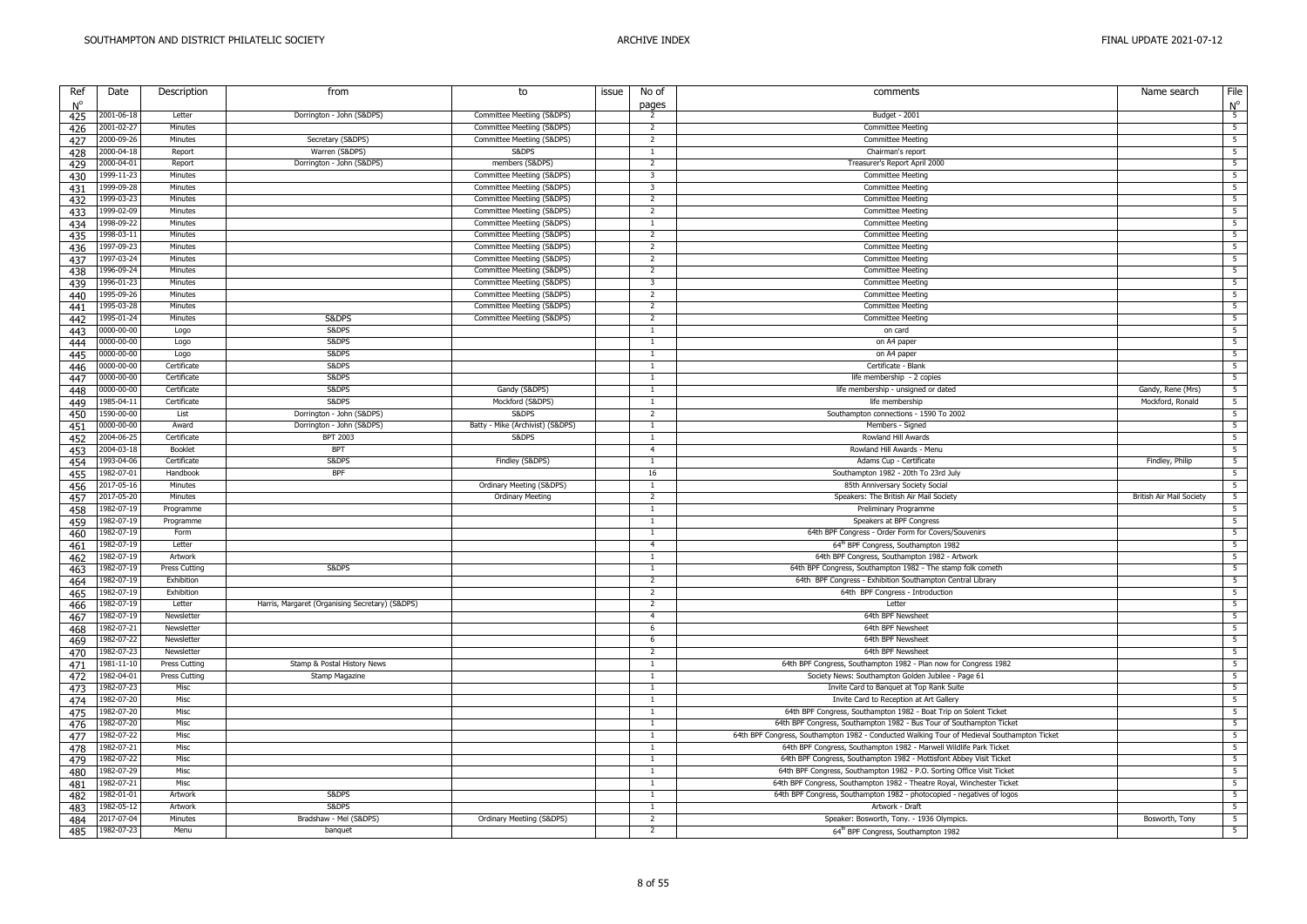| Ref N° | Date | Description | from | to | issue | No of pages | comments | Name search | File N° |
|---|---|---|---|---|---|---|---|---|---|
| 425 | 2001-06-18 | Letter | Dorrington - John (S&DPS) | Committee Meetiing (S&DPS) | | 2 | Budget - 2001 | | 5 |
| 426 | 2001-02-27 | Minutes | | Committee Meetiing (S&DPS) | | 2 | Committee Meeting | | 5 |
| 427 | 2000-09-26 | Minutes | Secretary (S&DPS) | Committee Meetiing (S&DPS) | | 2 | Committee Meeting | | 5 |
| 428 | 2000-04-18 | Report | Warren (S&DPS) | S&DPS | | 1 | Chairman's report | | 5 |
| 429 | 2000-04-01 | Report | Dorrington - John (S&DPS) | members (S&DPS) | | 2 | Treasurer's Report April 2000 | | 5 |
| 430 | 1999-11-23 | Minutes | | Committee Meetiing (S&DPS) | | 3 | Committee Meeting | | 5 |
| 431 | 1999-09-28 | Minutes | | Committee Meetiing (S&DPS) | | 3 | Committee Meeting | | 5 |
| 432 | 1999-03-23 | Minutes | | Committee Meetiing (S&DPS) | | 2 | Committee Meeting | | 5 |
| 433 | 1999-02-09 | Minutes | | Committee Meetiing (S&DPS) | | 2 | Committee Meeting | | 5 |
| 434 | 1998-09-22 | Minutes | | Committee Meetiing (S&DPS) | | 1 | Committee Meeting | | 5 |
| 435 | 1998-03-11 | Minutes | | Committee Meetiing (S&DPS) | | 2 | Committee Meeting | | 5 |
| 436 | 1997-09-23 | Minutes | | Committee Meetiing (S&DPS) | | 2 | Committee Meeting | | 5 |
| 437 | 1997-03-24 | Minutes | | Committee Meetiing (S&DPS) | | 2 | Committee Meeting | | 5 |
| 438 | 1996-09-24 | Minutes | | Committee Meetiing (S&DPS) | | 2 | Committee Meeting | | 5 |
| 439 | 1996-01-23 | Minutes | | Committee Meetiing (S&DPS) | | 3 | Committee Meeting | | 5 |
| 440 | 1995-09-26 | Minutes | | Committee Meetiing (S&DPS) | | 2 | Committee Meeting | | 5 |
| 441 | 1995-03-28 | Minutes | | Committee Meetiing (S&DPS) | | 2 | Committee Meeting | | 5 |
| 442 | 1995-01-24 | Minutes | S&DPS | Committee Meetiing (S&DPS) | | 2 | Committee Meeting | | 5 |
| 443 | 0000-00-00 | Logo | S&DPS | | | 1 | on card | | 5 |
| 444 | 0000-00-00 | Logo | S&DPS | | | 1 | on A4 paper | | 5 |
| 445 | 0000-00-00 | Logo | S&DPS | | | 1 | on A4 paper | | 5 |
| 446 | 0000-00-00 | Certificate | S&DPS | | | 1 | Certificate - Blank | | 5 |
| 447 | 0000-00-00 | Certificate | S&DPS | | | 1 | life membership - 2 copies | | 5 |
| 448 | 0000-00-00 | Certificate | S&DPS | Gandy (S&DPS) | | 1 | life membership - unsigned or dated | Gandy, Rene (Mrs) | 5 |
| 449 | 1985-04-11 | Certificate | S&DPS | Mockford (S&DPS) | | 1 | life membership | Mockford, Ronald | 5 |
| 450 | 1590-00-00 | List | Dorrington - John (S&DPS) | S&DPS | | 2 | Southampton connections - 1590 To 2002 | | 5 |
| 451 | 0000-00-00 | Award | Dorrington - John (S&DPS) | Batty - Mike (Archivist) (S&DPS) | | 1 | Members - Signed | | 5 |
| 452 | 2004-06-25 | Certificate | BPT 2003 | S&DPS | | 1 | Rowland Hill Awards | | 5 |
| 453 | 2004-03-18 | Booklet | BPT | | | 4 | Rowland Hill Awards - Menu | | 5 |
| 454 | 1993-04-06 | Certificate | S&DPS | Findley (S&DPS) | | 1 | Adams Cup - Certificate | Findley, Philip | 5 |
| 455 | 1982-07-01 | Handbook | BPF | | | 16 | Southampton 1982 - 20th To 23rd July | | 5 |
| 456 | 2017-05-16 | Minutes | | Ordinary Meeting (S&DPS) | | 1 | 85th Anniversary Society Social | | 5 |
| 457 | 2017-05-20 | Minutes | | Ordinary Meeting | | 2 | Speakers: The British Air Mail Society | British Air Mail Society | 5 |
| 458 | 1982-07-19 | Programme | | | | 1 | Preliminary Programme | | 5 |
| 459 | 1982-07-19 | Programme | | | | 1 | Speakers at BPF Congress | | 5 |
| 460 | 1982-07-19 | Form | | | | 1 | 64th BPF Congress - Order Form for Covers/Souvenirs | | 5 |
| 461 | 1982-07-19 | Letter | | | | 4 | 64th BPF Congress, Southampton 1982 | | 5 |
| 462 | 1982-07-19 | Artwork | | | | 1 | 64th BPF Congress, Southampton 1982 - Artwork | | 5 |
| 463 | 1982-07-19 | Press Cutting | S&DPS | | | 1 | 64th BPF Congress, Southampton 1982 - The stamp folk cometh | | 5 |
| 464 | 1982-07-19 | Exhibition | | | | 2 | 64th BPF Congress - Exhibition Southampton Central Library | | 5 |
| 465 | 1982-07-19 | Exhibition | | | | 2 | 64th BPF Congress - Introduction | | 5 |
| 466 | 1982-07-19 | Letter | Harris, Margaret (Organising Secretary) (S&DPS) | | | 2 | Letter | | 5 |
| 467 | 1982-07-19 | Newsletter | | | | 4 | 64th BPF Newsheet | | 5 |
| 468 | 1982-07-21 | Newsletter | | | | 6 | 64th BPF Newsheet | | 5 |
| 469 | 1982-07-22 | Newsletter | | | | 6 | 64th BPF Newsheet | | 5 |
| 470 | 1982-07-23 | Newsletter | | | | 2 | 64th BPF Newsheet | | 5 |
| 471 | 1981-11-10 | Press Cutting | Stamp & Postal History News | | | 1 | 64th BPF Congress, Southampton 1982 - Plan now for Congress 1982 | | 5 |
| 472 | 1982-04-01 | Press Cutting | Stamp Magazine | | | 1 | Society News: Southampton Golden Jubilee - Page 61 | | 5 |
| 473 | 1982-07-23 | Misc | | | | 1 | Invite Card to Banquet at Top Rank Suite | | 5 |
| 474 | 1982-07-20 | Misc | | | | 1 | Invite Card to Reception at Art Gallery | | 5 |
| 475 | 1982-07-20 | Misc | | | | 1 | 64th BPF Congress, Southampton 1982 - Boat Trip on Solent Ticket | | 5 |
| 476 | 1982-07-20 | Misc | | | | 1 | 64th BPF Congress, Southampton 1982 - Bus Tour of Southampton Ticket | | 5 |
| 477 | 1982-07-22 | Misc | | | | 1 | 64th BPF Congress, Southampton 1982 - Conducted Walking Tour of Medieval Southampton Ticket | | 5 |
| 478 | 1982-07-21 | Misc | | | | 1 | 64th BPF Congress, Southampton 1982 - Marwell Wildlife Park Ticket | | 5 |
| 479 | 1982-07-22 | Misc | | | | 1 | 64th BPF Congress, Southampton 1982 - Mottisfont Abbey Visit Ticket | | 5 |
| 480 | 1982-07-29 | Misc | | | | 1 | 64th BPF Congress, Southampton 1982 - P.O. Sorting Office Visit Ticket | | 5 |
| 481 | 1982-07-21 | Misc | | | | 1 | 64th BPF Congress, Southampton 1982 - Theatre Royal, Winchester Ticket | | 5 |
| 482 | 1982-01-01 | Artwork | S&DPS | | | 1 | 64th BPF Congress, Southampton 1982 - photocopied - negatives of logos | | 5 |
| 483 | 1982-05-12 | Artwork | S&DPS | | | 1 | Artwork - Draft | | 5 |
| 484 | 2017-07-04 | Minutes | Bradshaw - Mel (S&DPS) | Ordinary Meetiing (S&DPS) | | 2 | Speaker: Bosworth, Tony. - 1936 Olympics. | Bosworth, Tony | 5 |
| 485 | 1982-07-23 | Menu | banquet | | | 2 | 64th BPF Congress, Southampton 1982 | | 5 |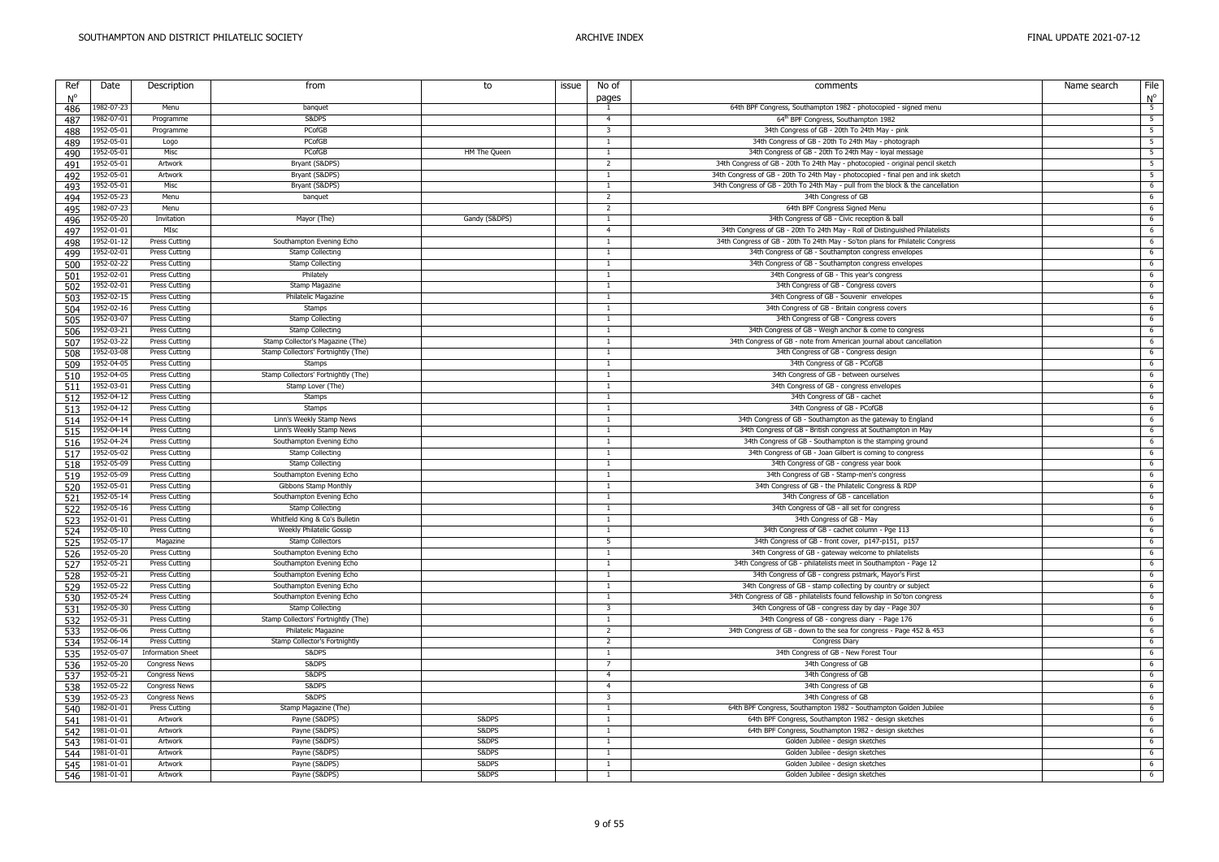| Ref N° | Date | Description | from | to | issue | No of pages | comments | Name search | File N° |
|---|---|---|---|---|---|---|---|---|---|
| 486 | 1982-07-23 | Menu | banquet | | | 1 | 64th BPF Congress, Southampton 1982 - photocopied - signed menu | | 5 |
| 487 | 1982-07-01 | Programme | S&DPS | | | 4 | 64th BPF Congress, Southampton 1982 | | 5 |
| 488 | 1952-05-01 | Programme | PCofGB | | | 3 | 34th Congress of GB - 20th To 24th May - pink | | 5 |
| 489 | 1952-05-01 | Logo | PCofGB | | | 1 | 34th Congress of GB - 20th To 24th May - photograph | | 5 |
| 490 | 1952-05-01 | Misc | PCofGB | HM The Queen | | 1 | 34th Congress of GB - 20th To 24th May - loyal message | | 5 |
| 491 | 1952-05-01 | Artwork | Bryant (S&DPS) | | | 2 | 34th Congress of GB - 20th To 24th May - photocopied - original pencil sketch | | 5 |
| 492 | 1952-05-01 | Artwork | Bryant (S&DPS) | | | 1 | 34th Congress of GB - 20th To 24th May - photocopied - final pen and ink sketch | | 5 |
| 493 | 1952-05-01 | Misc | Bryant (S&DPS) | | | 1 | 34th Congress of GB - 20th To 24th May - pull from the block & the cancellation | | 6 |
| 494 | 1952-05-23 | Menu | banquet | | | 2 | 34th Congress of GB | | 6 |
| 495 | 1982-07-23 | Menu | | | | 2 | 64th BPF Congress Signed Menu | | 6 |
| 496 | 1952-05-20 | Invitation | Mayor (The) | Gandy (S&DPS) | | 1 | 34th Congress of GB - Civic reception & ball | | 6 |
| 497 | 1952-01-01 | MIsc | | | | 4 | 34th Congress of GB - 20th To 24th May - Roll of Distinguished Philatelists | | 6 |
| 498 | 1952-01-12 | Press Cutting | Southampton Evening Echo | | | 1 | 34th Congress of GB - 20th To 24th May - So'ton plans for Philatelic Congress | | 6 |
| 499 | 1952-02-01 | Press Cutting | Stamp Collecting | | | 1 | 34th Congress of GB - Southampton congress envelopes | | 6 |
| 500 | 1952-02-22 | Press Cutting | Stamp Collecting | | | 1 | 34th Congress of GB - Southampton congress envelopes | | 6 |
| 501 | 1952-02-01 | Press Cutting | Philately | | | 1 | 34th Congress of GB - This year's congress | | 6 |
| 502 | 1952-02-01 | Press Cutting | Stamp Magazine | | | 1 | 34th Congress of GB - Congress covers | | 6 |
| 503 | 1952-02-15 | Press Cutting | Philatelic Magazine | | | 1 | 34th Congress of GB - Souvenir envelopes | | 6 |
| 504 | 1952-02-16 | Press Cutting | Stamps | | | 1 | 34th Congress of GB - Britain congress covers | | 6 |
| 505 | 1952-03-07 | Press Cutting | Stamp Collecting | | | 1 | 34th Congress of GB - Congress covers | | 6 |
| 506 | 1952-03-21 | Press Cutting | Stamp Collecting | | | 1 | 34th Congress of GB - Weigh anchor & come to congress | | 6 |
| 507 | 1952-03-22 | Press Cutting | Stamp Collector's Magazine (The) | | | 1 | 34th Congress of GB - note from American journal about cancellation | | 6 |
| 508 | 1952-03-08 | Press Cutting | Stamp Collectors' Fortnightly (The) | | | 1 | 34th Congress of GB - Congress design | | 6 |
| 509 | 1952-04-05 | Press Cutting | Stamps | | | 1 | 34th Congress of GB - PCofGB | | 6 |
| 510 | 1952-04-05 | Press Cutting | Stamp Collectors' Fortnightly (The) | | | 1 | 34th Congress of GB - between ourselves | | 6 |
| 511 | 1952-03-01 | Press Cutting | Stamp Lover (The) | | | 1 | 34th Congress of GB - congress envelopes | | 6 |
| 512 | 1952-04-12 | Press Cutting | Stamps | | | 1 | 34th Congress of GB - cachet | | 6 |
| 513 | 1952-04-12 | Press Cutting | Stamps | | | 1 | 34th Congress of GB - PCofGB | | 6 |
| 514 | 1952-04-14 | Press Cutting | Linn's Weekly Stamp News | | | 1 | 34th Congress of GB - Southampton as the gateway to England | | 6 |
| 515 | 1952-04-14 | Press Cutting | Linn's Weekly Stamp News | | | 1 | 34th Congress of GB - British congress at Southampton in May | | 6 |
| 516 | 1952-04-24 | Press Cutting | Southampton Evening Echo | | | 1 | 34th Congress of GB - Southampton is the stamping ground | | 6 |
| 517 | 1952-05-02 | Press Cutting | Stamp Collecting | | | 1 | 34th Congress of GB - Joan Gilbert is coming to congress | | 6 |
| 518 | 1952-05-09 | Press Cutting | Stamp Collecting | | | 1 | 34th Congress of GB - congress year book | | 6 |
| 519 | 1952-05-09 | Press Cutting | Southampton Evening Echo | | | 1 | 34th Congress of GB - Stamp-men's congress | | 6 |
| 520 | 1952-05-01 | Press Cutting | Gibbons Stamp Monthly | | | 1 | 34th Congress of GB - the Philatelic Congress & RDP | | 6 |
| 521 | 1952-05-14 | Press Cutting | Southampton Evening Echo | | | 1 | 34th Congress of GB - cancellation | | 6 |
| 522 | 1952-05-16 | Press Cutting | Stamp Collecting | | | 1 | 34th Congress of GB - all set for congress | | 6 |
| 523 | 1952-01-01 | Press Cutting | Whitfield King & Co's Bulletin | | | 1 | 34th Congress of GB - May | | 6 |
| 524 | 1952-05-10 | Press Cutting | Weekly Philatelic Gossip | | | 1 | 34th Congress of GB - cachet column - Pge 113 | | 6 |
| 525 | 1952-05-17 | Magazine | Stamp Collectors | | | 5 | 34th Congress of GB - front cover, p147-p151, p157 | | 6 |
| 526 | 1952-05-20 | Press Cutting | Southampton Evening Echo | | | 1 | 34th Congress of GB - gateway welcome to philatelists | | 6 |
| 527 | 1952-05-21 | Press Cutting | Southampton Evening Echo | | | 1 | 34th Congress of GB - philatelists meet in Southampton - Page 12 | | 6 |
| 528 | 1952-05-21 | Press Cutting | Southampton Evening Echo | | | 1 | 34th Congress of GB - congress pstmark, Mayor's First | | 6 |
| 529 | 1952-05-22 | Press Cutting | Southampton Evening Echo | | | 1 | 34th Congress of GB - stamp collecting by country or subject | | 6 |
| 530 | 1952-05-24 | Press Cutting | Southampton Evening Echo | | | 1 | 34th Congress of GB - philatelists found fellowship in So'ton congress | | 6 |
| 531 | 1952-05-30 | Press Cutting | Stamp Collecting | | | 3 | 34th Congress of GB - congress day by day - Page 307 | | 6 |
| 532 | 1952-05-31 | Press Cutting | Stamp Collectors' Fortnightly (The) | | | 1 | 34th Congress of GB - congress diary - Page 176 | | 6 |
| 533 | 1952-06-06 | Press Cutting | Philatelic Magazine | | | 2 | 34th Congress of GB - down to the sea for congress - Page 452 & 453 | | 6 |
| 534 | 1952-06-14 | Press Cutting | Stamp Collector's Fortnightly | | | 2 | Congress Diary | | 6 |
| 535 | 1952-05-07 | Information Sheet | S&DPS | | | 1 | 34th Congress of GB - New Forest Tour | | 6 |
| 536 | 1952-05-20 | Congress News | S&DPS | | | 7 | 34th Congress of GB | | 6 |
| 537 | 1952-05-21 | Congress News | S&DPS | | | 4 | 34th Congress of GB | | 6 |
| 538 | 1952-05-22 | Congress News | S&DPS | | | 4 | 34th Congress of GB | | 6 |
| 539 | 1952-05-23 | Congress News | S&DPS | | | 3 | 34th Congress of GB | | 6 |
| 540 | 1982-01-01 | Press Cutting | Stamp Magazine (The) | | | 1 | 64th BPF Congress, Southampton 1982 - Southampton Golden Jubilee | | 6 |
| 541 | 1981-01-01 | Artwork | Payne (S&DPS) | S&DPS | | 1 | 64th BPF Congress, Southampton 1982 - design sketches | | 6 |
| 542 | 1981-01-01 | Artwork | Payne (S&DPS) | S&DPS | | 1 | 64th BPF Congress, Southampton 1982 - design sketches | | 6 |
| 543 | 1981-01-01 | Artwork | Payne (S&DPS) | S&DPS | | 1 | Golden Jubilee - design sketches | | 6 |
| 544 | 1981-01-01 | Artwork | Payne (S&DPS) | S&DPS | | 1 | Golden Jubilee - design sketches | | 6 |
| 545 | 1981-01-01 | Artwork | Payne (S&DPS) | S&DPS | | 1 | Golden Jubilee - design sketches | | 6 |
| 546 | 1981-01-01 | Artwork | Payne (S&DPS) | S&DPS | | 1 | Golden Jubilee - design sketches | | 6 |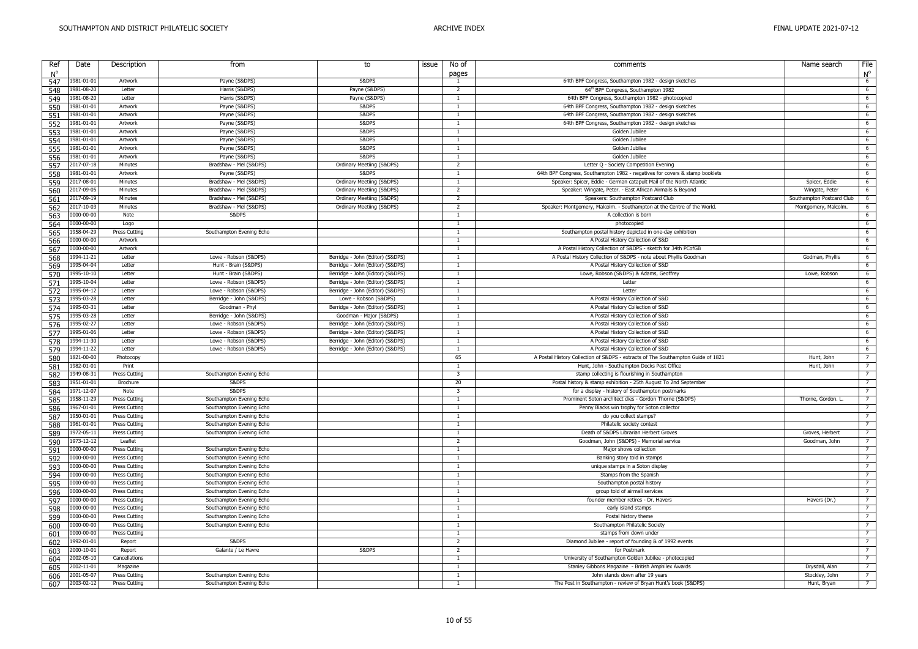| Ref N° | Date | Description | from | to | issue | No of pages | comments | Name search | File N° |
|---|---|---|---|---|---|---|---|---|---|
| 547 | 1981-01-01 | Artwork | Payne (S&DPS) | S&DPS | | 1 | 64th BPF Congress, Southampton 1982 - design sketches | | 6 |
| 548 | 1981-08-20 | Letter | Harris (S&DPS) | Payne (S&DPS) | | 2 | 64th BPF Congress, Southampton 1982 | | 6 |
| 549 | 1981-08-20 | Letter | Harris (S&DPS) | Payne (S&DPS) | | 1 | 64th BPF Congress, Southampton 1982 - photocopied | | 6 |
| 550 | 1981-01-01 | Artwork | Payne (S&DPS) | S&DPS | | 1 | 64th BPF Congress, Southampton 1982 - design sketches | | 6 |
| 551 | 1981-01-01 | Artwork | Payne (S&DPS) | S&DPS | | 1 | 64th BPF Congress, Southampton 1982 - design sketches | | 6 |
| 552 | 1981-01-01 | Artwork | Payne (S&DPS) | S&DPS | | 1 | 64th BPF Congress, Southampton 1982 - design sketches | | 6 |
| 553 | 1981-01-01 | Artwork | Payne (S&DPS) | S&DPS | | 1 | Golden Jubilee | | 6 |
| 554 | 1981-01-01 | Artwork | Payne (S&DPS) | S&DPS | | 1 | Golden Jubilee | | 6 |
| 555 | 1981-01-01 | Artwork | Payne (S&DPS) | S&DPS | | 1 | Golden Jubilee | | 6 |
| 556 | 1981-01-01 | Artwork | Payne (S&DPS) | S&DPS | | 1 | Golden Jubilee | | 6 |
| 557 | 2017-07-18 | Minutes | Bradshaw - Mel (S&DPS) | Ordinary Meetiing (S&DPS) | | 2 | Letter Q - Society Competition Evening | | 6 |
| 558 | 1981-01-01 | Artwork | Payne (S&DPS) | S&DPS | | 1 | 64th BPF Congress, Southampton 1982 - negatives for covers & stamp booklets | | 6 |
| 559 | 2017-08-01 | Minutes | Bradshaw - Mel (S&DPS) | Ordinary Meetiing (S&DPS) | | 1 | Speaker: Spicer, Eddie - German catapult Mail of the North Atlantic | Spicer, Eddie | 6 |
| 560 | 2017-09-05 | Minutes | Bradshaw - Mel (S&DPS) | Ordinary Meetiing (S&DPS) | | 2 | Speaker: Wingate, Peter. - East African Airmails & Beyond | Wingate, Peter | 6 |
| 561 | 2017-09-19 | Minutes | Bradshaw - Mel (S&DPS) | Ordinary Meetiing (S&DPS) | | 2 | Speakers: Southampton Postcard Club | Southampton Postcard Club | 6 |
| 562 | 2017-10-03 | Minutes | Bradshaw - Mel (S&DPS) | Ordinary Meetiing (S&DPS) | | 2 | Speaker: Montgomery, Malcolm. - Southampton at the Centre of the World. | Montgomery, Malcolm. | 6 |
| 563 | 0000-00-00 | Note | S&DPS | | | 1 | A collection is born | | 6 |
| 564 | 0000-00-00 | Logo | | | | 1 | photocopied | | 6 |
| 565 | 1958-04-29 | Press Cutting | Southampton Evening Echo | | | 1 | Southampton postal history depicted in one-day exhibition | | 6 |
| 566 | 0000-00-00 | Artwork | | | | 1 | A Postal History Collection of S&D | | 6 |
| 567 | 0000-00-00 | Artwork | | | | 1 | A Postal History Collection of S&DPS - sketch for 34th PCofGB | | 6 |
| 568 | 1994-11-21 | Letter | Lowe - Robson (S&DPS) | Berridge - John (Editor) (S&DPS) | | 1 | A Postal History Collection of S&DPS - note about Phyllis Goodman | Godman, Phyllis | 6 |
| 569 | 1995-04-04 | Letter | Hunt - Brain (S&DPS) | Berridge - John (Editor) (S&DPS) | | 1 | A Postal History Collection of S&D | | 6 |
| 570 | 1995-10-10 | Letter | Hunt - Brain (S&DPS) | Berridge - John (Editor) (S&DPS) | | 1 | Lowe, Robson (S&DPS) & Adams, Geoffrey | Lowe, Robson | 6 |
| 571 | 1995-10-04 | Letter | Lowe - Robson (S&DPS) | Berridge - John (Editor) (S&DPS) | | 1 | Letter | | 6 |
| 572 | 1995-04-12 | Letter | Lowe - Robson (S&DPS) | Berridge - John (Editor) (S&DPS) | | 1 | Letter | | 6 |
| 573 | 1995-03-28 | Letter | Berridge - John (S&DPS) | Lowe - Robson (S&DPS) | | 1 | A Postal History Collection of S&D | | 6 |
| 574 | 1995-03-31 | Letter | Goodman - Phyl | Berridge - John (Editor) (S&DPS) | | 1 | A Postal History Collection of S&D | | 6 |
| 575 | 1995-03-28 | Letter | Berridge - John (S&DPS) | Goodman - Major (S&DPS) | | 1 | A Postal History Collection of S&D | | 6 |
| 576 | 1995-02-27 | Letter | Lowe - Robson (S&DPS) | Berridge - John (Editor) (S&DPS) | | 1 | A Postal History Collection of S&D | | 6 |
| 577 | 1995-01-06 | Letter | Lowe - Robson (S&DPS) | Berridge - John (Editor) (S&DPS) | | 1 | A Postal History Collection of S&D | | 6 |
| 578 | 1994-11-30 | Letter | Lowe - Robson (S&DPS) | Berridge - John (Editor) (S&DPS) | | 1 | A Postal History Collection of S&D | | 6 |
| 579 | 1994-11-22 | Letter | Lowe - Robson (S&DPS) | Berridge - John (Editor) (S&DPS) | | 1 | A Postal History Collection of S&D | | 6 |
| 580 | 1821-00-00 | Photocopy | | | | 65 | A Postal History Collection of S&DPS - extracts of The Southampton Guide of 1821 | Hunt, John | 7 |
| 581 | 1982-01-01 | Print | | | | 1 | Hunt, John - Southampton Docks Post Office | Hunt, John | 7 |
| 582 | 1949-08-31 | Press Cutting | Southampton Evening Echo | | | 3 | stamp collecting is flourishing in Southampton | | 7 |
| 583 | 1951-01-01 | Brochure | S&DPS | | | 20 | Postal history & stamp exhibition - 25th August To 2nd September | | 7 |
| 584 | 1971-12-07 | Note | S&DPS | | | 3 | for a display - history of Southampton postmarks | | 7 |
| 585 | 1958-11-29 | Press Cutting | Southampton Evening Echo | | | 1 | Prominent Soton architect dies - Gordon Thorne (S&DPS) | Thorne, Gordon. L. | 7 |
| 586 | 1967-01-01 | Press Cutting | Southampton Evening Echo | | | 1 | Penny Blacks win trophy for Soton collector | | 7 |
| 587 | 1950-01-01 | Press Cutting | Southampton Evening Echo | | | 1 | do you collect stamps? | | 7 |
| 588 | 1961-01-01 | Press Cutting | Southampton Evening Echo | | | 1 | Philatelic society contest | | 7 |
| 589 | 1972-05-11 | Press Cutting | Southampton Evening Echo | | | 1 | Death of S&DPS Librarian Herbert Groves | Groves, Herbert | 7 |
| 590 | 1973-12-12 | Leaflet | | | | 2 | Goodman, John (S&DPS) - Memorial service | Goodman, John | 7 |
| 591 | 0000-00-00 | Press Cutting | Southampton Evening Echo | | | 1 | Major shows collection | | 7 |
| 592 | 0000-00-00 | Press Cutting | Southampton Evening Echo | | | 1 | Banking story told in stamps | | 7 |
| 593 | 0000-00-00 | Press Cutting | Southampton Evening Echo | | | 1 | unique stamps in a Soton display | | 7 |
| 594 | 0000-00-00 | Press Cutting | Southampton Evening Echo | | | 1 | Stamps from the Spanish | | 7 |
| 595 | 0000-00-00 | Press Cutting | Southampton Evening Echo | | | 1 | Southampton postal history | | 7 |
| 596 | 0000-00-00 | Press Cutting | Southampton Evening Echo | | | 1 | group told of airmail services | | 7 |
| 597 | 0000-00-00 | Press Cutting | Southampton Evening Echo | | | 1 | founder member retires - Dr. Havers | Havers (Dr.) | 7 |
| 598 | 0000-00-00 | Press Cutting | Southampton Evening Echo | | | 1 | early island stamps | | 7 |
| 599 | 0000-00-00 | Press Cutting | Southampton Evening Echo | | | 1 | Postal history theme | | 7 |
| 600 | 0000-00-00 | Press Cutting | Southampton Evening Echo | | | 1 | Southampton Philatelic Society | | 7 |
| 601 | 0000-00-00 | Press Cutting | | | | 1 | stamps from down under | | 7 |
| 602 | 1992-01-01 | Report | S&DPS | | | 2 | Diamond Jubilee - report of founding & of 1992 events | | 7 |
| 603 | 2000-10-01 | Report | Galante / Le Havre | S&DPS | | 2 | for Postmark | | 7 |
| 604 | 2002-05-10 | Cancellations | | | | 1 | University of Southampton Golden Jubilee - photocopied | | 7 |
| 605 | 2002-11-01 | Magazine | | | | 1 | Stanley Gibbons Magazine - British Amphilex Awards | Drysdall, Alan | 7 |
| 606 | 2001-05-07 | Press Cutting | Southampton Evening Echo | | | 1 | John stands down after 19 years | Stockley, John | 7 |
| 607 | 2003-02-12 | Press Cutting | Southampton Evening Echo | | | 1 | The Post in Southampton - review of Bryan Hunt's book (S&DPS) | Hunt, Bryan | 7 |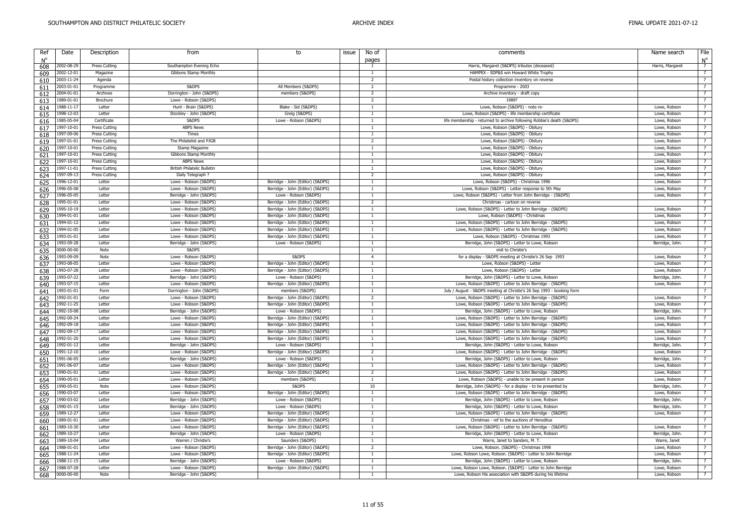| Ref N° | Date | Description | from | to | issue | No of pages | comments | Name search | File N° |
|---|---|---|---|---|---|---|---|---|---|
| 608 | 2002-08-29 | Press Cutting | Southampton Evening Echo | | | 1 | Harris, Margaret (S&DPS) tributes (deceased) | Harris, Margaret | 7 |
| 609 | 2002-12-01 | Magazine | Gibbons Stamp Monthly | | | 1 | HAMPEX - SDP&S win Howard White Trophy | | 7 |
| 610 | 2003-11-24 | Agenda | | | | 2 | Postal history collection inventory on reverse | | 7 |
| 611 | 2003-01-01 | Programme | S&DPS | All Members (S&DPS) | | 2 | Programme - 2003 | | 7 |
| 612 | 2004-01-01 | Archives | Dorrington - John (S&DPS) | members (S&DPS) | | 2 | Archive inventory - draft copy | | 7 |
| 613 | 1989-01-01 | Brochure | Lowe - Robson (S&DPS) | | | 2 | 1989? | | 7 |
| 614 | 1988-11-17 | Letter | Hunt - Brain (S&DPS) | Blake - Sid (S&DPS) | | 1 | Lowe, Robson (S&DPS) - note re- | Lowe, Robson | 7 |
| 615 | 1998-12-03 | Letter | Stockley - John (S&DPS) | Greig (S&DPS) | | 1 | Lowe, Robson (S&DPS) - life membership certificate | Lowe, Robson | 7 |
| 616 | 1985-05-04 | Certificate | S&DPS | Lowe - Robson (S&DPS) | | 1 | life membership - returned to archive following Robbie's death (S&DPS) | Lowe, Robson | 7 |
| 617 | 1997-10-01 | Press Cutting | ABPS News | | | 1 | Lowe, Robson (S&DPS) - Obitury | Lowe, Robson | 7 |
| 618 | 1997-09-06 | Press Cutting | Times | | | 1 | Lowe, Robson (S&DPS) - Obitury | Lowe, Robson | 7 |
| 619 | 1997-01-01 | Press Cutting | The Philatelist and PJGB | | | 2 | Lowe, Robson (S&DPS) - Obitury | Lowe, Robson | 7 |
| 620 | 1997-10-01 | Press Cutting | Stamp Magazine | | | 1 | Lowe, Robson (S&DPS) - Obitury | Lowe, Robson | 7 |
| 621 | 1997-10-01 | Press Cutting | Gibbons Stamp Monthly | | | 1 | Lowe, Robson (S&DPS) - Obitury | Lowe, Robson | 7 |
| 622 | 1997-10-01 | Press Cutting | ABPS News | | | 1 | Lowe, Robson (S&DPS) - Obitury | Lowe, Robson | 7 |
| 623 | 1997-11-01 | Press Cutting | British Philatelic Bulletin | | | 1 | Lowe, Robson (S&DPS) - Obitury | Lowe, Robson | 7 |
| 624 | 1997-09-13 | Press Cutting | Daily Telegraph ? | | | 2 | Lowe, Robson (S&DPS) - Obitury | Lowe, Robson | 7 |
| 625 | 1996-12-01 | Letter | Lowe - Robson (S&DPS) | Berridge - John (Editor) (S&DPS) | | 1 | Lowe, Robson (S&DPS) - Christmas 1996 | Lowe, Robson | 7 |
| 626 | 1996-05-08 | Letter | Lowe - Robson (S&DPS) | Berridge - John (Editor) (S&DPS) | | 1 | Lowe, Robson (S&DPS) - Letter response to 5th May | Lowe, Robson | 7 |
| 627 | 1996-05-05 | Letter | Berridge - John (S&DPS) | Lowe - Robson (S&DPS) | | 1 | Lowe, Robson (S&DPS) - Letter from John Berridge - (S&DPS) | Lowe, Robson | 7 |
| 628 | 1995-01-01 | Letter | Lowe - Robson (S&DPS) | Berridge - John (Editor) (S&DPS) | | 2 | Christmas - cartoon on reverse | | 7 |
| 629 | 1995-10-19 | Letter | Lowe - Robson (S&DPS) | Berridge - John (Editor) (S&DPS) | | 1 | Lowe, Robson (S&DPS) - Letter to John Berridge - (S&DPS) | Lowe, Robson | 7 |
| 630 | 1994-01-01 | Letter | Lowe - Robson (S&DPS) | Berridge - John (Editor) (S&DPS) | | 1 | Lowe, Robson (S&DPS) - Christmas | Lowe, Robson | 7 |
| 631 | 1994-01-12 | Letter | Lowe - Robson (S&DPS) | Berridge - John (Editor) (S&DPS) | | 1 | Lowe, Robson (S&DPS) - Letter to John Berridge - (S&DPS) | Lowe, Robson | 7 |
| 632 | 1994-01-05 | Letter | Lowe - Robson (S&DPS) | Berridge - John (Editor) (S&DPS) | | 1 | Lowe, Robson (S&DPS) - Letter to John Berridge - (S&DPS) | Lowe, Robson | 7 |
| 633 | 1993-01-01 | Letter | Lowe - Robson (S&DPS) | Berridge - John (Editor) (S&DPS) | | 1 | Lowe, Robson (S&DPS) - Christmas 1993 | Lowe, Robson | 7 |
| 634 | 1993-09-28 | Letter | Berridge - John (S&DPS) | Lowe - Robson (S&DPS) | | 1 | Berridge, John (S&DPS) - Letter to Lowe, Robson | Berridge, John. | 7 |
| 635 | 0000-00-00 | Note | S&DPS | | | 1 | visit to Christie's | | 7 |
| 636 | 1993-09-09 | Note | Lowe - Robson (S&DPS) | S&DPS | | 4 | for a display - S&DPS meeting at Christie's 26 Sep 1993 | Lowe, Robson | 7 |
| 637 | 1993-08-05 | Letter | Lowe - Robson (S&DPS) | Berridge - John (Editor) (S&DPS) | | 1 | Lowe, Robson (S&DPS) - Letter | Lowe, Robson | 7 |
| 638 | 1993-07-28 | Letter | Lowe - Robson (S&DPS) | Berridge - John (Editor) (S&DPS) | | 1 | Lowe, Robson (S&DPS) - Letter | Lowe, Robson | 7 |
| 639 | 1993-07-22 | Letter | Berridge - John (S&DPS) | Lowe - Robson (S&DPS) | | 1 | Berridge, John (S&DPS) - Letter to Lowe, Robson | Berridge, John. | 7 |
| 640 | 1993-07-15 | Letter | Lowe - Robson (S&DPS) | Berridge - John (Editor) (S&DPS) | | 1 | Lowe, Robson (S&DPS) - Letter to John Berridge - (S&DPS) | Lowe, Robson | 7 |
| 641 | 1993-01-01 | Form | Dorrington - John (S&DPS) | members (S&DPS) | | 1 | July / August - S&DPS meeting at Christie's 26 Sep 1993 - booking form | | 7 |
| 642 | 1992-01-01 | Letter | Lowe - Robson (S&DPS) | Berridge - John (Editor) (S&DPS) | | 2 | Lowe, Robson (S&DPS) - Letter to John Berridge - (S&DPS) | Lowe, Robson | 7 |
| 643 | 1992-11-25 | Letter | Lowe - Robson (S&DPS) | Berridge - John (Editor) (S&DPS) | | 1 | Lowe, Robson (S&DPS) - Letter to John Berridge - (S&DPS) | Lowe, Robson | 7 |
| 644 | 1992-10-08 | Letter | Berridge - John (S&DPS) | Lowe - Robson (S&DPS) | | 1 | Berridge, John (S&DPS) - Letter to Lowe, Robson | Berridge, John. | 7 |
| 645 | 1992-09-24 | Letter | Lowe - Robson (S&DPS) | Berridge - John (Editor) (S&DPS) | | 1 | Lowe, Robson (S&DPS) - Letter to John Berridge - (S&DPS) | Lowe, Robson | 7 |
| 646 | 1992-09-18 | Letter | Lowe - Robson (S&DPS) | Berridge - John (Editor) (S&DPS) | | 1 | Lowe, Robson (S&DPS) - Letter to John Berridge - (S&DPS) | Lowe, Robson | 7 |
| 647 | 1992-09-17 | Letter | Lowe - Robson (S&DPS) | Berridge - John (Editor) (S&DPS) | | 1 | Lowe, Robson (S&DPS) - Letter to John Berridge - (S&DPS) | Lowe, Robson | 7 |
| 648 | 1992-01-20 | Letter | Lowe - Robson (S&DPS) | Berridge - John (Editor) (S&DPS) | | 1 | Lowe, Robson (S&DPS) - Letter to John Berridge - (S&DPS) | Lowe, Robson | 7 |
| 649 | 1992-01-12 | Letter | Berridge - John (S&DPS) | Lowe - Robson (S&DPS) | | 1 | Berridge, John (S&DPS) - Letter to Lowe, Robson | Berridge, John. | 7 |
| 650 | 1991-12-10 | Letter | Lowe - Robson (S&DPS) | Berridge - John (Editor) (S&DPS) | | 2 | Lowe, Robson (S&DPS) - Letter to John Berridge - (S&DPS) | Lowe, Robson | 7 |
| 651 | 1991-06-05 | Letter | Berridge - John (S&DPS) | Lowe - Robson (S&DPS) | | 1 | Berridge, John (S&DPS) - Letter to Lowe, Robson | Berridge, John. | 7 |
| 652 | 1991-06-07 | Letter | Lowe - Robson (S&DPS) | Berridge - John (Editor) (S&DPS) | | 1 | Lowe, Robson (S&DPS) - Letter to John Berridge - (S&DPS) | Lowe, Robson | 7 |
| 653 | 1990-01-01 | Letter | Lowe - Robson (S&DPS) | Berridge - John (Editor) (S&DPS) | | 2 | Lowe, Robson (S&DPS) - Letter to John Berridge - (S&DPS) | Lowe, Robson | 7 |
| 654 | 1990-05-01 | Letter | Lowe - Robson (S&DPS) | members (S&DPS) | | 1 | Lowe, Robson (S&DPS) - unable to be present in person | Lowe, Robson | 7 |
| 655 | 1990-05-01 | Note | Lowe - Robson (S&DPS) | S&DPS | | 10 | Berridge, John (S&DPS) - for a display - to be presented by | Berridge, John. | 7 |
| 656 | 1990-03-07 | Letter | Lowe - Robson (S&DPS) | Berridge - John (Editor) (S&DPS) | | 1 | Lowe, Robson (S&DPS) - Letter to John Berridge - (S&DPS) | Lowe, Robson | 7 |
| 657 | 1990-03-02 | Letter | Berridge - John (S&DPS) | Lowe - Robson (S&DPS) | | 1 | Berridge, John (S&DPS) - Letter to Lowe, Robson | Berridge, John. | 7 |
| 658 | 1990-01-15 | Letter | Berridge - John (S&DPS) | Lowe - Robson (S&DPS) | | 1 | Berridge, John (S&DPS) - Letter to Lowe, Robson | Berridge, John. | 7 |
| 659 | 1989-12-27 | Letter | Lowe - Robson (S&DPS) | Berridge - John (Editor) (S&DPS) | | 1 | Lowe, Robson (S&DPS) - Letter to John Berridge - (S&DPS) | Lowe, Robson | 7 |
| 660 | 1989-01-01 | Letter | Lowe - Robson (S&DPS) | Berridge - John (Editor) (S&DPS) | | 2 | Christmas - ref to the auctions of Heroditus | | 7 |
| 661 | 1989-10-30 | Letter | Lowe - Robson (S&DPS) | Berridge - John (Editor) (S&DPS) | | 1 | Lowe, Robson (S&DPS) - Letter to John Berridge - (S&DPS) | Lowe, Robson | 7 |
| 662 | 1989-10-27 | Letter | Berridge - John (S&DPS) | Lowe - Robson (S&DPS) | | 1 | Berridge, John (S&DPS) - Letter to Lowe, Robson | Berridge, John. | 7 |
| 663 | 1989-10-04 | Letter | Warren / Christie's | Saunders (S&DPS) | | 1 | Warre, Janet to Sanders, M. T. | Warre, Janet | 7 |
| 664 | 1988-01-01 | Letter | Lowe - Robson (S&DPS) | Berridge - John (Editor) (S&DPS) | | 2 | Lowe, Robson. (S&DPS) - Christmas 1998 | Lowe, Robson | 7 |
| 665 | 1988-11-24 | Letter | Lowe - Robson (S&DPS) | Berridge - John (Editor) (S&DPS) | | 1 | Lowe, Robson Lowe, Robson. (S&DPS) - Letter to John Berridge | Lowe, Robson | 7 |
| 666 | 1988-11-15 | Letter | Berridge - John (S&DPS) | Lowe - Robson (S&DPS) | | 1 | Berridge, John (S&DPS) - Letter to Lowe, Robson | Berridge, John. | 7 |
| 667 | 1988-07-28 | Letter | Lowe - Robson (S&DPS) | Berridge - John (Editor) (S&DPS) | | 1 | Lowe, Robson Lowe, Robson. (S&DPS) - Letter to John Berridge | Lowe, Robson | 7 |
| 668 | 0000-00-00 | Note | Berridge - John (S&DPS) | | | 1 | Lowe, Robson His association with S&DPS during his lifetime | Lowe, Robson | 7 |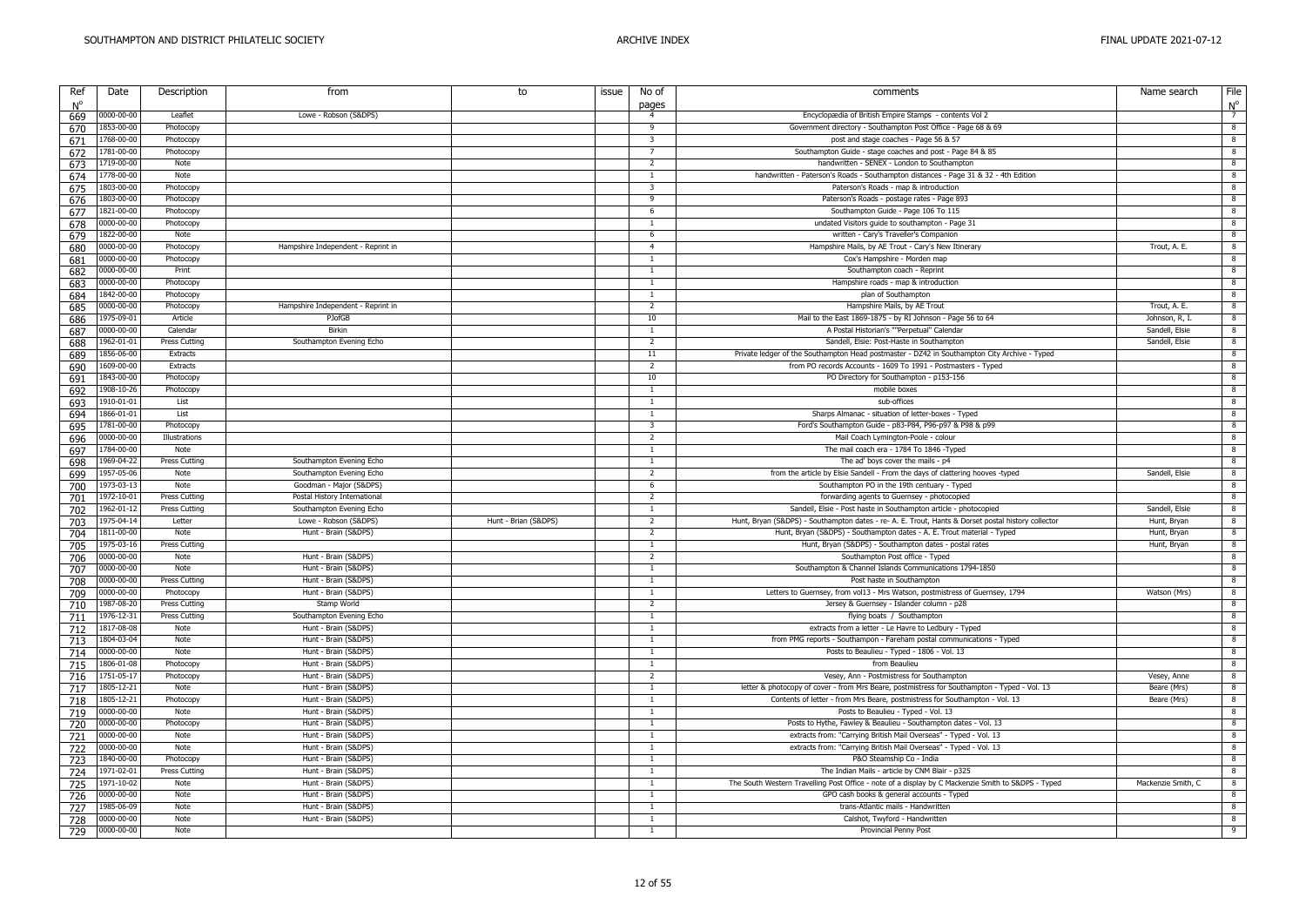| Ref N° | Date | Description | from | to | issue | No of pages | comments | Name search | File N° |
|---|---|---|---|---|---|---|---|---|---|
| 669 | 0000-00-00 | Leaflet | Lowe - Robson (S&DPS) | | | 4 | Encyclopædia of British Empire Stamps - contents Vol 2 | | 7 |
| 670 | 1853-00-00 | Photocopy | | | | 9 | Government directory - Southampton Post Office - Page 68 & 69 | | 8 |
| 671 | 1768-00-00 | Photocopy | | | | 3 | post and stage coaches - Page 56 & 57 | | 8 |
| 672 | 1781-00-00 | Photocopy | | | | 7 | Southampton Guide - stage coaches and post - Page 84 & 85 | | 8 |
| 673 | 1719-00-00 | Note | | | | 2 | handwritten - SENEX - London to Southampton | | 8 |
| 674 | 1778-00-00 | Note | | | | 1 | handwritten - Paterson's Roads - Southampton distances - Page 31 & 32 - 4th Edition | | 8 |
| 675 | 1803-00-00 | Photocopy | | | | 3 | Paterson's Roads - map & introduction | | 8 |
| 676 | 1803-00-00 | Photocopy | | | | 9 | Paterson's Roads - postage rates - Page 893 | | 8 |
| 677 | 1821-00-00 | Photocopy | | | | 6 | Southampton Guide - Page 106 To 115 | | 8 |
| 678 | 0000-00-00 | Photocopy | | | | 1 | undated Visitors guide to southampton - Page 31 | | 8 |
| 679 | 1822-00-00 | Note | | | | 6 | written - Cary's Traveller's Companion | | 8 |
| 680 | 0000-00-00 | Photocopy | Hampshire Independent - Reprint in | | | 4 | Hampshire Mails, by AE Trout - Cary's New Itinerary | Trout, A. E. | 8 |
| 681 | 0000-00-00 | Photocopy | | | | 1 | Cox's Hampshire - Morden map | | 8 |
| 682 | 0000-00-00 | Print | | | | 1 | Southampton coach - Reprint | | 8 |
| 683 | 0000-00-00 | Photocopy | | | | 1 | Hampshire roads - map & introduction | | 8 |
| 684 | 1842-00-00 | Photocopy | | | | 1 | plan of Southampton | | 8 |
| 685 | 0000-00-00 | Photocopy | Hampshire Independent - Reprint in | | | 2 | Hampshire Mails, by AE Trout | Trout, A. E. | 8 |
| 686 | 1975-09-01 | Article | PJofGB | | | 10 | Mail to the East 1869-1875 - by RI Johnson - Page 56 to 64 | Johnson, R, I. | 8 |
| 687 | 0000-00-00 | Calendar | Birkin | | | 1 | A Postal Historian's ""Perpetual" Calendar | Sandell, Elsie | 8 |
| 688 | 1962-01-01 | Press Cutting | Southampton Evening Echo | | | 2 | Sandell, Elsie: Post-Haste in Southampton | Sandell, Elsie | 8 |
| 689 | 1856-06-00 | Extracts | | | | 11 | Private ledger of the Southampton Head postmaster - DZ42 in Southampton City Archive - Typed | | 8 |
| 690 | 1609-00-00 | Extracts | | | | 2 | from PO records Accounts - 1609 To 1991 - Postmasters - Typed | | 8 |
| 691 | 1843-00-00 | Photocopy | | | | 10 | PO Directory for Southampton - p153-156 | | 8 |
| 692 | 1908-10-26 | Photocopy | | | | 1 | mobile boxes | | 8 |
| 693 | 1910-01-01 | List | | | | 1 | sub-offices | | 8 |
| 694 | 1866-01-01 | List | | | | 1 | Sharps Almanac - situation of letter-boxes - Typed | | 8 |
| 695 | 1781-00-00 | Photocopy | | | | 3 | Ford's Southampton Guide - p83-P84, P96-p97 & P98 & p99 | | 8 |
| 696 | 0000-00-00 | Illustrations | | | | 2 | Mail Coach Lymington-Poole - colour | | 8 |
| 697 | 1784-00-00 | Note | | | | 1 | The mail coach era - 1784 To 1846 -Typed | | 8 |
| 698 | 1969-04-22 | Press Cutting | Southampton Evening Echo | | | 1 | The ad' boys cover the mails - p4 | | 8 |
| 699 | 1957-05-06 | Note | Southampton Evening Echo | | | 2 | from the article by Elsie Sandell - From the days of clattering hooves -typed | Sandell, Elsie | 8 |
| 700 | 1973-03-13 | Note | Goodman - Major (S&DPS) | | | 6 | Southampton PO in the 19th centuary - Typed | | 8 |
| 701 | 1972-10-01 | Press Cutting | Postal History International | | | 2 | forwarding agents to Guernsey - photocopied | | 8 |
| 702 | 1962-01-12 | Press Cutting | Southampton Evening Echo | | | 1 | Sandell, Elsie - Post haste in Southampton article - photocopied | Sandell, Elsie | 8 |
| 703 | 1975-04-14 | Letter | Lowe - Robson (S&DPS) | Hunt - Brian (S&DPS) | | 2 | Hunt, Bryan (S&DPS) - Southampton dates - re- A. E. Trout, Hants & Dorset postal history collector | Hunt, Bryan | 8 |
| 704 | 1811-00-00 | Note | Hunt - Brain (S&DPS) | | | 2 | Hunt, Bryan (S&DPS) - Southampton dates - A. E. Trout material - Typed | Hunt, Bryan | 8 |
| 705 | 1975-03-16 | Press Cutting | | | | 1 | Hunt, Bryan (S&DPS) - Southampton dates - postal rates | Hunt, Bryan | 8 |
| 706 | 0000-00-00 | Note | Hunt - Brain (S&DPS) | | | 2 | Southampton Post office - Typed | | 8 |
| 707 | 0000-00-00 | Note | Hunt - Brain (S&DPS) | | | 1 | Southampton & Channel Islands Communications 1794-1850 | | 8 |
| 708 | 0000-00-00 | Press Cutting | Hunt - Brain (S&DPS) | | | 1 | Post haste in Southampton | | 8 |
| 709 | 0000-00-00 | Photocopy | Hunt - Brain (S&DPS) | | | 1 | Letters to Guernsey, from vol13 - Mrs Watson, postmistress of Guernsey, 1794 | Watson (Mrs) | 8 |
| 710 | 1987-08-20 | Press Cutting | Stamp World | | | 2 | Jersey & Guernsey - Islander column - p28 | | 8 |
| 711 | 1976-12-31 | Press Cutting | Southampton Evening Echo | | | 1 | flying boats / Southampton | | 8 |
| 712 | 1817-08-08 | Note | Hunt - Brain (S&DPS) | | | 1 | extracts from a letter - Le Havre to Ledbury - Typed | | 8 |
| 713 | 1804-03-04 | Note | Hunt - Brain (S&DPS) | | | 1 | from PMG reports - Southampon - Fareham postal communications - Typed | | 8 |
| 714 | 0000-00-00 | Note | Hunt - Brain (S&DPS) | | | 1 | Posts to Beaulieu - Typed - 1806 - Vol. 13 | | 8 |
| 715 | 1806-01-08 | Photocopy | Hunt - Brain (S&DPS) | | | 1 | from Beaulieu | | 8 |
| 716 | 1751-05-17 | Photocopy | Hunt - Brain (S&DPS) | | | 2 | Vesey, Ann - Postmistress for Southampton | Vesey, Anne | 8 |
| 717 | 1805-12-21 | Note | Hunt - Brain (S&DPS) | | | 1 | letter & photocopy of cover - from Mrs Beare, postmistress for Southampton - Typed - Vol. 13 | Beare (Mrs) | 8 |
| 718 | 1805-12-21 | Photocopy | Hunt - Brain (S&DPS) | | | 1 | Contents of letter - from Mrs Beare, postmistress for Southampton - Vol. 13 | Beare (Mrs) | 8 |
| 719 | 0000-00-00 | Note | Hunt - Brain (S&DPS) | | | 1 | Posts to Beaulieu - Typed - Vol. 13 | | 8 |
| 720 | 0000-00-00 | Photocopy | Hunt - Brain (S&DPS) | | | 1 | Posts to Hythe, Fawley & Beaulieu - Southampton dates - Vol. 13 | | 8 |
| 721 | 0000-00-00 | Note | Hunt - Brain (S&DPS) | | | 1 | extracts from: "Carrying British Mail Overseas" - Typed - Vol. 13 | | 8 |
| 722 | 0000-00-00 | Note | Hunt - Brain (S&DPS) | | | 1 | extracts from: "Carrying British Mail Overseas" - Typed - Vol. 13 | | 8 |
| 723 | 1840-00-00 | Photocopy | Hunt - Brain (S&DPS) | | | 1 | P&O Steamship Co - India | | 8 |
| 724 | 1971-02-01 | Press Cutting | Hunt - Brain (S&DPS) | | | 1 | The Indian Mails - article by CNM Blair - p325 | | 8 |
| 725 | 1971-10-02 | Note | Hunt - Brain (S&DPS) | | | 1 | The South Western Travelling Post Office - note of a display by C Mackenzie Smith to S&DPS - Typed | Mackenzie Smith, C | 8 |
| 726 | 0000-00-00 | Note | Hunt - Brain (S&DPS) | | | 1 | GPO cash books & general accounts - Typed | | 8 |
| 727 | 1985-06-09 | Note | Hunt - Brain (S&DPS) | | | 1 | trans-Atlantic mails - Handwritten | | 8 |
| 728 | 0000-00-00 | Note | Hunt - Brain (S&DPS) | | | 1 | Calshot, Twyford - Handwritten | | 8 |
| 729 | 0000-00-00 | Note | | | | 1 | Provincial Penny Post | | 9 |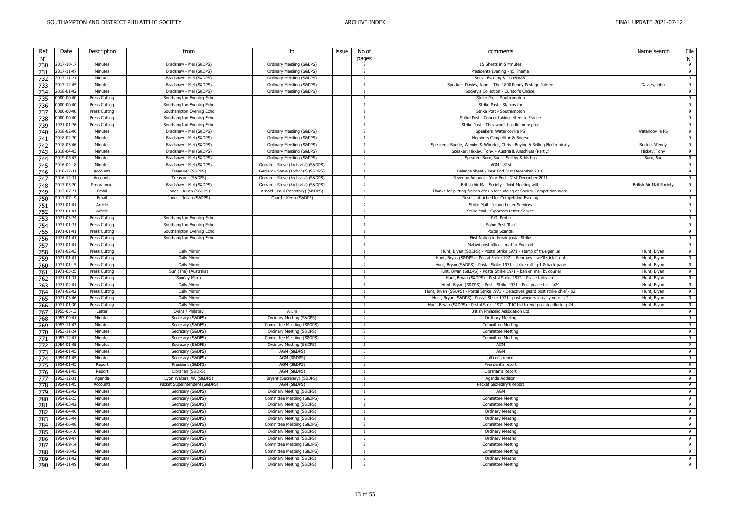| Ref N° | Date | Description | from | to | issue | No of pages | comments | Name search | File N° |
|---|---|---|---|---|---|---|---|---|---|
| 730 | 2017-10-17 | Minutes | Bradshaw - Mel (S&DPS) | Ordinary Meetiing (S&DPS) | | 2 | 15 Sheets in 5 Minutes | | 9 |
| 731 | 2017-11-07 | Minutes | Bradshaw - Mel (S&DPS) | Ordinary Meetiing (S&DPS) | | 2 | Presidents Evening - 85 Theme. | | 9 |
| 732 | 2017-11-21 | Minutes | Bradshaw - Mel (S&DPS) | Ordinary Meetiing (S&DPS) | | 2 | Social Evening & "17x5=85" | | 9 |
| 733 | 2017-12-05 | Minutes | Bradshaw - Mel (S&DPS) | Ordinary Meetiing (S&DPS) | | 1 | Speaker: Davies, John. - The 1890 Penny Postage Jubilee | Davies, John | 9 |
| 734 | 2018-01-02 | Minutes | Bradshaw - Mel (S&DPS) | Ordinary Meetiing (S&DPS) | | 1 | Society's Collection - Curator's Choice. | | 9 |
| 735 | 0000-00-00 | Press Cutting | Southampton Evening Echo | | | 1 | Strike Post - Southampton | | 9 |
| 736 | 0000-00-00 | Press Cutting | Southampton Evening Echo | | | 1 | Strike Post - Stamps for | | 9 |
| 737 | 0000-00-00 | Press Cutting | Southampton Evening Echo | | | 1 | Strike Post - Southampton | | 9 |
| 738 | 0000-00-00 | Press Cutting | Southampton Evening Echo | | | 1 | Strike Post - Courier taking letters to France | | 9 |
| 739 | 1971-01-26 | Press Cutting | Southampton Evening Echo | | | 1 | Strike Post - They won't handle more post | | 9 |
| 740 | 2018-02-06 | Minutes | Bradshaw - Mel (S&DPS) | Ordinary Meetiing (S&DPS) | | 2 | Speakers: Waterlooville PS | Waterlooville PS | 9 |
| 741 | 2018-02-20 | Minutes | Bradshaw - Mel (S&DPS) | Ordinary Meetiing (S&DPS) | | 1 | Members Competiton & Bourse | | 9 |
| 742 | 2018-03-06 | Minutes | Bradshaw - Mel (S&DPS) | Ordinary Meetiing (S&DPS) | | 1 | Speakers: Buckle, Wendy. & Wheeler, Chris - Buying & Selling Electronically | Buckle, Wendy | 9 |
| 743 | 2018-04-03 | Minutes | Bradshaw - Mel (S&DPS) | Ordinary Meetiing (S&DPS) | | 1 | Speaker: Hickey, Tony. - Austria & Anschluss (Part 2) | Hickey, Tony | 9 |
| 744 | 2019-05-07 | Minutes | Bradshaw - Mel (S&DPS) | Ordinary Meetiing (S&DPS) | | 2 | Speaker: Burn, Sue. - Smithy & his bus | Burn, Sue | 9 |
| 745 | 2016-04-18 | Minutes | Bradshaw - Mel (S&DPS) | Gerrard - Steve (Archivist) (S&DPS) | | 3 | AGM - 81st | | 9 |
| 746 | 2016-12-31 | Accounts | Treasurer (S&DPS) | Gerrard - Steve (Archivist) (S&DPS) | | 1 | Balance Sheet - Year End 31st December 2016 | | 9 |
| 747 | 2016-12-31 | Accounts | Treasurer (S&DPS) | Gerrard - Steve (Archivist) (S&DPS) | | 1 | Revenue Account - Year End - 31st December 2016 | | 9 |
| 748 | 2017-05-20 | Programme | Bradshaw - Mel (S&DPS) | Gerrard - Steve (Archivist) (S&DPS) | | 2 | British Air Mail Society - Joint Meeting with | British Air Mail Society | 9 |
| 749 | 2017-07-21 | Email | Jones - Julian (S&DPS) | Arnold - Paul (secretary) (S&DPS) | | 1 | Thanks for putting frames etc up for judging at Society Competition night. | | 9 |
| 750 | 2017-07-19 | Email | Jones - Julian (S&DPS) | Chard - Kevin (S&DPS) | | 1 | Results attached for Competiton Evening | | 9 |
| 751 | 1971-01-01 | Article | | | | 2 | Strike Mail - Inland Letter Services | | 9 |
| 752 | 1971-01-01 | Article | | | | 2 | Strike Mail - Exporters Letter Service | | 9 |
| 753 | 1971-03-24 | Press Cutting | Southampton Evening Echo | | | 1 | P.O. Probe | | 9 |
| 754 | 1971-01-21 | Press Cutting | Southampton Evening Echo | | | 1 | Soton Post 'Run' | | 9 |
| 755 | 1971-01-01 | Press Cutting | Southampton Evening Echo | | | 1 | Postal Scandal | | 9 |
| 756 | 1971-01-01 | Press Cutting | Southampton Evening Echo | | | 1 | First Nation to break postal Strike | | 9 |
| 757 | 1971-01-01 | Press Cutting | | | | 1 | Malawi post office - mail to England | | 9 |
| 758 | 1971-02-03 | Press Cutting | Daily Mirror | | | 1 | Hunt, Bryan (S&DPS) - Postal Strike 1971 - stamp of true genius | Hunt, Bryan | 9 |
| 759 | 1971-01-01 | Press Cutting | Daily Mirror | | | 1 | Hunt, Bryan (S&DPS) - Postal Strike 1971 - February - we'll stick it out | Hunt, Bryan | 9 |
| 760 | 1971-01-15 | Press Cutting | Daily Mirror | | | 2 | Hunt, Bryan (S&DPS) - Postal Strike 1971 - strike call - p1 & back page | Hunt, Bryan | 9 |
| 761 | 1971-03-25 | Press Cutting | Sun (The) (Australia) | | | 1 | Hunt, Bryan (S&DPS) - Postal Strike 1971 - ban on mail by courier | Hunt, Bryan | 9 |
| 762 | 1971-01-31 | Press Cutting | Sunday Mirror | | | 1 | Hunt, Bryan (S&DPS) - Postal Strike 1971 - Peace talks - p1 | Hunt, Bryan | 9 |
| 763 | 1971-02-01 | Press Cutting | Daily Mirror | | | 1 | Hunt, Bryan (S&DPS) - Postal Strike 1971 - Post peace bid - p24 | Hunt, Bryan | 9 |
| 764 | 1971-02-02 | Press Cutting | Daily Mirror | | | 1 | Hunt, Bryan (S&DPS) - Postal Strike 1971 - Detectives guard post strike chief - p2 | Hunt, Bryan | 9 |
| 765 | 1971-03-06 | Press Cutting | Daily Mirror | | | 1 | Hunt, Bryan (S&DPS) - Postal Strike 1971 - post workers in early vote - p2 | Hunt, Bryan | 9 |
| 766 | 1971-01-30 | Press Cutting | Daily Mirror | | | 1 | Hunt, Bryan (S&DPS) - Postal Strike 1971 - TUC bid to end post deadlock - p24 | Hunt, Bryan | 9 |
| 767 | 1955-05-13 | Letter | Evans / Philately | Allum | | 1 | British Philatelic Association Ltd | | 9 |
| 768 | 1953-09-01 | Minutes | Secretary (S&DPS) | Ordinary Meeting (S&DPS) | | 2 | Ordinary Meeting | | 9 |
| 769 | 1953-11-03 | Minutes | Secretary (S&DPS) | Committee Meetiing (S&DPS) | | 1 | Committee Meeting | | 9 |
| 770 | 1953-11-24 | Minutes | Secretary (S&DPS) | Ordinary Meeting (S&DPS) | | 2 | Committee Meeting | | 9 |
| 771 | 1953-12-01 | Minutes | Secretary (S&DPS) | Committee Meetiing (S&DPS) | | 2 | Committee Meeting | | 9 |
| 772 | 1954-01-05 | Minutes | Secretary (S&DPS) | Ordinary Meeting (S&DPS) | | 1 | AGM | | 9 |
| 773 | 1954-01-05 | Minutes | Secretary (S&DPS) | AGM (S&DPS) | | 3 | AGM | | 9 |
| 774 | 1954-01-05 | Minutes | Secretary (S&DPS) | AGM (S&DPS) | | 2 | officer's report | | 9 |
| 775 | 1954-01-05 | Report | President (S&DPS) | AGM (S&DPS) | | 2 | President's report | | 9 |
| 776 | 1954-01-05 | Report | Librarian (S&DPS) | AGM (S&DPS) | | 1 | Librarian's Report | | 9 |
| 777 | 1953-12-31 | Agenda | Lyon Walters, W. (S&DPS) | Bryant (Secretary) (S&DPS) | | 1 | Agenda Addition | | 9 |
| 778 | 1954-01-05 | Accounts | Packet Superintendent (S&DPS) | AGM (S&DPS) | | 1 | Packet Secretary's Report | | 9 |
| 779 | 1954-02-02 | Minutes | Secretary (S&DPS) | Ordinary Meeting (S&DPS) | | 1 | AGM | | 9 |
| 780 | 1954-02-23 | Minutes | Secretary (S&DPS) | Committee Meetiing (S&DPS) | | 2 | Committee Meeting | | 9 |
| 781 | 1954-03-02 | Minutes | Secretary (S&DPS) | Ordinary Meeting (S&DPS) | | 1 | Committee Meeting | | 9 |
| 782 | 1954-04-06 | Minutes | Secretary (S&DPS) | Ordinary Meeting (S&DPS) | | 1 | Ordinary Meeting | | 9 |
| 783 | 1954-05-04 | Minutes | Secretary (S&DPS) | Ordinary Meeting (S&DPS) | | 1 | Ordinary Meeting | | 9 |
| 784 | 1954-06-08 | Minutes | Secretary (S&DPS) | Committee Meetiing (S&DPS) | | 2 | Committee Meeting | | 9 |
| 785 | 1954-06-10 | Minutes | Secretary (S&DPS) | Ordinary Meeting (S&DPS) | | 1 | Ordinary Meeting | | 9 |
| 786 | 1954-09-07 | Minutes | Secretary (S&DPS) | Ordinary Meeting (S&DPS) | | 2 | Ordinary Meeting | | 9 |
| 787 | 1954-09-14 | Minutes | Secretary (S&DPS) | Committee Meetiing (S&DPS) | | 2 | Committee Meeting | | 9 |
| 788 | 1954-10-02 | Minutes | Secretary (S&DPS) | Committee Meetiing (S&DPS) | | 1 | Committee Meeting | | 9 |
| 789 | 1954-11-02 | Minutes | Secretary (S&DPS) | Ordinary Meeting (S&DPS) | | 2 | Ordinary Meeting | | 9 |
| 790 | 1954-11-09 | Minutes | Secretary (S&DPS) | Ordinary Meeting (S&DPS) | | 2 | Committee Meeting | | 9 |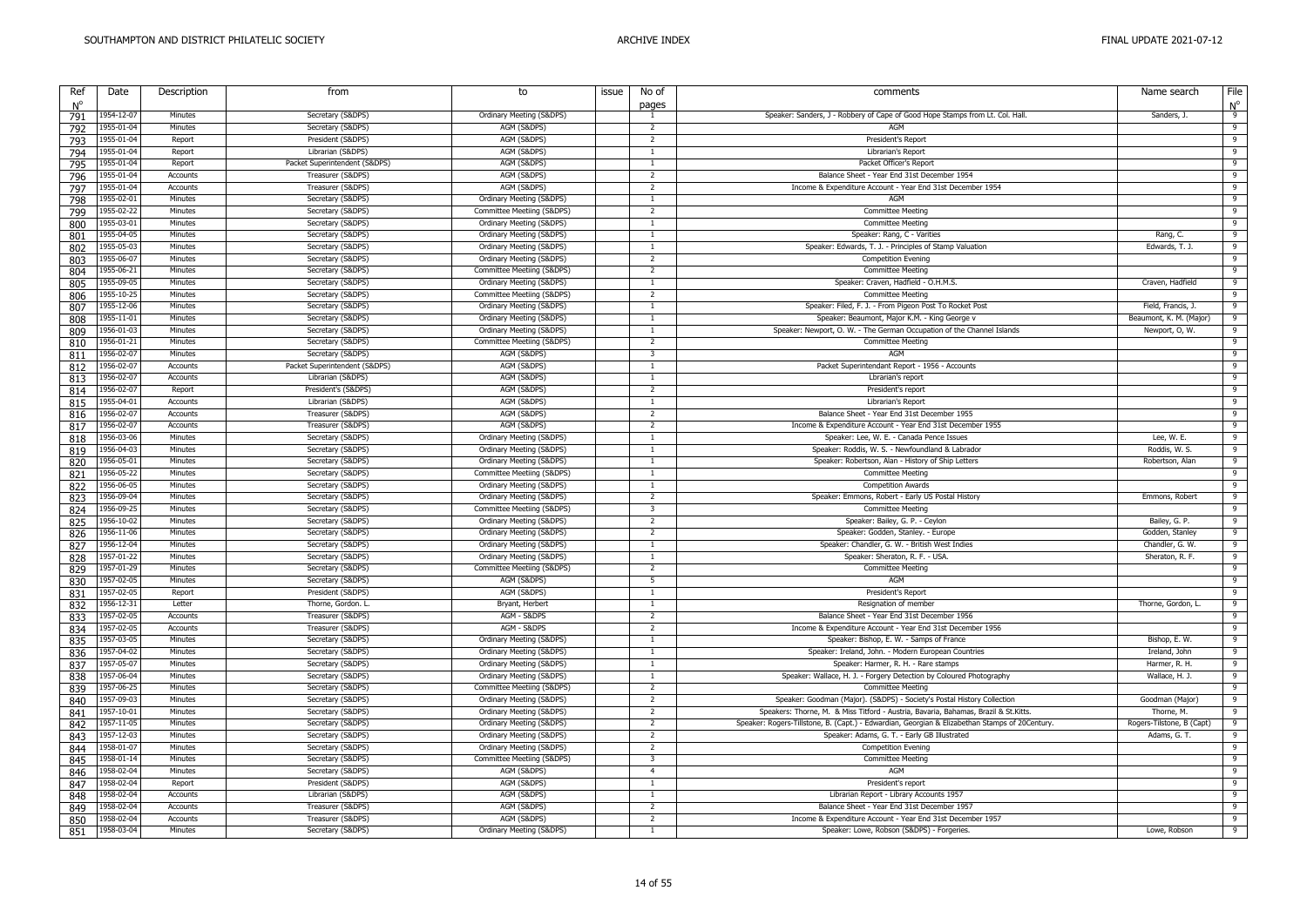| Ref N° | Date | Description | from | to | issue | No of pages | comments | Name search | File N° |
|---|---|---|---|---|---|---|---|---|---|
| 791 | 1954-12-07 | Minutes | Secretary (S&DPS) | Ordinary Meeting (S&DPS) | | 1 | Speaker: Sanders, J - Robbery of Cape of Good Hope Stamps from Lt. Col. Hall. | Sanders, J. | 9 |
| 792 | 1955-01-04 | Minutes | Secretary (S&DPS) | AGM (S&DPS) | | 2 | AGM | | 9 |
| 793 | 1955-01-04 | Report | President (S&DPS) | AGM (S&DPS) | | 2 | President's Report | | 9 |
| 794 | 1955-01-04 | Report | Librarian (S&DPS) | AGM (S&DPS) | | 1 | Librarian's Report | | 9 |
| 795 | 1955-01-04 | Report | Packet Superintendent (S&DPS) | AGM (S&DPS) | | 1 | Packet Officer's Report | | 9 |
| 796 | 1955-01-04 | Accounts | Treasurer (S&DPS) | AGM (S&DPS) | | 2 | Balance Sheet - Year End 31st December 1954 | | 9 |
| 797 | 1955-01-04 | Accounts | Treasurer (S&DPS) | AGM (S&DPS) | | 2 | Income & Expenditure Account - Year End 31st December 1954 | | 9 |
| 798 | 1955-02-01 | Minutes | Secretary (S&DPS) | Ordinary Meeting (S&DPS) | | 1 | AGM | | 9 |
| 799 | 1955-02-22 | Minutes | Secretary (S&DPS) | Committee Meetiing (S&DPS) | | 2 | Committee Meeting | | 9 |
| 800 | 1955-03-01 | Minutes | Secretary (S&DPS) | Ordinary Meeting (S&DPS) | | 1 | Committee Meeting | | 9 |
| 801 | 1955-04-05 | Minutes | Secretary (S&DPS) | Ordinary Meeting (S&DPS) | | 1 | Speaker: Rang, C - Varities | Rang, C. | 9 |
| 802 | 1955-05-03 | Minutes | Secretary (S&DPS) | Ordinary Meeting (S&DPS) | | 1 | Speaker: Edwards, T. J. - Principles of Stamp Valuation | Edwards, T. J. | 9 |
| 803 | 1955-06-07 | Minutes | Secretary (S&DPS) | Ordinary Meeting (S&DPS) | | 2 | Competition Evening | | 9 |
| 804 | 1955-06-21 | Minutes | Secretary (S&DPS) | Committee Meetiing (S&DPS) | | 2 | Committee Meeting | | 9 |
| 805 | 1955-09-05 | Minutes | Secretary (S&DPS) | Ordinary Meeting (S&DPS) | | 1 | Speaker: Craven, Hadfield - O.H.M.S. | Craven, Hadfield | 9 |
| 806 | 1955-10-25 | Minutes | Secretary (S&DPS) | Committee Meetiing (S&DPS) | | 2 | Committee Meeting | | 9 |
| 807 | 1955-12-06 | Minutes | Secretary (S&DPS) | Ordinary Meeting (S&DPS) | | 1 | Speaker: Filed, F. J. - From Pigeon Post To Rocket Post | Field, Francis, J. | 9 |
| 808 | 1955-11-01 | Minutes | Secretary (S&DPS) | Ordinary Meeting (S&DPS) | | 1 | Speaker: Beaumont, Major K.M. - King George v | Beaumont, K. M. (Major) | 9 |
| 809 | 1956-01-03 | Minutes | Secretary (S&DPS) | Ordinary Meeting (S&DPS) | | 1 | Speaker: Newport, O. W. - The German Occupation of the Channel Islands | Newport, O, W. | 9 |
| 810 | 1956-01-21 | Minutes | Secretary (S&DPS) | Committee Meetiing (S&DPS) | | 2 | Committee Meeting | | 9 |
| 811 | 1956-02-07 | Minutes | Secretary (S&DPS) | AGM (S&DPS) | | 3 | AGM | | 9 |
| 812 | 1956-02-07 | Accounts | Packet Superintendent (S&DPS) | AGM (S&DPS) | | 1 | Packet Superintendent Report - 1956 - Accounts | | 9 |
| 813 | 1956-02-07 | Accounts | Librarian (S&DPS) | AGM (S&DPS) | | 1 | Lbrarian's report | | 9 |
| 814 | 1956-02-07 | Report | President's (S&DPS) | AGM (S&DPS) | | 2 | President's report | | 9 |
| 815 | 1955-04-01 | Accounts | Librarian (S&DPS) | AGM (S&DPS) | | 1 | Librarian's Report | | 9 |
| 816 | 1956-02-07 | Accounts | Treasurer (S&DPS) | AGM (S&DPS) | | 2 | Balance Sheet - Year End 31st December 1955 | | 9 |
| 817 | 1956-02-07 | Accounts | Treasurer (S&DPS) | AGM (S&DPS) | | 2 | Income & Expenditure Account - Year End 31st December 1955 | | 9 |
| 818 | 1956-03-06 | Minutes | Secretary (S&DPS) | Ordinary Meeting (S&DPS) | | 1 | Speaker: Lee, W. E. - Canada Pence Issues | Lee, W. E. | 9 |
| 819 | 1956-04-03 | Minutes | Secretary (S&DPS) | Ordinary Meeting (S&DPS) | | 1 | Speaker: Roddis, W. S. - Newfoundland & Labrador | Roddis, W. S. | 9 |
| 820 | 1956-05-01 | Minutes | Secretary (S&DPS) | Ordinary Meeting (S&DPS) | | 1 | Speaker: Robertson, Alan - History of Ship Letters | Robertson, Alan | 9 |
| 821 | 1956-05-22 | Minutes | Secretary (S&DPS) | Committee Meetiing (S&DPS) | | 1 | Committee Meeting | | 9 |
| 822 | 1956-06-05 | Minutes | Secretary (S&DPS) | Ordinary Meeting (S&DPS) | | 1 | Competition Awards | | 9 |
| 823 | 1956-09-04 | Minutes | Secretary (S&DPS) | Ordinary Meeting (S&DPS) | | 2 | Speaker: Emmons, Robert - Early US Postal History | Emmons, Robert | 9 |
| 824 | 1956-09-25 | Minutes | Secretary (S&DPS) | Committee Meetiing (S&DPS) | | 3 | Committee Meeting | | 9 |
| 825 | 1956-10-02 | Minutes | Secretary (S&DPS) | Ordinary Meeting (S&DPS) | | 2 | Speaker: Bailey, G. P. - Ceylon | Bailey, G. P. | 9 |
| 826 | 1956-11-06 | Minutes | Secretary (S&DPS) | Ordinary Meeting (S&DPS) | | 2 | Speaker: Godden, Stanley. - Europe | Godden, Stanley | 9 |
| 827 | 1956-12-04 | Minutes | Secretary (S&DPS) | Ordinary Meeting (S&DPS) | | 1 | Speaker: Chandler, G. W. - British West Indies | Chandler, G. W. | 9 |
| 828 | 1957-01-22 | Minutes | Secretary (S&DPS) | Ordinary Meeting (S&DPS) | | 1 | Speaker: Sheraton, R. F. - USA. | Sheraton, R. F. | 9 |
| 829 | 1957-01-29 | Minutes | Secretary (S&DPS) | Committee Meetiing (S&DPS) | | 2 | Committee Meeting | | 9 |
| 830 | 1957-02-05 | Minutes | Secretary (S&DPS) | AGM (S&DPS) | | 5 | AGM | | 9 |
| 831 | 1957-02-05 | Report | President (S&DPS) | AGM (S&DPS) | | 1 | President's Report | | 9 |
| 832 | 1956-12-31 | Letter | Thorne, Gordon. L. | Bryant, Herbert | | 1 | Resignation of member | Thorne, Gordon, L. | 9 |
| 833 | 1957-02-05 | Accounts | Treasurer (S&DPS) | AGM - S&DPS | | 2 | Balance Sheet - Year End 31st December 1956 | | 9 |
| 834 | 1957-02-05 | Accounts | Treasurer (S&DPS) | AGM - S&DPS | | 2 | Income & Expenditure Account - Year End 31st December 1956 | | 9 |
| 835 | 1957-03-05 | Minutes | Secretary (S&DPS) | Ordinary Meeting (S&DPS) | | 1 | Speaker: Bishop, E. W. - Samps of France | Bishop, E. W. | 9 |
| 836 | 1957-04-02 | Minutes | Secretary (S&DPS) | Ordinary Meeting (S&DPS) | | 1 | Speaker: Ireland, John. - Modern European Countries | Ireland, John | 9 |
| 837 | 1957-05-07 | Minutes | Secretary (S&DPS) | Ordinary Meeting (S&DPS) | | 1 | Speaker: Harmer, R. H. - Rare stamps | Harmer, R. H. | 9 |
| 838 | 1957-06-04 | Minutes | Secretary (S&DPS) | Ordinary Meeting (S&DPS) | | 1 | Speaker: Wallace, H. J. - Forgery Detection by Coloured Photography | Wallace, H. J. | 9 |
| 839 | 1957-06-25 | Minutes | Secretary (S&DPS) | Committee Meetiing (S&DPS) | | 2 | Committee Meeting | | 9 |
| 840 | 1957-09-03 | Minutes | Secretary (S&DPS) | Ordinary Meeting (S&DPS) | | 2 | Speaker: Goodman (Major). (S&DPS) - Society's Postal History Collection | Goodman (Major) | 9 |
| 841 | 1957-10-01 | Minutes | Secretary (S&DPS) | Ordinary Meeting (S&DPS) | | 2 | Speakers: Thorne, M. & Miss Titford - Austria, Bavaria, Bahamas, Brazil & St.Kitts. | Thorne, M. | 9 |
| 842 | 1957-11-05 | Minutes | Secretary (S&DPS) | Ordinary Meeting (S&DPS) | | 2 | Speaker: Rogers-Tillstone, B. (Capt.) - Edwardian, Georgian & Elizabethan Stamps of 20Century. | Rogers-Tilstone, B (Capt) | 9 |
| 843 | 1957-12-03 | Minutes | Secretary (S&DPS) | Ordinary Meeting (S&DPS) | | 2 | Speaker: Adams, G. T. - Early GB Illustrated | Adams, G. T. | 9 |
| 844 | 1958-01-07 | Minutes | Secretary (S&DPS) | Ordinary Meeting (S&DPS) | | 2 | Competition Evening | | 9 |
| 845 | 1958-01-14 | Minutes | Secretary (S&DPS) | Committee Meetiing (S&DPS) | | 3 | Committee Meeting | | 9 |
| 846 | 1958-02-04 | Minutes | Secretary (S&DPS) | AGM (S&DPS) | | 4 | AGM | | 9 |
| 847 | 1958-02-04 | Report | President (S&DPS) | AGM (S&DPS) | | 1 | President's report | | 9 |
| 848 | 1958-02-04 | Accounts | Librarian (S&DPS) | AGM (S&DPS) | | 1 | Librarian Report - Library Accounts 1957 | | 9 |
| 849 | 1958-02-04 | Accounts | Treasurer (S&DPS) | AGM (S&DPS) | | 2 | Balance Sheet - Year End 31st December 1957 | | 9 |
| 850 | 1958-02-04 | Accounts | Treasurer (S&DPS) | AGM (S&DPS) | | 2 | Income & Expenditure Account - Year End 31st December 1957 | | 9 |
| 851 | 1958-03-04 | Minutes | Secretary (S&DPS) | Ordinary Meeting (S&DPS) | | 1 | Speaker: Lowe, Robson (S&DPS) - Forgeries. | Lowe, Robson | 9 |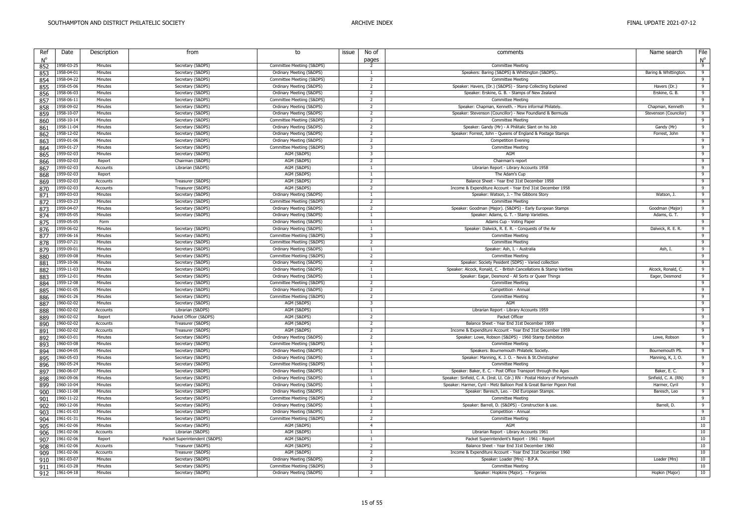| Ref N° | Date | Description | from | to | issue | No of pages | comments | Name search | File N° |
|---|---|---|---|---|---|---|---|---|---|
| 852 | 1958-03-25 | Minutes | Secretary (S&DPS) | Committee Meetiing (S&DPS) | | 2 | Committee Meeting | | 9 |
| 853 | 1958-04-01 | Minutes | Secretary (S&DPS) | Ordinary Meeting (S&DPS) | | 1 | Speakers: Baring (S&DPS) & Whittington (S&DPS).. | Baring & Whittington. | 9 |
| 854 | 1958-04-22 | Minutes | Secretary (S&DPS) | Committee Meetiing (S&DPS) | | 2 | Committee Meeting | | 9 |
| 855 | 1958-05-06 | Minutes | Secretary (S&DPS) | Ordinary Meeting (S&DPS) | | 2 | Speaker: Havers, (Dr.) (S&DPS) - Stamp Collecting Explained | Havers (Dr.) | 9 |
| 856 | 1958-06-03 | Minutes | Secretary (S&DPS) | Ordinary Meeting (S&DPS) | | 2 | Speaker: Erskine, G. B. - Stamps of New Zealand | Erskine, G. B. | 9 |
| 857 | 1958-06-11 | Minutes | Secretary (S&DPS) | Committee Meetiing (S&DPS) | | 2 | Committee Meeting | | 9 |
| 858 | 1958-09-02 | Minutes | Secretary (S&DPS) | Ordinary Meeting (S&DPS) | | 2 | Speaker: Chapman, Kenneth. - More informal Philately. | Chapman, Kenneth | 9 |
| 859 | 1958-10-07 | Minutes | Secretary (S&DPS) | Ordinary Meeting (S&DPS) | | 2 | Speaker: Stevenson (Councillor) - New Foundland & Bermuda | Stevenson (Councilor) | 9 |
| 860 | 1958-10-14 | Minutes | Secretary (S&DPS) | Committee Meetiing (S&DPS) | | 2 | Committee Meeting | | 9 |
| 861 | 1958-11-04 | Minutes | Secretary (S&DPS) | Ordinary Meeting (S&DPS) | | 2 | Speaker: Gandy (Mr) - A Philitalic Slant on his Job | Gandy (Mr) | 9 |
| 862 | 1958-12-02 | Minutes | Secretary (S&DPS) | Ordinary Meeting (S&DPS) | | 2 | Speaker: Forrest, John - Queens of England & Postage Stamps | Forrest, John | 9 |
| 863 | 1959-01-06 | Minutes | Secretary (S&DPS) | Ordinary Meeting (S&DPS) | | 2 | Competition Evening | | 9 |
| 864 | 1959-01-27 | Minutes | Secretary (S&DPS) | Committee Meetiing (S&DPS) | | 3 | Committee Meeting | | 9 |
| 865 | 1959-02-03 | Minutes | Secretary (S&DPS) | AGM (S&DPS) | | 3 | AGM | | 9 |
| 866 | 1959-02-03 | Report | Chairman (S&DPS) | AGM (S&DPS) | | 2 | Chairman's report | | 9 |
| 867 | 1959-02-03 | Accounts | Librarian (S&DPS) | AGM (S&DPS) | | 1 | Librarian Report - Library Accounts 1958 | | 9 |
| 868 | 1959-02-03 | Report | | AGM (S&DPS) | | 1 | The Adam's Cup | | 9 |
| 869 | 1959-02-03 | Accounts | Treasurer (S&DPS) | AGM (S&DPS) | | 2 | Balance Sheet - Year End 31st December 1958 | | 9 |
| 870 | 1959-02-03 | Accounts | Treasurer (S&DPS) | AGM (S&DPS) | | 2 | Income & Expenditure Account - Year End 31st December 1958 | | 9 |
| 871 | 1959-03-03 | Minutes | Secretary (S&DPS) | Ordinary Meeting (S&DPS) | | 1 | Speaker: Watson, J. - The Gibbons Story | Watson, J. | 9 |
| 872 | 1959-03-23 | Minutes | Secretary (S&DPS) | Committee Meetiing (S&DPS) | | 2 | Committee Meeting | | 9 |
| 873 | 1959-04-07 | Minutes | Secretary (S&DPS) | Ordinary Meeting (S&DPS) | | 2 | Speaker: Goodman (Major). (S&DPS) - Early European Stamps | Goodman (Major) | 9 |
| 874 | 1959-05-05 | Minutes | Secretary (S&DPS) | Ordinary Meeting (S&DPS) | | 1 | Speaker: Adams, G. T. - Stamp Varietiies. | Adams, G. T. | 9 |
| 875 | 1959-05-05 | Form | | Ordinary Meeting (S&DPS) | | 1 | Adams Cup - Voting Paper | | 9 |
| 876 | 1959-06-02 | Minutes | Secretary (S&DPS) | Ordinary Meeting (S&DPS) | | 1 | Speaker: Dalwick, R. E. R. - Conquests of the Air | Dalwick, R. E. R. | 9 |
| 877 | 1959-06-16 | Minutes | Secretary (S&DPS) | Committee Meetiing (S&DPS) | | 3 | Committee Meeting | | 9 |
| 878 | 1959-07-21 | Minutes | Secretary (S&DPS) | Committee Meetiing (S&DPS) | | 2 | Committee Meeting | | 9 |
| 879 | 1959-09-01 | Minutes | Secretary (S&DPS) | Ordinary Meeting (S&DPS) | | 1 | Speaker: Ash, I. - Australia | Ash, I. | 9 |
| 880 | 1959-09-08 | Minutes | Secretary (S&DPS) | Committee Meetiing (S&DPS) | | 2 | Committee Meeting | | 9 |
| 881 | 1959-10-06 | Minutes | Secretary (S&DPS) | Ordinary Meeting (S&DPS) | | 2 | Speaker: Society Pesident (SDPS) - Varied collection | | 9 |
| 882 | 1959-11-03 | Minutes | Secretary (S&DPS) | Ordinary Meeting (S&DPS) | | 1 | Speaker: Alcock, Ronald, C. - British Cancellations & Stamp Varities | Alcock, Ronald, C. | 9 |
| 883 | 1959-12-01 | Minutes | Secretary (S&DPS) | Ordinary Meeting (S&DPS) | | 1 | Speaker: Eagar, Desmond - All Sorts or Queer Things | Eager, Desmond | 9 |
| 884 | 1959-12-08 | Minutes | Secretary (S&DPS) | Committee Meetiing (S&DPS) | | 2 | Committee Meeting | | 9 |
| 885 | 1960-01-05 | Minutes | Secretary (S&DPS) | Ordinary Meeting (S&DPS) | | 2 | Competition - Annual | | 9 |
| 886 | 1960-01-26 | Minutes | Secretary (S&DPS) | Committee Meetiing (S&DPS) | | 2 | Committee Meeting | | 9 |
| 887 | 1960-02-02 | Minutes | Secretary (S&DPS) | AGM (S&DPS) | | 3 | AGM | | 9 |
| 888 | 1960-02-02 | Accounts | Librarian (S&DPS) | AGM (S&DPS) | | 1 | Librarian Report - Library Accounts 1959 | | 9 |
| 889 | 1960-02-02 | Report | Packet Officer (S&DPS) | AGM (S&DPS) | | 2 | Packet Officer | | 9 |
| 890 | 1960-02-02 | Accounts | Treasurer (S&DPS) | AGM (S&DPS) | | 2 | Balance Sheet - Year End 31st December 1959 | | 9 |
| 891 | 1960-02-02 | Accounts | Treasurer (S&DPS) | AGM (S&DPS) | | 2 | Income & Expenditure Account - Year End 31st December 1959 | | 9 |
| 892 | 1960-03-01 | Minutes | Secretary (S&DPS) | Ordinary Meeting (S&DPS) | | 2 | Speaker: Lowe, Robson (S&DPS) - 1960 Stamp Exhibition | Lowe, Robson | 9 |
| 893 | 1960-03-08 | Minutes | Secretary (S&DPS) | Committee Meetiing (S&DPS) | | 1 | Committee Meeting | | 9 |
| 894 | 1960-04-05 | Minutes | Secretary (S&DPS) | Ordinary Meeting (S&DPS) | | 2 | Speakers: Bournemouth Philatelic Society. | Bournemouth PS. | 9 |
| 895 | 1960-05-03 | Minutes | Secretary (S&DPS) | Ordinary Meeting (S&DPS) | | 1 | Speaker: Manning, K. J. O. - Nevis & St.Christopher | Manning, K, J, O. | 9 |
| 896 | 1960-05-24 | Minutes | Secretary (S&DPS) | Committee Meetiing (S&DPS) | | 1 | Committee Meeting | | 9 |
| 897 | 1960-06-07 | Minutes | Secretary (S&DPS) | Ordinary Meeting (S&DPS) | | 1 | Speaker: Baker, E. C. - Post Office Transport through the Ages | Baker, E. C. | 9 |
| 898 | 1960-09-06 | Minutes | Secretary (S&DPS) | Ordinary Meeting (S&DPS) | | 1 | Speaker: Sinfield, C. A. (Inst. Lt. Cdr.) RN - Postal History of Portsmouth | Sinfield, C. A. (RN) | 9 |
| 899 | 1960-10-04 | Minutes | Secretary (S&DPS) | Ordinary Meeting (S&DPS) | | 1 | Speaker: Harmer, Cyril - Metz Balloon Post & Great Barrier Pigeon Post | Harmer, Cyril | 9 |
| 900 | 1960-11-08 | Minutes | Secretary (S&DPS) | Ordinary Meeting (S&DPS) | | 1 | Speaker: Baresch, Leo. - Old European Stamps. | Baresch, Leo | 9 |
| 901 | 1960-11-22 | Minutes | Secretary (S&DPS) | Committee Meetiing (S&DPS) | | 2 | Committee Meeting | | 9 |
| 902 | 1960-12-06 | Minutes | Secretary (S&DPS) | Ordinary Meeting (S&DPS) | | 1 | Speaker: Barrell, D. (S&DPS) - Construction & use. | Barrell, D. | 9 |
| 903 | 1961-01-03 | Minutes | Secretary (S&DPS) | Ordinary Meeting (S&DPS) | | 2 | Competition - Annual | | 9 |
| 904 | 1961-01-31 | Minutes | Secretary (S&DPS) | Committee Meetiing (S&DPS) | | 2 | Committee Meeting | | 10 |
| 905 | 1961-02-06 | Minutes | Secretary (S&DPS) | AGM (S&DPS) | | 4 | AGM | | 10 |
| 906 | 1961-02-06 | Accounts | Librarian (S&DPS) | AGM (S&DPS) | | 1 | Librarian Report - Library Accounts 1961 | | 10 |
| 907 | 1961-02-06 | Report | Packet Superintendent (S&DPS) | AGM (S&DPS) | | 1 | Packet Superintendent's Report - 1961 - Report | | 10 |
| 908 | 1961-02-06 | Accounts | Treasurer (S&DPS) | AGM (S&DPS) | | 2 | Balance Sheet - Year End 31st December 1960 | | 10 |
| 909 | 1961-02-06 | Accounts | Treasurer (S&DPS) | AGM (S&DPS) | | 2 | Income & Expenditure Account - Year End 31st December 1960 | | 10 |
| 910 | 1961-03-07 | Minutes | Secretary (S&DPS) | Ordinary Meeting (S&DPS) | | 2 | Speaker: Loader (Mrs) - B.P.A. | Loader (Mrs) | 10 |
| 911 | 1961-03-28 | Minutes | Secretary (S&DPS) | Committee Meetiing (S&DPS) | | 3 | Committee Meeting | | 10 |
| 912 | 1961-04-18 | Minutes | Secretary (S&DPS) | Ordinary Meeting (S&DPS) | | 2 | Speaker: Hopkins (Major). - Forgeries | Hopkin (Major) | 10 |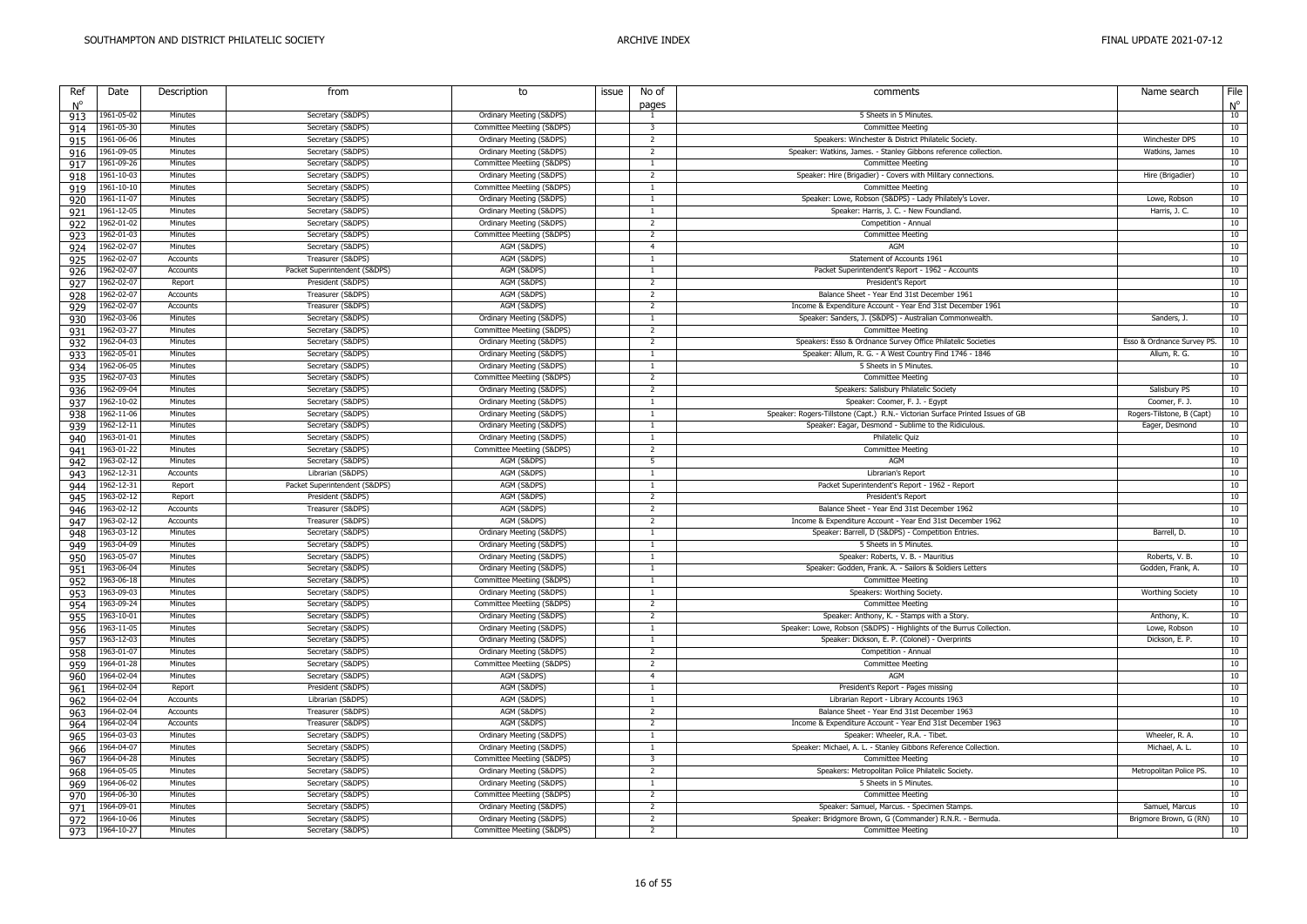| Ref N° | Date | Description | from | to | issue | No of pages | comments | Name search | File N° |
|---|---|---|---|---|---|---|---|---|---|
| 913 | 1961-05-02 | Minutes | Secretary (S&DPS) | Ordinary Meeting (S&DPS) | | 1 | 5 Sheets in 5 Minutes. | | 10 |
| 914 | 1961-05-30 | Minutes | Secretary (S&DPS) | Committee Meetiing (S&DPS) | | 3 | Committee Meeting | | 10 |
| 915 | 1961-06-06 | Minutes | Secretary (S&DPS) | Ordinary Meeting (S&DPS) | | 2 | Speakers: Winchester & District Philatelic Society. | Winchester DPS | 10 |
| 916 | 1961-09-05 | Minutes | Secretary (S&DPS) | Ordinary Meeting (S&DPS) | | 2 | Speaker: Watkins, James. - Stanley Gibbons reference collection. | Watkins, James | 10 |
| 917 | 1961-09-26 | Minutes | Secretary (S&DPS) | Committee Meetiing (S&DPS) | | 1 | Committee Meeting | | 10 |
| 918 | 1961-10-03 | Minutes | Secretary (S&DPS) | Ordinary Meeting (S&DPS) | | 2 | Speaker: Hire (Brigadier) - Covers with Military connections. | Hire (Brigadier) | 10 |
| 919 | 1961-10-10 | Minutes | Secretary (S&DPS) | Committee Meetiing (S&DPS) | | 1 | Committee Meeting | | 10 |
| 920 | 1961-11-07 | Minutes | Secretary (S&DPS) | Ordinary Meeting (S&DPS) | | 1 | Speaker: Lowe, Robson (S&DPS) - Lady Philately's Lover. | Lowe, Robson | 10 |
| 921 | 1961-12-05 | Minutes | Secretary (S&DPS) | Ordinary Meeting (S&DPS) | | 1 | Speaker: Harris, J. C. - New Foundland. | Harris, J. C. | 10 |
| 922 | 1962-01-02 | Minutes | Secretary (S&DPS) | Ordinary Meeting (S&DPS) | | 2 | Competition - Annual | | 10 |
| 923 | 1962-01-03 | Minutes | Secretary (S&DPS) | Committee Meetiing (S&DPS) | | 2 | Committee Meeting | | 10 |
| 924 | 1962-02-07 | Minutes | Secretary (S&DPS) | AGM (S&DPS) | | 4 | AGM | | 10 |
| 925 | 1962-02-07 | Accounts | Treasurer (S&DPS) | AGM (S&DPS) | | 1 | Statement of Accounts 1961 | | 10 |
| 926 | 1962-02-07 | Accounts | Packet Superintendent (S&DPS) | AGM (S&DPS) | | 1 | Packet Superintendent's Report - 1962 - Accounts | | 10 |
| 927 | 1962-02-07 | Report | President (S&DPS) | AGM (S&DPS) | | 2 | President's Report | | 10 |
| 928 | 1962-02-07 | Accounts | Treasurer (S&DPS) | AGM (S&DPS) | | 2 | Balance Sheet - Year End 31st December 1961 | | 10 |
| 929 | 1962-02-07 | Accounts | Treasurer (S&DPS) | AGM (S&DPS) | | 2 | Income & Expenditure Account - Year End 31st December 1961 | | 10 |
| 930 | 1962-03-06 | Minutes | Secretary (S&DPS) | Ordinary Meeting (S&DPS) | | 1 | Speaker: Sanders, J. (S&DPS) - Australian Commonwealth. | Sanders, J. | 10 |
| 931 | 1962-03-27 | Minutes | Secretary (S&DPS) | Committee Meetiing (S&DPS) | | 2 | Committee Meeting | | 10 |
| 932 | 1962-04-03 | Minutes | Secretary (S&DPS) | Ordinary Meeting (S&DPS) | | 2 | Speakers: Esso & Ordnance Survey Office Philatelic Societies | Esso & Ordnance Survey PS. | 10 |
| 933 | 1962-05-01 | Minutes | Secretary (S&DPS) | Ordinary Meeting (S&DPS) | | 1 | Speaker: Allum, R. G. - A West Country Find 1746 - 1846 | Allum, R. G. | 10 |
| 934 | 1962-06-05 | Minutes | Secretary (S&DPS) | Ordinary Meeting (S&DPS) | | 1 | 5 Sheets in 5 Minutes. | | 10 |
| 935 | 1962-07-03 | Minutes | Secretary (S&DPS) | Committee Meetiing (S&DPS) | | 2 | Committee Meeting | | 10 |
| 936 | 1962-09-04 | Minutes | Secretary (S&DPS) | Ordinary Meeting (S&DPS) | | 2 | Speakers: Salisbury Philatelic Society | Salisbury PS | 10 |
| 937 | 1962-10-02 | Minutes | Secretary (S&DPS) | Ordinary Meeting (S&DPS) | | 1 | Speaker: Coomer, F. J. - Egypt | Coomer, F. J. | 10 |
| 938 | 1962-11-06 | Minutes | Secretary (S&DPS) | Ordinary Meeting (S&DPS) | | 1 | Speaker: Rogers-Tillstone (Capt.) R.N.- Victorian Surface Printed Issues of GB | Rogers-Tilstone, B (Capt) | 10 |
| 939 | 1962-12-11 | Minutes | Secretary (S&DPS) | Ordinary Meeting (S&DPS) | | 1 | Speaker: Eagar, Desmond - Sublime to the Ridiculous. | Eager, Desmond | 10 |
| 940 | 1963-01-01 | Minutes | Secretary (S&DPS) | Ordinary Meeting (S&DPS) | | 1 | Philatelic Quiz | | 10 |
| 941 | 1963-01-22 | Minutes | Secretary (S&DPS) | Committee Meetiing (S&DPS) | | 2 | Committee Meeting | | 10 |
| 942 | 1963-02-12 | Minutes | Secretary (S&DPS) | AGM (S&DPS) | | 5 | AGM | | 10 |
| 943 | 1962-12-31 | Accounts | Librarian (S&DPS) | AGM (S&DPS) | | 1 | Librarian's Report | | 10 |
| 944 | 1962-12-31 | Report | Packet Superintendent (S&DPS) | AGM (S&DPS) | | 1 | Packet Superintendent's Report - 1962 - Report | | 10 |
| 945 | 1963-02-12 | Report | President (S&DPS) | AGM (S&DPS) | | 2 | President's Report | | 10 |
| 946 | 1963-02-12 | Accounts | Treasurer (S&DPS) | AGM (S&DPS) | | 2 | Balance Sheet - Year End 31st December 1962 | | 10 |
| 947 | 1963-02-12 | Accounts | Treasurer (S&DPS) | AGM (S&DPS) | | 2 | Income & Expenditure Account - Year End 31st December 1962 | | 10 |
| 948 | 1963-03-12 | Minutes | Secretary (S&DPS) | Ordinary Meeting (S&DPS) | | 1 | Speaker: Barrell, D (S&DPS) - Competition Entries. | Barrell, D. | 10 |
| 949 | 1963-04-09 | Minutes | Secretary (S&DPS) | Ordinary Meeting (S&DPS) | | 1 | 5 Sheets in 5 Minutes. | | 10 |
| 950 | 1963-05-07 | Minutes | Secretary (S&DPS) | Ordinary Meeting (S&DPS) | | 1 | Speaker: Roberts, V. B. - Mauritius | Roberts, V. B. | 10 |
| 951 | 1963-06-04 | Minutes | Secretary (S&DPS) | Ordinary Meeting (S&DPS) | | 1 | Speaker: Godden, Frank. A. - Sailors & Soldiers Letters | Godden, Frank, A. | 10 |
| 952 | 1963-06-18 | Minutes | Secretary (S&DPS) | Committee Meetiing (S&DPS) | | 1 | Committee Meeting | | 10 |
| 953 | 1963-09-03 | Minutes | Secretary (S&DPS) | Ordinary Meeting (S&DPS) | | 1 | Speakers: Worthing Society. | Worthing Society | 10 |
| 954 | 1963-09-24 | Minutes | Secretary (S&DPS) | Committee Meetiing (S&DPS) | | 2 | Committee Meeting | | 10 |
| 955 | 1963-10-01 | Minutes | Secretary (S&DPS) | Ordinary Meeting (S&DPS) | | 2 | Speaker: Anthony, K. - Stamps with a Story. | Anthony, K. | 10 |
| 956 | 1963-11-05 | Minutes | Secretary (S&DPS) | Ordinary Meeting (S&DPS) | | 1 | Speaker: Lowe, Robson (S&DPS) - Highlights of the Burrus Collection. | Lowe, Robson | 10 |
| 957 | 1963-12-03 | Minutes | Secretary (S&DPS) | Ordinary Meeting (S&DPS) | | 1 | Speaker: Dickson, E. P. (Colonel) - Overprints | Dickson, E. P. | 10 |
| 958 | 1963-01-07 | Minutes | Secretary (S&DPS) | Ordinary Meeting (S&DPS) | | 2 | Competition - Annual | | 10 |
| 959 | 1964-01-28 | Minutes | Secretary (S&DPS) | Committee Meetiing (S&DPS) | | 2 | Committee Meeting | | 10 |
| 960 | 1964-02-04 | Minutes | Secretary (S&DPS) | AGM (S&DPS) | | 4 | AGM | | 10 |
| 961 | 1964-02-04 | Report | President (S&DPS) | AGM (S&DPS) | | 1 | President's Report - Pages missing | | 10 |
| 962 | 1964-02-04 | Accounts | Librarian (S&DPS) | AGM (S&DPS) | | 1 | Librarian Report - Library Accounts 1963 | | 10 |
| 963 | 1964-02-04 | Accounts | Treasurer (S&DPS) | AGM (S&DPS) | | 2 | Balance Sheet - Year End 31st December 1963 | | 10 |
| 964 | 1964-02-04 | Accounts | Treasurer (S&DPS) | AGM (S&DPS) | | 2 | Income & Expenditure Account - Year End 31st December 1963 | | 10 |
| 965 | 1964-03-03 | Minutes | Secretary (S&DPS) | Ordinary Meeting (S&DPS) | | 1 | Speaker: Wheeler, R.A. - Tibet. | Wheeler, R. A. | 10 |
| 966 | 1964-04-07 | Minutes | Secretary (S&DPS) | Ordinary Meeting (S&DPS) | | 1 | Speaker: Michael, A. L. - Stanley Gibbons Reference Collection. | Michael, A. L. | 10 |
| 967 | 1964-04-28 | Minutes | Secretary (S&DPS) | Committee Meetiing (S&DPS) | | 3 | Committee Meeting | | 10 |
| 968 | 1964-05-05 | Minutes | Secretary (S&DPS) | Ordinary Meeting (S&DPS) | | 2 | Speakers: Metropolitan Police Philatelic Society. | Metropolitan Police PS. | 10 |
| 969 | 1964-06-02 | Minutes | Secretary (S&DPS) | Ordinary Meeting (S&DPS) | | 1 | 5 Sheets in 5 Minutes. | | 10 |
| 970 | 1964-06-30 | Minutes | Secretary (S&DPS) | Committee Meetiing (S&DPS) | | 2 | Committee Meeting | | 10 |
| 971 | 1964-09-01 | Minutes | Secretary (S&DPS) | Ordinary Meeting (S&DPS) | | 2 | Speaker: Samuel, Marcus. - Specimen Stamps. | Samuel, Marcus | 10 |
| 972 | 1964-10-06 | Minutes | Secretary (S&DPS) | Ordinary Meeting (S&DPS) | | 2 | Speaker: Bridgmore Brown, G (Commander) R.N.R. - Bermuda. | Brigmore Brown, G (RN) | 10 |
| 973 | 1964-10-27 | Minutes | Secretary (S&DPS) | Committee Meetiing (S&DPS) | | 2 | Committee Meeting | | 10 |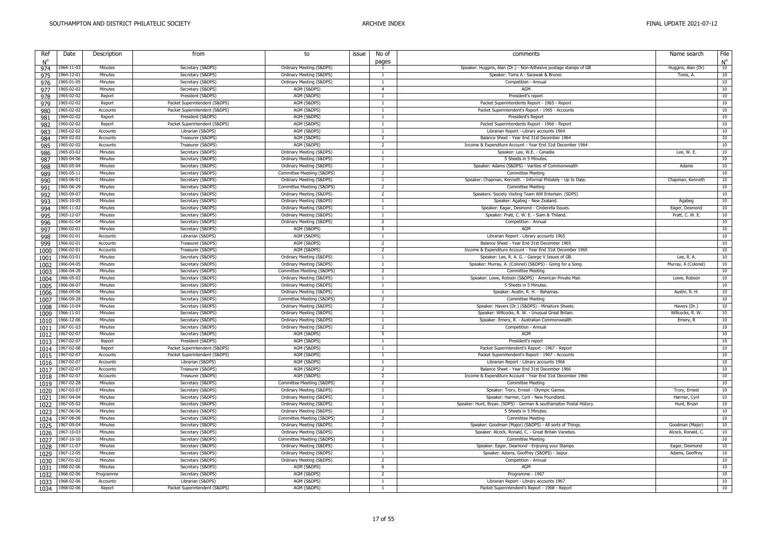| Ref N° | Date | Description | from | to | issue | No of pages | comments | Name search | File N° |
|---|---|---|---|---|---|---|---|---|---|
| 974 | 1964-11-03 | Minutes | Secretary (S&DPS) | Ordinary Meeting (S&DPS) | | 1 | Speaker: Huggins, Alan (Dr.) - Non-Adhesive postage stamps of GB | Huggins, Alan (Dr) | 10 |
| 975 | 1964-12-01 | Minutes | Secretary (S&DPS) | Ordinary Meeting (S&DPS) | | 1 | Speaker: Toms A.- Sarawak & Brunei. | Toms, A. | 10 |
| 976 | 1965-01-05 | Minutes | Secretary (S&DPS) | Ordinary Meeting (S&DPS) | | 1 | Competition - Annual | | 10 |
| 977 | 1965-02-02 | Minutes | Secretary (S&DPS) | AGM (S&DPS) | | 4 | AGM | | 10 |
| 978 | 1965-02-02 | Report | President (S&DPS) | AGM (S&DPS) | | 1 | President's report | | 10 |
| 979 | 1965-02-02 | Report | Packet Superintendent (S&DPS) | AGM (S&DPS) | | 1 | Packet Superintendents Report - 1965 - Report | | 10 |
| 980 | 1965-02-02 | Accounts | Packet Superintendent (S&DPS) | AGM (S&DPS) | | 1 | Packet Superintendent's Report - 1965 - Accounts | | 10 |
| 981 | 1964-02-02 | Report | President (S&DPS) | AGM (S&DPS) | | 1 | President's Report | | 10 |
| 982 | 1965-02-02 | Report | Packet Superintendent (S&DPS) | AGM (S&DPS) | | 1 | Packet Superintendents Report - 1966 - Report | | 10 |
| 983 | 1965-02-02 | Accounts | Librarian (S&DPS) | AGM (S&DPS) | | 1 | Librarian Report - Library accounts 1964 | | 10 |
| 984 | 1965-02-02 | Accounts | Treasurer (S&DPS) | AGM (S&DPS) | | 2 | Balance Sheet - Year End 31st December 1964 | | 10 |
| 985 | 1965-02-02 | Accounts | Treasurer (S&DPS) | AGM (S&DPS) | | 2 | Income & Expenditure Account - Year End 31st December 1964 | | 10 |
| 986 | 1965-03-02 | Minutes | Secretary (S&DPS) | Ordinary Meeting (S&DPS) | | 1 | Speaker: Lee, W.E. - Canadia | Lee, W. E. | 10 |
| 987 | 1965-04-06 | Minutes | Secretary (S&DPS) | Ordinary Meeting (S&DPS) | | 1 | 5 Sheets in 5 Minutes. | | 10 |
| 988 | 1965-05-04 | Minutes | Secretary (S&DPS) | Ordinary Meeting (S&DPS) | | 1 | Speaker: Adams (S&DPS) - Varities of Commonwealth | Adams | 10 |
| 989 | 1965-05-11 | Minutes | Secretary (S&DPS) | Committee Meetiing (S&DPS) | | 2 | Committee Meeting | | 10 |
| 990 | 1965-06-01 | Minutes | Secretary (S&DPS) | Ordinary Meeting (S&DPS) | | 1 | Speaker: Chapman, Kenneth. - Informal Philately - Up to Date. | Chapman, Kenneth | 10 |
| 991 | 1965-06-29 | Minutes | Secretary (S&DPS) | Committee Meetiing (S&DPS) | | 2 | Committee Meeting | | 10 |
| 992 | 1965-09-07 | Minutes | Secretary (S&DPS) | Ordinary Meeting (S&DPS) | | 2 | Speakers: Society Visiting Team Will Entertain. (SDPS) | | 10 |
| 993 | 1965-10-05 | Minutes | Secretary (S&DPS) | Ordinary Meeting (S&DPS) | | 1 | Speaker: Agabeg - New Zealand. | Agabeg | 10 |
| 994 | 1965-11-02 | Minutes | Secretary (S&DPS) | Ordinary Meeting (S&DPS) | | 1 | Speaker: Eagar, Desmond - Cinderella Issues. | Eager, Desmond | 10 |
| 995 | 1965-12-07 | Minutes | Secretary (S&DPS) | Ordinary Meeting (S&DPS) | | 1 | Speaker: Pratt, C. W. E. - Siam & Thiland. | Pratt, C. W. E. | 10 |
| 996 | 1966-01-04 | Minutes | Secretary (S&DPS) | Ordinary Meeting (S&DPS) | | 2 | Competition - Annual | | 10 |
| 997 | 1966-02-01 | Minutes | Secretary (S&DPS) | AGM (S&DPS) | | 5 | AGM | | 10 |
| 998 | 1966-02-01 | Accounts | Librarian (S&DPS) | AGM (S&DPS) | | 1 | Librarian Report - Library accounts 1965 | | 10 |
| 999 | 1966-02-01 | Accounts | Treasurer (S&DPS) | AGM (S&DPS) | | 2 | Balance Sheet - Year End 31st December 1965 | | 10 |
| 1000 | 1966-02-01 | Accounts | Treasurer (S&DPS) | AGM (S&DPS) | | 2 | Income & Expenditure Account - Year End 31st December 1965 | | 10 |
| 1001 | 1966-03-01 | Minutes | Secretary (S&DPS) | Ordinary Meeting (S&DPS) | | 1 | Speaker: Lee, R. A. G. - George V Issues of GB. | Lee, R. A. | 10 |
| 1002 | 1966-04-05 | Minutes | Secretary (S&DPS) | Ordinary Meeting (S&DPS) | | 1 | Speaker: Murray, A. (Colonel) (S&DPS) - Going for a Song. | Murray, A (Colonel) | 10 |
| 1003 | 1966-04-28 | Minutes | Secretary (S&DPS) | Committee Meetiing (S&DPS) | | 2 | Committee Meeting | | 10 |
| 1004 | 1966-05-03 | Minutes | Secretary (S&DPS) | Ordinary Meeting (S&DPS) | | 1 | Speaker: Lowe, Robson (S&DPS) - American Private Mail. | Lowe, Robson | 10 |
| 1005 | 1966-06-07 | Minutes | Secretary (S&DPS) | Ordinary Meeting (S&DPS) | | 1 | 5 Sheets in 5 Minutes. | | 10 |
| 1006 | 1966-09-06 | Minutes | Secretary (S&DPS) | Ordinary Meeting (S&DPS) | | 1 | Speaker: Austin, R. H. - Bahamas. | Austin, R. H. | 10 |
| 1007 | 1966-09-28 | Minutes | Secretary (S&DPS) | Committee Meetiing (S&DPS) | | 2 | Committee Meeting | | 10 |
| 1008 | 1966-10-04 | Minutes | Secretary (S&DPS) | Ordinary Meeting (S&DPS) | | 2 | Speaker: Havers (Dr.) (S&DPS) - Minaiture Sheets. | Havers (Dr.) | 10 |
| 1009 | 1966-11-01 | Minutes | Secretary (S&DPS) | Ordinary Meeting (S&DPS) | | 1 | Speaker: Willcocks, R. W. - Unusual Great Britain. | Willcocks, R. W. | 10 |
| 1010 | 1966-12-06 | Minutes | Secretary (S&DPS) | Ordinary Meeting (S&DPS) | | 1 | Speaker: Emery, R. - Australian Commonwealth | Emery, R | 10 |
| 1011 | 1967-01-03 | Minutes | Secretary (S&DPS) | Ordinary Meeting (S&DPS) | | 2 | Competition - Annual | | 10 |
| 1012 | 1967-02-07 | Minutes | Secretary (S&DPS) | AGM (S&DPS) | | 5 | AGM | | 10 |
| 1013 | 1967-02-07 | Report | President (S&DPS) | AGM (S&DPS) | | 1 | President's report | | 10 |
| 1014 | 1967-02-08 | Report | Packet Superintendent (S&DPS) | AGM (S&DPS) | | 1 | Packet Superintendent's Report - 1967 - Report | | 10 |
| 1015 | 1967-02-07 | Accounts | Packet Superintendent (S&DPS) | AGM (S&DPS) | | 1 | Packet Superintendent's Report - 1967 - Accounts | | 10 |
| 1016 | 1967-02-07 | Accounts | Librarian (S&DPS) | AGM (S&DPS) | | 1 | Librarian Report - Library accounts 1966 | | 10 |
| 1017 | 1967-02-07 | Accounts | Treasurer (S&DPS) | AGM (S&DPS) | | 2 | Balance Sheet - Year End 31st December 1966 | | 10 |
| 1018 | 1967-02-07 | Accounts | Treasurer (S&DPS) | AGM (S&DPS) | | 2 | Income & Expenditure Account - Year End 31st December 1966 | | 10 |
| 1019 | 1967-02-28 | Minutes | Secretary (S&DPS) | Committee Meetiing (S&DPS) | | 2 | Committee Meeting | | 10 |
| 1020 | 1967-03-07 | Minutes | Secretary (S&DPS) | Ordinary Meeting (S&DPS) | | 1 | Speaker: Trory, Ernest - Olympic Games. | Trory, Ernest | 10 |
| 1021 | 1967-04-04 | Minutes | Secretary (S&DPS) | Ordinary Meeting (S&DPS) | | 1 | Speaker: Harmer, Cyril - New Foundland. | Harmer, Cyril | 10 |
| 1022 | 1967-05-02 | Minutes | Secretary (S&DPS) | Ordinary Meeting (S&DPS) | | 1 | Speaker: Hunt, Bryan. (SDPS) - German & southampton Postal History. | Hunt, Bryan | 10 |
| 1023 | 1967-06-06 | Minutes | Secretary (S&DPS) | Ordinary Meeting (S&DPS) | | 2 | 5 Sheets in 5 Minutes. | | 10 |
| 1024 | 1967-08-08 | Minutes | Secretary (S&DPS) | Committee Meetiing (S&DPS) | | 2 | Committee Meeting | | 10 |
| 1025 | 1967-09-04 | Minutes | Secretary (S&DPS) | Ordinary Meeting (S&DPS) | | 2 | Speaker: Goodman (Major) (S&DPS) - All sorts of Things. | Goodman (Major) | 10 |
| 1026 | 1967-10-03 | Minutes | Secretary (S&DPS) | Ordinary Meeting (S&DPS) | | 1 | Speaker: Alcock, Ronald, C. - Great Britain Varieties. | Alcock, Ronald, C. | 10 |
| 1027 | 1967-10-10 | Minutes | Secretary (S&DPS) | Committee Meetiing (S&DPS) | | 2 | Committee Meeting | | 10 |
| 1028 | 1967-11-07 | Minutes | Secretary (S&DPS) | Ordinary Meeting (S&DPS) | | 1 | Speaker: Eager, Deamond - Enjoying your Stamps. | Eager, Desmond | 10 |
| 1029 | 1967-12-05 | Minutes | Secretary (S&DPS) | Ordinary Meeting (S&DPS) | | 1 | Speaker: Adams, Geoffrey (S&DPS) - Jaipur. | Adams, Geoffrey | 10 |
| 1030 | 1967-01-02 | Minutes | Secretary (S&DPS) | Ordinary Meeting (S&DPS) | | 2 | Competition - Annual | | 10 |
| 1031 | 1968-02-06 | Minutes | Secretary (S&DPS) | AGM (S&DPS) | | 6 | AGM | | 10 |
| 1032 | 1968-02-06 | Programme | Secretary (S&DPS) | AGM (S&DPS) | | 2 | Programme - 1967 | | 10 |
| 1033 | 1968-02-06 | Accounts | Librarian (S&DPS) | AGM (S&DPS) | | 1 | Librarian Report - Library accounts 1967 | | 10 |
| 1034 | 1968-02-06 | Report | Packet Superintendent (S&DPS) | AGM (S&DPS) | | 1 | Packet Superintendent's Report - 1968 - Report | | 10 |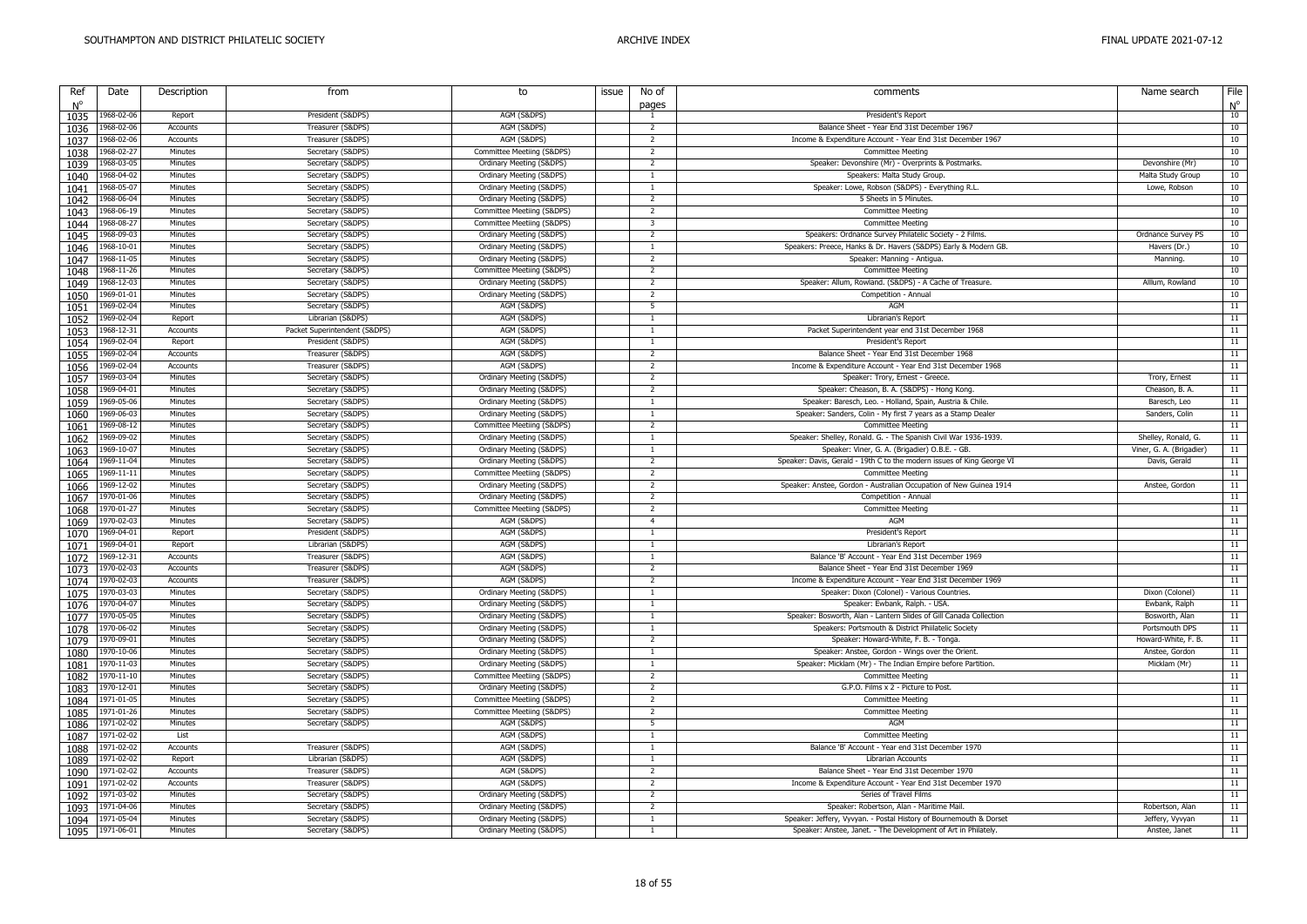| Ref N° | Date | Description | from | to | issue | No of pages | comments | Name search | File N° |
|---|---|---|---|---|---|---|---|---|---|
| 1035 | 1968-02-06 | Report | President (S&DPS) | AGM (S&DPS) | | 1 | President's Report | | 10 |
| 1036 | 1968-02-06 | Accounts | Treasurer (S&DPS) | AGM (S&DPS) | | 2 | Balance Sheet - Year End 31st December 1967 | | 10 |
| 1037 | 1968-02-06 | Accounts | Treasurer (S&DPS) | AGM (S&DPS) | | 2 | Income & Expenditure Account - Year End 31st December 1967 | | 10 |
| 1038 | 1968-02-27 | Minutes | Secretary (S&DPS) | Committee Meetiing (S&DPS) | | 2 | Committee Meeting | | 10 |
| 1039 | 1968-03-05 | Minutes | Secretary (S&DPS) | Ordinary Meeting (S&DPS) | | 2 | Speaker: Devonshire (Mr) - Overprints & Postmarks. | Devonshire (Mr) | 10 |
| 1040 | 1968-04-02 | Minutes | Secretary (S&DPS) | Ordinary Meeting (S&DPS) | | 1 | Speakers: Malta Study Group. | Malta Study Group | 10 |
| 1041 | 1968-05-07 | Minutes | Secretary (S&DPS) | Ordinary Meeting (S&DPS) | | 1 | Speaker: Lowe, Robson (S&DPS) - Everything R.L. | Lowe, Robson | 10 |
| 1042 | 1968-06-04 | Minutes | Secretary (S&DPS) | Ordinary Meeting (S&DPS) | | 2 | 5 Sheets in 5 Minutes. | | 10 |
| 1043 | 1968-06-19 | Minutes | Secretary (S&DPS) | Committee Meetiing (S&DPS) | | 2 | Committee Meeting | | 10 |
| 1044 | 1968-08-27 | Minutes | Secretary (S&DPS) | Committee Meetiing (S&DPS) | | 3 | Committee Meeting | | 10 |
| 1045 | 1968-09-03 | Minutes | Secretary (S&DPS) | Ordinary Meeting (S&DPS) | | 2 | Speakers: Ordnance Survey Philatelic Society - 2 Films. | Ordnance Survey PS | 10 |
| 1046 | 1968-10-01 | Minutes | Secretary (S&DPS) | Ordinary Meeting (S&DPS) | | 1 | Speakers: Preece, Hanks & Dr. Havers (S&DPS) Early & Modern GB. | Havers (Dr.) | 10 |
| 1047 | 1968-11-05 | Minutes | Secretary (S&DPS) | Ordinary Meeting (S&DPS) | | 2 | Speaker: Manning - Antigua. | Manning. | 10 |
| 1048 | 1968-11-26 | Minutes | Secretary (S&DPS) | Committee Meetiing (S&DPS) | | 2 | Committee Meeting | | 10 |
| 1049 | 1968-12-03 | Minutes | Secretary (S&DPS) | Ordinary Meeting (S&DPS) | | 2 | Speaker: Allum, Rowland. (S&DPS) - A Cache of Treasure. | Alllum, Rowland | 10 |
| 1050 | 1969-01-01 | Minutes | Secretary (S&DPS) | Ordinary Meeting (S&DPS) | | 2 | Competition - Annual | | 10 |
| 1051 | 1969-02-04 | Minutes | Secretary (S&DPS) | AGM (S&DPS) | | 5 | AGM | | 11 |
| 1052 | 1969-02-04 | Report | Librarian (S&DPS) | AGM (S&DPS) | | 1 | Librarian's Report | | 11 |
| 1053 | 1968-12-31 | Accounts | Packet Superintendent (S&DPS) | AGM (S&DPS) | | 1 | Packet Superintendent year end 31st December 1968 | | 11 |
| 1054 | 1969-02-04 | Report | President (S&DPS) | AGM (S&DPS) | | 1 | President's Report | | 11 |
| 1055 | 1969-02-04 | Accounts | Treasurer (S&DPS) | AGM (S&DPS) | | 2 | Balance Sheet - Year End 31st December 1968 | | 11 |
| 1056 | 1969-02-04 | Accounts | Treasurer (S&DPS) | AGM (S&DPS) | | 2 | Income & Expenditure Account - Year End 31st December 1968 | | 11 |
| 1057 | 1969-03-04 | Minutes | Secretary (S&DPS) | Ordinary Meeting (S&DPS) | | 2 | Speaker: Trory, Ernest - Greece. | Trory, Ernest | 11 |
| 1058 | 1969-04-01 | Minutes | Secretary (S&DPS) | Ordinary Meeting (S&DPS) | | 2 | Speaker: Cheason, B. A. (S&DPS) - Hong Kong. | Cheason, B. A. | 11 |
| 1059 | 1969-05-06 | Minutes | Secretary (S&DPS) | Ordinary Meeting (S&DPS) | | 1 | Speaker: Baresch, Leo. - Holland, Spain, Austria & Chile. | Baresch, Leo | 11 |
| 1060 | 1969-06-03 | Minutes | Secretary (S&DPS) | Ordinary Meeting (S&DPS) | | 1 | Speaker: Sanders, Colin - My first 7 years as a Stamp Dealer | Sanders, Colin | 11 |
| 1061 | 1969-08-12 | Minutes | Secretary (S&DPS) | Committee Meetiing (S&DPS) | | 2 | Committee Meeting | | 11 |
| 1062 | 1969-09-02 | Minutes | Secretary (S&DPS) | Ordinary Meeting (S&DPS) | | 1 | Speaker: Shelley, Ronald. G. - The Spanish Civil War 1936-1939. | Shelley, Ronald, G. | 11 |
| 1063 | 1969-10-07 | Minutes | Secretary (S&DPS) | Ordinary Meeting (S&DPS) | | 1 | Speaker: Viner, G. A. (Brigadier) O.B.E. - GB. | Viner, G. A. (Brigadier) | 11 |
| 1064 | 1969-11-04 | Minutes | Secretary (S&DPS) | Ordinary Meeting (S&DPS) | | 2 | Speaker: Davis, Gerald - 19th C to the modern issues of King George VI | Davis, Gerald | 11 |
| 1065 | 1969-11-11 | Minutes | Secretary (S&DPS) | Committee Meetiing (S&DPS) | | 2 | Committee Meeting | | 11 |
| 1066 | 1969-12-02 | Minutes | Secretary (S&DPS) | Ordinary Meeting (S&DPS) | | 2 | Speaker: Anstee, Gordon - Australian Occupation of New Guinea 1914 | Anstee, Gordon | 11 |
| 1067 | 1970-01-06 | Minutes | Secretary (S&DPS) | Ordinary Meeting (S&DPS) | | 2 | Competition - Annual | | 11 |
| 1068 | 1970-01-27 | Minutes | Secretary (S&DPS) | Committee Meetiing (S&DPS) | | 2 | Committee Meeting | | 11 |
| 1069 | 1970-02-03 | Minutes | Secretary (S&DPS) | AGM (S&DPS) | | 4 | AGM | | 11 |
| 1070 | 1969-04-01 | Report | President (S&DPS) | AGM (S&DPS) | | 1 | President's Report | | 11 |
| 1071 | 1969-04-01 | Report | Librarian (S&DPS) | AGM (S&DPS) | | 1 | Librarian's Report | | 11 |
| 1072 | 1969-12-31 | Accounts | Treasurer (S&DPS) | AGM (S&DPS) | | 1 | Balance 'B' Account - Year End 31st December 1969 | | 11 |
| 1073 | 1970-02-03 | Accounts | Treasurer (S&DPS) | AGM (S&DPS) | | 2 | Balance Sheet - Year End 31st December 1969 | | 11 |
| 1074 | 1970-02-03 | Accounts | Treasurer (S&DPS) | AGM (S&DPS) | | 2 | Income & Expenditure Account - Year End 31st December 1969 | | 11 |
| 1075 | 1970-03-03 | Minutes | Secretary (S&DPS) | Ordinary Meeting (S&DPS) | | 1 | Speaker: Dixon (Colonel) - Various Countries. | Dixon (Colonel) | 11 |
| 1076 | 1970-04-07 | Minutes | Secretary (S&DPS) | Ordinary Meeting (S&DPS) | | 1 | Speaker: Ewbank, Ralph. - USA. | Ewbank, Ralph | 11 |
| 1077 | 1970-05-05 | Minutes | Secretary (S&DPS) | Ordinary Meeting (S&DPS) | | 1 | Speaker: Bosworth, Alan - Lantern Slides of Gill Canada Collection | Bosworth, Alan | 11 |
| 1078 | 1970-06-02 | Minutes | Secretary (S&DPS) | Ordinary Meeting (S&DPS) | | 1 | Speakers: Portsmouth & District Phillatelic Society | Portsmouth DPS | 11 |
| 1079 | 1970-09-01 | Minutes | Secretary (S&DPS) | Ordinary Meeting (S&DPS) | | 2 | Speaker: Howard-White, F. B. - Tonga. | Howard-White, F. B. | 11 |
| 1080 | 1970-10-06 | Minutes | Secretary (S&DPS) | Ordinary Meeting (S&DPS) | | 1 | Speaker: Anstee, Gordon - Wings over the Orient. | Anstee, Gordon | 11 |
| 1081 | 1970-11-03 | Minutes | Secretary (S&DPS) | Ordinary Meeting (S&DPS) | | 1 | Speaker: Micklam (Mr) - The Indian Empire before Partition. | Micklam (Mr) | 11 |
| 1082 | 1970-11-10 | Minutes | Secretary (S&DPS) | Committee Meetiing (S&DPS) | | 2 | Committee Meeting | | 11 |
| 1083 | 1970-12-01 | Minutes | Secretary (S&DPS) | Ordinary Meeting (S&DPS) | | 2 | G.P.O. Films x 2 - Picture to Post. | | 11 |
| 1084 | 1971-01-05 | Minutes | Secretary (S&DPS) | Committee Meetiing (S&DPS) | | 2 | Committee Meeting | | 11 |
| 1085 | 1971-01-26 | Minutes | Secretary (S&DPS) | Committee Meetiing (S&DPS) | | 2 | Committee Meeting | | 11 |
| 1086 | 1971-02-02 | Minutes | Secretary (S&DPS) | AGM (S&DPS) | | 5 | AGM | | 11 |
| 1087 | 1971-02-02 | List | | AGM (S&DPS) | | 1 | Committee Meeting | | 11 |
| 1088 | 1971-02-02 | Accounts | Treasurer (S&DPS) | AGM (S&DPS) | | 1 | Balance 'B' Account - Year end 31st December 1970 | | 11 |
| 1089 | 1971-02-02 | Report | Librarian (S&DPS) | AGM (S&DPS) | | 1 | Librarian Accounts | | 11 |
| 1090 | 1971-02-02 | Accounts | Treasurer (S&DPS) | AGM (S&DPS) | | 2 | Balance Sheet - Year End 31st December 1970 | | 11 |
| 1091 | 1971-02-02 | Accounts | Treasurer (S&DPS) | AGM (S&DPS) | | 2 | Income & Expenditure Account - Year End 31st December 1970 | | 11 |
| 1092 | 1971-03-02 | Minutes | Secretary (S&DPS) | Ordinary Meeting (S&DPS) | | 2 | Series of Travel Films | | 11 |
| 1093 | 1971-04-06 | Minutes | Secretary (S&DPS) | Ordinary Meeting (S&DPS) | | 2 | Speaker: Robertson, Alan - Maritime Mail. | Robertson, Alan | 11 |
| 1094 | 1971-05-04 | Minutes | Secretary (S&DPS) | Ordinary Meeting (S&DPS) | | 1 | Speaker: Jeffery, Vyvyan. - Postal History of Bournemouth & Dorset | Jeffery, Vyvyan | 11 |
| 1095 | 1971-06-01 | Minutes | Secretary (S&DPS) | Ordinary Meeting (S&DPS) | | 1 | Speaker: Anstee, Janet. - The Development of Art in Philately. | Anstee, Janet | 11 |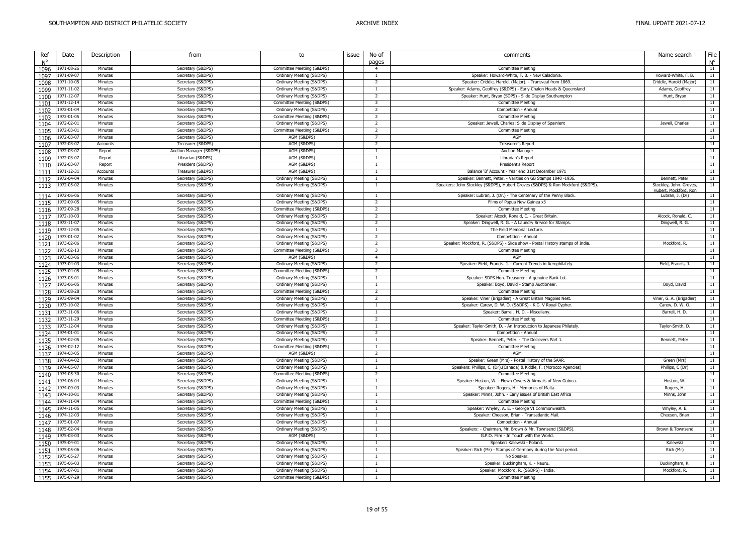| Ref N° | Date | Description | from | to | issue | No of pages | comments | Name search | File N° |
|---|---|---|---|---|---|---|---|---|---|
| 1096 | 1971-08-26 | Minutes | Secretary (S&DPS) | Committee Meetiing (S&DPS) | | 4 | Committee Meeting | | 11 |
| 1097 | 1971-09-07 | Minutes | Secretary (S&DPS) | Ordinary Meeting (S&DPS) | | 1 | Speaker: Howard-White, F. B. - New Caladonia. | Howard-White, F. B. | 11 |
| 1098 | 1971-10-05 | Minutes | Secretary (S&DPS) | Ordinary Meeting (S&DPS) | | 2 | Speaker: Criddle, Harold. (Major). - Transvaal from 1869. | Criddle, Harold (Major) | 11 |
| 1099 | 1971-11-02 | Minutes | Secretary (S&DPS) | Ordinary Meeting (S&DPS) | | 1 | Speaker: Adams, Geoffrey (S&DPS) - Early Chalon Heads & Queensland | Adams, Geoffrey | 11 |
| 1100 | 1971-12-07 | Minutes | Secretary (S&DPS) | Ordinary Meeting (S&DPS) | | 2 | Speaker: Hunt, Bryan (SDPS) - Slide Display Southampton | Hunt, Bryan | 11 |
| 1101 | 1971-12-14 | Minutes | Secretary (S&DPS) | Committee Meetiing (S&DPS) | | 3 | Committee Meeting | | 11 |
| 1102 | 1972-01-04 | Minutes | Secretary (S&DPS) | Ordinary Meeting (S&DPS) | | 2 | Competition - Annual | | 11 |
| 1103 | 1972-01-05 | Minutes | Secretary (S&DPS) | Committee Meetiing (S&DPS) | | 2 | Committee Meeting | | 11 |
| 1104 | 1972-02-01 | Minutes | Secretary (S&DPS) | Ordinary Meeting (S&DPS) | | 2 | Speaker: Jewell, Charles: Slide Display of Spainlent | Jewell, Charles | 11 |
| 1105 | 1972-03-01 | Minutes | Secretary (S&DPS) | Committee Meetiing (S&DPS) | | 2 | Committee Meeting | | 11 |
| 1106 | 1972-03-07 | Minutes | Secretary (S&DPS) | AGM (S&DPS) | | 7 | AGM | | 11 |
| 1107 | 1972-03-07 | Accounts | Treasurer (S&DPS) | AGM (S&DPS) | | 2 | Treasurer's Report | | 11 |
| 1108 | 1972-03-07 | Report | Auction Manager (S&DPS) | AGM (S&DPS) | | 1 | Auction Manager | | 11 |
| 1109 | 1972-03-07 | Report | Librarian (S&DPS) | AGM (S&DPS) | | 1 | Librarian's Report | | 11 |
| 1110 | 1972-03-07 | Report | President (S&DPS) | AGM (S&DPS) | | 1 | President's Report | | 11 |
| 1111 | 1971-12-31 | Accounts | Treasurer (S&DPS) | AGM (S&DPS) | | 1 | Balance 'B' Account - Year end 31st December 1971 | | 11 |
| 1112 | 1972-04-04 | Minutes | Secretary (S&DPS) | Ordinary Meeting (S&DPS) | | 1 | Speaker: Bennett, Peter. - Varities on GB Stamps 1840 -1936. | Bennett, Peter | 11 |
| 1113 | 1972-05-02 | Minutes | Secretary (S&DPS) | Ordinary Meeting (S&DPS) | | 1 | Speakers: John Stockley (S&DPS), Hubert Groves (S&DPS) & Ron Mockford (S&DPS). | Stockley, John. Groves, Hubert. Mockford, Ron | 11 |
| 1114 | 1972-06-06 | Minutes | Secretary (S&DPS) | Ordinary Meeting (S&DPS) | | 1 | Speaker: Lubran, J. (Dr.) - The Centenary of the Penny Black. | Lubran, J. (Dr) | 11 |
| 1115 | 1972-09-05 | Minutes | Secretary (S&DPS) | Ordinary Meeting (S&DPS) | | 2 | Films of Papua New Guinea x3 | | 11 |
| 1116 | 1972-09-28 | Minutes | Secretary (S&DPS) | Committee Meetiing (S&DPS) | | 2 | Committee Meeting | | 11 |
| 1117 | 1972-10-03 | Minutes | Secretary (S&DPS) | Ordinary Meeting (S&DPS) | | 2 | Speaker: Alcock, Ronald, C. - Great Britain. | Alcock, Ronald, C. | 11 |
| 1118 | 1972-11-07 | Minutes | Secretary (S&DPS) | Ordinary Meeting (S&DPS) | | 2 | Speaker: Dingwell, R. G. - A Laundry Srrvice for Stamps. | Dingwell, R. G. | 11 |
| 1119 | 1972-12-05 | Minutes | Secretary (S&DPS) | Ordinary Meeting (S&DPS) | | 1 | The Field Memorial Lecture. | | 11 |
| 1120 | 1973-01-02 | Minutes | Secretary (S&DPS) | Ordinary Meeting (S&DPS) | | 2 | Competition - Annual | | 11 |
| 1121 | 1973-02-06 | Minutes | Secretary (S&DPS) | Ordinary Meeting (S&DPS) | | 2 | Speaker: Mockford, R. (S&DPS) - Slide show - Postal History stamps of India. | Mockford, R. | 11 |
| 1122 | 1973-02-13 | Minutes | Secretary (S&DPS) | Committee Meetiing (S&DPS) | | 3 | Committee Meeting | | 11 |
| 1123 | 1973-03-06 | Minutes | Secretary (S&DPS) | AGM (S&DPS) | | 4 | AGM | | 11 |
| 1124 | 1973-04-03 | Minutes | Secretary (S&DPS) | Ordinary Meeting (S&DPS) | | 2 | Speaker: Field, Francis. J. - Current Trends in Aerophilately. | Field, Francis, J. | 11 |
| 1125 | 1973-04-05 | Minutes | Secretary (S&DPS) | Committee Meetiing (S&DPS) | | 2 | Committee Meeting | | 11 |
| 1126 | 1973-05-01 | Minutes | Secretary (S&DPS) | Ordinary Meeting (S&DPS) | | 1 | Speaker: SDPS Hon. Treasurer - A genuine Bank Lot. | | 11 |
| 1127 | 1973-06-05 | Minutes | Secretary (S&DPS) | Ordinary Meeting (S&DPS) | | 1 | Speaker: Boyd, David - Stamp Auctioneer. | Boyd, David | 11 |
| 1128 | 1973-08-28 | Minutes | Secretary (S&DPS) | Committee Meetiing (S&DPS) | | 2 | Committee Meeting | | 11 |
| 1129 | 1973-09-04 | Minutes | Secretary (S&DPS) | Ordinary Meeting (S&DPS) | | 2 | Speaker: Viner (Brigadier) - A Great Britain Magpies Nest. | Viner, G. A. (Brigadier) | 11 |
| 1130 | 1973-10-02 | Minutes | Secretary (S&DPS) | Ordinary Meeting (S&DPS) | | 1 | Speaker: Carew, D. W. O. (S&DPS) - K.G. V Royal Cypher. | Carew, D. W. O. | 11 |
| 1131 | 1973-11-06 | Minutes | Secretary (S&DPS) | Ordinary Meeting (S&DPS) | | 1 | Speaker: Barrell, H. D. - Miscellany. | Barrell, H. D. | 11 |
| 1132 | 1973-11-29 | Minutes | Secretary (S&DPS) | Committee Meetiing (S&DPS) | | 2 | Committee Meeting | | 11 |
| 1133 | 1973-12-04 | Minutes | Secretary (S&DPS) | Ordinary Meeting (S&DPS) | | 1 | Speaker: Taylor-Smith, D. - An Introduction to Japanese Philately. | Taylor-Smith, D. | 11 |
| 1134 | 1974-01-01 | Minutes | Secretary (S&DPS) | Ordinary Meeting (S&DPS) | | 2 | Competition - Annual | | 11 |
| 1135 | 1974-02-05 | Minutes | Secretary (S&DPS) | Ordinary Meeting (S&DPS) | | 1 | Speaker: Bennett, Peter. - The Decievers Part 1. | Bennett, Peter | 11 |
| 1136 | 1974-02-12 | Minutes | Secretary (S&DPS) | Committee Meetiing (S&DPS) | | 1 | Committee Meeting | | 11 |
| 1137 | 1974-03-05 | Minutes | Secretary (S&DPS) | AGM (S&DPS) | | 2 | AGM | | 11 |
| 1138 | 1974-04-02 | Minutes | Secretary (S&DPS) | Ordinary Meeting (S&DPS) | | 1 | Speaker: Green (Mrs) - Postal History of the SAAR. | Green (Mrs) | 11 |
| 1139 | 1974-05-07 | Minutes | Secretary (S&DPS) | Ordinary Meeting (S&DPS) | | 1 | Speakers: Phillips, C. (Dr).(Canada) & Kiddle, F. (Morocco Agencies) | Phillips, C (Dr) | 11 |
| 1140 | 1974-05-30 | Minutes | Secretary (S&DPS) | Committee Meetiing (S&DPS) | | 2 | Committee Meeting | | 11 |
| 1141 | 1974-06-04 | Minutes | Secretary (S&DPS) | Ordinary Meeting (S&DPS) | | 1 | Speaker: Huston, W. - Flown Covers & Airmails of New Guinea. | Huston, W. | 11 |
| 1142 | 1974-09-03 | Minutes | Secretary (S&DPS) | Ordinary Meeting (S&DPS) | | 1 | Speaker: Rogers, H - Memories of Malta. | Rogers, H. | 11 |
| 1143 | 1974-10-01 | Minutes | Secretary (S&DPS) | Ordinary Meeting (S&DPS) | | 1 | Speaker: Minns, John. - Early issues of British East Africa | Minns, John | 11 |
| 1144 | 1974-11-04 | Minutes | Secretary (S&DPS) | Committee Meetiing (S&DPS) | | 1 | Committee Meeting | | 11 |
| 1145 | 1974-11-05 | Minutes | Secretary (S&DPS) | Ordinary Meeting (S&DPS) | | 1 | Speaker: Whyley, A. E. - George VI Commonwealth. | Whyley, A. E. | 11 |
| 1146 | 1974-12-03 | Minutes | Secretary (S&DPS) | Ordinary Meeting (S&DPS) | | 1 | Speaker: Cheeson, Brian - Transatlantic Mail. | Cheeson, Brian | 11 |
| 1147 | 1975-01-07 | Minutes | Secretary (S&DPS) | Ordinary Meeting (S&DPS) | | 1 | Competition - Annual | | 11 |
| 1148 | 1975-02-04 | Minutes | Secretary (S&DPS) | Ordinary Meeting (S&DPS) | | 1 | Speakers: - Chairman, Mr. Brown & Mr. Townsend (S&DPS). | Brown & Townsend | 11 |
| 1149 | 1975-03-03 | Minutes | Secretary (S&DPS) | AGM (S&DPS) | | 1 | G.P.O. Film - In Touch with the World. | | 11 |
| 1150 | 1975-04-01 | Minutes | Secretary (S&DPS) | Ordinary Meeting (S&DPS) | | 1 | Speaker: Kalewski - Poland. | Kalewski | 11 |
| 1151 | 1975-05-06 | Minutes | Secretary (S&DPS) | Ordinary Meeting (S&DPS) | | 1 | Speaker: Rich (Mr) - Stamps of Germany during the Nazi period. | Rich (Mr) | 11 |
| 1152 | 1975-05-27 | Minutes | Secretary (S&DPS) | Ordinary Meeting (S&DPS) | | 1 | No Speaker. | | 11 |
| 1153 | 1975-06-03 | Minutes | Secretary (S&DPS) | Ordinary Meeting (S&DPS) | | 1 | Speaker: Buckingham, K. - Nauru. | Buckingham, K. | 11 |
| 1154 | 1975-07-01 | Minutes | Secretary (S&DPS) | Ordinary Meeting (S&DPS) | | 1 | Speaker: Mockford, R. (S&DPS) - India. | Mockford, R. | 11 |
| 1155 | 1975-07-29 | Minutes | Secretary (S&DPS) | Committee Meetiing (S&DPS) | | 1 | Committee Meeting | | 11 |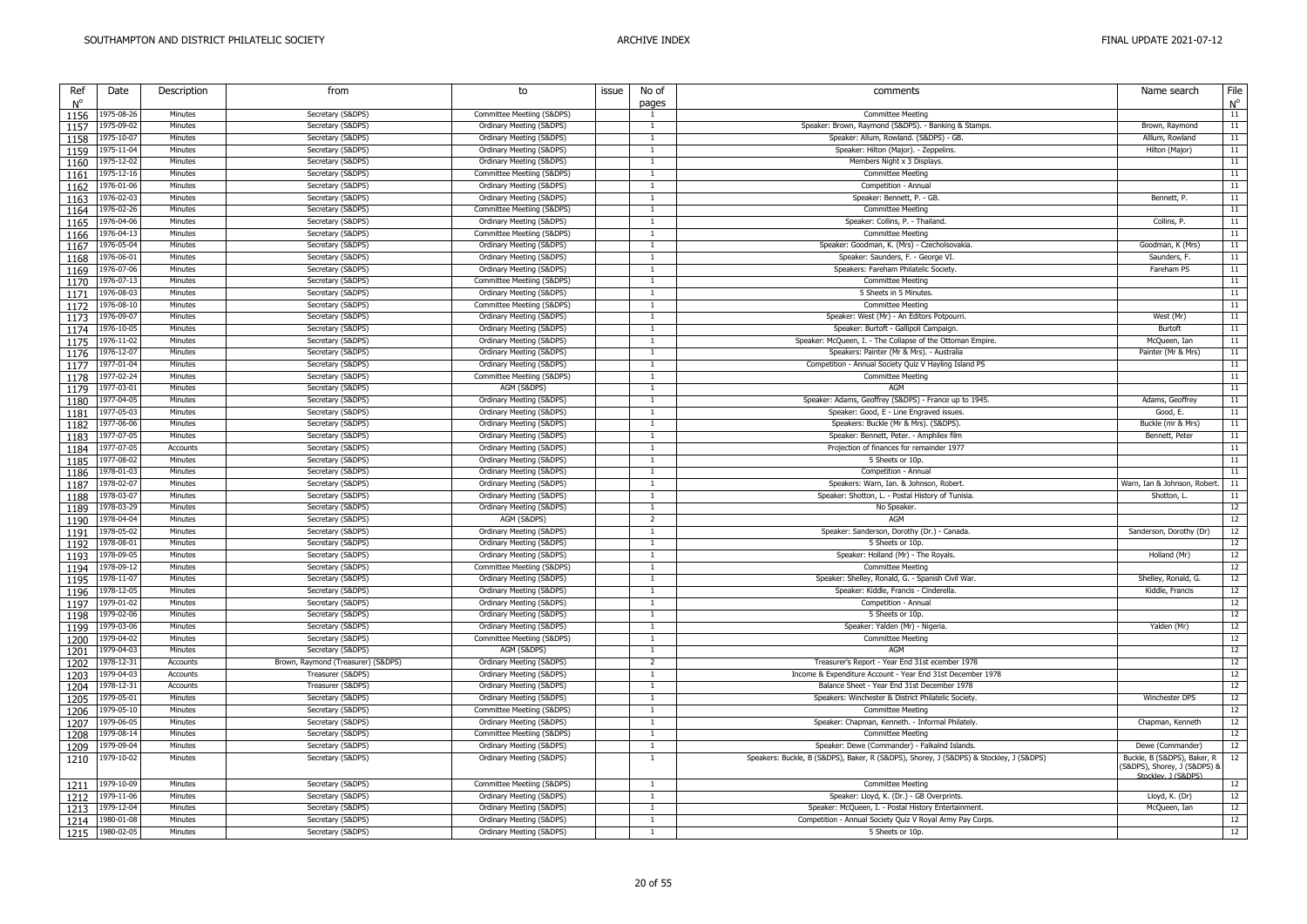| Ref N° | Date | Description | from | to | issue | No of pages | comments | Name search | File N° |
|---|---|---|---|---|---|---|---|---|---|
| 1156 | 1975-08-26 | Minutes | Secretary (S&DPS) | Committee Meetiing (S&DPS) | | 1 | Committee Meeting | | 11 |
| 1157 | 1975-09-02 | Minutes | Secretary (S&DPS) | Ordinary Meeting (S&DPS) | | 1 | Speaker: Brown, Raymond (S&DPS). - Banking & Stamps. | Brown, Raymond | 11 |
| 1158 | 1975-10-07 | Minutes | Secretary (S&DPS) | Ordinary Meeting (S&DPS) | | 1 | Speaker: Allum, Rowland. (S&DPS) - GB. | Alllum, Rowland | 11 |
| 1159 | 1975-11-04 | Minutes | Secretary (S&DPS) | Ordinary Meeting (S&DPS) | | 1 | Speaker: Hilton (Major). - Zeppelins. | Hilton (Major) | 11 |
| 1160 | 1975-12-02 | Minutes | Secretary (S&DPS) | Ordinary Meeting (S&DPS) | | 1 | Members Night x 3 Displays. | | 11 |
| 1161 | 1975-12-16 | Minutes | Secretary (S&DPS) | Committee Meetiing (S&DPS) | | 1 | Committee Meeting | | 11 |
| 1162 | 1976-01-06 | Minutes | Secretary (S&DPS) | Ordinary Meeting (S&DPS) | | 1 | Competition - Annual | | 11 |
| 1163 | 1976-02-03 | Minutes | Secretary (S&DPS) | Ordinary Meeting (S&DPS) | | 1 | Speaker: Bennett, P. - GB. | Bennett, P. | 11 |
| 1164 | 1976-02-26 | Minutes | Secretary (S&DPS) | Committee Meetiing (S&DPS) | | 1 | Committee Meeting | | 11 |
| 1165 | 1976-04-06 | Minutes | Secretary (S&DPS) | Ordinary Meeting (S&DPS) | | 1 | Speaker: Collins, P. - Thailand. | Collins, P. | 11 |
| 1166 | 1976-04-13 | Minutes | Secretary (S&DPS) | Committee Meetiing (S&DPS) | | 1 | Committee Meeting | | 11 |
| 1167 | 1976-05-04 | Minutes | Secretary (S&DPS) | Ordinary Meeting (S&DPS) | | 1 | Speaker: Goodman, K. (Mrs) - Czecholsovakia. | Goodman, K (Mrs) | 11 |
| 1168 | 1976-06-01 | Minutes | Secretary (S&DPS) | Ordinary Meeting (S&DPS) | | 1 | Speaker: Saunders, F. - George VI. | Saunders, F. | 11 |
| 1169 | 1976-07-06 | Minutes | Secretary (S&DPS) | Ordinary Meeting (S&DPS) | | 1 | Speakers: Fareham Philatelic Society. | Fareham PS | 11 |
| 1170 | 1976-07-13 | Minutes | Secretary (S&DPS) | Committee Meetiing (S&DPS) | | 1 | Committee Meeting | | 11 |
| 1171 | 1976-08-03 | Minutes | Secretary (S&DPS) | Ordinary Meeting (S&DPS) | | 1 | 5 Sheets in 5 Minutes. | | 11 |
| 1172 | 1976-08-10 | Minutes | Secretary (S&DPS) | Committee Meetiing (S&DPS) | | 1 | Committee Meeting | | 11 |
| 1173 | 1976-09-07 | Minutes | Secretary (S&DPS) | Ordinary Meeting (S&DPS) | | 1 | Speaker: West (Mr) - An Editors Potpourri. | West (Mr) | 11 |
| 1174 | 1976-10-05 | Minutes | Secretary (S&DPS) | Ordinary Meeting (S&DPS) | | 1 | Speaker: Burtoft - Gallipoli Campaign. | Burtoft | 11 |
| 1175 | 1976-11-02 | Minutes | Secretary (S&DPS) | Ordinary Meeting (S&DPS) | | 1 | Speaker: McQueen, I. - The Collapse of the Ottoman Empire. | McQueen, Ian | 11 |
| 1176 | 1976-12-07 | Minutes | Secretary (S&DPS) | Ordinary Meeting (S&DPS) | | 1 | Speakers: Painter (Mr & Mrs). - Australia | Painter (Mr & Mrs) | 11 |
| 1177 | 1977-01-04 | Minutes | Secretary (S&DPS) | Ordinary Meeting (S&DPS) | | 1 | Competition - Annual Society Quiz V Hayling Island PS | | 11 |
| 1178 | 1977-02-24 | Minutes | Secretary (S&DPS) | Committee Meetiing (S&DPS) | | 1 | Committee Meeting | | 11 |
| 1179 | 1977-03-01 | Minutes | Secretary (S&DPS) | AGM (S&DPS) | | 1 | AGM | | 11 |
| 1180 | 1977-04-05 | Minutes | Secretary (S&DPS) | Ordinary Meeting (S&DPS) | | 1 | Speaker: Adams, Geoffrey (S&DPS) - France up to 1945. | Adams, Geoffrey | 11 |
| 1181 | 1977-05-03 | Minutes | Secretary (S&DPS) | Ordinary Meeting (S&DPS) | | 1 | Speaker: Good, E - Line Engraved issues. | Good, E. | 11 |
| 1182 | 1977-06-06 | Minutes | Secretary (S&DPS) | Ordinary Meeting (S&DPS) | | 1 | Speakers: Buckle (Mr & Mrs). (S&DPS). | Buckle (mr & Mrs) | 11 |
| 1183 | 1977-07-05 | Minutes | Secretary (S&DPS) | Ordinary Meeting (S&DPS) | | 1 | Speaker: Bennett, Peter. - Amphilex film | Bennett, Peter | 11 |
| 1184 | 1977-07-05 | Accounts | Secretary (S&DPS) | Ordinary Meeting (S&DPS) | | 1 | Projection of finances for remainder 1977 | | 11 |
| 1185 | 1977-08-02 | Minutes | Secretary (S&DPS) | Ordinary Meeting (S&DPS) | | 1 | 5 Sheets or 10p. | | 11 |
| 1186 | 1978-01-03 | Minutes | Secretary (S&DPS) | Ordinary Meeting (S&DPS) | | 1 | Competition - Annual | | 11 |
| 1187 | 1978-02-07 | Minutes | Secretary (S&DPS) | Ordinary Meeting (S&DPS) | | 1 | Speakers: Warn, Ian. & Johnson, Robert. | Warn, Ian & Johnson, Robert. | 11 |
| 1188 | 1978-03-07 | Minutes | Secretary (S&DPS) | Ordinary Meeting (S&DPS) | | 1 | Speaker: Shotton, L. - Postal History of Tunisia. | Shotton, L. | 11 |
| 1189 | 1978-03-29 | Minutes | Secretary (S&DPS) | Ordinary Meeting (S&DPS) | | 1 | No Speaker. | | 12 |
| 1190 | 1978-04-04 | Minutes | Secretary (S&DPS) | AGM (S&DPS) | | 2 | AGM | | 12 |
| 1191 | 1978-05-02 | Minutes | Secretary (S&DPS) | Ordinary Meeting (S&DPS) | | 1 | Speaker: Sanderson, Dorothy (Dr.) - Canada. | Sanderson, Dorothy (Dr) | 12 |
| 1192 | 1978-08-01 | Minutes | Secretary (S&DPS) | Ordinary Meeting (S&DPS) | | 1 | 5 Sheets or 10p. | | 12 |
| 1193 | 1978-09-05 | Minutes | Secretary (S&DPS) | Ordinary Meeting (S&DPS) | | 1 | Speaker: Holland (Mr) - The Royals. | Holland (Mr) | 12 |
| 1194 | 1978-09-12 | Minutes | Secretary (S&DPS) | Committee Meetiing (S&DPS) | | 1 | Committee Meeting | | 12 |
| 1195 | 1978-11-07 | Minutes | Secretary (S&DPS) | Ordinary Meeting (S&DPS) | | 1 | Speaker: Shelley, Ronald, G. - Spanish Civil War. | Shelley, Ronald, G. | 12 |
| 1196 | 1978-12-05 | Minutes | Secretary (S&DPS) | Ordinary Meeting (S&DPS) | | 1 | Speaker: Kiddle, Francis - Cinderella. | Kiddle, Francis | 12 |
| 1197 | 1979-01-02 | Minutes | Secretary (S&DPS) | Ordinary Meeting (S&DPS) | | 1 | Competition - Annual | | 12 |
| 1198 | 1979-02-06 | Minutes | Secretary (S&DPS) | Ordinary Meeting (S&DPS) | | 1 | 5 Sheets or 10p. | | 12 |
| 1199 | 1979-03-06 | Minutes | Secretary (S&DPS) | Ordinary Meeting (S&DPS) | | 1 | Speaker: Yalden (Mr) - Nigeria. | Yalden (Mr) | 12 |
| 1200 | 1979-04-02 | Minutes | Secretary (S&DPS) | Committee Meetiing (S&DPS) | | 1 | Committee Meeting | | 12 |
| 1201 | 1979-04-03 | Minutes | Secretary (S&DPS) | AGM (S&DPS) | | 1 | AGM | | 12 |
| 1202 | 1978-12-31 | Accounts | Brown, Raymond (Treasurer) (S&DPS) | Ordinary Meeting (S&DPS) | | 2 | Treasurer's Report - Year End 31st ecember 1978 | | 12 |
| 1203 | 1979-04-03 | Accounts | Treasurer (S&DPS) | Ordinary Meeting (S&DPS) | | 1 | Income & Expenditure Account - Year End 31st December 1978 | | 12 |
| 1204 | 1978-12-31 | Accounts | Treasurer (S&DPS) | Ordinary Meeting (S&DPS) | | 1 | Balance Sheet - Year End 31st December 1978 | | 12 |
| 1205 | 1979-05-01 | Minutes | Secretary (S&DPS) | Ordinary Meeting (S&DPS) | | 1 | Speakers: Winchester & District Philatelic Society. | Winchester DPS | 12 |
| 1206 | 1979-05-10 | Minutes | Secretary (S&DPS) | Committee Meetiing (S&DPS) | | 1 | Committee Meeting | | 12 |
| 1207 | 1979-06-05 | Minutes | Secretary (S&DPS) | Ordinary Meeting (S&DPS) | | 1 | Speaker: Chapman, Kenneth. - Informal Philately. | Chapman, Kenneth | 12 |
| 1208 | 1979-08-14 | Minutes | Secretary (S&DPS) | Committee Meetiing (S&DPS) | | 1 | Committee Meeting | | 12 |
| 1209 | 1979-09-04 | Minutes | Secretary (S&DPS) | Ordinary Meeting (S&DPS) | | 1 | Speaker: Dewe (Commander) - Falkalnd Islands. | Dewe (Commander) | 12 |
| 1210 | 1979-10-02 | Minutes | Secretary (S&DPS) | Ordinary Meeting (S&DPS) | | 1 | Speakers: Buckle, B (S&DPS), Baker, R (S&DPS), Shorey, J (S&DPS) & Stockley, J (S&DPS) | Buckle, B (S&DPS), Baker, R (S&DPS), Shorey, J (S&DPS) & Stockley, J (S&DPS) | 12 |
| 1211 | 1979-10-09 | Minutes | Secretary (S&DPS) | Committee Meetiing (S&DPS) | | 1 | Committee Meeting | | 12 |
| 1212 | 1979-11-06 | Minutes | Secretary (S&DPS) | Ordinary Meeting (S&DPS) | | 1 | Speaker: Lloyd, K. (Dr.) - GB Overprints. | Lloyd, K. (Dr) | 12 |
| 1213 | 1979-12-04 | Minutes | Secretary (S&DPS) | Ordinary Meeting (S&DPS) | | 1 | Speaker: McQueen, I. - Postal History Entertainment. | McQueen, Ian | 12 |
| 1214 | 1980-01-08 | Minutes | Secretary (S&DPS) | Ordinary Meeting (S&DPS) | | 1 | Competition - Annual Society Quiz V Royal Army Pay Corps. | | 12 |
| 1215 | 1980-02-05 | Minutes | Secretary (S&DPS) | Ordinary Meeting (S&DPS) | | 1 | 5 Sheets or 10p. | | 12 |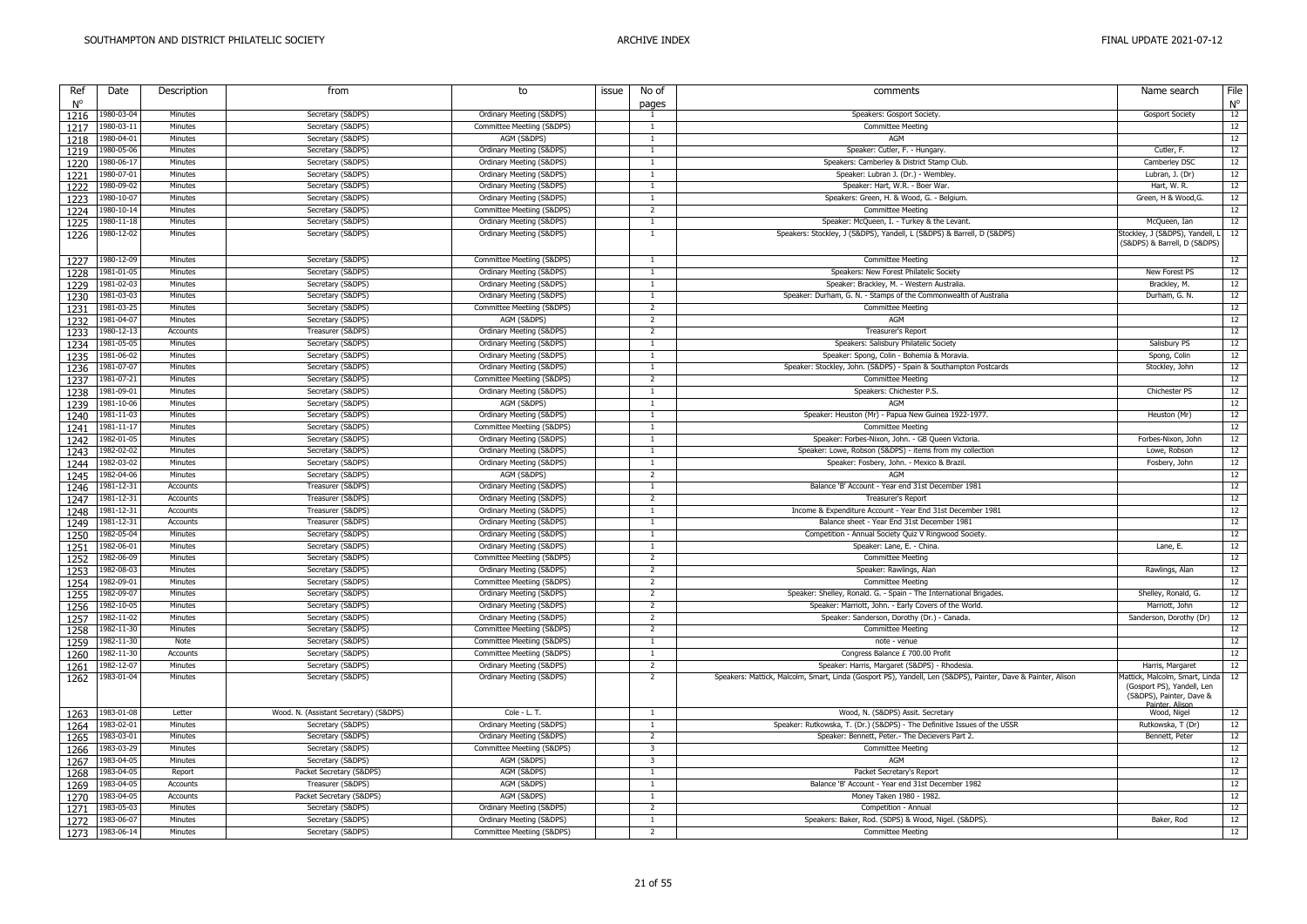| Ref N° | Date | Description | from | to | issue | No of pages | comments | Name search | File N° |
|---|---|---|---|---|---|---|---|---|---|
| 1216 | 1980-03-04 | Minutes | Secretary (S&DPS) | Ordinary Meeting (S&DPS) | | 1 | Speakers: Gosport Society. | Gosport Society | 12 |
| 1217 | 1980-03-11 | Minutes | Secretary (S&DPS) | Committee Meetiing (S&DPS) | | 1 | Committee Meeting | | 12 |
| 1218 | 1980-04-01 | Minutes | Secretary (S&DPS) | AGM (S&DPS) | | 1 | AGM | | 12 |
| 1219 | 1980-05-06 | Minutes | Secretary (S&DPS) | Ordinary Meeting (S&DPS) | | 1 | Speaker: Cutler, F. - Hungary. | Cutler, F. | 12 |
| 1220 | 1980-06-17 | Minutes | Secretary (S&DPS) | Ordinary Meeting (S&DPS) | | 1 | Speakers: Camberley & District Stamp Club. | Camberley DSC | 12 |
| 1221 | 1980-07-01 | Minutes | Secretary (S&DPS) | Ordinary Meeting (S&DPS) | | 1 | Speaker: Lubran J. (Dr.) - Wembley. | Lubran, J. (Dr) | 12 |
| 1222 | 1980-09-02 | Minutes | Secretary (S&DPS) | Ordinary Meeting (S&DPS) | | 1 | Speaker: Hart, W.R. - Boer War. | Hart, W. R. | 12 |
| 1223 | 1980-10-07 | Minutes | Secretary (S&DPS) | Ordinary Meeting (S&DPS) | | 1 | Speakers: Green, H. & Wood, G. - Belgium. | Green, H & Wood,G. | 12 |
| 1224 | 1980-10-14 | Minutes | Secretary (S&DPS) | Committee Meetiing (S&DPS) | | 2 | Committee Meeting | | 12 |
| 1225 | 1980-11-18 | Minutes | Secretary (S&DPS) | Ordinary Meeting (S&DPS) | | 1 | Speaker: McQueen, I. - Turkey & the Levant. | McQueen, Ian | 12 |
| 1226 | 1980-12-02 | Minutes | Secretary (S&DPS) | Ordinary Meeting (S&DPS) | | 1 | Speakers: Stockley, J (S&DPS), Yandell, L (S&DPS) & Barrell, D (S&DPS) | Stockley, J (S&DPS), Yandell, L (S&DPS) & Barrell, D (S&DPS) | 12 |
| 1227 | 1980-12-09 | Minutes | Secretary (S&DPS) | Committee Meetiing (S&DPS) | | 1 | Committee Meeting | | 12 |
| 1228 | 1981-01-05 | Minutes | Secretary (S&DPS) | Ordinary Meeting (S&DPS) | | 1 | Speakers: New Forest Philatelic Society | New Forest PS | 12 |
| 1229 | 1981-02-03 | Minutes | Secretary (S&DPS) | Ordinary Meeting (S&DPS) | | 1 | Speaker: Brackley, M. - Western Australia. | Brackley, M. | 12 |
| 1230 | 1981-03-03 | Minutes | Secretary (S&DPS) | Ordinary Meeting (S&DPS) | | 1 | Speaker: Durham, G. N. - Stamps of the Commonwealth of Australia | Durham, G. N. | 12 |
| 1231 | 1981-03-25 | Minutes | Secretary (S&DPS) | Committee Meetiing (S&DPS) | | 2 | Committee Meeting | | 12 |
| 1232 | 1981-04-07 | Minutes | Secretary (S&DPS) | AGM (S&DPS) | | 2 | AGM | | 12 |
| 1233 | 1980-12-13 | Accounts | Treasurer (S&DPS) | Ordinary Meeting (S&DPS) | | 2 | Treasurer's Report | | 12 |
| 1234 | 1981-05-05 | Minutes | Secretary (S&DPS) | Ordinary Meeting (S&DPS) | | 1 | Speakers: Salisbury Philatelic Society | Salisbury PS | 12 |
| 1235 | 1981-06-02 | Minutes | Secretary (S&DPS) | Ordinary Meeting (S&DPS) | | 1 | Speaker: Spong, Colin - Bohemia & Moravia. | Spong, Colin | 12 |
| 1236 | 1981-07-07 | Minutes | Secretary (S&DPS) | Ordinary Meeting (S&DPS) | | 1 | Speaker: Stockley, John. (S&DPS) - Spain & Southampton Postcards | Stockley, John | 12 |
| 1237 | 1981-07-21 | Minutes | Secretary (S&DPS) | Committee Meetiing (S&DPS) | | 2 | Committee Meeting | | 12 |
| 1238 | 1981-09-01 | Minutes | Secretary (S&DPS) | Ordinary Meeting (S&DPS) | | 1 | Speakers: Chichester P.S. | Chichester PS | 12 |
| 1239 | 1981-10-06 | Minutes | Secretary (S&DPS) | AGM (S&DPS) | | 1 | AGM | | 12 |
| 1240 | 1981-11-03 | Minutes | Secretary (S&DPS) | Ordinary Meeting (S&DPS) | | 1 | Speaker: Heuston (Mr) - Papua New Guinea 1922-1977. | Heuston (Mr) | 12 |
| 1241 | 1981-11-17 | Minutes | Secretary (S&DPS) | Committee Meetiing (S&DPS) | | 1 | Committee Meeting | | 12 |
| 1242 | 1982-01-05 | Minutes | Secretary (S&DPS) | Ordinary Meeting (S&DPS) | | 1 | Speaker: Forbes-Nixon, John. - GB Queen Victoria. | Forbes-Nixon, John | 12 |
| 1243 | 1982-02-02 | Minutes | Secretary (S&DPS) | Ordinary Meeting (S&DPS) | | 1 | Speaker: Lowe, Robson (S&DPS) - items from my collection | Lowe, Robson | 12 |
| 1244 | 1982-03-02 | Minutes | Secretary (S&DPS) | Ordinary Meeting (S&DPS) | | 1 | Speaker: Fosbery, John. - Mexico & Brazil. | Fosbery, John | 12 |
| 1245 | 1982-04-06 | Minutes | Secretary (S&DPS) | AGM (S&DPS) | | 2 | AGM | | 12 |
| 1246 | 1981-12-31 | Accounts | Treasurer (S&DPS) | Ordinary Meeting (S&DPS) | | 1 | Balance 'B' Account - Year end 31st December 1981 | | 12 |
| 1247 | 1981-12-31 | Accounts | Treasurer (S&DPS) | Ordinary Meeting (S&DPS) | | 2 | Treasurer's Report | | 12 |
| 1248 | 1981-12-31 | Accounts | Treasurer (S&DPS) | Ordinary Meeting (S&DPS) | | 1 | Income & Expenditure Account - Year End 31st December 1981 | | 12 |
| 1249 | 1981-12-31 | Accounts | Treasurer (S&DPS) | Ordinary Meeting (S&DPS) | | 1 | Balance sheet - Year End 31st December 1981 | | 12 |
| 1250 | 1982-05-04 | Minutes | Secretary (S&DPS) | Ordinary Meeting (S&DPS) | | 1 | Competition - Annual Society Quiz V Ringwood Society. | | 12 |
| 1251 | 1982-06-01 | Minutes | Secretary (S&DPS) | Ordinary Meeting (S&DPS) | | 1 | Speaker: Lane, E. - China. | Lane, E. | 12 |
| 1252 | 1982-06-09 | Minutes | Secretary (S&DPS) | Committee Meetiing (S&DPS) | | 2 | Committee Meeting | | 12 |
| 1253 | 1982-08-03 | Minutes | Secretary (S&DPS) | Ordinary Meeting (S&DPS) | | 2 | Speaker: Rawlings, Alan | Rawlings, Alan | 12 |
| 1254 | 1982-09-01 | Minutes | Secretary (S&DPS) | Committee Meetiing (S&DPS) | | 2 | Committee Meeting | | 12 |
| 1255 | 1982-09-07 | Minutes | Secretary (S&DPS) | Ordinary Meeting (S&DPS) | | 2 | Speaker: Shelley, Ronald. G. - Spain - The International Brigades. | Shelley, Ronald, G. | 12 |
| 1256 | 1982-10-05 | Minutes | Secretary (S&DPS) | Ordinary Meeting (S&DPS) | | 2 | Speaker: Marriott, John. - Early Covers of the World. | Marriott, John | 12 |
| 1257 | 1982-11-02 | Minutes | Secretary (S&DPS) | Ordinary Meeting (S&DPS) | | 2 | Speaker: Sanderson, Dorothy (Dr.) - Canada. | Sanderson, Dorothy (Dr) | 12 |
| 1258 | 1982-11-30 | Minutes | Secretary (S&DPS) | Committee Meetiing (S&DPS) | | 2 | Committee Meeting | | 12 |
| 1259 | 1982-11-30 | Note | Secretary (S&DPS) | Committee Meetiing (S&DPS) | | 1 | note - venue | | 12 |
| 1260 | 1982-11-30 | Accounts | Secretary (S&DPS) | Committee Meetiing (S&DPS) | | 1 | Congress Balance £ 700.00 Profit | | 12 |
| 1261 | 1982-12-07 | Minutes | Secretary (S&DPS) | Ordinary Meeting (S&DPS) | | 2 | Speaker: Harris, Margaret (S&DPS) - Rhodesia. | Harris, Margaret | 12 |
| 1262 | 1983-01-04 | Minutes | Secretary (S&DPS) | Ordinary Meeting (S&DPS) | | 2 | Speakers: Mattick, Malcolm, Smart, Linda (Gosport PS), Yandell, Len (S&DPS), Painter, Dave & Painter, Alison | Mattick, Malcolm, Smart, Linda (Gosport PS), Yandell, Len (S&DPS), Painter, Dave & Painter, Alison | 12 |
| 1263 | 1983-01-08 | Letter | Wood. N. (Assistant Secretary) (S&DPS) | Cole - L. T. | | 1 | Wood, N. (S&DPS) Assit. Secretary | Wood, Nigel | 12 |
| 1264 | 1983-02-01 | Minutes | Secretary (S&DPS) | Ordinary Meeting (S&DPS) | | 1 | Speaker: Rutkowska, T. (Dr.) (S&DPS) - The Definitive Issues of the USSR | Rutkowska, T (Dr) | 12 |
| 1265 | 1983-03-01 | Minutes | Secretary (S&DPS) | Ordinary Meeting (S&DPS) | | 2 | Speaker: Bennett, Peter.- The Decievers Part 2. | Bennett, Peter | 12 |
| 1266 | 1983-03-29 | Minutes | Secretary (S&DPS) | Committee Meetiing (S&DPS) | | 3 | Committee Meeting | | 12 |
| 1267 | 1983-04-05 | Minutes | Secretary (S&DPS) | AGM (S&DPS) | | 3 | AGM | | 12 |
| 1268 | 1983-04-05 | Report | Packet Secretary (S&DPS) | AGM (S&DPS) | | 1 | Packet Secretary's Report | | 12 |
| 1269 | 1983-04-05 | Accounts | Treasurer (S&DPS) | AGM (S&DPS) | | 1 | Balance 'B' Account - Year end 31st December 1982 | | 12 |
| 1270 | 1983-04-05 | Accounts | Packet Secretary (S&DPS) | AGM (S&DPS) | | 1 | Money Taken 1980 - 1982. | | 12 |
| 1271 | 1983-05-03 | Minutes | Secretary (S&DPS) | Ordinary Meeting (S&DPS) | | 2 | Competition - Annual | | 12 |
| 1272 | 1983-06-07 | Minutes | Secretary (S&DPS) | Ordinary Meeting (S&DPS) | | 1 | Speakers: Baker, Rod. (SDPS) & Wood, Nigel. (S&DPS). | Baker, Rod | 12 |
| 1273 | 1983-06-14 | Minutes | Secretary (S&DPS) | Committee Meetiing (S&DPS) | | 2 | Committee Meeting | | 12 |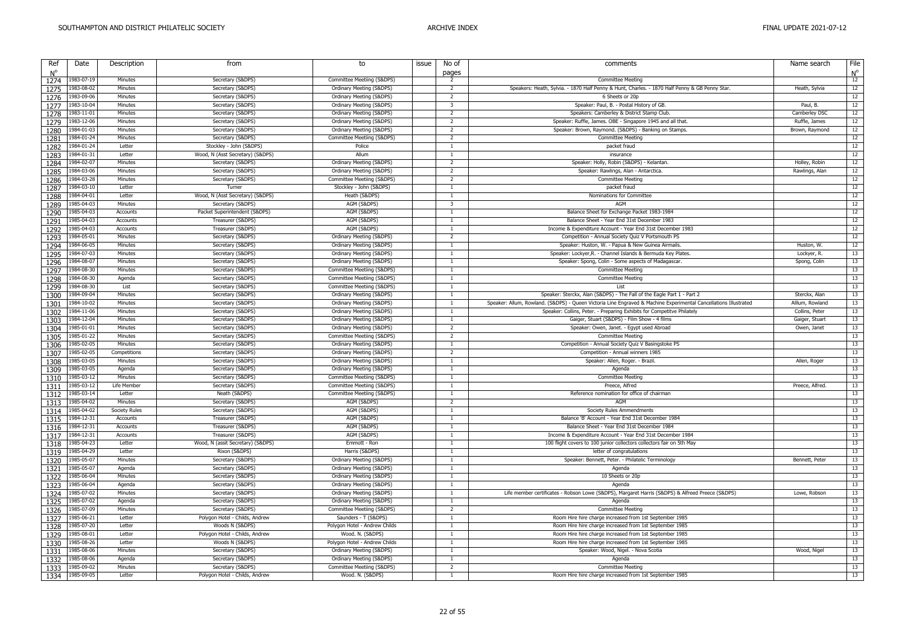| Ref N° | Date | Description | from | to | issue | No of pages | comments | Name search | File N° |
|---|---|---|---|---|---|---|---|---|---|
| 1274 | 1983-07-19 | Minutes | Secretary (S&DPS) | Committee Meetiing (S&DPS) | | 2 | Committee Meeting | | 12 |
| 1275 | 1983-08-02 | Minutes | Secretary (S&DPS) | Ordinary Meeting (S&DPS) | | 2 | Speakers: Heath, Sylvia. - 1870 Half Penny & Hunt, Charles. - 1870 Half Penny & GB Penny Star. | Heath, Sylvia | 12 |
| 1276 | 1983-09-06 | Minutes | Secretary (S&DPS) | Ordinary Meeting (S&DPS) | | 2 | 6 Sheets or 20p | | 12 |
| 1277 | 1983-10-04 | Minutes | Secretary (S&DPS) | Ordinary Meeting (S&DPS) | | 3 | Speaker: Paul, B. - Postal History of GB. | Paul, B. | 12 |
| 1278 | 1983-11-01 | Minutes | Secretary (S&DPS) | Ordinary Meeting (S&DPS) | | 2 | Speakers: Camberley & District Stamp Club. | Camberley DSC | 12 |
| 1279 | 1983-12-06 | Minutes | Secretary (S&DPS) | Ordinary Meeting (S&DPS) | | 2 | Speaker: Ruffle, James. OBE - Singapore 1945 and all that. | Ruffle, James | 12 |
| 1280 | 1984-01-03 | Minutes | Secretary (S&DPS) | Ordinary Meeting (S&DPS) | | 2 | Speaker: Brown, Raymond. (S&DPS) - Banking on Stamps. | Brown, Raymond | 12 |
| 1281 | 1984-01-24 | Minutes | Secretary (S&DPS) | Committee Meetiing (S&DPS) | | 2 | Committee Meeting | | 12 |
| 1282 | 1984-01-24 | Letter | Stockley - John (S&DPS) | Police | | 1 | packet fraud | | 12 |
| 1283 | 1984-01-31 | Letter | Wood, N (Asst Secretary) (S&DPS) | Allum | | 1 | insurance | | 12 |
| 1284 | 1984-02-07 | Minutes | Secretary (S&DPS) | Ordinary Meeting (S&DPS) | | 2 | Speaker: Holly, Robin (S&DPS) - Kelantan. | Holley, Robin | 12 |
| 1285 | 1984-03-06 | Minutes | Secretary (S&DPS) | Ordinary Meeting (S&DPS) | | 2 | Speaker: Rawlings, Alan - Antarctica. | Rawlings, Alan | 12 |
| 1286 | 1984-03-28 | Minutes | Secretary (S&DPS) | Committee Meetiing (S&DPS) | | 2 | Committee Meeting | | 12 |
| 1287 | 1984-03-10 | Letter | Turner | Stockley - John (S&DPS) | | 1 | packet fraud | | 12 |
| 1288 | 1984-04-01 | Letter | Wood, N (Asst Secretary) (S&DPS) | Heath (S&DPS) | | 1 | Nominations for Committee | | 12 |
| 1289 | 1985-04-03 | Minutes | Secretary (S&DPS) | AGM (S&DPS) | | 3 | AGM | | 12 |
| 1290 | 1985-04-03 | Accounts | Packet Superintendent (S&DPS) | AGM (S&DPS) | | 1 | Balance Sheet for Exchange Packet 1983-1984 | | 12 |
| 1291 | 1985-04-03 | Accounts | Treasurer (S&DPS) | AGM (S&DPS) | | 1 | Balance Sheet - Year End 31st December 1983 | | 12 |
| 1292 | 1985-04-03 | Accounts | Treasurer (S&DPS) | AGM (S&DPS) | | 1 | Income & Expenditure Account - Year End 31st December 1983 | | 12 |
| 1293 | 1984-05-01 | Minutes | Secretary (S&DPS) | Ordinary Meeting (S&DPS) | | 2 | Competition - Annual Society Quiz V Portsmouth PS | | 12 |
| 1294 | 1984-06-05 | Minutes | Secretary (S&DPS) | Ordinary Meeting (S&DPS) | | 1 | Speaker: Huston, W. - Papua & New Guinea Airmails. | Huston, W. | 12 |
| 1295 | 1984-07-03 | Minutes | Secretary (S&DPS) | Ordinary Meeting (S&DPS) | | 1 | Speaker: Lockyer,R. - Channel Islands & Bermuda Key Plates. | Lockyer, R. | 13 |
| 1296 | 1984-08-07 | Minutes | Secretary (S&DPS) | Ordinary Meeting (S&DPS) | | 1 | Speaker: Spong, Colin - Some aspects of Madagascar. | Spong, Colin | 13 |
| 1297 | 1984-08-30 | Minutes | Secretary (S&DPS) | Committee Meetiing (S&DPS) | | 1 | Committee Meeting | | 13 |
| 1298 | 1984-08-30 | Agenda | Secretary (S&DPS) | Committee Meetiing (S&DPS) | | 1 | Committee Meeting | | 13 |
| 1299 | 1984-08-30 | List | Secretary (S&DPS) | Committee Meetiing (S&DPS) | | 1 | List | | 13 |
| 1300 | 1984-09-04 | Minutes | Secretary (S&DPS) | Ordinary Meeting (S&DPS) | | 1 | Speaker: Sterckx, Alan (S&DPS) - The Fall of the Eagle Part 1 - Part 2 | Sterckx, Alan | 13 |
| 1301 | 1984-10-02 | Minutes | Secretary (S&DPS) | Ordinary Meeting (S&DPS) | | 1 | Speaker: Allum, Rowland. (S&DPS) - Queen Victoria Line Engraved & Machine Experimental Cancellations Illustrated | Allum, Rowland | 13 |
| 1302 | 1984-11-06 | Minutes | Secretary (S&DPS) | Ordinary Meeting (S&DPS) | | 1 | Speaker: Collins, Peter. - Preparing Exhibits for Competitve Philately | Collins, Peter | 13 |
| 1303 | 1984-12-04 | Minutes | Secretary (S&DPS) | Ordinary Meeting (S&DPS) | | 1 | Gaiger, Stuart (S&DPS) - Film Show - 4 films | Gaiger, Stuart | 13 |
| 1304 | 1985-01-01 | Minutes | Secretary (S&DPS) | Ordinary Meeting (S&DPS) | | 2 | Speaker: Owen, Janet. - Egypt used Abroad | Owen, Janet | 13 |
| 1305 | 1985-01-22 | Minutes | Secretary (S&DPS) | Committee Meetiing (S&DPS) | | 2 | Committee Meeting | | 13 |
| 1306 | 1985-02-05 | Minutes | Secretary (S&DPS) | Ordinary Meeting (S&DPS) | | 1 | Competition - Annual Society Quiz V Basingstoke PS | | 13 |
| 1307 | 1985-02-05 | Competitions | Secretary (S&DPS) | Ordinary Meeting (S&DPS) | | 2 | Competition - Annual winners 1985 | | 13 |
| 1308 | 1985-03-05 | Minutes | Secretary (S&DPS) | Ordinary Meeting (S&DPS) | | 1 | Speaker: Allen, Roger. - Brazil. | Allen, Roger | 13 |
| 1309 | 1985-03-05 | Agenda | Secretary (S&DPS) | Ordinary Meeting (S&DPS) | | 1 | Agenda | | 13 |
| 1310 | 1985-03-12 | Minutes | Secretary (S&DPS) | Committee Meetiing (S&DPS) | | 1 | Committee Meeting | | 13 |
| 1311 | 1985-03-12 | Life Member | Secretary (S&DPS) | Committee Meetiing (S&DPS) | | 1 | Preece, Alfred | Preece, Alfred. | 13 |
| 1312 | 1985-03-14 | Letter | Neath (S&DPS) | Committee Meetiing (S&DPS) | | 1 | Reference nomination for office of chairman | | 13 |
| 1313 | 1985-04-02 | Minutes | Secretary (S&DPS) | AGM (S&DPS) | | 2 | AGM | | 13 |
| 1314 | 1985-04-02 | Society Rules | Secretary (S&DPS) | AGM (S&DPS) | | 1 | Society Rules Ammendments | | 13 |
| 1315 | 1984-12-31 | Accounts | Treasurer (S&DPS) | AGM (S&DPS) | | 1 | Balance 'B' Account - Year End 31st December 1984 | | 13 |
| 1316 | 1984-12-31 | Accounts | Treasurer (S&DPS) | AGM (S&DPS) | | 1 | Balance Sheet - Year End 31st December 1984 | | 13 |
| 1317 | 1984-12-31 | Accounts | Treasurer (S&DPS) | AGM (S&DPS) | | 1 | Income & Expenditure Account - Year End 31st December 1984 | | 13 |
| 1318 | 1985-04-23 | Letter | Wood, N (Asst Secretary) (S&DPS) | Emmott - Ron | | 1 | 100 flight covers to 100 junior collectors collectors fair on 5th May | | 13 |
| 1319 | 1985-04-29 | Letter | Rixon (S&DPS) | Harris (S&DPS) | | 1 | letter of congratulations | | 13 |
| 1320 | 1985-05-07 | Minutes | Secretary (S&DPS) | Ordinary Meeting (S&DPS) | | 1 | Speaker: Bennett, Peter. - Philatelic Terminology | Bennett, Peter | 13 |
| 1321 | 1985-05-07 | Agenda | Secretary (S&DPS) | Ordinary Meeting (S&DPS) | | 1 | Agenda | | 13 |
| 1322 | 1985-06-04 | Minutes | Secretary (S&DPS) | Ordinary Meeting (S&DPS) | | 1 | 10 Sheets or 20p | | 13 |
| 1323 | 1985-06-04 | Agenda | Secretary (S&DPS) | Ordinary Meeting (S&DPS) | | 1 | Agenda | | 13 |
| 1324 | 1985-07-02 | Minutes | Secretary (S&DPS) | Ordinary Meeting (S&DPS) | | 1 | Life member certificates - Robson Lowe (S&DPS), Margaret Harris (S&DPS) & Alfreed Preece (S&DPS) | Lowe, Robson | 13 |
| 1325 | 1985-07-02 | Agenda | Secretary (S&DPS) | Ordinary Meeting (S&DPS) | | 1 | Agenda | | 13 |
| 1326 | 1985-07-09 | Minutes | Secretary (S&DPS) | Committee Meetiing (S&DPS) | | 2 | Committee Meeting | | 13 |
| 1327 | 1985-06-21 | Letter | Polygon Hotel - Childs, Andrew | Saunders - T (S&DPS) | | 1 | Room Hire hire charge increased from 1st September 1985 | | 13 |
| 1328 | 1985-07-20 | Letter | Woods N (S&DPS) | Polygon Hotel - Andrew Childs | | 1 | Room Hire hire charge increased from 1st September 1985 | | 13 |
| 1329 | 1985-08-01 | Letter | Polygon Hotel - Childs, Andrew | Wood. N. (S&DPS) | | 1 | Room Hire hire charge increased from 1st September 1985 | | 13 |
| 1330 | 1985-08-26 | Letter | Woods N (S&DPS) | Polygon Hotel - Andrew Childs | | 1 | Room Hire hire charge increased from 1st September 1985 | | 13 |
| 1331 | 1985-08-06 | Minutes | Secretary (S&DPS) | Ordinary Meeting (S&DPS) | | 1 | Speaker: Wood, Nigel. - Nova Scotia | Wood, Nigel | 13 |
| 1332 | 1985-08-06 | Agenda | Secretary (S&DPS) | Ordinary Meeting (S&DPS) | | 1 | Agenda | | 13 |
| 1333 | 1985-09-02 | Minutes | Secretary (S&DPS) | Committee Meetiing (S&DPS) | | 2 | Committee Meeting | | 13 |
| 1334 | 1985-09-05 | Letter | Polygon Hotel - Childs, Andrew | Wood. N. (S&DPS) | | 1 | Room Hire hire charge increased from 1st September 1985 | | 13 |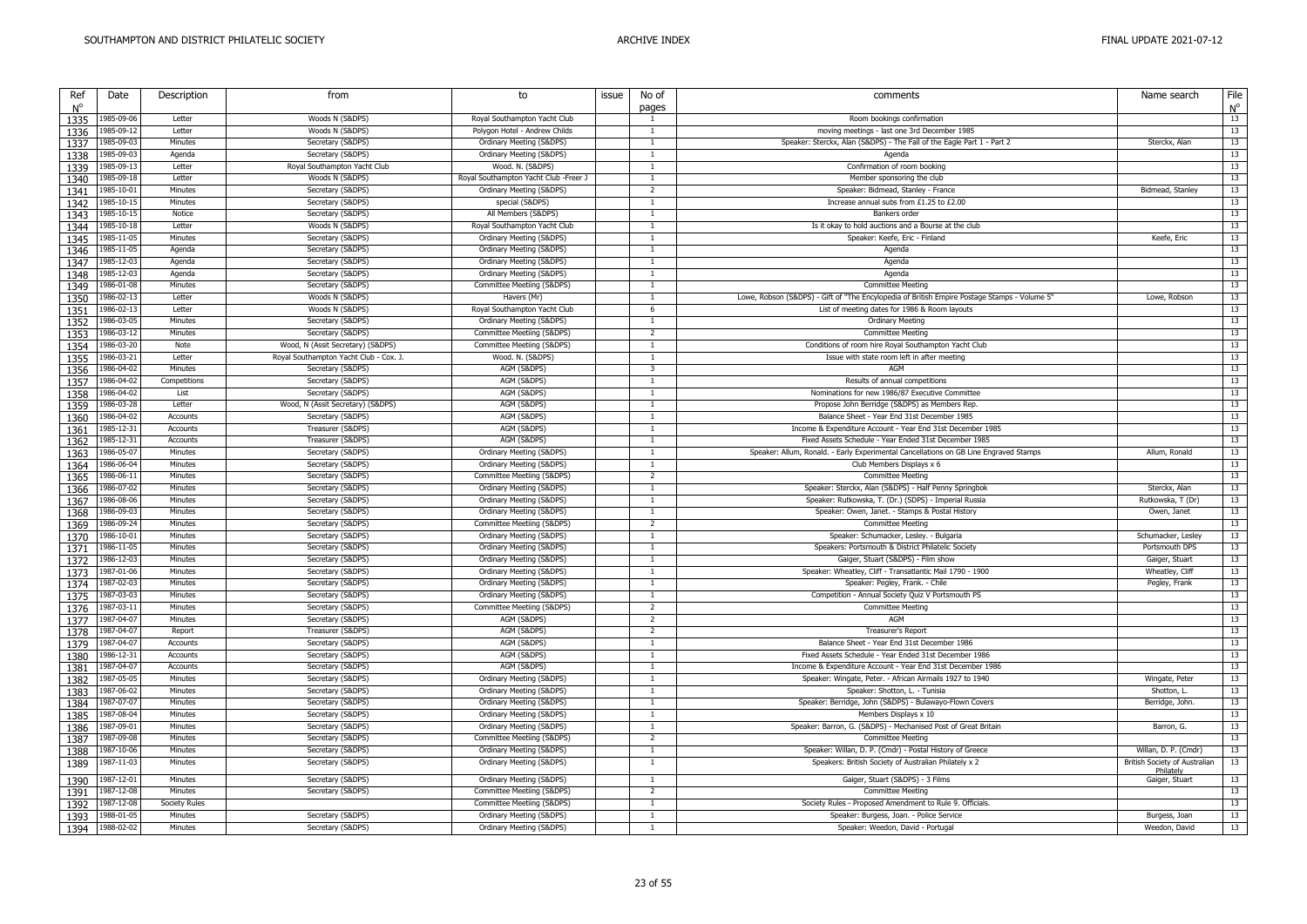| Ref N° | Date | Description | from | to | issue | No of pages | comments | Name search | File N° |
|---|---|---|---|---|---|---|---|---|---|
| 1335 | 1985-09-06 | Letter | Woods N (S&DPS) | Royal Southampton Yacht Club | | 1 | Room bookings confirmation | | 13 |
| 1336 | 1985-09-12 | Letter | Woods N (S&DPS) | Polygon Hotel - Andrew Childs | | 1 | moving meetings - last one 3rd December 1985 | | 13 |
| 1337 | 1985-09-03 | Minutes | Secretary (S&DPS) | Ordinary Meeting (S&DPS) | | 1 | Speaker: Sterckx, Alan (S&DPS) - The Fall of the Eagle Part 1 - Part 2 | Sterckx, Alan | 13 |
| 1338 | 1985-09-03 | Agenda | Secretary (S&DPS) | Ordinary Meeting (S&DPS) | | 1 | Agenda | | 13 |
| 1339 | 1985-09-13 | Letter | Royal Southampton Yacht Club | Wood. N. (S&DPS) | | 1 | Confirmation of room booking | | 13 |
| 1340 | 1985-09-18 | Letter | Woods N (S&DPS) | Royal Southampton Yacht Club -Freer J | | 1 | Member sponsoring the club | | 13 |
| 1341 | 1985-10-01 | Minutes | Secretary (S&DPS) | Ordinary Meeting (S&DPS) | | 2 | Speaker: Bidmead, Stanley - France | Bidmead, Stanley | 13 |
| 1342 | 1985-10-15 | Minutes | Secretary (S&DPS) | special (S&DPS) | | 1 | Increase annual subs from £1.25 to £2.00 | | 13 |
| 1343 | 1985-10-15 | Notice | Secretary (S&DPS) | All Members (S&DPS) | | 1 | Bankers order | | 13 |
| 1344 | 1985-10-18 | Letter | Woods N (S&DPS) | Royal Southampton Yacht Club | | 1 | Is it okay to hold auctions and a Bourse at the club | | 13 |
| 1345 | 1985-11-05 | Minutes | Secretary (S&DPS) | Ordinary Meeting (S&DPS) | | 1 | Speaker: Keefe, Eric - Finland | Keefe, Eric | 13 |
| 1346 | 1985-11-05 | Agenda | Secretary (S&DPS) | Ordinary Meeting (S&DPS) | | 1 | Agenda | | 13 |
| 1347 | 1985-12-03 | Agenda | Secretary (S&DPS) | Ordinary Meeting (S&DPS) | | 1 | Agenda | | 13 |
| 1348 | 1985-12-03 | Agenda | Secretary (S&DPS) | Ordinary Meeting (S&DPS) | | 1 | Agenda | | 13 |
| 1349 | 1986-01-08 | Minutes | Secretary (S&DPS) | Committee Meetiing (S&DPS) | | 1 | Committee Meeting | | 13 |
| 1350 | 1986-02-13 | Letter | Woods N (S&DPS) | Havers (Mr) | | 1 | Lowe, Robson (S&DPS) - Gift of "The Encylopedia of British Empire Postage Stamps - Volume 5" | Lowe, Robson | 13 |
| 1351 | 1986-02-13 | Letter | Woods N (S&DPS) | Royal Southampton Yacht Club | | 6 | List of meeting dates for 1986 & Room layouts | | 13 |
| 1352 | 1986-03-05 | Minutes | Secretary (S&DPS) | Ordinary Meeting (S&DPS) | | 1 | Ordinary Meeting | | 13 |
| 1353 | 1986-03-12 | Minutes | Secretary (S&DPS) | Committee Meetiing (S&DPS) | | 2 | Committee Meeting | | 13 |
| 1354 | 1986-03-20 | Note | Wood, N (Assit Secretary) (S&DPS) | Committee Meetiing (S&DPS) | | 1 | Conditions of room hire Royal Southampton Yacht Club | | 13 |
| 1355 | 1986-03-21 | Letter | Royal Southampton Yacht Club - Cox. J. | Wood. N. (S&DPS) | | 1 | Issue with state room left in after meeting | | 13 |
| 1356 | 1986-04-02 | Minutes | Secretary (S&DPS) | AGM (S&DPS) | | 3 | AGM | | 13 |
| 1357 | 1986-04-02 | Competitions | Secretary (S&DPS) | AGM (S&DPS) | | 1 | Results of annual competitions | | 13 |
| 1358 | 1986-04-02 | List | Secretary (S&DPS) | AGM (S&DPS) | | 1 | Nominations for new 1986/87 Executive Committee | | 13 |
| 1359 | 1986-03-28 | Letter | Wood, N (Assit Secretary) (S&DPS) | AGM (S&DPS) | | 1 | Propose John Berridge (S&DPS) as Members Rep. | | 13 |
| 1360 | 1986-04-02 | Accounts | Secretary (S&DPS) | AGM (S&DPS) | | 1 | Balance Sheet - Year End 31st December 1985 | | 13 |
| 1361 | 1985-12-31 | Accounts | Treasurer (S&DPS) | AGM (S&DPS) | | 1 | Income & Expenditure Account - Year End 31st December 1985 | | 13 |
| 1362 | 1985-12-31 | Accounts | Treasurer (S&DPS) | AGM (S&DPS) | | 1 | Fixed Assets Schedule - Year Ended 31st December 1985 | | 13 |
| 1363 | 1986-05-07 | Minutes | Secretary (S&DPS) | Ordinary Meeting (S&DPS) | | 1 | Speaker: Allum, Ronald. - Early Experimental Cancellations on GB Line Engraved Stamps | Allum, Ronald | 13 |
| 1364 | 1986-06-04 | Minutes | Secretary (S&DPS) | Ordinary Meeting (S&DPS) | | 1 | Club Members Displays x 6 | | 13 |
| 1365 | 1986-06-11 | Minutes | Secretary (S&DPS) | Committee Meetiing (S&DPS) | | 2 | Committee Meeting | | 13 |
| 1366 | 1986-07-02 | Minutes | Secretary (S&DPS) | Ordinary Meeting (S&DPS) | | 1 | Speaker: Sterckx, Alan (S&DPS) - Half Penny Springbok | Sterckx, Alan | 13 |
| 1367 | 1986-08-06 | Minutes | Secretary (S&DPS) | Ordinary Meeting (S&DPS) | | 1 | Speaker: Rutkowska, T. (Dr.) (SDPS) - Imperial Russia | Rutkowska, T (Dr) | 13 |
| 1368 | 1986-09-03 | Minutes | Secretary (S&DPS) | Ordinary Meeting (S&DPS) | | 1 | Speaker: Owen, Janet. - Stamps & Postal History | Owen, Janet | 13 |
| 1369 | 1986-09-24 | Minutes | Secretary (S&DPS) | Committee Meetiing (S&DPS) | | 2 | Committee Meeting | | 13 |
| 1370 | 1986-10-01 | Minutes | Secretary (S&DPS) | Ordinary Meeting (S&DPS) | | 1 | Speaker: Schumacker, Lesley. - Bulgaria | Schumacker, Lesley | 13 |
| 1371 | 1986-11-05 | Minutes | Secretary (S&DPS) | Ordinary Meeting (S&DPS) | | 1 | Speakers: Portsmouth & District Philatelic Society | Portsmouth DPS | 13 |
| 1372 | 1986-12-03 | Minutes | Secretary (S&DPS) | Ordinary Meeting (S&DPS) | | 1 | Gaiger, Stuart (S&DPS) - Film show | Gaiger, Stuart | 13 |
| 1373 | 1987-01-06 | Minutes | Secretary (S&DPS) | Ordinary Meeting (S&DPS) | | 1 | Speaker: Wheatley, Cliff - Transatlantic Mail 1790 - 1900 | Wheatley, Cliff | 13 |
| 1374 | 1987-02-03 | Minutes | Secretary (S&DPS) | Ordinary Meeting (S&DPS) | | 1 | Speaker: Pegley, Frank. - Chile | Pegley, Frank | 13 |
| 1375 | 1987-03-03 | Minutes | Secretary (S&DPS) | Ordinary Meeting (S&DPS) | | 1 | Competition - Annual Society Quiz V Portsmouth PS | | 13 |
| 1376 | 1987-03-11 | Minutes | Secretary (S&DPS) | Committee Meetiing (S&DPS) | | 2 | Committee Meeting | | 13 |
| 1377 | 1987-04-07 | Minutes | Secretary (S&DPS) | AGM (S&DPS) | | 2 | AGM | | 13 |
| 1378 | 1987-04-07 | Report | Treasurer (S&DPS) | AGM (S&DPS) | | 2 | Treasurer's Report | | 13 |
| 1379 | 1987-04-07 | Accounts | Secretary (S&DPS) | AGM (S&DPS) | | 1 | Balance Sheet - Year End 31st December 1986 | | 13 |
| 1380 | 1986-12-31 | Accounts | Secretary (S&DPS) | AGM (S&DPS) | | 1 | Fixed Assets Schedule - Year Ended 31st December 1986 | | 13 |
| 1381 | 1987-04-07 | Accounts | Secretary (S&DPS) | AGM (S&DPS) | | 1 | Income & Expenditure Account - Year End 31st December 1986 | | 13 |
| 1382 | 1987-05-05 | Minutes | Secretary (S&DPS) | Ordinary Meeting (S&DPS) | | 1 | Speaker: Wingate, Peter. - African Airmails 1927 to 1940 | Wingate, Peter | 13 |
| 1383 | 1987-06-02 | Minutes | Secretary (S&DPS) | Ordinary Meeting (S&DPS) | | 1 | Speaker: Shotton, L. - Tunisia | Shotton, L. | 13 |
| 1384 | 1987-07-07 | Minutes | Secretary (S&DPS) | Ordinary Meeting (S&DPS) | | 1 | Speaker: Berridge, John (S&DPS) - Bulawayo-Flown Covers | Berridge, John. | 13 |
| 1385 | 1987-08-04 | Minutes | Secretary (S&DPS) | Ordinary Meeting (S&DPS) | | 1 | Members Displays x 10 | | 13 |
| 1386 | 1987-09-01 | Minutes | Secretary (S&DPS) | Ordinary Meeting (S&DPS) | | 1 | Speaker: Barron, G. (S&DPS) - Mechanised Post of Great Britain | Barron, G. | 13 |
| 1387 | 1987-09-08 | Minutes | Secretary (S&DPS) | Committee Meetiing (S&DPS) | | 2 | Committee Meeting | | 13 |
| 1388 | 1987-10-06 | Minutes | Secretary (S&DPS) | Ordinary Meeting (S&DPS) | | 1 | Speaker: Willan, D. P. (Cmdr) - Postal History of Greece | Willan, D. P. (Cmdr) | 13 |
| 1389 | 1987-11-03 | Minutes | Secretary (S&DPS) | Ordinary Meeting (S&DPS) | | 1 | Speakers: British Society of Australian Philately x 2 | British Society of Australian Philately | 13 |
| 1390 | 1987-12-01 | Minutes | Secretary (S&DPS) | Ordinary Meeting (S&DPS) | | 1 | Gaiger, Stuart (S&DPS) - 3 Films | Gaiger, Stuart | 13 |
| 1391 | 1987-12-08 | Minutes | Secretary (S&DPS) | Committee Meetiing (S&DPS) | | 2 | Committee Meeting | | 13 |
| 1392 | 1987-12-08 | Society Rules | | Committee Meetiing (S&DPS) | | 1 | Society Rules - Proposed Amendment to Rule 9. Officials. | | 13 |
| 1393 | 1988-01-05 | Minutes | Secretary (S&DPS) | Ordinary Meeting (S&DPS) | | 1 | Speaker: Burgess, Joan. - Police Service | Burgess, Joan | 13 |
| 1394 | 1988-02-02 | Minutes | Secretary (S&DPS) | Ordinary Meeting (S&DPS) | | 1 | Speaker: Weedon, David - Portugal | Weedon, David | 13 |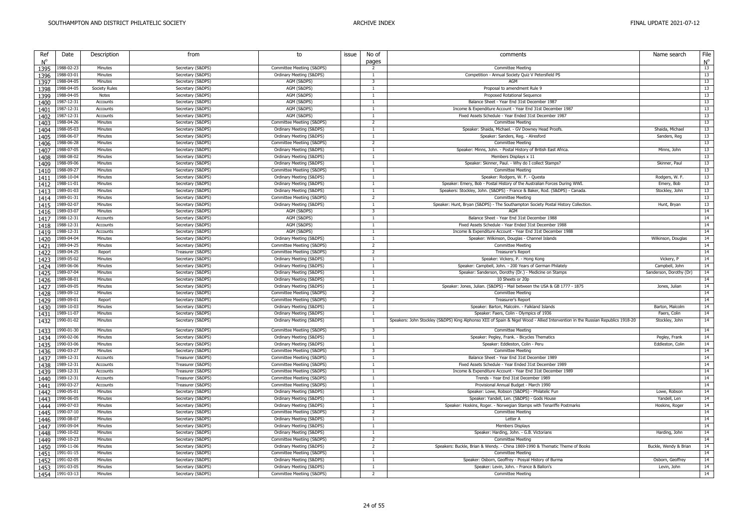| Ref N° | Date | Description | from | to | issue | No of pages | comments | Name search | File N° |
|---|---|---|---|---|---|---|---|---|---|
| 1395 | 1988-02-23 | Minutes | Secretary (S&DPS) | Committee Meetiing (S&DPS) | | 2 | Committee Meeting | | 13 |
| 1396 | 1988-03-01 | Minutes | Secretary (S&DPS) | Ordinary Meeting (S&DPS) | | 1 | Competition - Annual Society Quiz V Petersfield PS | | 13 |
| 1397 | 1988-04-05 | Minutes | Secretary (S&DPS) | AGM (S&DPS) | | 3 | AGM | | 13 |
| 1398 | 1988-04-05 | Society Rules | Secretary (S&DPS) | AGM (S&DPS) | | 1 | Proposal to amendment Rule 9 | | 13 |
| 1399 | 1988-04-05 | Notes | Secretary (S&DPS) | AGM (S&DPS) | | 1 | Proposed Rotational Sequence | | 13 |
| 1400 | 1987-12-31 | Accounts | Secretary (S&DPS) | AGM (S&DPS) | | 1 | Balance Sheet - Year End 31st December 1987 | | 13 |
| 1401 | 1987-12-31 | Accounts | Secretary (S&DPS) | AGM (S&DPS) | | 1 | Income & Expenditure Account - Year End 31st December 1987 | | 13 |
| 1402 | 1987-12-31 | Accounts | Secretary (S&DPS) | AGM (S&DPS) | | 1 | Fixed Assets Schedule - Year Ended 31st December 1987 | | 13 |
| 1403 | 1988-04-26 | Minutes | Secretary (S&DPS) | Committee Meetiing (S&DPS) | | 2 | Committee Meeting | | 13 |
| 1404 | 1988-05-03 | Minutes | Secretary (S&DPS) | Ordinary Meeting (S&DPS) | | 1 | Speaker: Shaida, Michael. - GV Downey Head Proofs. | Shaida, Michael | 13 |
| 1405 | 1988-06-07 | Minutes | Secretary (S&DPS) | Ordinary Meeting (S&DPS) | | 1 | Speaker: Sanders, Reg. - Alresford | Sanders, Reg | 13 |
| 1406 | 1988-06-28 | Minutes | Secretary (S&DPS) | Committee Meetiing (S&DPS) | | 2 | Committee Meeting | | 13 |
| 1407 | 1988-07-05 | Minutes | Secretary (S&DPS) | Ordinary Meeting (S&DPS) | | 1 | Speaker: Minns, John. - Postal History of British East Africa. | Minns, John | 13 |
| 1408 | 1988-08-02 | Minutes | Secretary (S&DPS) | Ordinary Meeting (S&DPS) | | 1 | Members Displays x 11 | | 13 |
| 1409 | 1988-09-06 | Minutes | Secretary (S&DPS) | Ordinary Meeting (S&DPS) | | 1 | Speaker: Skinner, Paul. - Why do I collect Stamps? | Skinner, Paul | 13 |
| 1410 | 1988-09-27 | Minutes | Secretary (S&DPS) | Committee Meetiing (S&DPS) | | 1 | Committee Meeting | | 13 |
| 1411 | 1988-10-04 | Minutes | Secretary (S&DPS) | Ordinary Meeting (S&DPS) | | 1 | Speaker: Rodgers, W. F. - Questa | Rodgers, W. F. | 13 |
| 1412 | 1988-11-01 | Minutes | Secretary (S&DPS) | Ordinary Meeting (S&DPS) | | 1 | Speaker: Emery, Bob - Postal History of the Australian Forces During WWI. | Emery, Bob | 13 |
| 1413 | 1989-01-03 | Minutes | Secretary (S&DPS) | Ordinary Meeting (S&DPS) | | 1 | Speakers: Stockley, John. (S&DPS) - France & Baker, Rod. (S&DPS) - Canada. | Stockley, John | 13 |
| 1414 | 1989-01-31 | Minutes | Secretary (S&DPS) | Committee Meetiing (S&DPS) | | 2 | Committee Meeting | | 13 |
| 1415 | 1989-02-07 | Minutes | Secretary (S&DPS) | Ordinary Meeting (S&DPS) | | 1 | Speaker: Hunt, Bryan (S&DPS) - The Southampton Society Postal History Collection. | Hunt, Bryan | 13 |
| 1416 | 1989-03-07 | Minutes | Secretary (S&DPS) | AGM (S&DPS) | | 3 | AGM | | 14 |
| 1417 | 1988-12-31 | Accounts | Secretary (S&DPS) | AGM (S&DPS) | | 1 | Balance Sheet - Year End 31st December 1988 | | 14 |
| 1418 | 1988-12-31 | Accounts | Secretary (S&DPS) | AGM (S&DPS) | | 1 | Fixed Assets Schedule - Year Ended 31st December 1988 | | 14 |
| 1419 | 1988-12-31 | Accounts | Secretary (S&DPS) | AGM (S&DPS) | | 1 | Income & Expenditure Account - Year End 31st December 1988 | | 14 |
| 1420 | 1989-04-04 | Minutes | Secretary (S&DPS) | Ordinary Meeting (S&DPS) | | 1 | Speaker: Wilkinson, Douglas - Channel Islands | Wilkinson, Douglas | 14 |
| 1421 | 1989-04-25 | Minutes | Secretary (S&DPS) | Committee Meetiing (S&DPS) | | 2 | Committee Meeting | | 14 |
| 1422 | 1989-04-25 | Report | Treasurer (S&DPS) | Committee Meetiing (S&DPS) | | 2 | Treasurer's Report | | 14 |
| 1423 | 1989-05-02 | Minutes | Secretary (S&DPS) | Ordinary Meeting (S&DPS) | | 1 | Speaker: Vickery, P. - Hong Kong | Vickery, P | 14 |
| 1424 | 1989-06-06 | Minutes | Secretary (S&DPS) | Ordinary Meeting (S&DPS) | | 1 | Speaker: Campbell, John. - 200 Years of German Philately | Campbell, John | 14 |
| 1425 | 1989-07-04 | Minutes | Secretary (S&DPS) | Ordinary Meeting (S&DPS) | | 1 | Speaker: Sanderson, Dorothy (Dr.) - Medicine on Stamps | Sanderson, Dorothy (Dr) | 14 |
| 1426 | 1989-08-01 | Minutes | Secretary (S&DPS) | Ordinary Meeting (S&DPS) | | 1 | 10 Sheets or 20p | | 14 |
| 1427 | 1989-09-05 | Minutes | Secretary (S&DPS) | Ordinary Meeting (S&DPS) | | 1 | Speaker: Jones, Julian. (S&DPS) - Mail between the USA & GB 1777 - 1875 | Jones, Julian | 14 |
| 1428 | 1989-09-12 | Minutes | Secretary (S&DPS) | Committee Meetiing (S&DPS) | | 2 | Committee Meeting | | 14 |
| 1429 | 1989-09-01 | Report | Secretary (S&DPS) | Committee Meetiing (S&DPS) | | 2 | Treasurer's Report | | 14 |
| 1430 | 1989-10-03 | Minutes | Secretary (S&DPS) | Ordinary Meeting (S&DPS) | | 1 | Speaker: Barton, Malcolm. - Falkland Islands | Barton, Malcolm | 14 |
| 1431 | 1989-11-07 | Minutes | Secretary (S&DPS) | Ordinary Meeting (S&DPS) | | 1 | Speaker: Faers, Colin - Olympics of 1936 | Faers, Colin | 14 |
| 1432 | 1990-01-02 | Minutes | Secretary (S&DPS) | Ordinary Meeting (S&DPS) | | 1 | Speakers: John Stockley (S&DPS) King Alphonso XIII of Spain & Nigel Wood - Allied Intervention in the Russian Republics 1918-20 | Stockley, John | 14 |
| 1433 | 1990-01-30 | Minutes | Secretary (S&DPS) | Committee Meetiing (S&DPS) | | 3 | Committee Meeting | | 14 |
| 1434 | 1990-02-06 | Minutes | Secretary (S&DPS) | Ordinary Meeting (S&DPS) | | 1 | Speaker: Pegley, Frank. - Bicycles Thematics | Pegley, Frank | 14 |
| 1435 | 1990-03-06 | Minutes | Secretary (S&DPS) | Ordinary Meeting (S&DPS) | | 1 | Speaker: Eddleston, Colin - Peru | Eddleston, Colin | 14 |
| 1436 | 1990-03-27 | Minutes | Secretary (S&DPS) | Committee Meetiing (S&DPS) | | 3 | Committee Meeting | | 14 |
| 1437 | 1989-12-31 | Accounts | Treasurer (S&DPS) | Committee Meetiing (S&DPS) | | 1 | Balance Sheet - Year End 31st December 1989 | | 14 |
| 1438 | 1989-12-31 | Accounts | Treasurer (S&DPS) | Committee Meetiing (S&DPS) | | 1 | Fixed Assets Schedule - Year Ended 31st December 1989 | | 14 |
| 1439 | 1989-12-31 | Accounts | Treasurer (S&DPS) | Committee Meetiing (S&DPS) | | 1 | Income & Expenditure Account - Year End 31st December 1989 | | 14 |
| 1440 | 1989-12-31 | Accounts | Treasurer (S&DPS) | Committee Meetiing (S&DPS) | | 1 | Trends - Year End 31st December 1989 | | 14 |
| 1441 | 1990-03-27 | Accounts | Treasurer (S&DPS) | Committee Meetiing (S&DPS) | | 1 | Provisional Annual Budget - March 1990 | | 14 |
| 1442 | 1990-05-01 | Minutes | Secretary (S&DPS) | Ordinary Meeting (S&DPS) | | 1 | Speaker: Lowe, Robson (S&DPS) - Philatelic Fun | Lowe, Robson | 14 |
| 1443 | 1990-06-05 | Minutes | Secretary (S&DPS) | Ordinary Meeting (S&DPS) | | 1 | Speaker: Yandell, Len. (S&DPS) - Gods House | Yandell, Len | 14 |
| 1444 | 1990-07-03 | Minutes | Secretary (S&DPS) | Ordinary Meeting (S&DPS) | | 1 | Speaker: Hoskins, Roger. - Norwegian Stamps with Tenariffe Postmarks | Hoskins, Roger | 14 |
| 1445 | 1990-07-10 | Minutes | Secretary (S&DPS) | Committee Meetiing (S&DPS) | | 2 | Committee Meeting | | 14 |
| 1446 | 1990-08-07 | Minutes | Secretary (S&DPS) | Ordinary Meeting (S&DPS) | | 1 | Letter A | | 14 |
| 1447 | 1990-09-04 | Minutes | Secretary (S&DPS) | Ordinary Meeting (S&DPS) | | 1 | Members Displays | | 14 |
| 1448 | 1990-10-02 | Minutes | Secretary (S&DPS) | Ordinary Meeting (S&DPS) | | 1 | Speaker: Harding, John. - G.B. Victorians | Harding, John | 14 |
| 1449 | 1990-10-23 | Minutes | Secretary (S&DPS) | Committee Meetiing (S&DPS) | | 2 | Committee Meeting | | 14 |
| 1450 | 1990-11-06 | Minutes | Secretary (S&DPS) | Ordinary Meeting (S&DPS) | | 2 | Speakers: Buckle, Brian & Wendy. - China 1869-1990 & Thematic Theme of Books | Buckle, Wendy & Brian | 14 |
| 1451 | 1991-01-15 | Minutes | Secretary (S&DPS) | Committee Meetiing (S&DPS) | | 1 | Committee Meeting | | 14 |
| 1452 | 1991-02-05 | Minutes | Secretary (S&DPS) | Ordinary Meeting (S&DPS) | | 1 | Speaker: Osborn, Geoffrey - Posyal History of Burma | Osborn, Geoffrey | 14 |
| 1453 | 1991-03-05 | Minutes | Secretary (S&DPS) | Ordinary Meeting (S&DPS) | | 1 | Speaker: Levin, John. - France & Ballon's | Levin, John | 14 |
| 1454 | 1991-03-13 | Minutes | Secretary (S&DPS) | Committee Meetiing (S&DPS) | | 2 | Committee Meeting | | 14 |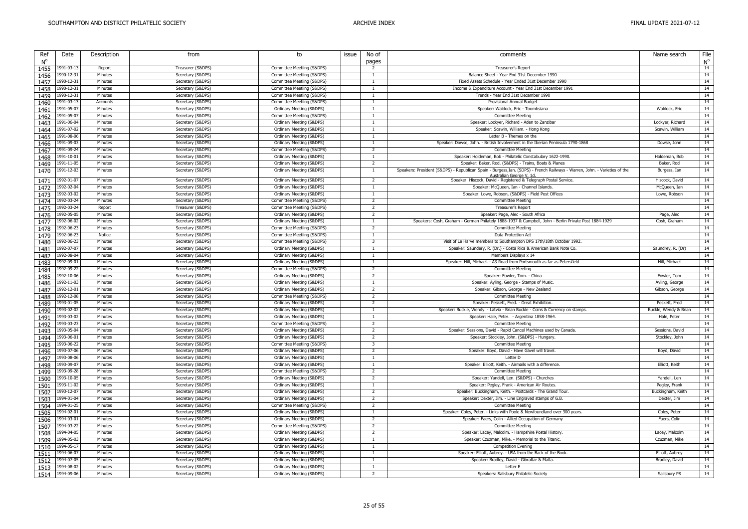| Ref N° | Date | Description | from | to | issue | No of pages | comments | Name search | File N° |
|---|---|---|---|---|---|---|---|---|---|
| 1455 | 1991-03-13 | Report | Treasurer (S&DPS) | Committee Meetiing (S&DPS) | | 2 | Treasurer's Report | | 14 |
| 1456 | 1990-12-31 | Minutes | Secretary (S&DPS) | Committee Meetiing (S&DPS) | | 1 | Balance Sheet - Year End 31st December 1990 | | 14 |
| 1457 | 1990-12-31 | Minutes | Secretary (S&DPS) | Committee Meetiing (S&DPS) | | 1 | Fixed Assets Schedule - Year Ended 31st December 1990 | | 14 |
| 1458 | 1990-12-31 | Minutes | Secretary (S&DPS) | Committee Meetiing (S&DPS) | | 1 | Income & Expenditure Account - Year End 31st December 1991 | | 14 |
| 1459 | 1990-12-31 | Minutes | Secretary (S&DPS) | Committee Meetiing (S&DPS) | | 1 | Trends - Year End 31st December 1990 | | 14 |
| 1460 | 1991-03-13 | Accounts | Secretary (S&DPS) | Committee Meetiing (S&DPS) | | 1 | Provisional Annual Budget | | 14 |
| 1461 | 1991-05-07 | Minutes | Secretary (S&DPS) | Ordinary Meeting (S&DPS) | | 1 | Speaker: Waldock, Eric - Toombsiana | Waldock, Eric | 14 |
| 1462 | 1991-05-07 | Minutes | Secretary (S&DPS) | Committee Meetiing (S&DPS) | | 1 | Committee Meeting | | 14 |
| 1463 | 1991-06-04 | Minutes | Secretary (S&DPS) | Ordinary Meeting (S&DPS) | | 1 | Speaker: Lockyer, Richard - Aden to Zanzibar | Lockyer, Richard | 14 |
| 1464 | 1991-07-02 | Minutes | Secretary (S&DPS) | Ordinary Meeting (S&DPS) | | 1 | Speaker: Scawin, William. - Hong Kong | Scawin, William | 14 |
| 1465 | 1991-08-06 | Minutes | Secretary (S&DPS) | Ordinary Meeting (S&DPS) | | 1 | Letter B - Themes on the | | 14 |
| 1466 | 1991-09-03 | Minutes | Secretary (S&DPS) | Ordinary Meeting (S&DPS) | | 1 | Speaker: Dowse, John. - British Involvement in the Iberian Peninsula 1790-1868 | Dowse, John | 14 |
| 1467 | 1991-09-24 | Minutes | Secretary (S&DPS) | Committee Meetiing (S&DPS) | | 2 | Committee Meeting | | 14 |
| 1468 | 1991-10-01 | Minutes | Secretary (S&DPS) | Ordinary Meeting (S&DPS) | | 1 | Speaker: Holdeman, Bob - Philatelic Constabulary 1622-1990. | Holdeman, Bob | 14 |
| 1469 | 1991-11-05 | Minutes | Secretary (S&DPS) | Ordinary Meeting (S&DPS) | | 2 | Speaker: Baker, Rod. (S&DPS) - Trains, Boats & Planes | Baker, Rod | 14 |
| 1470 | 1991-12-03 | Minutes | Secretary (S&DPS) | Ordinary Meeting (S&DPS) | | 1 | Speakers: President (S&DPS) - Republican Spain - Burgess,Ian. (SDPS) - French Railways - Warren, John. - Varieties of the Australian George V. 1d. | Burgess, Ian | 14 |
| 1471 | 1992-01-07 | Minutes | Secretary (S&DPS) | Ordinary Meeting (S&DPS) | | 2 | Speaker: Hiscock, David - Registered & Telegraph Postal Service. | Hiscock, David | 14 |
| 1472 | 1992-02-04 | Minutes | Secretary (S&DPS) | Ordinary Meeting (S&DPS) | | 1 | Speaker: McQueen, Ian - Channel Islands. | McQueen, Ian | 14 |
| 1473 | 1992-03-02 | Minutes | Secretary (S&DPS) | Ordinary Meeting (S&DPS) | | 1 | Speaker: Lowe, Robson, (S&DPS) - Field Post Offices | Lowe, Robson | 14 |
| 1474 | 1992-03-24 | Minutes | Secretary (S&DPS) | Committee Meetiing (S&DPS) | | 2 | Committee Meeting | | 14 |
| 1475 | 1992-03-24 | Report | Treasurer (S&DPS) | Committee Meetiing (S&DPS) | | 2 | Treasurer's Report | | 14 |
| 1476 | 1992-05-05 | Minutes | Secretary (S&DPS) | Ordinary Meeting (S&DPS) | | 2 | Speaker: Page, Alec - South Africa | Page, Alec | 14 |
| 1477 | 1992-06-02 | Minutes | Secretary (S&DPS) | Ordinary Meeting (S&DPS) | | 1 | Speakers: Cosh, Graham - German Philately 1888-1937 & Campbell, John - Berlin Private Post 1884-1929 | Cosh, Graham | 14 |
| 1478 | 1992-06-23 | Minutes | Secretary (S&DPS) | Committee Meetiing (S&DPS) | | 2 | Committee Meeting | | 14 |
| 1479 | 1992-06-23 | Notice | Secretary (S&DPS) | Committee Meetiing (S&DPS) | | 1 | Data Protection Act | | 14 |
| 1480 | 1992-06-23 | Minutes | Secretary (S&DPS) | Committee Meetiing (S&DPS) | | 3 | Visit of Le Harve members to Southampton DPS 17th/18th October 1992. | | 14 |
| 1481 | 1992-07-07 | Minutes | Secretary (S&DPS) | Ordinary Meeting (S&DPS) | | 1 | Speaker: Saundery, R. (Dr.) - Costa Rica & American Bank Note Co. | Saundrey, R. (Dr) | 14 |
| 1482 | 1992-08-04 | Minutes | Secretary (S&DPS) | Ordinary Meeting (S&DPS) | | 1 | Members Displays x 14 | | 14 |
| 1483 | 1992-09-01 | Minutes | Secretary (S&DPS) | Ordinary Meeting (S&DPS) | | 1 | Speaker: Hill, Michael. - A3 Road from Portsmouth as far as Petersfield | Hill, Michael | 14 |
| 1484 | 1992-09-22 | Minutes | Secretary (S&DPS) | Committee Meetiing (S&DPS) | | 2 | Committee Meeting | | 14 |
| 1485 | 1992-10-06 | Minutes | Secretary (S&DPS) | Ordinary Meeting (S&DPS) | | 2 | Speaker: Fowler, Tom. - China | Fowler, Tom | 14 |
| 1486 | 1992-11-03 | Minutes | Secretary (S&DPS) | Ordinary Meeting (S&DPS) | | 1 | Speaker: Ayling, George - Stamps of Music. | Ayling, George | 14 |
| 1487 | 1992-12-01 | Minutes | Secretary (S&DPS) | Ordinary Meeting (S&DPS) | | 2 | Speaker: Gibson, George - New Zealand | Gibson, George | 14 |
| 1488 | 1992-12-08 | Minutes | Secretary (S&DPS) | Committee Meetiing (S&DPS) | | 2 | Committee Meeting | | 14 |
| 1489 | 1993-01-05 | Minutes | Secretary (S&DPS) | Ordinary Meeting (S&DPS) | | 2 | Speaker: Peskett, Fred. - Great Exhibition. | Peskett, Fred | 14 |
| 1490 | 1993-02-02 | Minutes | Secretary (S&DPS) | Ordinary Meeting (S&DPS) | | 1 | Speaker: Buckle, Wendy. - Latvia - Brian Buckle - Coins & Currency on stamps. | Buckle, Wendy & Brian | 14 |
| 1491 | 1993-03-02 | Minutes | Secretary (S&DPS) | Ordinary Meeting (S&DPS) | | 1 | Speaker: Hale, Peter. - Argentina 1858-1964. | Hale, Peter | 14 |
| 1492 | 1993-03-23 | Minutes | Secretary (S&DPS) | Committee Meetiing (S&DPS) | | 2 | Committee Meeting | | 14 |
| 1493 | 1993-05-04 | Minutes | Secretary (S&DPS) | Ordinary Meeting (S&DPS) | | 2 | Speaker: Sessions, David - Rapid Cancel Machines used by Canada. | Sessions, David | 14 |
| 1494 | 1993-06-01 | Minutes | Secretary (S&DPS) | Ordinary Meeting (S&DPS) | | 2 | Speaker: Stockley, John. (S&DPS) - Hungary. | Stockley, John | 14 |
| 1495 | 1993-06-22 | Minutes | Secretary (S&DPS) | Committee Meetiing (S&DPS) | | 3 | Committee Meeting | | 14 |
| 1496 | 1993-07-06 | Minutes | Secretary (S&DPS) | Ordinary Meeting (S&DPS) | | 2 | Speaker: Boyd, David - Have Gavel will travel. | Boyd, David | 14 |
| 1497 | 1993-08-06 | Minutes | Secretary (S&DPS) | Ordinary Meeting (S&DPS) | | 1 | Letter D | | 14 |
| 1498 | 1993-09-07 | Minutes | Secretary (S&DPS) | Ordinary Meeting (S&DPS) | | 1 | Speaker: Elliott, Keith. - Airmails with a difference. | Elliott, Keith | 14 |
| 1499 | 1993-09-28 | Minutes | Secretary (S&DPS) | Committee Meetiing (S&DPS) | | 2 | Committee Meeting | | 14 |
| 1500 | 1993-10-05 | Minutes | Secretary (S&DPS) | Ordinary Meeting (S&DPS) | | 2 | Speaker: Yandell, Len. (S&DPS) - Churches | Yandell, Len | 14 |
| 1501 | 1993-11-02 | Minutes | Secretary (S&DPS) | Ordinary Meeting (S&DPS) | | 1 | Speaker: Pegley, Frank - American Air Routes. | Pegley, Frank | 14 |
| 1502 | 1993-12-07 | Minutes | Secretary (S&DPS) | Ordinary Meeting (S&DPS) | | 2 | Speaker: Buckingham, Keith. - Postcards - The Grand Tour. | Buckingham, Keith | 14 |
| 1503 | 1994-01-04 | Minutes | Secretary (S&DPS) | Ordinary Meeting (S&DPS) | | 2 | Speaker: Dexter, Jim. - Line Engraved stamps of G.B. | Dexter, Jim | 14 |
| 1504 | 1994-01-25 | Minutes | Secretary (S&DPS) | Committee Meetiing (S&DPS) | | 2 | Committee Meeting | | 14 |
| 1505 | 1994-02-01 | Minutes | Secretary (S&DPS) | Ordinary Meeting (S&DPS) | | 1 | Speaker: Coles, Peter. - Links with Poole & Newfoundland over 300 years. | Coles, Peter | 14 |
| 1506 | 1994-03-01 | Minutes | Secretary (S&DPS) | Ordinary Meeting (S&DPS) | | 2 | Speaker: Faers, Colin - Allied Occupation of Germany | Faers, Colin | 14 |
| 1507 | 1994-03-22 | Minutes | Secretary (S&DPS) | Committee Meetiing (S&DPS) | | 2 | Committee Meeting | | 14 |
| 1508 | 1994-04-05 | Minutes | Secretary (S&DPS) | Ordinary Meeting (S&DPS) | | 2 | Speaker: Lacey, Malcolm. - Hampshire Postal History. | Lacey, Malcolm | 14 |
| 1509 | 1994-05-03 | Minutes | Secretary (S&DPS) | Ordinary Meeting (S&DPS) | | 1 | Speaker: Czuzman, Mike. - Memorial to the Titanic. | Czuzman, Mike | 14 |
| 1510 | 1994-05-17 | Minutes | Secretary (S&DPS) | Ordinary Meeting (S&DPS) | | 1 | Competition Evening | | 14 |
| 1511 | 1994-06-07 | Minutes | Secretary (S&DPS) | Ordinary Meeting (S&DPS) | | 1 | Speaker: Elliott, Aubrey. - USA from the Back of the Book. | Elliott, Aubrey | 14 |
| 1512 | 1994-07-05 | Minutes | Secretary (S&DPS) | Ordinary Meeting (S&DPS) | | 1 | Speaker: Bradley, David - Gibraltar & Malta. | Bradley, David | 14 |
| 1513 | 1994-08-02 | Minutes | Secretary (S&DPS) | Ordinary Meeting (S&DPS) | | 1 | Letter E | | 14 |
| 1514 | 1994-09-06 | Minutes | Secretary (S&DPS) | Ordinary Meeting (S&DPS) | | 2 | Speakers: Salisbury Philatelic Society | Salisbury PS | 14 |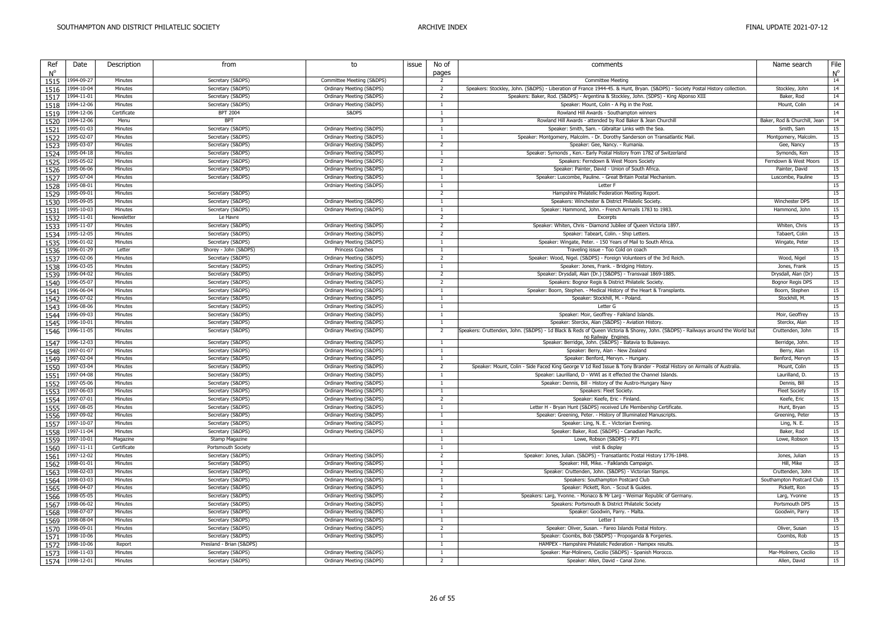| Ref N° | Date | Description | from | to | issue | No of pages | comments | Name search | File N° |
|---|---|---|---|---|---|---|---|---|---|
| 1515 | 1994-09-27 | Minutes | Secretary (S&DPS) | Committee Meetiing (S&DPS) | | 2 | Committee Meeting | | 14 |
| 1516 | 1994-10-04 | Minutes | Secretary (S&DPS) | Ordinary Meeting (S&DPS) | | 2 | Speakers: Stockley, John. (S&DPS) - Liberation of France 1944-45. & Hunt, Bryan. (S&DPS) - Society Postal History collection. | Stockley, John | 14 |
| 1517 | 1994-11-01 | Minutes | Secretary (S&DPS) | Ordinary Meeting (S&DPS) | | 2 | Speakers: Baker, Rod. (S&DPS) - Argentina & Stockley, John. (SDPS) - King Alponso XIII | Baker, Rod | 14 |
| 1518 | 1994-12-06 | Minutes | Secretary (S&DPS) | Ordinary Meeting (S&DPS) | | 1 | Speaker: Mount, Colin - A Pig in the Post. | Mount, Colin | 14 |
| 1519 | 1994-12-06 | Certificate | BPT 2004 | S&DPS | | 1 | Rowland Hill Awards - Southampton winners | | 14 |
| 1520 | 1994-12-06 | Menu | BPT | | | 3 | Rowland Hill Awards - attended by Rod Baker & Jean Churchill | Baker, Rod & Churchill, Jean | 14 |
| 1521 | 1995-01-03 | Minutes | Secretary (S&DPS) | Ordinary Meeting (S&DPS) | | 1 | Speaker: Smith, Sam. - Gibraltar Links with the Sea. | Smith, Sam | 15 |
| 1522 | 1995-02-07 | Minutes | Secretary (S&DPS) | Ordinary Meeting (S&DPS) | | 1 | Speaker: Montgomery, Malcolm. - Dr. Dorothy Sanderson on Transatlantic Mail. | Montgomery, Malcolm. | 15 |
| 1523 | 1995-03-07 | Minutes | Secretary (S&DPS) | Ordinary Meeting (S&DPS) | | 2 | Speaker: Gee, Nancy. - Rumania. | Gee, Nancy | 15 |
| 1524 | 1995-04-18 | Minutes | Secretary (S&DPS) | Ordinary Meeting (S&DPS) | | 1 | Speaker: Symonds , Ken.- Early Postal History from 1782 of Switzerland | Symonds, Ken | 15 |
| 1525 | 1995-05-02 | Minutes | Secretary (S&DPS) | Ordinary Meeting (S&DPS) | | 2 | Speakers: Ferndown & West Moors Society | Ferndown & West Moors | 15 |
| 1526 | 1995-06-06 | Minutes | Secretary (S&DPS) | Ordinary Meeting (S&DPS) | | 1 | Speaker: Painter, David - Union of South Africa. | Painter, David | 15 |
| 1527 | 1995-07-04 | Minutes | Secretary (S&DPS) | Ordinary Meeting (S&DPS) | | 1 | Speaker: Luscombe, Pauline. - Great Britain Postal Mechanism. | Luscombe, Pauline | 15 |
| 1528 | 1995-08-01 | Minutes | | Ordniary Meeting (S&DPS) | | 1 | Letter F | | 15 |
| 1529 | 1995-09-01 | Minutes | Secretary (S&DPS) | | | 2 | Hampshire Philatelic Federation Meeting Report. | | 15 |
| 1530 | 1995-09-05 | Minutes | Secretary (S&DPS) | Ordinary Meeting (S&DPS) | | 1 | Speakers: Winchester & District Philatelic Society. | Winchester DPS | 15 |
| 1531 | 1995-10-03 | Minutes | Secretary (S&DPS) | Ordinary Meeting (S&DPS) | | 1 | Speaker: Hammond, John. - French Airmails 1783 to 1983. | Hammond, John | 15 |
| 1532 | 1995-11-01 | Newsletter | Le Havre | | | 2 | Excerpts | | 15 |
| 1533 | 1995-11-07 | Minutes | Secretary (S&DPS) | Ordinary Meeting (S&DPS) | | 2 | Speaker: Whiten, Chris - Diamond Jubilee of Queen Victoria 1897. | Whiten, Chris | 15 |
| 1534 | 1995-12-05 | Minutes | Secretary (S&DPS) | Ordinary Meeting (S&DPS) | | 2 | Speaker: Tabeart, Colin. - Ship Letters. | Tabaert, Colin | 15 |
| 1535 | 1996-01-02 | Minutes | Secretary (S&DPS) | Ordinary Meeting (S&DPS) | | 1 | Speaker: Wingate, Peter. - 150 Years of Mail to South Africa. | Wingate, Peter | 15 |
| 1536 | 1996-01-29 | Letter | Shorey - John (S&DPS) | Princess Coaches | | 1 | Traveling issue - Too Cold on coach | | 15 |
| 1537 | 1996-02-06 | Minutes | Secretary (S&DPS) | Ordinary Meeting (S&DPS) | | 2 | Speaker: Wood, Nigel. (S&DPS) - Foreign Volunteers of the 3rd Reich. | Wood, Nigel | 15 |
| 1538 | 1996-03-05 | Minutes | Secretary (S&DPS) | Ordinary Meeting (S&DPS) | | 1 | Speaker: Jones, Frank. - Bridging History. | Jones, Frank | 15 |
| 1539 | 1996-04-02 | Minutes | Secretary (S&DPS) | Ordinary Meeting (S&DPS) | | 2 | Speaker: Drysdall, Alan (Dr.) (S&DPS) - Transvaal 1869-1885. | Drysdall, Alan (Dr) | 15 |
| 1540 | 1996-05-07 | Minutes | Secretary (S&DPS) | Ordinary Meeting (S&DPS) | | 2 | Speakers: Bognor Regis & District Philatelic Society. | Bognor Regis DPS | 15 |
| 1541 | 1996-06-04 | Minutes | Secretary (S&DPS) | Ordinary Meeting (S&DPS) | | 1 | Speaker: Boorn, Stephen. - Medical History of the Heart & Transplants. | Boorn, Stephen | 15 |
| 1542 | 1996-07-02 | Minutes | Secretary (S&DPS) | Ordinary Meeting (S&DPS) | | 1 | Speaker: Stockhill, M. - Poland. | Stockhill, M. | 15 |
| 1543 | 1996-08-06 | Minutes | Secretary (S&DPS) | Ordinary Meeting (S&DPS) | | 1 | Letter G | | 15 |
| 1544 | 1996-09-03 | Minutes | Secretary (S&DPS) | Ordinary Meeting (S&DPS) | | 1 | Speaker: Moir, Geoffrey - Falkland Islands. | Moir, Geoffrey | 15 |
| 1545 | 1996-10-01 | Minutes | Secretary (S&DPS) | Ordinary Meeting (S&DPS) | | 1 | Speaker: Sterckx, Alan (S&DPS) - Aviation History. | Sterckx, Alan | 15 |
| 1546 | 1996-11-05 | Minutes | Secretary (S&DPS) | Ordinary Meeting (S&DPS) | | 2 | Speakers: Cruttenden, John. (S&DPS) - 1d Black & Reds of Queen Victoria & Shorey, John. (S&DPS) - Railways around the World but no Railway Engines. | Cruttenden, John | 15 |
| 1547 | 1996-12-03 | Minutes | Secretary (S&DPS) | Ordinary Meeting (S&DPS) | | 1 | Speaker: Berridge, John. (S&DPS) - Batavia to Bulawayo. | Berridge, John. | 15 |
| 1548 | 1997-01-07 | Minutes | Secretary (S&DPS) | Ordinary Meeting (S&DPS) | | 1 | Speaker: Berry, Alan - New Zealand | Berry, Alan | 15 |
| 1549 | 1997-02-04 | Minutes | Secretary (S&DPS) | Ordinary Meeting (S&DPS) | | 1 | Speaker: Benford, Mervyn. - Hungary. | Benford, Mervyn | 15 |
| 1550 | 1997-03-04 | Minutes | Secretary (S&DPS) | Ordinary Meeting (S&DPS) | | 2 | Speaker: Mount, Colin - Side Faced King George V 1d Red Issue & Tony Brander - Postal History on Airmails of Australia. | Mount, Colin | 15 |
| 1551 | 1997-04-08 | Minutes | Secretary (S&DPS) | Ordinary Meeting (S&DPS) | | 1 | Speaker: Laurilland, D - WWI as it effected the Channel Islands. | Laurilland, D. | 15 |
| 1552 | 1997-05-06 | Minutes | Secretary (S&DPS) | Ordinary Meeting (S&DPS) | | 1 | Speaker: Dennis, Bill - History of the Austro-Hungary Navy | Dennis, Bill | 15 |
| 1553 | 1997-06-03 | Minutes | Secretary (S&DPS) | Ordinary Meeting (S&DPS) | | 1 | Speakers: Fleet Society. | Fleet Society | 15 |
| 1554 | 1997-07-01 | Minutes | Secretary (S&DPS) | Ordinary Meeting (S&DPS) | | 2 | Speaker: Keefe, Eric - Finland. | Keefe, Eric | 15 |
| 1555 | 1997-08-05 | Minutes | Secretary (S&DPS) | Ordinary Meeting (S&DPS) | | 1 | Letter H - Bryan Hunt (S&DPS) received Life Membership Certificate. | Hunt, Bryan | 15 |
| 1556 | 1997-09-02 | Minutes | Secretary (S&DPS) | Ordinary Meeting (S&DPS) | | 1 | Speaker: Greening, Peter. - History of Illuminated Manuscripts. | Greening, Peter | 15 |
| 1557 | 1997-10-07 | Minutes | Secretary (S&DPS) | Ordinary Meeting (S&DPS) | | 1 | Speaker: Ling, N. E. - Victorian Evening. | Ling, N. E. | 15 |
| 1558 | 1997-11-04 | Minutes | Secretary (S&DPS) | Ordinary Meeting (S&DPS) | | 1 | Speaker: Baker, Rod. (S&DPS) - Canadian Pacific. | Baker, Rod | 15 |
| 1559 | 1997-10-01 | Magazine | Stamp Magazine | | | 1 | Lowe, Robson (S&DPS) - P71 | Lowe, Robson | 15 |
| 1560 | 1997-11-11 | Certificate | Portsmouth Society | | | 1 | visit & display | | 15 |
| 1561 | 1997-12-02 | Minutes | Secretary (S&DPS) | Ordinary Meeting (S&DPS) | | 2 | Speaker: Jones, Julian. (S&DPS) - Transatlantic Postal History 1776-1848. | Jones, Julian | 15 |
| 1562 | 1998-01-01 | Minutes | Secretary (S&DPS) | Ordinary Meeting (S&DPS) | | 1 | Speaker: Hill, Mike. - Falklands Campaign. | Hill, Mike | 15 |
| 1563 | 1998-02-03 | Minutes | Secretary (S&DPS) | Ordinary Meeting (S&DPS) | | 2 | Speaker: Cruttenden, John. (S&DPS) - Victorian Stamps. | Cruttenden, John | 15 |
| 1564 | 1998-03-03 | Minutes | Secretary (S&DPS) | Ordinary Meeting (S&DPS) | | 1 | Speakers: Southampton Postcard Club | Southampton Postcard Club | 15 |
| 1565 | 1998-04-07 | Minutes | Secretary (S&DPS) | Ordinary Meeting (S&DPS) | | 1 | Speaker: Pickett, Ron. - Scout & Guides. | Pickett, Ron | 15 |
| 1566 | 1998-05-05 | Minutes | Secretary (S&DPS) | Ordinary Meeting (S&DPS) | | 2 | Speakers: Larg, Yvonne. - Monaco & Mr Larg - Weimar Republic of Germany. | Larg, Yvonne | 15 |
| 1567 | 1998-06-02 | Minutes | Secretary (S&DPS) | Ordinary Meeting (S&DPS) | | 1 | Speakers: Portsmouth & District Philatelic Society | Portsmouth DPS | 15 |
| 1568 | 1998-07-07 | Minutes | Secretary (S&DPS) | Ordinary Meeting (S&DPS) | | 1 | Speaker: Goodwin, Parry. - Malta. | Goodwin, Parry | 15 |
| 1569 | 1998-08-04 | Minutes | Secretary (S&DPS) | Ordinary Meeting (S&DPS) | | 1 | Letter I | | 15 |
| 1570 | 1998-09-01 | Minutes | Secretary (S&DPS) | Ordinary Meeting (S&DPS) | | 2 | Speaker: Oliver, Susan. - Fareo Islands Postal History. | Oliver, Susan | 15 |
| 1571 | 1998-10-06 | Minutes | Secretary (S&DPS) | Ordinary Meeting (S&DPS) | | 1 | Speaker: Coombs, Bob (S&DPS) - Propoganda & Forgeries. | Coombs, Rob | 15 |
| 1572 | 1998-10-06 | Report | Presland - Brian (S&DPS) | | | 1 | HAMPEX - Hampshire Philatelic Federation - Hampex results. | | 15 |
| 1573 | 1998-11-03 | Minutes | Secretary (S&DPS) | Ordinary Meeting (S&DPS) | | 1 | Speaker: Mar-Molinero, Cecilio (S&DPS) - Spanish Morocco. | Mar-Molinero, Cecilio | 15 |
| 1574 | 1998-12-01 | Minutes | Secretary (S&DPS) | Ordinary Meeting (S&DPS) | | 2 | Speaker: Allen, David - Canal Zone. | Allen, David | 15 |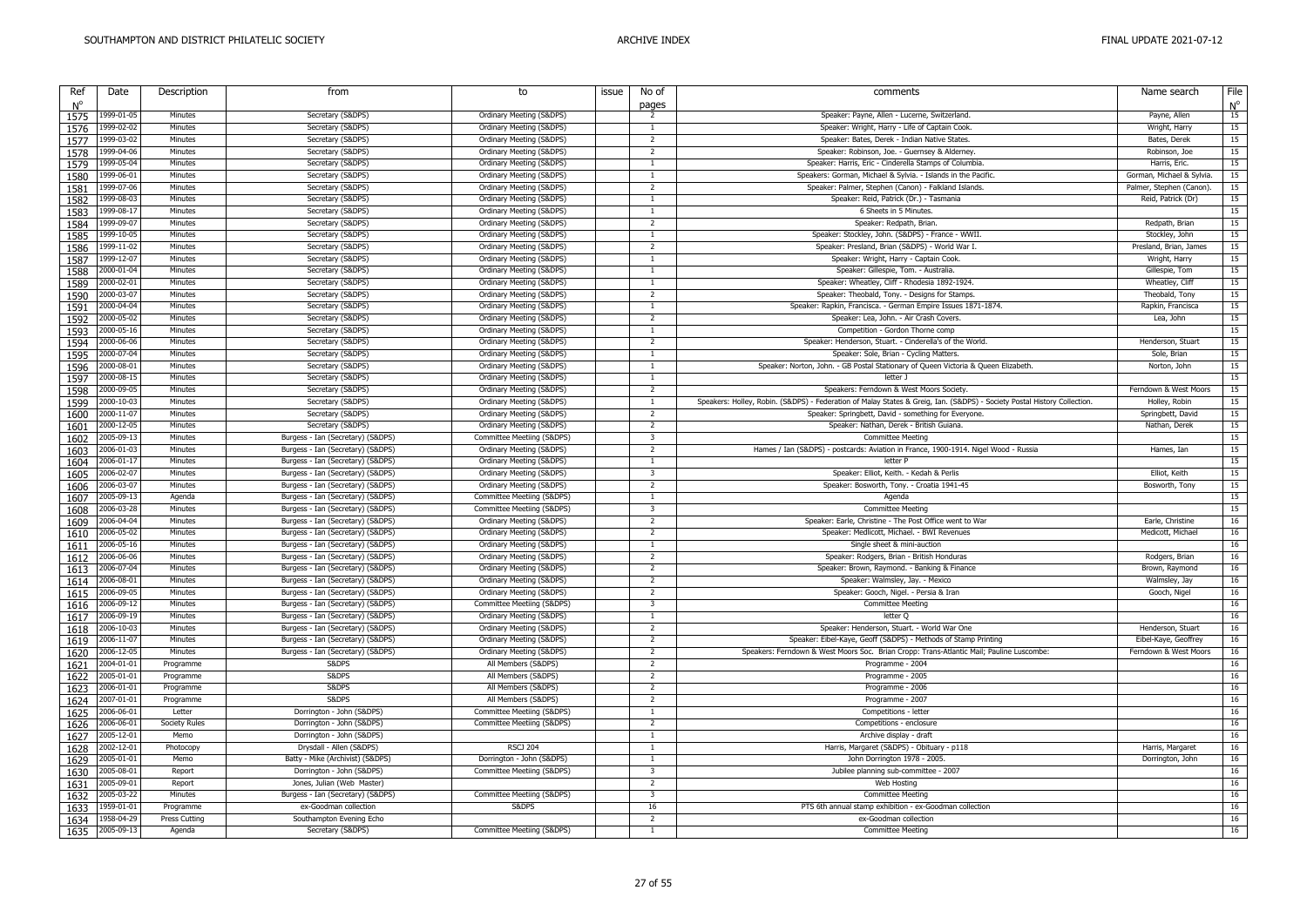| Ref N° | Date | Description | from | to | issue | No of pages | comments | Name search | File N° |
|---|---|---|---|---|---|---|---|---|---|
| 1575 | 1999-01-05 | Minutes | Secretary (S&DPS) | Ordinary Meeting (S&DPS) | | 2 | Speaker: Payne, Allen - Lucerne, Switzerland. | Payne, Allen | 15 |
| 1576 | 1999-02-02 | Minutes | Secretary (S&DPS) | Ordinary Meeting (S&DPS) | | 1 | Speaker: Wright, Harry - Life of Captain Cook. | Wright, Harry | 15 |
| 1577 | 1999-03-02 | Minutes | Secretary (S&DPS) | Ordinary Meeting (S&DPS) | | 2 | Speaker: Bates, Derek - Indian Native States. | Bates, Derek | 15 |
| 1578 | 1999-04-06 | Minutes | Secretary (S&DPS) | Ordinary Meeting (S&DPS) | | 2 | Speaker: Robinson, Joe. - Guernsey & Alderney. | Robinson, Joe | 15 |
| 1579 | 1999-05-04 | Minutes | Secretary (S&DPS) | Ordinary Meeting (S&DPS) | | 1 | Speaker: Harris, Eric - Cinderella Stamps of Columbia. | Harris, Eric. | 15 |
| 1580 | 1999-06-01 | Minutes | Secretary (S&DPS) | Ordinary Meeting (S&DPS) | | 1 | Speakers: Gorman, Michael & Sylvia. - Islands in the Pacific. | Gorman, Michael & Sylvia. | 15 |
| 1581 | 1999-07-06 | Minutes | Secretary (S&DPS) | Ordinary Meeting (S&DPS) | | 2 | Speaker: Palmer, Stephen (Canon) - Falkland Islands. | Palmer, Stephen (Canon). | 15 |
| 1582 | 1999-08-03 | Minutes | Secretary (S&DPS) | Ordinary Meeting (S&DPS) | | 1 | Speaker: Reid, Patrick (Dr.) - Tasmania | Reid, Patrick (Dr) | 15 |
| 1583 | 1999-08-17 | Minutes | Secretary (S&DPS) | Ordinary Meeting (S&DPS) | | 1 | 6 Sheets in 5 Minutes. | | 15 |
| 1584 | 1999-09-07 | Minutes | Secretary (S&DPS) | Ordinary Meeting (S&DPS) | | 2 | Speaker: Redpath, Brian. | Redpath, Brian | 15 |
| 1585 | 1999-10-05 | Minutes | Secretary (S&DPS) | Ordinary Meeting (S&DPS) | | 1 | Speaker: Stockley, John. (S&DPS) - France - WWII. | Stockley, John | 15 |
| 1586 | 1999-11-02 | Minutes | Secretary (S&DPS) | Ordinary Meeting (S&DPS) | | 2 | Speaker: Presland, Brian (S&DPS) - World War I. | Presland, Brian, James | 15 |
| 1587 | 1999-12-07 | Minutes | Secretary (S&DPS) | Ordinary Meeting (S&DPS) | | 1 | Speaker: Wright, Harry - Captain Cook. | Wright, Harry | 15 |
| 1588 | 2000-01-04 | Minutes | Secretary (S&DPS) | Ordinary Meeting (S&DPS) | | 1 | Speaker: Gillespie, Tom. - Australia. | Gillespie, Tom | 15 |
| 1589 | 2000-02-01 | Minutes | Secretary (S&DPS) | Ordinary Meeting (S&DPS) | | 1 | Speaker: Wheatley, Cliff - Rhodesia 1892-1924. | Wheatley, Cliff | 15 |
| 1590 | 2000-03-07 | Minutes | Secretary (S&DPS) | Ordinary Meeting (S&DPS) | | 2 | Speaker: Theobald, Tony. - Designs for Stamps. | Theobald, Tony | 15 |
| 1591 | 2000-04-04 | Minutes | Secretary (S&DPS) | Ordinary Meeting (S&DPS) | | 1 | Speaker: Rapkin, Francisca. - German Empire Issues 1871-1874. | Rapkin, Francisca | 15 |
| 1592 | 2000-05-02 | Minutes | Secretary (S&DPS) | Ordinary Meeting (S&DPS) | | 2 | Speaker: Lea, John. - Air Crash Covers. | Lea, John | 15 |
| 1593 | 2000-05-16 | Minutes | Secretary (S&DPS) | Ordinary Meeting (S&DPS) | | 1 | Competition - Gordon Thorne comp | | 15 |
| 1594 | 2000-06-06 | Minutes | Secretary (S&DPS) | Ordinary Meeting (S&DPS) | | 2 | Speaker: Henderson, Stuart. - Cinderella's of the World. | Henderson, Stuart | 15 |
| 1595 | 2000-07-04 | Minutes | Secretary (S&DPS) | Ordinary Meeting (S&DPS) | | 1 | Speaker: Sole, Brian - Cycling Matters. | Sole, Brian | 15 |
| 1596 | 2000-08-01 | Minutes | Secretary (S&DPS) | Ordinary Meeting (S&DPS) | | 1 | Speaker: Norton, John. - GB Postal Stationary of Queen Victoria & Queen Elizabeth. | Norton, John | 15 |
| 1597 | 2000-08-15 | Minutes | Secretary (S&DPS) | Ordinary Meeting (S&DPS) | | 1 | letter J | | 15 |
| 1598 | 2000-09-05 | Minutes | Secretary (S&DPS) | Ordinary Meeting (S&DPS) | | 2 | Speakers: Ferndown & West Moors Society. | Ferndown & West Moors | 15 |
| 1599 | 2000-10-03 | Minutes | Secretary (S&DPS) | Ordinary Meeting (S&DPS) | | 1 | Speakers: Holley, Robin. (S&DPS) - Federation of Malay States & Greig, Ian. (S&DPS) - Society Postal History Collection. | Holley, Robin | 15 |
| 1600 | 2000-11-07 | Minutes | Secretary (S&DPS) | Ordinary Meeting (S&DPS) | | 2 | Speaker: Springbett, David - something for Everyone. | Springbett, David | 15 |
| 1601 | 2000-12-05 | Minutes | Secretary (S&DPS) | Ordinary Meeting (S&DPS) | | 2 | Speaker: Nathan, Derek - British Guiana. | Nathan, Derek | 15 |
| 1602 | 2005-09-13 | Minutes | Burgess - Ian (Secretary) (S&DPS) | Committee Meetiing (S&DPS) | | 3 | Committee Meeting | | 15 |
| 1603 | 2006-01-03 | Minutes | Burgess - Ian (Secretary) (S&DPS) | Ordinary Meeting (S&DPS) | | 2 | Hames / Ian (S&DPS) - postcards: Aviation in France, 1900-1914. Nigel Wood - Russia | Hames, Ian | 15 |
| 1604 | 2006-01-17 | Minutes | Burgess - Ian (Secretary) (S&DPS) | Ordinary Meeting (S&DPS) | | 1 | letter P | | 15 |
| 1605 | 2006-02-07 | Minutes | Burgess - Ian (Secretary) (S&DPS) | Ordinary Meeting (S&DPS) | | 3 | Speaker: Elliot, Keith. - Kedah & Perlis | Elliot, Keith | 15 |
| 1606 | 2006-03-07 | Minutes | Burgess - Ian (Secretary) (S&DPS) | Ordinary Meeting (S&DPS) | | 2 | Speaker: Bosworth, Tony. - Croatia 1941-45 | Bosworth, Tony | 15 |
| 1607 | 2005-09-13 | Agenda | Burgess - Ian (Secretary) (S&DPS) | Committee Meetiing (S&DPS) | | 1 | Agenda | | 15 |
| 1608 | 2006-03-28 | Minutes | Burgess - Ian (Secretary) (S&DPS) | Committee Meetiing (S&DPS) | | 3 | Committee Meeting | | 15 |
| 1609 | 2006-04-04 | Minutes | Burgess - Ian (Secretary) (S&DPS) | Ordinary Meeting (S&DPS) | | 2 | Speaker: Earle, Christine - The Post Office went to War | Earle, Christine | 16 |
| 1610 | 2006-05-02 | Minutes | Burgess - Ian (Secretary) (S&DPS) | Ordinary Meeting (S&DPS) | | 2 | Speaker: Medlicott, Michael. - BWI Revenues | Medicott, Michael | 16 |
| 1611 | 2006-05-16 | Minutes | Burgess - Ian (Secretary) (S&DPS) | Ordinary Meeting (S&DPS) | | 1 | Single sheet & mini-auction | | 16 |
| 1612 | 2006-06-06 | Minutes | Burgess - Ian (Secretary) (S&DPS) | Ordinary Meeting (S&DPS) | | 2 | Speaker: Rodgers, Brian - British Honduras | Rodgers, Brian | 16 |
| 1613 | 2006-07-04 | Minutes | Burgess - Ian (Secretary) (S&DPS) | Ordinary Meeting (S&DPS) | | 2 | Speaker: Brown, Raymond. - Banking & Finance | Brown, Raymond | 16 |
| 1614 | 2006-08-01 | Minutes | Burgess - Ian (Secretary) (S&DPS) | Ordinary Meeting (S&DPS) | | 2 | Speaker: Walmsley, Jay. - Mexico | Walmsley, Jay | 16 |
| 1615 | 2006-09-05 | Minutes | Burgess - Ian (Secretary) (S&DPS) | Ordinary Meeting (S&DPS) | | 2 | Speaker: Gooch, Nigel. - Persia & Iran | Gooch, Nigel | 16 |
| 1616 | 2006-09-12 | Minutes | Burgess - Ian (Secretary) (S&DPS) | Committee Meetiing (S&DPS) | | 3 | Committee Meeting | | 16 |
| 1617 | 2006-09-19 | Minutes | Burgess - Ian (Secretary) (S&DPS) | Ordinary Meeting (S&DPS) | | 1 | letter Q | | 16 |
| 1618 | 2006-10-03 | Minutes | Burgess - Ian (Secretary) (S&DPS) | Ordinary Meeting (S&DPS) | | 2 | Speaker: Henderson, Stuart. - World War One | Henderson, Stuart | 16 |
| 1619 | 2006-11-07 | Minutes | Burgess - Ian (Secretary) (S&DPS) | Ordinary Meeting (S&DPS) | | 2 | Speaker: Eibel-Kaye, Geoff (S&DPS) - Methods of Stamp Printing | Eibel-Kaye, Geoffrey | 16 |
| 1620 | 2006-12-05 | Minutes | Burgess - Ian (Secretary) (S&DPS) | Ordinary Meeting (S&DPS) | | 2 | Speakers: Ferndown & West Moors Soc. Brian Cropp: Trans-Atlantic Mail; Pauline Luscombe: | Ferndown & West Moors | 16 |
| 1621 | 2004-01-01 | Programme | S&DPS | All Members (S&DPS) | | 2 | Programme - 2004 | | 16 |
| 1622 | 2005-01-01 | Programme | S&DPS | All Members (S&DPS) | | 2 | Programme - 2005 | | 16 |
| 1623 | 2006-01-01 | Programme | S&DPS | All Members (S&DPS) | | 2 | Programme - 2006 | | 16 |
| 1624 | 2007-01-01 | Programme | S&DPS | All Members (S&DPS) | | 2 | Programme - 2007 | | 16 |
| 1625 | 2006-06-01 | Letter | Dorrington - John (S&DPS) | Committee Meetiing (S&DPS) | | 1 | Competitions - letter | | 16 |
| 1626 | 2006-06-01 | Society Rules | Dorrington - John (S&DPS) | Committee Meetiing (S&DPS) | | 2 | Competitions - enclosure | | 16 |
| 1627 | 2005-12-01 | Memo | Dorrington - John (S&DPS) | | | 1 | Archive display - draft | | 16 |
| 1628 | 2002-12-01 | Photocopy | Drysdall - Allen (S&DPS) | RSCJ 204 | | 1 | Harris, Margaret (S&DPS) - Obituary - p118 | Harris, Margaret | 16 |
| 1629 | 2005-01-01 | Memo | Batty - Mike (Archivist) (S&DPS) | Dorrington - John (S&DPS) | | 1 | John Dorrington 1978 - 2005. | Dorrington, John | 16 |
| 1630 | 2005-08-01 | Report | Dorrington - John (S&DPS) | Committee Meetiing (S&DPS) | | 3 | Jubilee planning sub-committee - 2007 | | 16 |
| 1631 | 2005-09-01 | Report | Jones, Julian (Web Master) | | | 2 | Web Hosting | | 16 |
| 1632 | 2005-03-22 | Minutes | Burgess - Ian (Secretary) (S&DPS) | Committee Meetiing (S&DPS) | | 3 | Committee Meeting | | 16 |
| 1633 | 1959-01-01 | Programme | ex-Goodman collection | S&DPS | | 16 | PTS 6th annual stamp exhibition - ex-Goodman collection | | 16 |
| 1634 | 1958-04-29 | Press Cutting | Southampton Evening Echo | | | 2 | ex-Goodman collection | | 16 |
| 1635 | 2005-09-13 | Agenda | Secretary (S&DPS) | Committee Meetiing (S&DPS) | | 1 | Committee Meeting | | 16 |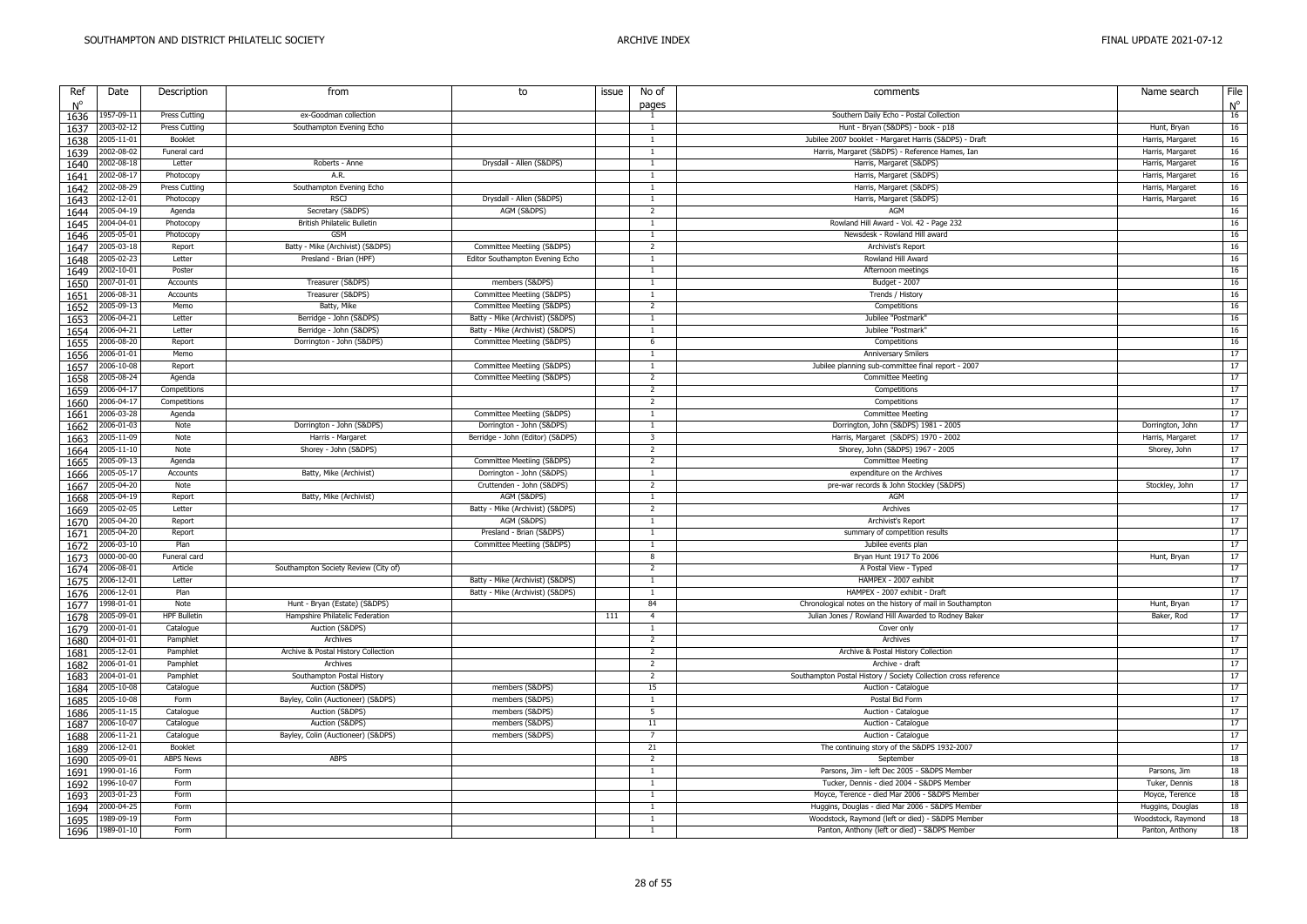| Ref N° | Date | Description | from | to | issue | No of pages | comments | Name search | File N° |
|---|---|---|---|---|---|---|---|---|---|
| 1636 | 1957-09-11 | Press Cutting | ex-Goodman collection | | | 1 | Southern Daily Echo - Postal Collection | | 16 |
| 1637 | 2003-02-12 | Press Cutting | Southampton Evening Echo | | | 1 | Hunt - Bryan (S&DPS) - book - p18 | Hunt, Bryan | 16 |
| 1638 | 2005-11-01 | Booklet | | | | 1 | Jubilee 2007 booklet - Margaret Harris (S&DPS) - Draft | Harris, Margaret | 16 |
| 1639 | 2002-08-02 | Funeral card | | | | 1 | Harris, Margaret (S&DPS) - Reference Hames, Ian | Harris, Margaret | 16 |
| 1640 | 2002-08-18 | Letter | Roberts - Anne | Drysdall - Allen (S&DPS) | | 1 | Harris, Margaret (S&DPS) | Harris, Margaret | 16 |
| 1641 | 2002-08-17 | Photocopy | A.R. | | | 1 | Harris, Margaret (S&DPS) | Harris, Margaret | 16 |
| 1642 | 2002-08-29 | Press Cutting | Southampton Evening Echo | | | 1 | Harris, Margaret (S&DPS) | Harris, Margaret | 16 |
| 1643 | 2002-12-01 | Photocopy | RSCJ | Drysdall - Allen (S&DPS) | | 1 | Harris, Margaret (S&DPS) | Harris, Margaret | 16 |
| 1644 | 2005-04-19 | Agenda | Secretary (S&DPS) | AGM (S&DPS) | | 2 | AGM | | 16 |
| 1645 | 2004-04-01 | Photocopy | British Philatelic Bulletin | | | 1 | Rowland Hill Award - Vol. 42 - Page 232 | | 16 |
| 1646 | 2005-05-01 | Photocopy | GSM | | | 1 | Newsdesk - Rowland Hill award | | 16 |
| 1647 | 2005-03-18 | Report | Batty - Mike (Archivist) (S&DPS) | Committee Meetiing (S&DPS) | | 2 | Archivist's Report | | 16 |
| 1648 | 2005-02-23 | Letter | Presland - Brian (HPF) | Editor Southampton Evening Echo | | 1 | Rowland Hill Award | | 16 |
| 1649 | 2002-10-01 | Poster | | | | 1 | Afternoon meetings | | 16 |
| 1650 | 2007-01-01 | Accounts | Treasurer (S&DPS) | members (S&DPS) | | 1 | Budget - 2007 | | 16 |
| 1651 | 2006-08-31 | Accounts | Treasurer (S&DPS) | Committee Meetiing (S&DPS) | | 1 | Trends / History | | 16 |
| 1652 | 2005-09-13 | Memo | Batty, Mike | Committee Meetiing (S&DPS) | | 2 | Competitions | | 16 |
| 1653 | 2006-04-21 | Letter | Berridge - John (S&DPS) | Batty - Mike (Archivist) (S&DPS) | | 1 | Jubilee "Postmark" | | 16 |
| 1654 | 2006-04-21 | Letter | Berridge - John (S&DPS) | Batty - Mike (Archivist) (S&DPS) | | 1 | Jubilee "Postmark" | | 16 |
| 1655 | 2006-08-20 | Report | Dorrington - John (S&DPS) | Committee Meetiing (S&DPS) | | 6 | Competitions | | 16 |
| 1656 | 2006-01-01 | Memo | | | | 1 | Anniversary Smilers | | 17 |
| 1657 | 2006-10-08 | Report | | Committee Meetiing (S&DPS) | | 1 | Jubilee planning sub-committee final report - 2007 | | 17 |
| 1658 | 2005-08-24 | Agenda | | Committee Meetiing (S&DPS) | | 2 | Committee Meeting | | 17 |
| 1659 | 2006-04-17 | Competitions | | | | 2 | Competitions | | 17 |
| 1660 | 2006-04-17 | Competitions | | | | 2 | Competitions | | 17 |
| 1661 | 2006-03-28 | Agenda | | Committee Meetiing (S&DPS) | | 1 | Committee Meeting | | 17 |
| 1662 | 2006-01-03 | Note | Dorrington - John (S&DPS) | Dorrington - John (S&DPS) | | 1 | Dorrington, John (S&DPS) 1981 - 2005 | Dorrington, John | 17 |
| 1663 | 2005-11-09 | Note | Harris - Margaret | Berridge - John (Editor) (S&DPS) | | 3 | Harris, Margaret (S&DPS) 1970 - 2002 | Harris, Margaret | 17 |
| 1664 | 2005-11-10 | Note | Shorey - John (S&DPS) | | | 2 | Shorey, John (S&DPS) 1967 - 2005 | Shorey, John | 17 |
| 1665 | 2005-09-13 | Agenda | | Committee Meetiing (S&DPS) | | 2 | Committee Meeting | | 17 |
| 1666 | 2005-05-17 | Accounts | Batty, Mike (Archivist) | Dorrington - John (S&DPS) | | 1 | expenditure on the Archives | | 17 |
| 1667 | 2005-04-20 | Note | | Cruttenden - John (S&DPS) | | 2 | pre-war records & John Stockley (S&DPS) | Stockley, John | 17 |
| 1668 | 2005-04-19 | Report | Batty, Mike (Archivist) | AGM (S&DPS) | | 1 | AGM | | 17 |
| 1669 | 2005-02-05 | Letter | | Batty - Mike (Archivist) (S&DPS) | | 2 | Archives | | 17 |
| 1670 | 2005-04-20 | Report | | AGM (S&DPS) | | 1 | Archivist's Report | | 17 |
| 1671 | 2005-04-20 | Report | | Presland - Brian (S&DPS) | | 1 | summary of competition results | | 17 |
| 1672 | 2006-03-10 | Plan | | Committee Meetiing (S&DPS) | | 1 | Jubilee events plan | | 17 |
| 1673 | 0000-00-00 | Funeral card | | | | 8 | Bryan Hunt 1917 To 2006 | Hunt, Bryan | 17 |
| 1674 | 2006-08-01 | Article | Southampton Society Review (City of) | | | 2 | A Postal View - Typed | | 17 |
| 1675 | 2006-12-01 | Letter | | Batty - Mike (Archivist) (S&DPS) | | 1 | HAMPEX - 2007 exhibit | | 17 |
| 1676 | 2006-12-01 | Plan | | Batty - Mike (Archivist) (S&DPS) | | 1 | HAMPEX - 2007 exhibit - Draft | | 17 |
| 1677 | 1998-01-01 | Note | Hunt - Bryan (Estate) (S&DPS) | | | 84 | Chronological notes on the history of mail in Southampton | Hunt, Bryan | 17 |
| 1678 | 2005-09-01 | HPF Bulletin | Hampshire Philatelic Federation | | 111 | 4 | Julian Jones / Rowland Hill Awarded to Rodney Baker | Baker, Rod | 17 |
| 1679 | 2000-01-01 | Catalogue | Auction (S&DPS) | | | 1 | Cover only | | 17 |
| 1680 | 2004-01-01 | Pamphlet | Archives | | | 2 | Archives | | 17 |
| 1681 | 2005-12-01 | Pamphlet | Archive & Postal History Collection | | | 2 | Archive & Postal History Collection | | 17 |
| 1682 | 2006-01-01 | Pamphlet | Archives | | | 2 | Archive - draft | | 17 |
| 1683 | 2004-01-01 | Pamphlet | Southampton Postal History | | | 2 | Southampton Postal History / Society Collection cross reference | | 17 |
| 1684 | 2005-10-08 | Catalogue | Auction (S&DPS) | members (S&DPS) | | 15 | Auction - Catalogue | | 17 |
| 1685 | 2005-10-08 | Form | Bayley, Colin (Auctioneer) (S&DPS) | members (S&DPS) | | 1 | Postal Bid Form | | 17 |
| 1686 | 2005-11-15 | Catalogue | Auction (S&DPS) | members (S&DPS) | | 5 | Auction - Catalogue | | 17 |
| 1687 | 2006-10-07 | Catalogue | Auction (S&DPS) | members (S&DPS) | | 11 | Auction - Catalogue | | 17 |
| 1688 | 2006-11-21 | Catalogue | Bayley, Colin (Auctioneer) (S&DPS) | members (S&DPS) | | 7 | Auction - Catalogue | | 17 |
| 1689 | 2006-12-01 | Booklet | | | | 21 | The continuing story of the S&DPS 1932-2007 | | 17 |
| 1690 | 2005-09-01 | ABPS News | ABPS | | | 2 | September | | 18 |
| 1691 | 1990-01-16 | Form | | | | 1 | Parsons, Jim - left Dec 2005 - S&DPS Member | Parsons, Jim | 18 |
| 1692 | 1996-10-07 | Form | | | | 1 | Tucker, Dennis - died 2004 - S&DPS Member | Tuker, Dennis | 18 |
| 1693 | 2003-01-23 | Form | | | | 1 | Moyce, Terence - died Mar 2006 - S&DPS Member | Moyce, Terence | 18 |
| 1694 | 2000-04-25 | Form | | | | 1 | Huggins, Douglas - died Mar 2006 - S&DPS Member | Huggins, Douglas | 18 |
| 1695 | 1989-09-19 | Form | | | | 1 | Woodstock, Raymond (left or died) - S&DPS Member | Woodstock, Raymond | 18 |
| 1696 | 1989-01-10 | Form | | | | 1 | Panton, Anthony (left or died) - S&DPS Member | Panton, Anthony | 18 |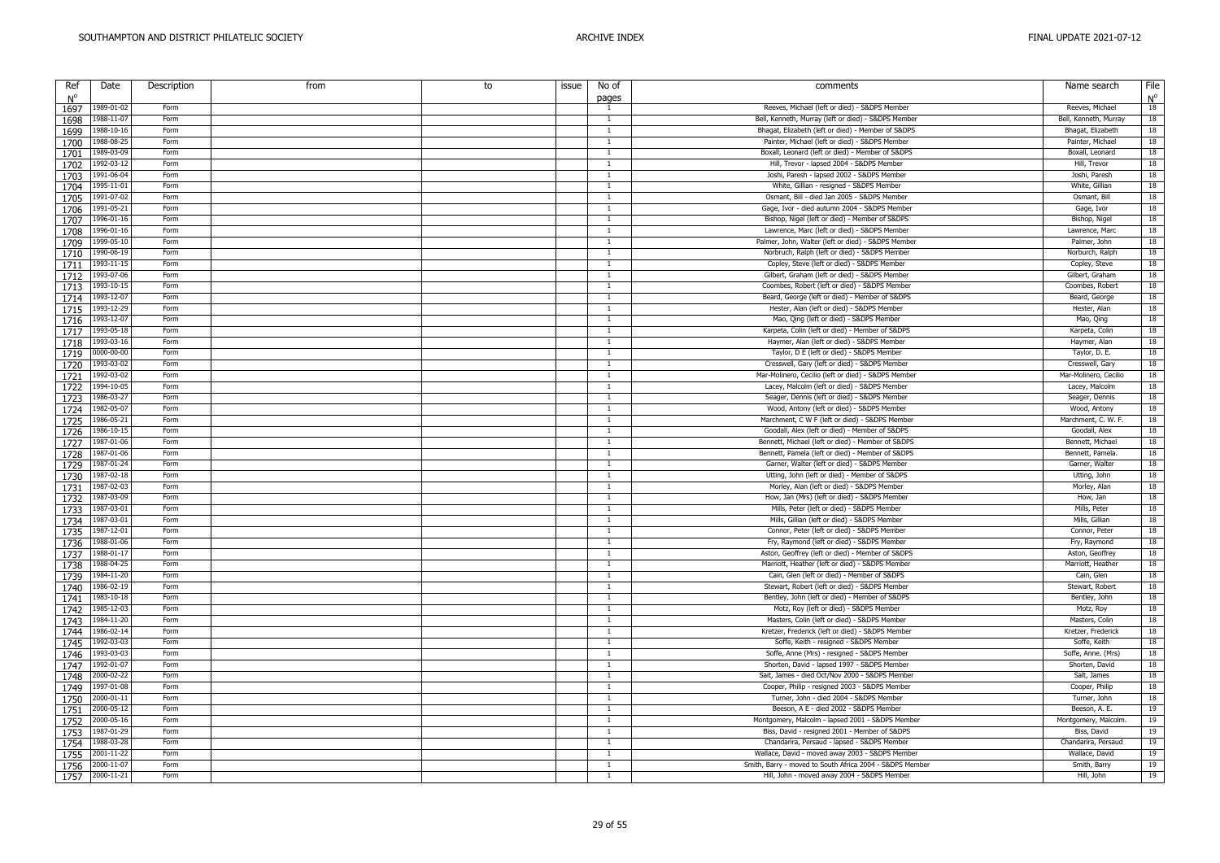| Ref N° | Date | Description | from | to | issue | No of pages | comments | Name search | File N° |
|---|---|---|---|---|---|---|---|---|---|
| 1697 | 1989-01-02 | Form | | | | 1 | Reeves, Michael (left or died) - S&DPS Member | Reeves, Michael | 18 |
| 1698 | 1988-11-07 | Form | | | | 1 | Bell, Kenneth, Murray (left or died) - S&DPS Member | Bell, Kenneth, Murray | 18 |
| 1699 | 1988-10-16 | Form | | | | 1 | Bhagat, Elizabeth (left or died) - Member of S&DPS | Bhagat, Elizabeth | 18 |
| 1700 | 1988-08-25 | Form | | | | 1 | Painter, Michael (left or died) - S&DPS Member | Painter, Michael | 18 |
| 1701 | 1989-03-09 | Form | | | | 1 | Boxall, Leonard (left or died) - Member of S&DPS | Boxall, Leonard | 18 |
| 1702 | 1992-03-12 | Form | | | | 1 | Hill, Trevor - lapsed 2004 - S&DPS Member | Hill, Trevor | 18 |
| 1703 | 1991-06-04 | Form | | | | 1 | Joshi, Paresh - lapsed 2002 - S&DPS Member | Joshi, Paresh | 18 |
| 1704 | 1995-11-01 | Form | | | | 1 | White, Gillian - resigned - S&DPS Member | White, Gillian | 18 |
| 1705 | 1991-07-02 | Form | | | | 1 | Osmant, Bill - died Jan 2005 - S&DPS Member | Osmant, Bill | 18 |
| 1706 | 1991-05-21 | Form | | | | 1 | Gage, Ivor - died autumn 2004 - S&DPS Member | Gage, Ivor | 18 |
| 1707 | 1996-01-16 | Form | | | | 1 | Bishop, Nigel (left or died) - Member of S&DPS | Bishop, Nigel | 18 |
| 1708 | 1996-01-16 | Form | | | | 1 | Lawrence, Marc (left or died) - S&DPS Member | Lawrence, Marc | 18 |
| 1709 | 1999-05-10 | Form | | | | 1 | Palmer, John, Walter (left or died) - S&DPS Member | Palmer, John | 18 |
| 1710 | 1990-06-19 | Form | | | | 1 | Norbruch, Ralph (left or died) - S&DPS Member | Norburch, Ralph | 18 |
| 1711 | 1993-11-15 | Form | | | | 1 | Copley, Steve (left or died) - S&DPS Member | Copley, Steve | 18 |
| 1712 | 1993-07-06 | Form | | | | 1 | Gilbert, Graham (left or died) - S&DPS Member | Gilbert, Graham | 18 |
| 1713 | 1993-10-15 | Form | | | | 1 | Coombes, Robert (left or died) - S&DPS Member | Coombes, Robert | 18 |
| 1714 | 1993-12-07 | Form | | | | 1 | Beard, George (left or died) - Member of S&DPS | Beard, George | 18 |
| 1715 | 1993-12-29 | Form | | | | 1 | Hester, Alan (left or died) - S&DPS Member | Hester, Alan | 18 |
| 1716 | 1993-12-07 | Form | | | | 1 | Mao, Qing (left or died) - S&DPS Member | Mao, Qing | 18 |
| 1717 | 1993-05-18 | Form | | | | 1 | Karpeta, Colin (left or died) - Member of S&DPS | Karpeta, Colin | 18 |
| 1718 | 1993-03-16 | Form | | | | 1 | Haymer, Alan (left or died) - S&DPS Member | Haymer, Alan | 18 |
| 1719 | 0000-00-00 | Form | | | | 1 | Taylor, D E (left or died) - S&DPS Member | Taylor, D. E. | 18 |
| 1720 | 1993-03-02 | Form | | | | 1 | Cresswell, Gary (left or died) - S&DPS Member | Cresswell, Gary | 18 |
| 1721 | 1992-03-02 | Form | | | | 1 | Mar-Molinero, Cecilio (left or died) - S&DPS Member | Mar-Molinero, Cecilio | 18 |
| 1722 | 1994-10-05 | Form | | | | 1 | Lacey, Malcolm (left or died) - S&DPS Member | Lacey, Malcolm | 18 |
| 1723 | 1986-03-27 | Form | | | | 1 | Seager, Dennis (left or died) - S&DPS Member | Seager, Dennis | 18 |
| 1724 | 1982-05-07 | Form | | | | 1 | Wood, Antony (left or died) - S&DPS Member | Wood, Antony | 18 |
| 1725 | 1986-05-21 | Form | | | | 1 | Marchment, C W F (left or died) - S&DPS Member | Marchment, C. W. F. | 18 |
| 1726 | 1986-10-15 | Form | | | | 1 | Goodall, Alex (left or died) - Member of S&DPS | Goodall, Alex | 18 |
| 1727 | 1987-01-06 | Form | | | | 1 | Bennett, Michael (left or died) - Member of S&DPS | Bennett, Michael | 18 |
| 1728 | 1987-01-06 | Form | | | | 1 | Bennett, Pamela (left or died) - Member of S&DPS | Bennett, Pamela. | 18 |
| 1729 | 1987-01-24 | Form | | | | 1 | Garner, Walter (left or died) - S&DPS Member | Garner, Walter | 18 |
| 1730 | 1987-02-18 | Form | | | | 1 | Utting, John (left or died) - Member of S&DPS | Utting, John | 18 |
| 1731 | 1987-02-03 | Form | | | | 1 | Morley, Alan (left or died) - S&DPS Member | Morley, Alan | 18 |
| 1732 | 1987-03-09 | Form | | | | 1 | How, Jan (Mrs) (left or died) - S&DPS Member | How, Jan | 18 |
| 1733 | 1987-03-01 | Form | | | | 1 | Mills, Peter (left or died) - S&DPS Member | Mills, Peter | 18 |
| 1734 | 1987-03-01 | Form | | | | 1 | Mills, Gillian (left or died) - S&DPS Member | Mills, Gillian | 18 |
| 1735 | 1987-12-01 | Form | | | | 1 | Connor, Peter (left or died) - S&DPS Member | Connor, Peter | 18 |
| 1736 | 1988-01-06 | Form | | | | 1 | Fry, Raymond (left or died) - S&DPS Member | Fry, Raymond | 18 |
| 1737 | 1988-01-17 | Form | | | | 1 | Aston, Geoffrey (left or died) - Member of S&DPS | Aston, Geoffrey | 18 |
| 1738 | 1988-04-25 | Form | | | | 1 | Marriott, Heather (left or died) - S&DPS Member | Marriott, Heather | 18 |
| 1739 | 1984-11-20 | Form | | | | 1 | Cain, Glen (left or died) - Member of S&DPS | Cain, Glen | 18 |
| 1740 | 1986-02-19 | Form | | | | 1 | Stewart, Robert (left or died) - S&DPS Member | Stewart, Robert | 18 |
| 1741 | 1983-10-18 | Form | | | | 1 | Bentley, John (left or died) - Member of S&DPS | Bentley, John | 18 |
| 1742 | 1985-12-03 | Form | | | | 1 | Motz, Roy (left or died) - S&DPS Member | Motz, Roy | 18 |
| 1743 | 1984-11-20 | Form | | | | 1 | Masters, Colin (left or died) - S&DPS Member | Masters, Colin | 18 |
| 1744 | 1986-02-14 | Form | | | | 1 | Kretzer, Frederick (left or died) - S&DPS Member | Kretzer, Frederick | 18 |
| 1745 | 1992-03-03 | Form | | | | 1 | Soffe, Keith - resigned - S&DPS Member | Soffe, Keith | 18 |
| 1746 | 1993-03-03 | Form | | | | 1 | Soffe, Anne (Mrs) - resigned - S&DPS Member | Soffe, Anne. (Mrs) | 18 |
| 1747 | 1992-01-07 | Form | | | | 1 | Shorten, David - lapsed 1997 - S&DPS Member | Shorten, David | 18 |
| 1748 | 2000-02-22 | Form | | | | 1 | Salt, James - died Oct/Nov 2000 - S&DPS Member | Salt, James | 18 |
| 1749 | 1997-01-08 | Form | | | | 1 | Cooper, Philip - resigned 2003 - S&DPS Member | Cooper, Philip | 18 |
| 1750 | 2000-01-11 | Form | | | | 1 | Turner, John - died 2004 - S&DPS Member | Turner, John | 18 |
| 1751 | 2000-05-12 | Form | | | | 1 | Beeson, A E - died 2002 - S&DPS Member | Beeson, A. E. | 19 |
| 1752 | 2000-05-16 | Form | | | | 1 | Montgomery, Malcolm - lapsed 2001 - S&DPS Member | Montgomery, Malcolm. | 19 |
| 1753 | 1987-01-29 | Form | | | | 1 | Biss, David - resigned 2001 - Member of S&DPS | Biss, David | 19 |
| 1754 | 1988-03-28 | Form | | | | 1 | Chandarira, Persaud - lapsed - S&DPS Member | Chandarira, Persaud | 19 |
| 1755 | 2001-11-22 | Form | | | | 1 | Wallace, David - moved away 2003 - S&DPS Member | Wallace, David | 19 |
| 1756 | 2000-11-07 | Form | | | | 1 | Smith, Barry - moved to South Africa 2004 - S&DPS Member | Smith, Barry | 19 |
| 1757 | 2000-11-21 | Form | | | | 1 | Hill, John - moved away 2004 - S&DPS Member | Hill, John | 19 |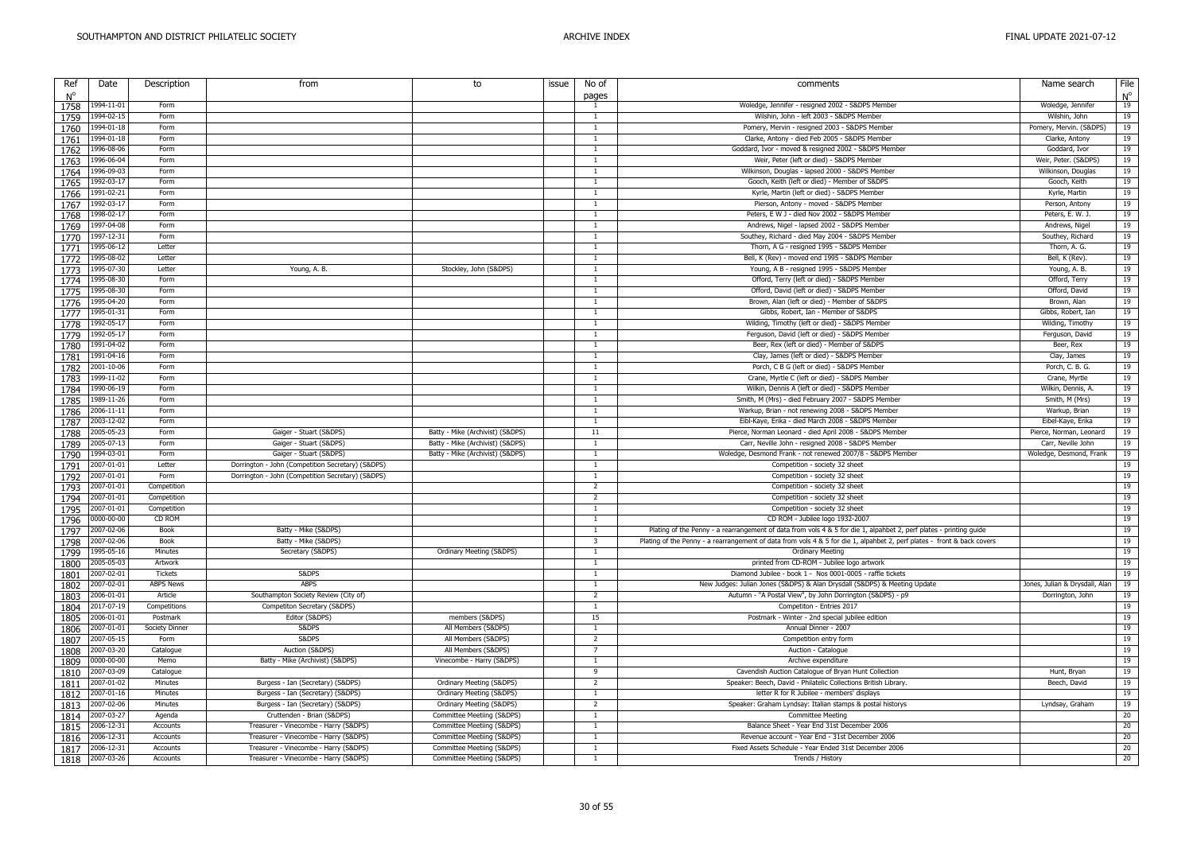| Ref N° | Date | Description | from | to | issue | No of pages | comments | Name search | File N° |
|---|---|---|---|---|---|---|---|---|---|
| 1758 | 1994-11-01 | Form | | | | 1 | Woledge, Jennifer - resigned 2002 - S&DPS Member | Woledge, Jennifer | 19 |
| 1759 | 1994-02-15 | Form | | | | 1 | Wilshin, John - left 2003 - S&DPS Member | Wilshin, John | 19 |
| 1760 | 1994-01-18 | Form | | | | 1 | Pomery, Mervin - resigned 2003 - S&DPS Member | Pomery, Mervin. (S&DPS) | 19 |
| 1761 | 1994-01-18 | Form | | | | 1 | Clarke, Antony - died Feb 2005 - S&DPS Member | Clarke, Antony | 19 |
| 1762 | 1996-08-06 | Form | | | | 1 | Goddard, Ivor - moved & resigned 2002 - S&DPS Member | Goddard, Ivor | 19 |
| 1763 | 1996-06-04 | Form | | | | 1 | Weir, Peter (left or died) - S&DPS Member | Weir, Peter. (S&DPS) | 19 |
| 1764 | 1996-09-03 | Form | | | | 1 | Wilkinson, Douglas - lapsed 2000 - S&DPS Member | Wilkinson, Douglas | 19 |
| 1765 | 1992-03-17 | Form | | | | 1 | Gooch, Keith (left or died) - Member of S&DPS | Gooch, Keith | 19 |
| 1766 | 1991-02-21 | Form | | | | 1 | Kyrle, Martin (left or died) - S&DPS Member | Kyrle, Martin | 19 |
| 1767 | 1992-03-17 | Form | | | | 1 | Pierson, Antony - moved - S&DPS Member | Person, Antony | 19 |
| 1768 | 1998-02-17 | Form | | | | 1 | Peters, E W J - died Nov 2002 - S&DPS Member | Peters, E. W. J. | 19 |
| 1769 | 1997-04-08 | Form | | | | 1 | Andrews, Nigel - lapsed 2002 - S&DPS Member | Andrews, Nigel | 19 |
| 1770 | 1997-12-31 | Form | | | | 1 | Southey, Richard - died May 2004 - S&DPS Member | Southey, Richard | 19 |
| 1771 | 1995-06-12 | Letter | | | | 1 | Thorn, A G - resigned 1995 - S&DPS Member | Thorn, A. G. | 19 |
| 1772 | 1995-08-02 | Letter | | | | 1 | Bell, K (Rev) - moved end 1995 - S&DPS Member | Bell, K (Rev). | 19 |
| 1773 | 1995-07-30 | Letter | Young, A. B. | Stockley, John (S&DPS) | | 1 | Young, A B - resigned 1995 - S&DPS Member | Young, A. B. | 19 |
| 1774 | 1995-08-30 | Form | | | | 1 | Offord, Terry (left or died) - S&DPS Member | Offord, Terry | 19 |
| 1775 | 1995-08-30 | Form | | | | 1 | Offord, David (left or died) - S&DPS Member | Offord, David | 19 |
| 1776 | 1995-04-20 | Form | | | | 1 | Brown, Alan (left or died) - Member of S&DPS | Brown, Alan | 19 |
| 1777 | 1995-01-31 | Form | | | | 1 | Gibbs, Robert, Ian - Member of S&DPS | Gibbs, Robert, Ian | 19 |
| 1778 | 1992-05-17 | Form | | | | 1 | Wilding, Timothy (left or died) - S&DPS Member | Wilding, Timothy | 19 |
| 1779 | 1992-05-17 | Form | | | | 1 | Ferguson, David (left or died) - S&DPS Member | Ferguson, David | 19 |
| 1780 | 1991-04-02 | Form | | | | 1 | Beer, Rex (left or died) - Member of S&DPS | Beer, Rex | 19 |
| 1781 | 1991-04-16 | Form | | | | 1 | Clay, James (left or died) - S&DPS Member | Clay, James | 19 |
| 1782 | 2001-10-06 | Form | | | | 1 | Porch, C B G (left or died) - S&DPS Member | Porch, C. B. G. | 19 |
| 1783 | 1999-11-02 | Form | | | | 1 | Crane, Myrtle C (left or died) - S&DPS Member | Crane, Myrtle | 19 |
| 1784 | 1990-06-19 | Form | | | | 1 | Wilkin, Dennis A (left or died) - S&DPS Member | Wilkin, Dennis, A. | 19 |
| 1785 | 1989-11-26 | Form | | | | 1 | Smith, M (Mrs) - died February 2007 - S&DPS Member | Smith, M (Mrs) | 19 |
| 1786 | 2006-11-11 | Form | | | | 1 | Warkup, Brian - not renewing 2008 - S&DPS Member | Warkup, Brian | 19 |
| 1787 | 2003-12-02 | Form | | | | 1 | Eibl-Kaye, Erika - died March 2008 - S&DPS Member | Eibel-Kaye, Erika | 19 |
| 1788 | 2005-05-23 | Form | Gaiger - Stuart (S&DPS) | Batty - Mike (Archivist) (S&DPS) | | 11 | Pierce, Norman Leonard - died April 2008 - S&DPS Member | Pierce, Norman, Leonard | 19 |
| 1789 | 2005-07-13 | Form | Gaiger - Stuart (S&DPS) | Batty - Mike (Archivist) (S&DPS) | | 1 | Carr, Neville John - resigned 2008 - S&DPS Member | Carr, Neville John | 19 |
| 1790 | 1994-03-01 | Form | Gaiger - Stuart (S&DPS) | Batty - Mike (Archivist) (S&DPS) | | 1 | Woledge, Desmond Frank - not renewed 2007/8 - S&DPS Member | Woledge, Desmond, Frank | 19 |
| 1791 | 2007-01-01 | Letter | Dorrington - John (Competition Secretary) (S&DPS) | | | 1 | Competition - society 32 sheet | | 19 |
| 1792 | 2007-01-01 | Form | Dorrington - John (Competition Secretary) (S&DPS) | | | 1 | Competition - society 32 sheet | | 19 |
| 1793 | 2007-01-01 | Competition | | | | 2 | Competition - society 32 sheet | | 19 |
| 1794 | 2007-01-01 | Competition | | | | 2 | Competition - society 32 sheet | | 19 |
| 1795 | 2007-01-01 | Competition | | | | 1 | Competition - society 32 sheet | | 19 |
| 1796 | 0000-00-00 | CD ROM | | | | 1 | CD ROM - Jubilee logo 1932-2007 | | 19 |
| 1797 | 2007-02-06 | Book | Batty - Mike (S&DPS) | | | 1 | Plating of the Penny - a rearrangement of data from vols 4 & 5 for die 1, alpahbet 2, perf plates - printing guide | | 19 |
| 1798 | 2007-02-06 | Book | Batty - Mike (S&DPS) | | | 3 | Plating of the Penny - a rearrangement of data from vols 4 & 5 for die 1, alpahbet 2, perf plates - front & back covers | | 19 |
| 1799 | 1995-05-16 | Minutes | Secretary (S&DPS) | Ordinary Meeting (S&DPS) | | 1 | Ordinary Meeting | | 19 |
| 1800 | 2005-05-03 | Artwork | | | | 1 | printed from CD-ROM - Jubilee logo artwork | | 19 |
| 1801 | 2007-02-01 | Tickets | S&DPS | | | 1 | Diamond Jubilee - book 1 - Nos 0001-0005 - raffle tickets | | 19 |
| 1802 | 2007-02-01 | ABPS News | ABPS | | | 1 | New Judges: Julian Jones (S&DPS) & Alan Drysdall (S&DPS) & Meeting Update | Jones, Julian & Drysdall, Alan | 19 |
| 1803 | 2006-01-01 | Article | Southampton Society Review (City of) | | | 2 | Autumn - "A Postal View", by John Dorrington (S&DPS) - p9 | Dorrington, John | 19 |
| 1804 | 2017-07-19 | Competitions | Competiton Secretary (S&DPS) | | | 1 | Competiton - Entries 2017 | | 19 |
| 1805 | 2006-01-01 | Postmark | Editor (S&DPS) | members (S&DPS) | | 15 | Postmark - Winter - 2nd special jubilee edition | | 19 |
| 1806 | 2007-01-01 | Society Dinner | S&DPS | All Members (S&DPS) | | 1 | Annual Dinner - 2007 | | 19 |
| 1807 | 2007-05-15 | Form | S&DPS | All Members (S&DPS) | | 2 | Competition entry form | | 19 |
| 1808 | 2007-03-20 | Catalogue | Auction (S&DPS) | All Members (S&DPS) | | 7 | Auction - Catalogue | | 19 |
| 1809 | 0000-00-00 | Memo | Batty - Mike (Archivist) (S&DPS) | Vinecombe - Harry (S&DPS) | | 1 | Archive expenditure | | 19 |
| 1810 | 2007-03-09 | Catalogue | | | | 9 | Cavendish Auction Catalogue of Bryan Hunt Collection | Hunt, Bryan | 19 |
| 1811 | 2007-01-02 | Minutes | Burgess - Ian (Secretary) (S&DPS) | Ordinary Meeting (S&DPS) | | 2 | Speaker: Beech, David - Philatelic Collections British Library. | Beech, David | 19 |
| 1812 | 2007-01-16 | Minutes | Burgess - Ian (Secretary) (S&DPS) | Ordinary Meeting (S&DPS) | | 1 | letter R for R Jubilee - members' displays | | 19 |
| 1813 | 2007-02-06 | Minutes | Burgess - Ian (Secretary) (S&DPS) | Ordinary Meeting (S&DPS) | | 2 | Speaker: Graham Lyndsay: Italian stamps & postal historys | Lyndsay, Graham | 19 |
| 1814 | 2007-03-27 | Agenda | Cruttenden - Brian (S&DPS) | Committee Meeting (S&DPS) | | 1 | Committee Meeting | | 20 |
| 1815 | 2006-12-31 | Accounts | Treasurer - Vinecombe - Harry (S&DPS) | Committee Meetiing (S&DPS) | | 1 | Balance Sheet - Year End 31st December 2006 | | 20 |
| 1816 | 2006-12-31 | Accounts | Treasurer - Vinecombe - Harry (S&DPS) | Committee Meetiing (S&DPS) | | 1 | Revenue account - Year End - 31st December 2006 | | 20 |
| 1817 | 2006-12-31 | Accounts | Treasurer - Vinecombe - Harry (S&DPS) | Committee Meetiing (S&DPS) | | 1 | Fixed Assets Schedule - Year Ended 31st December 2006 | | 20 |
| 1818 | 2007-03-26 | Accounts | Treasurer - Vinecombe - Harry (S&DPS) | Committee Meetiing (S&DPS) | | 1 | Trends / History | | 20 |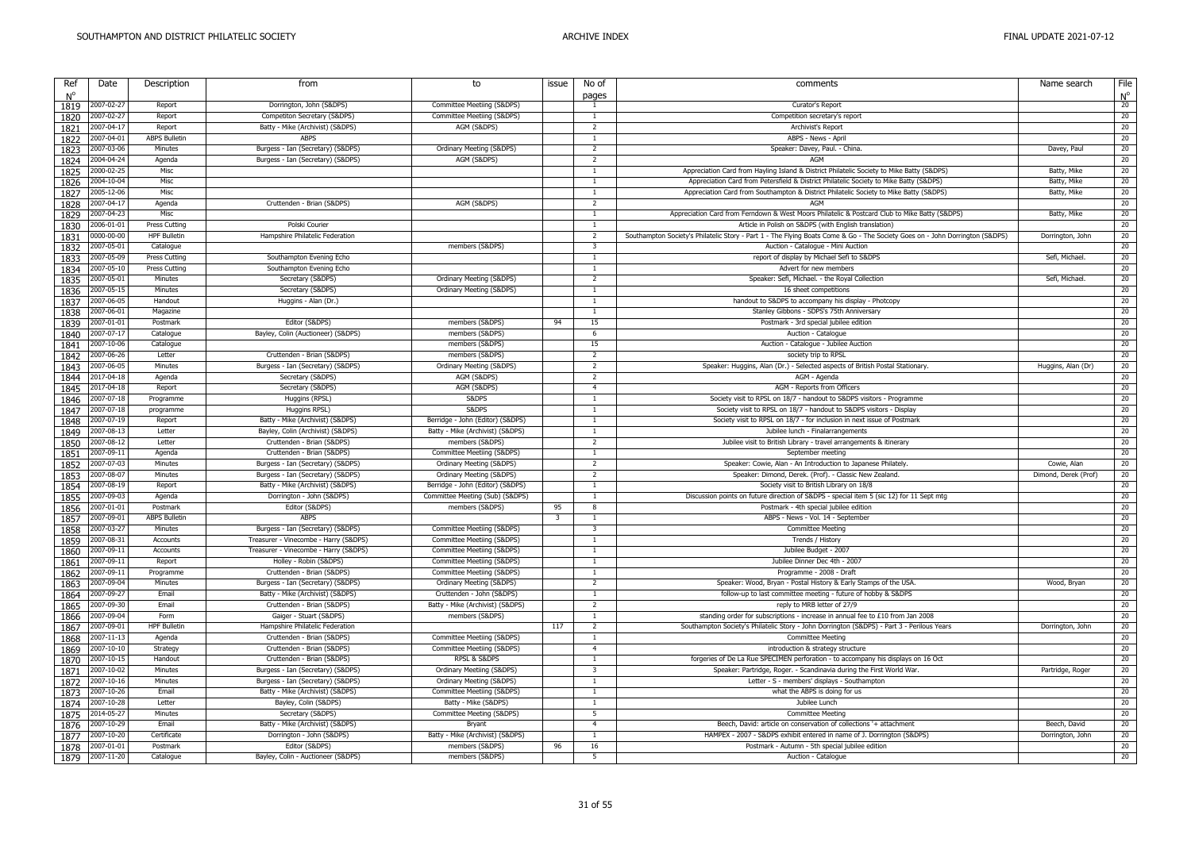| Ref N° | Date | Description | from | to | issue | No of pages | comments | Name search | File N° |
|---|---|---|---|---|---|---|---|---|---|
| 1819 | 2007-02-27 | Report | Dorrington, John (S&DPS) | Committee Meetiing (S&DPS) | | 1 | Curator's Report | | 20 |
| 1820 | 2007-02-27 | Report | Competiton Secretary (S&DPS) | Committee Meetiing (S&DPS) | | 1 | Competition secretary's report | | 20 |
| 1821 | 2007-04-17 | Report | Batty - Mike (Archivist) (S&DPS) | AGM (S&DPS) | | 2 | Archivist's Report | | 20 |
| 1822 | 2007-04-01 | ABPS Bulletin | ABPS | | | 1 | ABPS - News - April | | 20 |
| 1823 | 2007-03-06 | Minutes | Burgess - Ian (Secretary) (S&DPS) | Ordinary Meeting (S&DPS) | | 2 | Speaker: Davey, Paul. - China. | Davey, Paul | 20 |
| 1824 | 2004-04-24 | Agenda | Burgess - Ian (Secretary) (S&DPS) | AGM (S&DPS) | | 2 | AGM | | 20 |
| 1825 | 2000-02-25 | Misc | | | | 1 | Appreciation Card from Hayling Island & District Philatelic Society to Mike Batty (S&DPS) | Batty, Mike | 20 |
| 1826 | 2004-10-04 | Misc | | | | 1 | Appreciation Card from Petersfield & District Philatelic Society to Mike Batty (S&DPS) | Batty, Mike | 20 |
| 1827 | 2005-12-06 | Misc | | | | 1 | Appreciation Card from Southampton & District Philatelic Society to Mike Batty (S&DPS) | Batty, Mike | 20 |
| 1828 | 2007-04-17 | Agenda | Cruttenden - Brian (S&DPS) | AGM (S&DPS) | | 2 | AGM | | 20 |
| 1829 | 2007-04-23 | Misc | | | | 1 | Appreciation Card from Ferndown & West Moors Philatelic & Postcard Club to Mike Batty (S&DPS) | Batty, Mike | 20 |
| 1830 | 2006-01-01 | Press Cutting | Polski Courier | | | 1 | Article in Polish on S&DPS (with English translation) | | 20 |
| 1831 | 0000-00-00 | HPF Bulletin | Hampshire Philatelic Federation | | | 2 | Southampton Society's Philatelic Story - Part 1 - The Flying Boats Come & Go - The Society Goes on - John Dorrington (S&DPS) | Dorrington, John | 20 |
| 1832 | 2007-05-01 | Catalogue | | members (S&DPS) | | 3 | Auction - Catalogue - Mini Auction | | 20 |
| 1833 | 2007-05-09 | Press Cutting | Southampton Evening Echo | | | 1 | report of display by Michael Sefi to S&DPS | Sefi, Michael. | 20 |
| 1834 | 2007-05-10 | Press Cutting | Southampton Evening Echo | | | 1 | Advert for new members | | 20 |
| 1835 | 2007-05-01 | Minutes | Secretary (S&DPS) | Ordinary Meeting (S&DPS) | | 2 | Speaker: Sefi, Michael. - the Royal Collection | Sefi, Michael. | 20 |
| 1836 | 2007-05-15 | Minutes | Secretary (S&DPS) | Ordinary Meeting (S&DPS) | | 1 | 16 sheet competitions | | 20 |
| 1837 | 2007-06-05 | Handout | Huggins - Alan (Dr.) | | | 1 | handout to S&DPS to accompany his display - Photcopy | | 20 |
| 1838 | 2007-06-01 | Magazine | | | | 1 | Stanley Gibbons - SDPS's 75th Anniversary | | 20 |
| 1839 | 2007-01-01 | Postmark | Editor (S&DPS) | members (S&DPS) | 94 | 15 | Postmark - 3rd special jubilee edition | | 20 |
| 1840 | 2007-07-17 | Catalogue | Bayley, Colin (Auctioneer) (S&DPS) | members (S&DPS) | | 6 | Auction - Catalogue | | 20 |
| 1841 | 2007-10-06 | Catalogue | | members (S&DPS) | | 15 | Auction - Catalogue - Jubilee Auction | | 20 |
| 1842 | 2007-06-26 | Letter | Cruttenden - Brian (S&DPS) | members (S&DPS) | | 2 | society trip to RPSL | | 20 |
| 1843 | 2007-06-05 | Minutes | Burgess - Ian (Secretary) (S&DPS) | Ordinary Meeting (S&DPS) | | 2 | Speaker: Huggins, Alan (Dr.) - Selected aspects of British Postal Stationary. | Huggins, Alan (Dr) | 20 |
| 1844 | 2017-04-18 | Agenda | Secretary (S&DPS) | AGM (S&DPS) | | 2 | AGM - Agenda | | 20 |
| 1845 | 2017-04-18 | Report | Secretary (S&DPS) | AGM (S&DPS) | | 4 | AGM - Reports from Officers | | 20 |
| 1846 | 2007-07-18 | Programme | Huggins (RPSL) | S&DPS | | 1 | Society visit to RPSL on 18/7 - handout to S&DPS visitors - Programme | | 20 |
| 1847 | 2007-07-18 | programme | Huggins RPSL) | S&DPS | | 1 | Society visit to RPSL on 18/7 - handout to S&DPS visitors - Display | | 20 |
| 1848 | 2007-07-19 | Report | Batty - Mike (Archivist) (S&DPS) | Berridge - John (Editor) (S&DPS) | | 1 | Society visit to RPSL on 18/7 - for inclusion in next issue of Postmark | | 20 |
| 1849 | 2007-08-13 | Letter | Bayley, Colin (Archivist) (S&DPS) | Batty - Mike (Archivist) (S&DPS) | | 1 | Jubilee lunch - Finalarrangements | | 20 |
| 1850 | 2007-08-12 | Letter | Cruttenden - Brian (S&DPS) | members (S&DPS) | | 2 | Jubilee visit to British Library - travel arrangements & itinerary | | 20 |
| 1851 | 2007-09-11 | Agenda | Cruttenden - Brian (S&DPS) | Committee Meetiing (S&DPS) | | 1 | September meeting | | 20 |
| 1852 | 2007-07-03 | Minutes | Burgess - Ian (Secretary) (S&DPS) | Ordinary Meeting (S&DPS) | | 2 | Speaker: Cowie, Alan - An Introduction to Japanese Philately. | Cowie, Alan | 20 |
| 1853 | 2007-08-07 | Minutes | Burgess - Ian (Secretary) (S&DPS) | Ordinary Meeting (S&DPS) | | 2 | Speaker: Dimond, Derek. (Prof). - Classic New Zealand. | Dimond, Derek (Prof) | 20 |
| 1854 | 2007-08-19 | Report | Batty - Mike (Archivist) (S&DPS) | Berridge - John (Editor) (S&DPS) | | 1 | Society visit to British Library on 18/8 | | 20 |
| 1855 | 2007-09-03 | Agenda | Dorrington - John (S&DPS) | Committee Meeting (Sub) (S&DPS) | | 1 | Discussion points on future direction of S&DPS - special item 5 (sic 12) for 11 Sept mtg | | 20 |
| 1856 | 2007-01-01 | Postmark | Editor (S&DPS) | members (S&DPS) | 95 | 8 | Postmark - 4th special jubilee edition | | 20 |
| 1857 | 2007-09-01 | ABPS Bulletin | ABPS | | 3 | 1 | ABPS - News - Vol. 14 - September | | 20 |
| 1858 | 2007-03-27 | Minutes | Burgess - Ian (Secretary) (S&DPS) | Committee Meetiing (S&DPS) | | 3 | Committee Meeting | | 20 |
| 1859 | 2007-08-31 | Accounts | Treasurer - Vinecombe - Harry (S&DPS) | Committee Meetiing (S&DPS) | | 1 | Trends / History | | 20 |
| 1860 | 2007-09-11 | Accounts | Treasurer - Vinecombe - Harry (S&DPS) | Committee Meetiing (S&DPS) | | 1 | Jubilee Budget - 2007 | | 20 |
| 1861 | 2007-09-11 | Report | Holley - Robin (S&DPS) | Committee Meetiing (S&DPS) | | 1 | Jubilee Dinner Dec 4th - 2007 | | 20 |
| 1862 | 2007-09-11 | Programme | Cruttenden - Brian (S&DPS) | Committee Meetiing (S&DPS) | | 1 | Programme - 2008 - Draft | | 20 |
| 1863 | 2007-09-04 | Minutes | Burgess - Ian (Secretary) (S&DPS) | Ordinary Meeting (S&DPS) | | 2 | Speaker: Wood, Bryan - Postal History & Early Stamps of the USA. | Wood, Bryan | 20 |
| 1864 | 2007-09-27 | Email | Batty - Mike (Archivist) (S&DPS) | Cruttenden - John (S&DPS) | | 1 | follow-up to last committee meeting - future of hobby & S&DPS | | 20 |
| 1865 | 2007-09-30 | Email | Cruttenden - Brian (S&DPS) | Batty - Mike (Archivist) (S&DPS) | | 2 | reply to MRB letter of 27/9 | | 20 |
| 1866 | 2007-09-04 | Form | Gaiger - Stuart (S&DPS) | members (S&DPS) | | 1 | standing order for subscriptions - increase in annual fee to £10 from Jan 2008 | | 20 |
| 1867 | 2007-09-01 | HPF Bulletin | Hampshire Philatelic Federation | | 117 | 2 | Southampton Society's Philatelic Story - John Dorrington (S&DPS) - Part 3 - Perilous Years | Dorrington, John | 20 |
| 1868 | 2007-11-13 | Agenda | Cruttenden - Brian (S&DPS) | Committee Meetiing (S&DPS) | | 1 | Committee Meeting | | 20 |
| 1869 | 2007-10-10 | Strategy | Cruttenden - Brian (S&DPS) | Committee Meetiing (S&DPS) | | 4 | introduction & strategy structure | | 20 |
| 1870 | 2007-10-15 | Handout | Cruttenden - Brian (S&DPS) | RPSL & S&DPS | | 1 | forgeries of De La Rue SPECIMEN perforation - to accompany his displays on 16 Oct | | 20 |
| 1871 | 2007-10-02 | Minutes | Burgess - Ian (Secretary) (S&DPS) | Ordinary Meetiing (S&DPS) | | 3 | Speaker: Partridge, Roger. - Scandinavia during the First World War. | Partridge, Roger | 20 |
| 1872 | 2007-10-16 | Minutes | Burgess - Ian (Secretary) (S&DPS) | Ordinary Meeting (S&DPS) | | 1 | Letter - S - members' displays - Southampton | | 20 |
| 1873 | 2007-10-26 | Email | Batty - Mike (Archivist) (S&DPS) | Committee Meetiing (S&DPS) | | 1 | what the ABPS is doing for us | | 20 |
| 1874 | 2007-10-28 | Letter | Bayley, Colin (S&DPS) | Batty - Mike (S&DPS) | | 1 | Jubilee Lunch | | 20 |
| 1875 | 2014-05-27 | Minutes | Secretary (S&DPS) | Committee Meeting (S&DPS) | | 5 | Committee Meeting | | 20 |
| 1876 | 2007-10-29 | Email | Batty - Mike (Archivist) (S&DPS) | Bryant | | 4 | Beech, David: article on conservation of collections '+ attachment | Beech, David | 20 |
| 1877 | 2007-10-20 | Certificate | Dorrington - John (S&DPS) | Batty - Mike (Archivist) (S&DPS) | | 1 | HAMPEX - 2007 - S&DPS exhibit entered in name of J. Dorrington (S&DPS) | Dorrington, John | 20 |
| 1878 | 2007-01-01 | Postmark | Editor (S&DPS) | members (S&DPS) | 96 | 16 | Postmark - Autumn - 5th special jubilee edition | | 20 |
| 1879 | 2007-11-20 | Catalogue | Bayley, Colin - Auctioneer (S&DPS) | members (S&DPS) | | 5 | Auction - Catalogue | | 20 |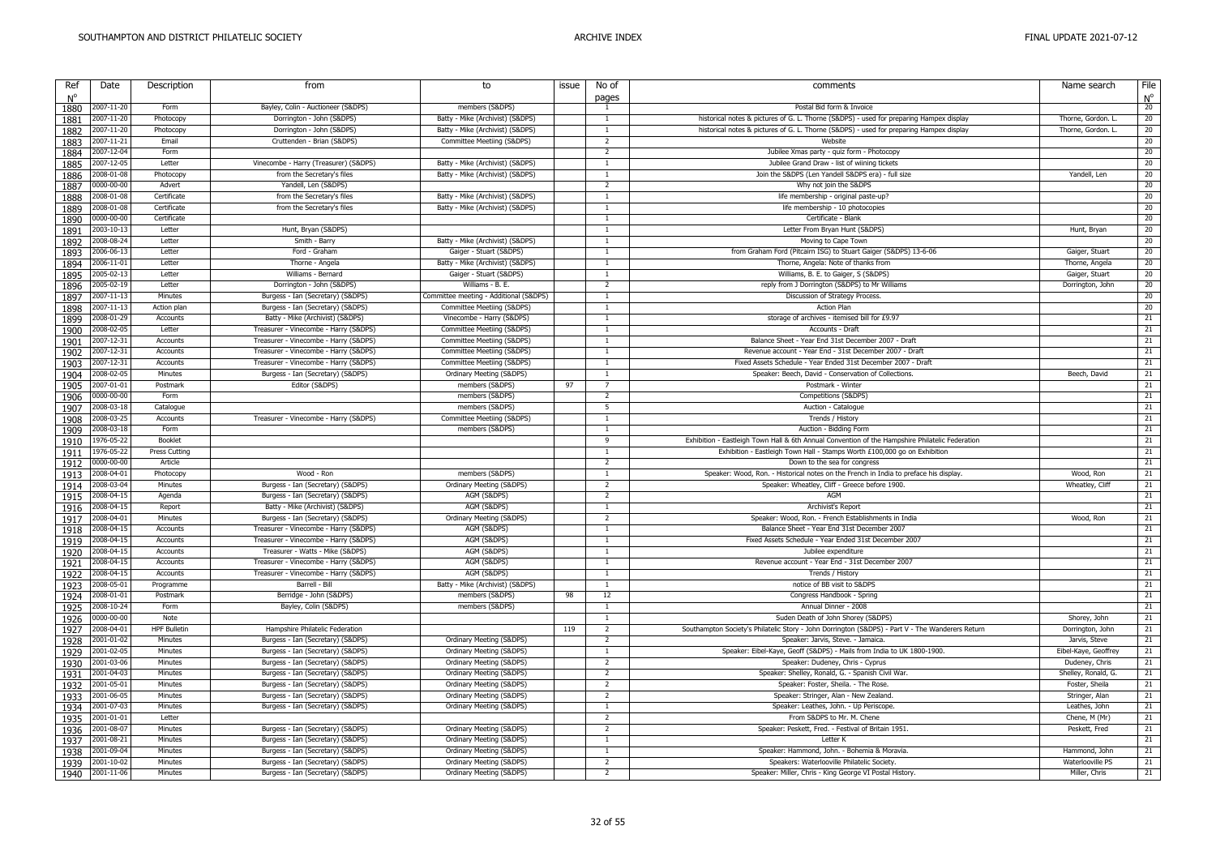| Ref N° | Date | Description | from | to | issue | No of pages | comments | Name search | File N° |
|---|---|---|---|---|---|---|---|---|---|
| 1880 | 2007-11-20 | Form | Bayley, Colin - Auctioneer (S&DPS) | members (S&DPS) | | 1 | Postal Bid form & Invoice | | 20 |
| 1881 | 2007-11-20 | Photocopy | Dorrington - John (S&DPS) | Batty - Mike (Archivist) (S&DPS) | | 1 | historical notes & pictures of G. L. Thorne (S&DPS) - used for preparing Hampex display | Thorne, Gordon. L. | 20 |
| 1882 | 2007-11-20 | Photocopy | Dorrington - John (S&DPS) | Batty - Mike (Archivist) (S&DPS) | | 1 | historical notes & pictures of G. L. Thorne (S&DPS) - used for preparing Hampex display | Thorne, Gordon. L. | 20 |
| 1883 | 2007-11-21 | Email | Cruttenden - Brian (S&DPS) | Committee Meetiing (S&DPS) | | 2 | Website | | 20 |
| 1884 | 2007-12-04 | Form | | | | 2 | Jubilee Xmas party - quiz form - Photocopy | | 20 |
| 1885 | 2007-12-05 | Letter | Vinecombe - Harry (Treasurer) (S&DPS) | Batty - Mike (Archivist) (S&DPS) | | 1 | Jubilee Grand Draw - list of wiining tickets | | 20 |
| 1886 | 2008-01-08 | Photocopy | from the Secretary's files | Batty - Mike (Archivist) (S&DPS) | | 1 | Join the S&DPS (Len Yandell S&DPS era) - full size | Yandell, Len | 20 |
| 1887 | 0000-00-00 | Advert | Yandell, Len (S&DPS) | | | 2 | Why not join the S&DPS | | 20 |
| 1888 | 2008-01-08 | Certificate | from the Secretary's files | Batty - Mike (Archivist) (S&DPS) | | 1 | life membership - original paste-up? | | 20 |
| 1889 | 2008-01-08 | Certificate | from the Secretary's files | Batty - Mike (Archivist) (S&DPS) | | 1 | life membership - 10 photocopies | | 20 |
| 1890 | 0000-00-00 | Certificate | | | | 1 | Certificate - Blank | | 20 |
| 1891 | 2003-10-13 | Letter | Hunt, Bryan (S&DPS) | | | 1 | Letter From Bryan Hunt (S&DPS) | Hunt, Bryan | 20 |
| 1892 | 2008-08-24 | Letter | Smith - Barry | Batty - Mike (Archivist) (S&DPS) | | 1 | Moving to Cape Town | | 20 |
| 1893 | 2006-06-13 | Letter | Ford - Graham | Gaiger - Stuart (S&DPS) | | 1 | from Graham Ford (Pitcairn ISG) to Stuart Gaiger (S&DPS) 13-6-06 | Gaiger, Stuart | 20 |
| 1894 | 2006-11-01 | Letter | Thorne - Angela | Batty - Mike (Archivist) (S&DPS) | | 1 | Thorne, Angela: Note of thanks from | Thorne, Angela | 20 |
| 1895 | 2005-02-13 | Letter | Williams - Bernard | Gaiger - Stuart (S&DPS) | | 1 | Williams, B. E. to Gaiger, S (S&DPS) | Gaiger, Stuart | 20 |
| 1896 | 2005-02-19 | Letter | Dorrington - John (S&DPS) | Williams - B. E. | | 2 | reply from J Dorrington (S&DPS) to Mr Williams | Dorrington, John | 20 |
| 1897 | 2007-11-13 | Minutes | Burgess - Ian (Secretary) (S&DPS) | Committee meeting - Additional (S&DPS) | | 1 | Discussion of Strategy Process. | | 20 |
| 1898 | 2007-11-13 | Action plan | Burgess - Ian (Secretary) (S&DPS) | Committee Meetiing (S&DPS) | | 1 | Action Plan | | 20 |
| 1899 | 2008-01-29 | Accounts | Batty - Mike (Archivist) (S&DPS) | Vinecombe - Harry (S&DPS) | | 1 | storage of archives - itemised bill for £9.97 | | 21 |
| 1900 | 2008-02-05 | Letter | Treasurer - Vinecombe - Harry (S&DPS) | Committee Meetiing (S&DPS) | | 1 | Accounts - Draft | | 21 |
| 1901 | 2007-12-31 | Accounts | Treasurer - Vinecombe - Harry (S&DPS) | Committee Meetiing (S&DPS) | | 1 | Balance Sheet - Year End 31st December 2007 - Draft | | 21 |
| 1902 | 2007-12-31 | Accounts | Treasurer - Vinecombe - Harry (S&DPS) | Committee Meetiing (S&DPS) | | 1 | Revenue account - Year End - 31st December 2007 - Draft | | 21 |
| 1903 | 2007-12-31 | Accounts | Treasurer - Vinecombe - Harry (S&DPS) | Committee Meetiing (S&DPS) | | 1 | Fixed Assets Schedule - Year Ended 31st December 2007 - Draft | | 21 |
| 1904 | 2008-02-05 | Minutes | Burgess - Ian (Secretary) (S&DPS) | Ordinary Meeting (S&DPS) | | 1 | Speaker: Beech, David - Conservation of Collections. | Beech, David | 21 |
| 1905 | 2007-01-01 | Postmark | Editor (S&DPS) | members (S&DPS) | 97 | 7 | Postmark - Winter | | 21 |
| 1906 | 0000-00-00 | Form | | members (S&DPS) | | 2 | Competitions (S&DPS) | | 21 |
| 1907 | 2008-03-18 | Catalogue | | members (S&DPS) | | 5 | Auction - Catalogue | | 21 |
| 1908 | 2008-03-25 | Accounts | Treasurer - Vinecombe - Harry (S&DPS) | Committee Meetiing (S&DPS) | | 1 | Trends / History | | 21 |
| 1909 | 2008-03-18 | Form | | members (S&DPS) | | 1 | Auction - Bidding Form | | 21 |
| 1910 | 1976-05-22 | Booklet | | | | 9 | Exhibition - Eastleigh Town Hall & 6th Annual Convention of the Hampshire Philatelic Federation | | 21 |
| 1911 | 1976-05-22 | Press Cutting | | | | 1 | Exhibition - Eastleigh Town Hall - Stamps Worth £100,000 go on Exhibition | | 21 |
| 1912 | 0000-00-00 | Article | | | | 2 | Down to the sea for congress | | 21 |
| 1913 | 2008-04-01 | Photocopy | Wood - Ron | members (S&DPS) | | 1 | Speaker: Wood, Ron. - Historical notes on the French in India to preface his display. | Wood, Ron | 21 |
| 1914 | 2008-03-04 | Minutes | Burgess - Ian (Secretary) (S&DPS) | Ordinary Meeting (S&DPS) | | 2 | Speaker: Wheatley, Cliff - Greece before 1900. | Wheatley, Cliff | 21 |
| 1915 | 2008-04-15 | Agenda | Burgess - Ian (Secretary) (S&DPS) | AGM (S&DPS) | | 2 | AGM | | 21 |
| 1916 | 2008-04-15 | Report | Batty - Mike (Archivist) (S&DPS) | AGM (S&DPS) | | 1 | Archivist's Report | | 21 |
| 1917 | 2008-04-01 | Minutes | Burgess - Ian (Secretary) (S&DPS) | Ordinary Meeting (S&DPS) | | 2 | Speaker: Wood, Ron. - French Establishments in India | Wood, Ron | 21 |
| 1918 | 2008-04-15 | Accounts | Treasurer - Vinecombe - Harry (S&DPS) | AGM (S&DPS) | | 1 | Balance Sheet - Year End 31st December 2007 | | 21 |
| 1919 | 2008-04-15 | Accounts | Treasurer - Vinecombe - Harry (S&DPS) | AGM (S&DPS) | | 1 | Fixed Assets Schedule - Year Ended 31st December 2007 | | 21 |
| 1920 | 2008-04-15 | Accounts | Treasurer - Watts - Mike (S&DPS) | AGM (S&DPS) | | 1 | Jubilee expenditure | | 21 |
| 1921 | 2008-04-15 | Accounts | Treasurer - Vinecombe - Harry (S&DPS) | AGM (S&DPS) | | 1 | Revenue account - Year End - 31st December 2007 | | 21 |
| 1922 | 2008-04-15 | Accounts | Treasurer - Vinecombe - Harry (S&DPS) | AGM (S&DPS) | | 1 | Trends / History | | 21 |
| 1923 | 2008-05-01 | Programme | Barrell - Bill | Batty - Mike (Archivist) (S&DPS) | | 1 | notice of BB visit to S&DPS | | 21 |
| 1924 | 2008-01-01 | Postmark | Berridge - John (S&DPS) | members (S&DPS) | 98 | 12 | Congress Handbook - Spring | | 21 |
| 1925 | 2008-10-24 | Form | Bayley, Colin (S&DPS) | members (S&DPS) | | 1 | Annual Dinner - 2008 | | 21 |
| 1926 | 0000-00-00 | Note | | | | 1 | Suden Death of John Shorey (S&DPS) | Shorey, John | 21 |
| 1927 | 2008-04-01 | HPF Bulletin | Hampshire Philatelic Federation | | 119 | 2 | Southampton Society's Philatelic Story - John Dorrington (S&DPS) - Part V - The Wanderers Return | Dorrington, John | 21 |
| 1928 | 2001-01-02 | Minutes | Burgess - Ian (Secretary) (S&DPS) | Ordinary Meeting (S&DPS) | | 2 | Speaker: Jarvis, Steve. - Jamaica. | Jarvis, Steve | 21 |
| 1929 | 2001-02-05 | Minutes | Burgess - Ian (Secretary) (S&DPS) | Ordinary Meeting (S&DPS) | | 1 | Speaker: Eibel-Kaye, Geoff (S&DPS) - Mails from India to UK 1800-1900. | Eibel-Kaye, Geoffrey | 21 |
| 1930 | 2001-03-06 | Minutes | Burgess - Ian (Secretary) (S&DPS) | Ordinary Meeting (S&DPS) | | 2 | Speaker: Dudeney, Chris - Cyprus | Dudeney, Chris | 21 |
| 1931 | 2001-04-03 | Minutes | Burgess - Ian (Secretary) (S&DPS) | Ordinary Meeting (S&DPS) | | 2 | Speaker: Shelley, Ronald, G. - Spanish Civil War. | Shelley, Ronald, G. | 21 |
| 1932 | 2001-05-01 | Minutes | Burgess - Ian (Secretary) (S&DPS) | Ordinary Meeting (S&DPS) | | 2 | Speaker: Foster, Sheila. - The Rose. | Foster, Sheila | 21 |
| 1933 | 2001-06-05 | Minutes | Burgess - Ian (Secretary) (S&DPS) | Ordinary Meeting (S&DPS) | | 2 | Speaker: Stringer, Alan - New Zealand. | Stringer, Alan | 21 |
| 1934 | 2001-07-03 | Minutes | Burgess - Ian (Secretary) (S&DPS) | Ordinary Meeting (S&DPS) | | 1 | Speaker: Leathes, John. - Up Periscope. | Leathes, John | 21 |
| 1935 | 2001-01-01 | Letter | | | | 2 | From S&DPS to Mr. M. Chene | Chene, M (Mr) | 21 |
| 1936 | 2001-08-07 | Minutes | Burgess - Ian (Secretary) (S&DPS) | Ordinary Meeting (S&DPS) | | 2 | Speaker: Peskett, Fred. - Festival of Britain 1951. | Peskett, Fred | 21 |
| 1937 | 2001-08-21 | Minutes | Burgess - Ian (Secretary) (S&DPS) | Ordinary Meeting (S&DPS) | | 1 | Letter K | | 21 |
| 1938 | 2001-09-04 | Minutes | Burgess - Ian (Secretary) (S&DPS) | Ordinary Meeting (S&DPS) | | 1 | Speaker: Hammond, John. - Bohemia & Moravia. | Hammond, John | 21 |
| 1939 | 2001-10-02 | Minutes | Burgess - Ian (Secretary) (S&DPS) | Ordinary Meeting (S&DPS) | | 2 | Speakers: Waterlooville Philatelic Society. | Waterlooville PS | 21 |
| 1940 | 2001-11-06 | Minutes | Burgess - Ian (Secretary) (S&DPS) | Ordinary Meeting (S&DPS) | | 2 | Speaker: Miller, Chris - King George VI Postal History. | Miller, Chris | 21 |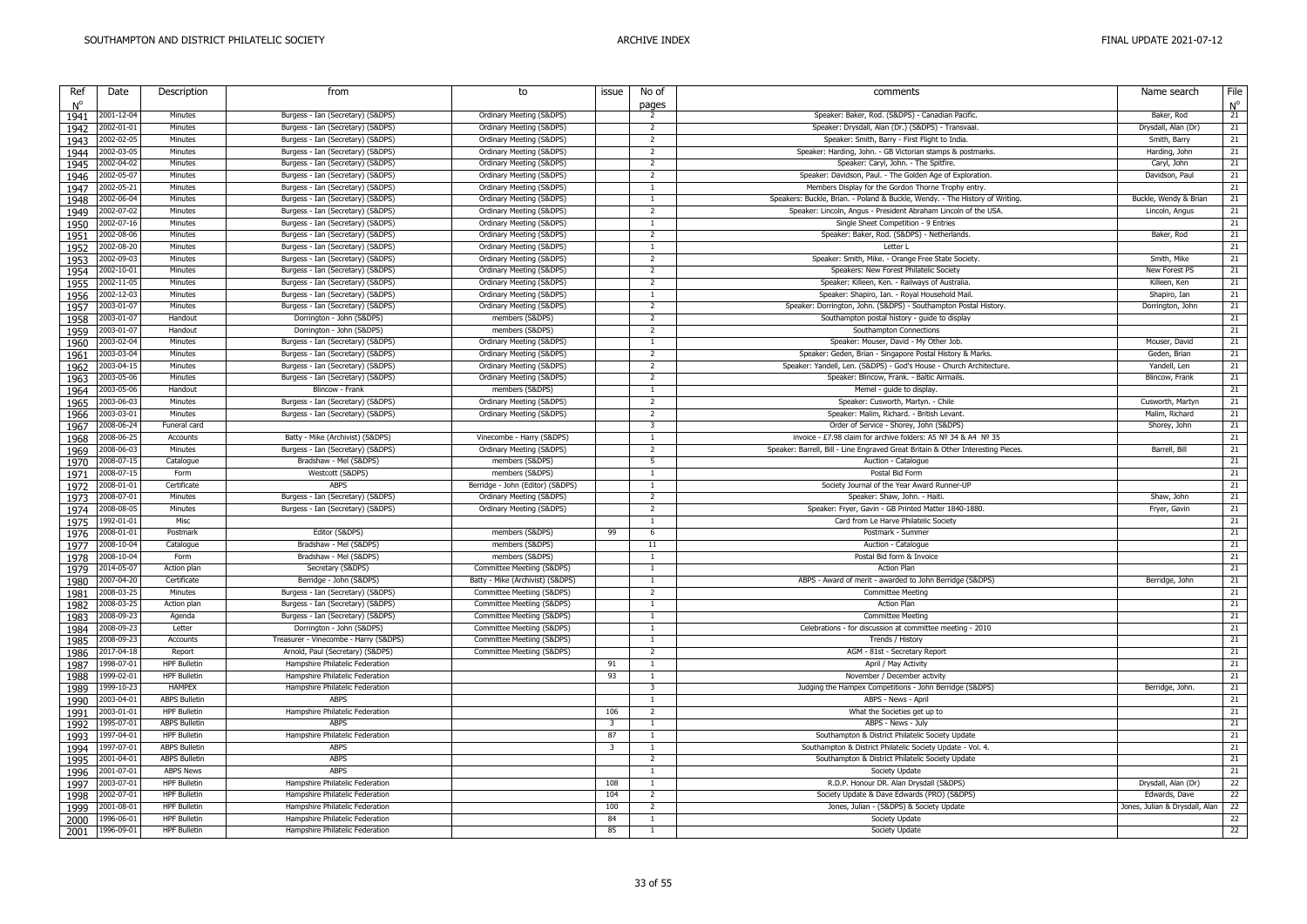| Ref N° | Date | Description | from | to | issue | No of pages | comments | Name search | File N° |
|---|---|---|---|---|---|---|---|---|---|
| 1941 | 2001-12-04 | Minutes | Burgess - Ian (Secretary) (S&DPS) | Ordinary Meeting (S&DPS) | | 2 | Speaker: Baker, Rod. (S&DPS) - Canadian Pacific. | Baker, Rod | 21 |
| 1942 | 2002-01-01 | Minutes | Burgess - Ian (Secretary) (S&DPS) | Ordinary Meeting (S&DPS) | | 2 | Speaker: Drysdall, Alan (Dr.) (S&DPS) - Transvaal. | Drysdall, Alan (Dr) | 21 |
| 1943 | 2002-02-05 | Minutes | Burgess - Ian (Secretary) (S&DPS) | Ordinary Meeting (S&DPS) | | 2 | Speaker: Smith, Barry - First Flight to India. | Smith, Barry | 21 |
| 1944 | 2002-03-05 | Minutes | Burgess - Ian (Secretary) (S&DPS) | Ordinary Meeting (S&DPS) | | 2 | Speaker: Harding, John. - GB Victorian stamps & postmarks. | Harding, John | 21 |
| 1945 | 2002-04-02 | Minutes | Burgess - Ian (Secretary) (S&DPS) | Ordinary Meeting (S&DPS) | | 2 | Speaker: Caryl, John. - The Spitfire. | Caryl, John | 21 |
| 1946 | 2002-05-07 | Minutes | Burgess - Ian (Secretary) (S&DPS) | Ordinary Meeting (S&DPS) | | 2 | Speaker: Davidson, Paul. - The Golden Age of Exploration. | Davidson, Paul | 21 |
| 1947 | 2002-05-21 | Minutes | Burgess - Ian (Secretary) (S&DPS) | Ordinary Meeting (S&DPS) | | 1 | Members Display for the Gordon Thorne Trophy entry. | | 21 |
| 1948 | 2002-06-04 | Minutes | Burgess - Ian (Secretary) (S&DPS) | Ordinary Meeting (S&DPS) | | 1 | Speakers: Buckle, Brian. - Poland & Buckle, Wendy. - The History of Writing. | Buckle, Wendy & Brian | 21 |
| 1949 | 2002-07-02 | Minutes | Burgess - Ian (Secretary) (S&DPS) | Ordinary Meeting (S&DPS) | | 2 | Speaker: Lincoln, Angus - President Abraham Lincoln of the USA. | Lincoln, Angus | 21 |
| 1950 | 2002-07-16 | Minutes | Burgess - Ian (Secretary) (S&DPS) | Ordinary Meeting (S&DPS) | | 1 | Single Sheet Competition - 9 Entries | | 21 |
| 1951 | 2002-08-06 | Minutes | Burgess - Ian (Secretary) (S&DPS) | Ordinary Meeting (S&DPS) | | 2 | Speaker: Baker, Rod. (S&DPS) - Netherlands. | Baker, Rod | 21 |
| 1952 | 2002-08-20 | Minutes | Burgess - Ian (Secretary) (S&DPS) | Ordinary Meeting (S&DPS) | | 1 | Letter L | | 21 |
| 1953 | 2002-09-03 | Minutes | Burgess - Ian (Secretary) (S&DPS) | Ordinary Meeting (S&DPS) | | 2 | Speaker: Smith, Mike. - Orange Free State Society. | Smith, Mike | 21 |
| 1954 | 2002-10-01 | Minutes | Burgess - Ian (Secretary) (S&DPS) | Ordinary Meeting (S&DPS) | | 2 | Speakers: New Forest Philatelic Society | New Forest PS | 21 |
| 1955 | 2002-11-05 | Minutes | Burgess - Ian (Secretary) (S&DPS) | Ordinary Meeting (S&DPS) | | 2 | Speaker: Killeen, Ken. - Railways of Australia. | Killeen, Ken | 21 |
| 1956 | 2002-12-03 | Minutes | Burgess - Ian (Secretary) (S&DPS) | Ordinary Meeting (S&DPS) | | 1 | Speaker: Shapiro, Ian. - Royal Household Mail. | Shapiro, Ian | 21 |
| 1957 | 2003-01-07 | Minutes | Burgess - Ian (Secretary) (S&DPS) | Ordinary Meeting (S&DPS) | | 2 | Speaker: Dorrington, John. (S&DPS) - Southampton Postal History. | Dorrington, John | 21 |
| 1958 | 2003-01-07 | Handout | Dorrington - John (S&DPS) | members (S&DPS) | | 2 | Southampton postal history - guide to display | | 21 |
| 1959 | 2003-01-07 | Handout | Dorrington - John (S&DPS) | members (S&DPS) | | 2 | Southampton Connections | | 21 |
| 1960 | 2003-02-04 | Minutes | Burgess - Ian (Secretary) (S&DPS) | Ordinary Meeting (S&DPS) | | 1 | Speaker: Mouser, David - My Other Job. | Mouser, David | 21 |
| 1961 | 2003-03-04 | Minutes | Burgess - Ian (Secretary) (S&DPS) | Ordinary Meeting (S&DPS) | | 2 | Speaker: Geden, Brian - Singapore Postal History & Marks. | Geden, Brian | 21 |
| 1962 | 2003-04-15 | Minutes | Burgess - Ian (Secretary) (S&DPS) | Ordinary Meeting (S&DPS) | | 2 | Speaker: Yandell, Len. (S&DPS) - God's House - Church Architecture. | Yandell, Len | 21 |
| 1963 | 2003-05-06 | Minutes | Burgess - Ian (Secretary) (S&DPS) | Ordinary Meeting (S&DPS) | | 2 | Speaker: Blincow, Frank. - Baltic Airmails. | Blincow, Frank | 21 |
| 1964 | 2003-05-06 | Handout | Blincow - Frank | members (S&DPS) | | 1 | Memel - guide to display. | | 21 |
| 1965 | 2003-06-03 | Minutes | Burgess - Ian (Secretary) (S&DPS) | Ordinary Meeting (S&DPS) | | 2 | Speaker: Cusworth, Martyn. - Chile | Cusworth, Martyn | 21 |
| 1966 | 2003-03-01 | Minutes | Burgess - Ian (Secretary) (S&DPS) | Ordinary Meeting (S&DPS) | | 2 | Speaker: Malim, Richard. - British Levant. | Malim, Richard | 21 |
| 1967 | 2008-06-24 | Funeral card | | | | 3 | Order of Service - Shorey, John (S&DPS) | Shorey, John | 21 |
| 1968 | 2008-06-25 | Accounts | Batty - Mike (Archivist) (S&DPS) | Vinecombe - Harry (S&DPS) | | 1 | invoice - £7.98 claim for archive folders: A5 № 34 & A4 № 35 | | 21 |
| 1969 | 2008-06-03 | Minutes | Burgess - Ian (Secretary) (S&DPS) | Ordinary Meeting (S&DPS) | | 2 | Speaker: Barrell, Bill - Line Engraved Great Britain & Other Interesting Pieces. | Barrell, Bill | 21 |
| 1970 | 2008-07-15 | Catalogue | Bradshaw - Mel (S&DPS) | members (S&DPS) | | 5 | Auction - Catalogue | | 21 |
| 1971 | 2008-07-15 | Form | Westcott (S&DPS) | members (S&DPS) | | 1 | Postal Bid Form | | 21 |
| 1972 | 2008-01-01 | Certificate | ABPS | Berridge - John (Editor) (S&DPS) | | 1 | Society Journal of the Year Award Runner-UP | | 21 |
| 1973 | 2008-07-01 | Minutes | Burgess - Ian (Secretary) (S&DPS) | Ordinary Meeting (S&DPS) | | 2 | Speaker: Shaw, John. - Haiti. | Shaw, John | 21 |
| 1974 | 2008-08-05 | Minutes | Burgess - Ian (Secretary) (S&DPS) | Ordinary Meeting (S&DPS) | | 2 | Speaker: Fryer, Gavin - GB Printed Matter 1840-1880. | Fryer, Gavin | 21 |
| 1975 | 1992-01-01 | Misc | | | | 1 | Card from Le Harve Philatelic Society | | 21 |
| 1976 | 2008-01-01 | Postmark | Editor (S&DPS) | members (S&DPS) | 99 | 6 | Postmark - Summer | | 21 |
| 1977 | 2008-10-04 | Catalogue | Bradshaw - Mel (S&DPS) | members (S&DPS) | | 11 | Auction - Catalogue | | 21 |
| 1978 | 2008-10-04 | Form | Bradshaw - Mel (S&DPS) | members (S&DPS) | | 1 | Postal Bid form & Invoice | | 21 |
| 1979 | 2014-05-07 | Action plan | Secretary (S&DPS) | Committee Meetiing (S&DPS) | | 1 | Action Plan | | 21 |
| 1980 | 2007-04-20 | Certificate | Berridge - John (S&DPS) | Batty - Mike (Archivist) (S&DPS) | | 1 | ABPS - Award of merit - awarded to John Berridge (S&DPS) | Berridge, John | 21 |
| 1981 | 2008-03-25 | Minutes | Burgess - Ian (Secretary) (S&DPS) | Committee Meetiing (S&DPS) | | 2 | Committee Meeting | | 21 |
| 1982 | 2008-03-25 | Action plan | Burgess - Ian (Secretary) (S&DPS) | Committee Meetiing (S&DPS) | | 1 | Action Plan | | 21 |
| 1983 | 2008-09-23 | Agenda | Burgess - Ian (Secretary) (S&DPS) | Committee Meetiing (S&DPS) | | 1 | Committee Meeting | | 21 |
| 1984 | 2008-09-23 | Letter | Dorrington - John (S&DPS) | Committee Meetiing (S&DPS) | | 1 | Celebrations - for discussion at committee meeting - 2010 | | 21 |
| 1985 | 2008-09-23 | Accounts | Treasurer - Vinecombe - Harry (S&DPS) | Committee Meetiing (S&DPS) | | 1 | Trends / History | | 21 |
| 1986 | 2017-04-18 | Report | Arnold, Paul (Secretary) (S&DPS) | Committee Meetiing (S&DPS) | | 2 | AGM - 81st - Secretary Report | | 21 |
| 1987 | 1998-07-01 | HPF Bulletin | Hampshire Philatelic Federation | | 91 | 1 | April / May Activity | | 21 |
| 1988 | 1999-02-01 | HPF Bulletin | Hampshire Philatelic Federation | | 93 | 1 | November / December activity | | 21 |
| 1989 | 1999-10-23 | HAMPEX | Hampshire Philatelic Federation | | | 3 | Judging the Hampex Competitions - John Berridge (S&DPS) | Berridge, John. | 21 |
| 1990 | 2003-04-01 | ABPS Bulletin | ABPS | | | 1 | ABPS - News - April | | 21 |
| 1991 | 2003-01-01 | HPF Bulletin | Hampshire Philatelic Federation | | 106 | 2 | What the Societies get up to | | 21 |
| 1992 | 1995-07-01 | ABPS Bulletin | ABPS | | 3 | 1 | ABPS - News - July | | 21 |
| 1993 | 1997-04-01 | HPF Bulletin | Hampshire Philatelic Federation | | 87 | 1 | Southampton & District Philatelic Society Update | | 21 |
| 1994 | 1997-07-01 | ABPS Bulletin | ABPS | | 3 | 1 | Southampton & District Philatelic Society Update - Vol. 4. | | 21 |
| 1995 | 2001-04-01 | ABPS Bulletin | ABPS | | | 2 | Southampton & District Philatelic Society Update | | 21 |
| 1996 | 2001-07-01 | ABPS News | ABPS | | | 1 | Society Update | | 21 |
| 1997 | 2003-07-01 | HPF Bulletin | Hampshire Philatelic Federation | | 108 | 1 | R.D.P. Honour DR. Alan Drysdall (S&DPS) | Drysdall, Alan (Dr) | 22 |
| 1998 | 2002-07-01 | HPF Bulletin | Hampshire Philatelic Federation | | 104 | 2 | Society Update & Dave Edwards (PRO) (S&DPS) | Edwards, Dave | 22 |
| 1999 | 2001-08-01 | HPF Bulletin | Hampshire Philatelic Federation | | 100 | 2 | Jones, Julian - (S&DPS) & Society Update | Jones, Julian & Drysdall, Alan | 22 |
| 2000 | 1996-06-01 | HPF Bulletin | Hampshire Philatelic Federation | | 84 | 1 | Society Update | | 22 |
| 2001 | 1996-09-01 | HPF Bulletin | Hampshire Philatelic Federation | | 85 | 1 | Society Update | | 22 |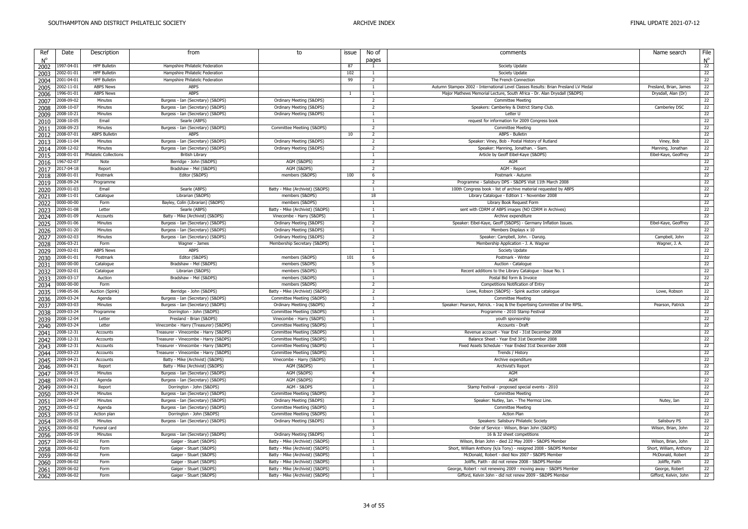| Ref N° | Date | Description | from | to | issue | No of pages | comments | Name search | File N° |
|---|---|---|---|---|---|---|---|---|---|
| 2002 | 1997-04-01 | HPF Bulletin | Hampshire Philatelic Federation | | 87 | 1 | Society Update | | 22 |
| 2003 | 2002-01-01 | HPF Bulletin | Hampshire Philatelic Federation | | 102 | 1 | Society Update | | 22 |
| 2004 | 2001-04-01 | HPF Bulletin | Hampshire Philatelic Federation | | 99 | 2 | The French Connection | | 22 |
| 2005 | 2002-11-01 | ABPS News | ABPS | | | 1 | Autumn Stampex 2002 - International Level Classes Results: Brian Presland LV Medal | Presland, Brian, James | 22 |
| 2006 | 1996-01-01 | ABPS News | ABPS | | 1 | 1 | Major Mathews Memorial Lecture, South Africa - Dr. Alan Drysdall (S&DPS) | Drysdall, Alan (Dr) | 22 |
| 2007 | 2008-09-02 | Minutes | Burgess - Ian (Secretary) (S&DPS) | Ordinary Meeting (S&DPS) | | 2 | Committee Meeting | | 22 |
| 2008 | 2008-10-07 | Minutes | Burgess - Ian (Secretary) (S&DPS) | Ordinary Meeting (S&DPS) | | 2 | Speakers: Camberley & District Stamp Club. | Camberley DSC | 22 |
| 2009 | 2008-10-21 | Minutes | Burgess - Ian (Secretary) (S&DPS) | Ordinary Meeting (S&DPS) | | 1 | Letter U | | 22 |
| 2010 | 2008-10-05 | Email | Searle (ABPS) | | | 1 | request for information for 2009 Congress book | | 22 |
| 2011 | 2008-09-23 | Minutes | Burgess - Ian (Secretary) (S&DPS) | Committee Meetiing (S&DPS) | | 2 | Committee Meeting | | 22 |
| 2012 | 2008-07-01 | ABPS Bulletin | ABPS | | 10 | 2 | ABPS - Bulletin | | 22 |
| 2013 | 2008-11-04 | Minutes | Burgess - Ian (Secretary) (S&DPS) | Ordinary Meeting (S&DPS) | | 2 | Speaker: Viney, Bob - Postal History of Rutland | Viney, Bob | 22 |
| 2014 | 2008-12-02 | Minutes | Burgess - Ian (Secretary) (S&DPS) | Ordinary Meeting (S&DPS) | | 2 | Speaker: Manning, Jonathan. - Siam. | Manning, Jonathan | 22 |
| 2015 | 2008-01-01 | Philatelic Collections | British Library | | | 1 | Article by Geoff Eibel-Kaye (S&DPS) | Eibel-Kaye, Geoffrey | 22 |
| 2016 | 1967-02-07 | Note | Berridge - John (S&DPS) | AGM (S&DPS) | | 2 | AGM | | 22 |
| 2017 | 2017-04-18 | Report | Bradshaw - Mel (S&DPS) | AGM (S&DPS) | | 2 | AGM - Report | | 22 |
| 2018 | 2008-01-01 | Postmark | Editor (S&DPS) | members (S&DPS) | 100 | 6 | Postmark - Autumn | | 22 |
| 2019 | 2008-09-24 | Programme | | | | 2 | Programme - Salisbury DPS - S&DPS Visit 11th March 2008 | | 22 |
| 2020 | 2009-01-03 | Email | Searle (ABPS) | Batty - Mike (Archivist) (S&DPS) | | 1 | 100th Congress book - list of archive material requested by ABPS | | 22 |
| 2021 | 2008-11-01 | Catalogue | Librarian (S&DPS) | members (S&DPS) | | 18 | Library Catalogue - Edition 1 - November 2008 | | 22 |
| 2022 | 0000-00-00 | Form | Bayley, Colin (Librarian) (S&DPS) | members (S&DPS) | | 1 | Library Book Request Form | | 22 |
| 2023 | 2009-01-08 | Letter | Searle (ABPS) | Batty - Mike (Archivist) (S&DPS) | | 1 | sent with CDRM of ABPS images (NO CDRM in Archives) | | 22 |
| 2024 | 2009-01-09 | Accounts | Batty - Mike (Archivist) (S&DPS) | Vinecombe - Harry (S&DPS) | | 1 | Archive expenditure | | 22 |
| 2025 | 2009-01-06 | Minutes | Burgess - Ian (Secretary) (S&DPS) | Ordinary Meeting (S&DPS) | | 2 | Speaker: Eibel-Kaye, Geoff (S&DPS) - Germany Inflation Issues. | Eibel-Kaye, Geoffrey | 22 |
| 2026 | 2009-01-20 | Minutes | Burgess - Ian (Secretary) (S&DPS) | Ordinary Meeting (S&DPS) | | 1 | Members Displays x 10 | | 22 |
| 2027 | 2009-02-03 | Minutes | Burgess - Ian (Secretary) (S&DPS) | Ordinary Meeting (S&DPS) | | 2 | Speaker: Campbell, John. - Danzig. | Campbell, John | 22 |
| 2028 | 2006-03-21 | Form | Wagner - James | Membership Secretary (S&DPS) | | 1 | Membership Application - J. A. Wagner | Wagner, J. A. | 22 |
| 2029 | 2009-02-01 | ABPS News | ABPS | | | 1 | Society Update | | 22 |
| 2030 | 2008-01-01 | Postmark | Editor (S&DPS) | members (S&DPS) | 101 | 6 | Postmark - Winter | | 22 |
| 2031 | 0000-00-00 | Catalogue | Bradshaw - Mel (S&DPS) | members (S&DPS) | | 5 | Auction - Catalogue | | 22 |
| 2032 | 2009-02-01 | Catalogue | Librarian (S&DPS) | members (S&DPS) | | 1 | Recent additions to the Library Catalogue - Issue No. 1 | | 22 |
| 2033 | 2009-03-17 | Auction | Bradshaw - Mel (S&DPS) | members (S&DPS) | | 1 | Postal Bid form & Invoice | | 22 |
| 2034 | 0000-00-00 | Form | | members (S&DPS) | | 2 | Competitions Notification of Entry | | 22 |
| 2035 | 1998-05-06 | Auction (Spink) | Berridge - John (S&DPS) | Batty - Mike (Archivist) (S&DPS) | | 2 | Lowe, Robson (S&DPS) - Spink auction catalogue | Lowe, Robson | 22 |
| 2036 | 2009-03-24 | Agenda | Burgess - Ian (Secretary) (S&DPS) | Committee Meetiing (S&DPS) | | 1 | Committee Meeting | | 22 |
| 2037 | 2009-03-03 | Minutes | Burgess - Ian (Secretary) (S&DPS) | Ordinary Meetiing (S&DPS) | | 2 | Speaker: Pearson, Patrick. - Iraq & the Expertising Committee of the RPSL. | Pearson, Patrick | 22 |
| 2038 | 2009-03-24 | Programme | Dorrington - John (S&DPS) | Committee Meetiing (S&DPS) | | 1 | Programme - 2010 Stamp Festival | | 22 |
| 2039 | 2008-12-04 | Letter | Presland - Brian (S&DPS) | Vinecombe - Harry (S&DPS) | | 1 | youth sponsorship | | 22 |
| 2040 | 2009-03-24 | Letter | Vinecombe - Harry (Treasurer) (S&DPS) | Committee Meetiing (S&DPS) | | 1 | Accounts - Draft | | 22 |
| 2041 | 2008-12-31 | Accounts | Treasurer - Vinecombe - Harry (S&DPS) | Committee Meetiing (S&DPS) | | 1 | Revenue account - Year End - 31st December 2008 | | 22 |
| 2042 | 2008-12-31 | Accounts | Treasurer - Vinecombe - Harry (S&DPS) | Committee Meetiing (S&DPS) | | 1 | Balance Sheet - Year End 31st December 2008 | | 22 |
| 2043 | 2008-12-31 | Accounts | Treasurer - Vinecombe - Harry (S&DPS) | Committee Meetiing (S&DPS) | | 1 | Fixed Assets Schedule - Year Ended 31st December 2008 | | 22 |
| 2044 | 2009-03-23 | Accounts | Treasurer - Vinecombe - Harry (S&DPS) | Committee Meetiing (S&DPS) | | 1 | Trends / History | | 22 |
| 2045 | 2009-04-21 | Accounts | Batty - Mike (Archivist) (S&DPS) | Vinecombe - Harry (S&DPS) | | 1 | Archive expenditure | | 22 |
| 2046 | 2009-04-21 | Report | Batty - Mike (Archivist) (S&DPS) | AGM (S&DPS) | | 1 | Archivist's Report | | 22 |
| 2047 | 2008-04-15 | Minutes | Burgess - Ian (Secretary) (S&DPS) | AGM (S&DPS) | | 4 | AGM | | 22 |
| 2048 | 2009-04-21 | Agenda | Burgess - Ian (Secretary) (S&DPS) | AGM (S&DPS) | | 2 | AGM | | 22 |
| 2049 | 2009-04-21 | Report | Dorrington - John (S&DPS) | AGM - S&DPS | | 1 | Stamp Festival - proposed special events - 2010 | | 22 |
| 2050 | 2009-03-24 | Minutes | Burgess - Ian (Secretary) (S&DPS) | Committee Meetiing (S&DPS) | | 3 | Committee Meeting | | 22 |
| 2051 | 2009-04-07 | Minutes | Burgess - Ian (Secretary) (S&DPS) | Ordinary Meeting (S&DPS) | | 2 | Speaker: Nutley, Ian. - The Mermoz Line. | Nutey, Ian | 22 |
| 2052 | 2009-05-12 | Agenda | Burgess - Ian (Secretary) (S&DPS) | Committee Meetiing (S&DPS) | | 1 | Committee Meeting | | 22 |
| 2053 | 2009-05-12 | Action plan | Dorrington - John (S&DPS) | Committee Meetiing (S&DPS) | | 1 | Action Plan | | 22 |
| 2054 | 2009-05-05 | Minutes | Burgess - Ian (Secretary) (S&DPS) | Ordinary Meeting (S&DPS) | | 1 | Speakers: Salisbury Philatelic Society | Salisbury PS | 22 |
| 2055 | 2009-06-02 | Funeral card | | | | 3 | Order of Service - Wilson, Brian John (S&DPS) | Wilson, Brian, John | 22 |
| 2056 | 2009-05-19 | Minutes | Burgess - Ian (Secretary) (S&DPS) | Ordinary Meeting (S&DPS) | | 1 | 16 & 32 sheet competitions | | 22 |
| 2057 | 2009-06-02 | Form | Gaiger - Stuart (S&DPS) | Batty - Mike (Archivist) (S&DPS) | | 1 | Wilson, Brian John - died 22 May 2009 - S&DPS Member | Wilson, Brian, John | 22 |
| 2058 | 2009-06-02 | Form | Gaiger - Stuart (S&DPS) | Batty - Mike (Archivist) (S&DPS) | | 1 | Short, William Anthony (k/a Tony) - resigned 2008 - S&DPS Member | Short, William, Anthony | 22 |
| 2059 | 2009-06-02 | Form | Gaiger - Stuart (S&DPS) | Batty - Mike (Archivist) (S&DPS) | | 1 | McDonald, Robert - died Nov 2007 - S&DPS Member | McDonald, Robert | 22 |
| 2060 | 2009-06-02 | Form | Gaiger - Stuart (S&DPS) | Batty - Mike (Archivist) (S&DPS) | | 1 | Joliffe, Faith - did not renew 2008 - S&DPS Member | Joliffe, Faith | 22 |
| 2061 | 2009-06-02 | Form | Gaiger - Stuart (S&DPS) | Batty - Mike (Archivist) (S&DPS) | | 1 | George, Robert - not renewing 2009 - moving away - S&DPS Member | George, Robert | 22 |
| 2062 | 2009-06-02 | Form | Gaiger - Stuart (S&DPS) | Batty - Mike (Archivist) (S&DPS) | | 1 | Gifford, Kelvin John - did not renew 2009 - S&DPS Member | Gifford, Kelvin, John | 22 |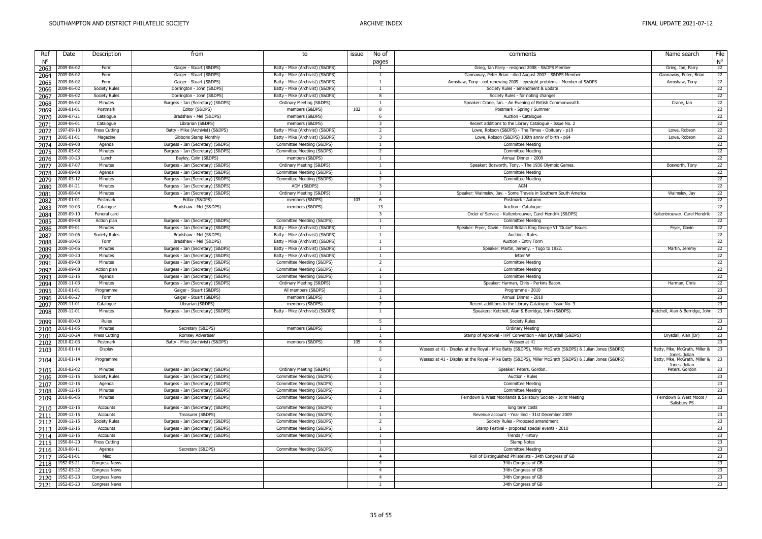| Ref N° | Date | Description | from | to | issue | No of pages | comments | Name search | File N° |
|---|---|---|---|---|---|---|---|---|---|
| 2063 | 2009-06-02 | Form | Gaiger - Stuart (S&DPS) | Batty - Mike (Archivist) (S&DPS) | | 1 | Grieg, Ian Parry - resigned 2008 - S&DPS Member | Grieg, Ian, Parry | 22 |
| 2064 | 2009-06-02 | Form | Gaiger - Stuart (S&DPS) | Batty - Mike (Archivist) (S&DPS) | | 1 | Gannaway, Peter Brian - died August 2007 - S&DPS Member | Gannaway, Peter, Brian | 22 |
| 2065 | 2009-06-02 | Form | Gaiger - Stuart (S&DPS) | Batty - Mike (Archivist) (S&DPS) | | 1 | Armshaw, Tony - not renewing 2009 - eyesight problems - Member of S&DPS | Armshaw, Tony | 22 |
| 2066 | 2009-06-02 | Society Rules | Dorrington - John (S&DPS) | Batty - Mike (Archivist) (S&DPS) | | 1 | Society Rules - amendment & update | | 22 |
| 2067 | 2009-06-02 | Society Rules | Dorrington - John (S&DPS) | Batty - Mike (Archivist) (S&DPS) | | 8 | Society Rules - for noting changes | | 22 |
| 2068 | 2009-06-02 | Minutes | Burgess - Ian (Secretary) (S&DPS) | Ordinary Meeting (S&DPS) | | 1 | Speaker: Crane, Ian. - An Evening of British Commonwealth. | Crane, Ian | 22 |
| 2069 | 2009-01-01 | Postmark | Editor (S&DPS) | members (S&DPS) | 102 | 8 | Postmark - Spring / Summer | | 22 |
| 2070 | 2009-07-21 | Catalogue | Bradshaw - Mel (S&DPS) | members (S&DPS) | | 6 | Auction - Catalogue | | 22 |
| 2071 | 2009-06-01 | Catalogue | Librarian (S&DPS) | members (S&DPS) | | 3 | Recent additions to the Library Catalogue - Issue No. 2 | | 22 |
| 2072 | 1997-09-13 | Press Cutting | Batty - Mike (Archivist) (S&DPS) | Batty - Mike (Archivist) (S&DPS) | | 2 | Lowe, Robson (S&DPS) - The Times - Obituary - p19 | Lowe, Robson | 22 |
| 2073 | 2005-01-01 | Magazine | Gibbons Stamp Monthly | Batty - Mike (Archivist) (S&DPS) | | 3 | Lowe, Robson (S&DPS) 100th anniv of birth - p64 | Lowe, Robson | 22 |
| 2074 | 2009-09-08 | Agenda | Burgess - Ian (Secretary) (S&DPS) | Committee Meetiing (S&DPS) | | 1 | Committee Meeting | | 22 |
| 2075 | 2009-05-02 | Minutes | Burgess - Ian (Secretary) (S&DPS) | Committee Meetiing (S&DPS) | | 2 | Committee Meeting | | 22 |
| 2076 | 2009-10-23 | Lunch | Bayley, Colin (S&DPS) | members (S&DPS) | | 1 | Annual Dinner - 2009 | | 22 |
| 2077 | 2009-07-07 | Minutes | Burgess - Ian (Secretary) (S&DPS) | Ordinary Meeting (S&DPS) | | 1 | Speaker: Bosworth, Tony. - The 1936 Olympic Games. | Bosworth, Tony | 22 |
| 2078 | 2009-09-08 | Agenda | Burgess - Ian (Secretary) (S&DPS) | Committee Meetiing (S&DPS) | | 1 | Committee Meeting | | 22 |
| 2079 | 2009-05-12 | Minutes | Burgess - Ian (Secretary) (S&DPS) | Committee Meetiing (S&DPS) | | 2 | Committee Meeting | | 22 |
| 2080 | 2009-04-21 | Minutes | Burgess - Ian (Secretary) (S&DPS) | AGM (S&DPS) | | 3 | AGM | | 22 |
| 2081 | 2009-08-04 | Minutes | Burgess - Ian (Secretary) (S&DPS) | Ordinary Meeting (S&DPS) | | 1 | Speaker: Walmsley, Jay. - Some Travels in Southern South America. | Walmsley, Jay | 22 |
| 2082 | 2009-01-01 | Postmark | Editor (S&DPS) | members (S&DPS) | 103 | 6 | Postmark - Autumn | | 22 |
| 2083 | 2009-10-03 | Catalogue | Bradshaw - Mel (S&DPS) | members (S&DPS) | | 13 | Auction - Catalogue | | 22 |
| 2084 | 2009-09-10 | Funeral card | | | | 3 | Order of Service - Kuitenbrouwer, Carel Hendrik (S&DPS) | Kuitenbrouwer, Carel Hendrik | 22 |
| 2085 | 2009-09-08 | Action plan | Burgess - Ian (Secretary) (S&DPS) | Committee Meetiing (S&DPS) | | 1 | Committee Meeting | | 22 |
| 2086 | 2009-09-01 | Minutes | Burgess - Ian (Secretary) (S&DPS) | Batty - Mike (Archivist) (S&DPS) | | 1 | Speaker: Fryer, Gavin - Great Britain King George VI "Dulae" Issues. | Fryer, Gavin | 22 |
| 2087 | 2009-10-06 | Society Rules | Bradshaw - Mel (S&DPS) | Batty - Mike (Archivist) (S&DPS) | | 1 | Auction - Rules | | 22 |
| 2088 | 2009-10-06 | Form | Bradshaw - Mel (S&DPS) | Batty - Mike (Archivist) (S&DPS) | | 1 | Auction - Entry Form | | 22 |
| 2089 | 2009-10-06 | Minutes | Burgess - Ian (Secretary) (S&DPS) | Batty - Mike (Archivist) (S&DPS) | | 1 | Speaker: Martin, Jeremy. - Togo to 1922. | Martin, Jeremy | 22 |
| 2090 | 2009-10-20 | Minutes | Burgess - Ian (Secretary) (S&DPS) | Batty - Mike (Archivist) (S&DPS) | | 1 | letter W | | 22 |
| 2091 | 2009-09-08 | Minutes | Burgess - Ian (Secretary) (S&DPS) | Committee Meetiing (S&DPS) | | 2 | Committee Meeting | | 22 |
| 2092 | 2009-09-08 | Action plan | Burgess - Ian (Secretary) (S&DPS) | Committee Meetiing (S&DPS) | | 1 | Committee Meeting | | 22 |
| 2093 | 2009-12-15 | Agenda | Burgess - Ian (Secretary) (S&DPS) | Committee Meetiing (S&DPS) | | 1 | Committee Meeting | | 22 |
| 2094 | 2009-11-03 | Minutes | Burgess - Ian (Secretary) (S&DPS) | Ordinary Meeting (S&DPS) | | 1 | Speaker: Harman, Chris - Perkins Bacon. | Harman, Chris | 22 |
| 2095 | 2010-01-01 | Programme | Gaiger - Stuart (S&DPS) | All members (S&DPS) | | 2 | Programme - 2010 | | 23 |
| 2096 | 2010-06-27 | Form | Gaiger - Stuart (S&DPS) | members (S&DPS) | | 1 | Annual Dinner - 2010 | | 23 |
| 2097 | 2009-11-01 | Catalogue | Librarian (S&DPS) | members (S&DPS) | | 2 | Recent additions to the Library Catalogue - Issue No. 3 | | 23 |
| 2098 | 2009-12-01 | Minutes | Burgess - Ian (Secretary) (S&DPS) | Batty - Mike (Archivist) (S&DPS) | | 1 | Speakers: Ketchell, Alan & Berridge, John (S&DPS). | Ketchell, Alan & Berridge, John | 23 |
| 2099 | 0000-00-00 | Rules | | | | 5 | Society Rules | | 23 |
| 2100 | 2010-01-05 | Minutes | Secretary (S&DPS) | members (S&DPS) | | 1 | Ordinary Meeting | | 23 |
| 2101 | 2003-10-24 | Press Cutting | Romsey Advertiser | | | 1 | Stamp of Approval - HPF Convention - Alan Drysdall (S&DPS) | Drysdall, Alan (Dr) | 23 |
| 2102 | 2010-02-03 | Postmark | Batty - Mike (Archivist) (S&DPS) | members (S&DPS) | 105 | 6 | Wessex at 41 | | 23 |
| 2103 | 2010-01-14 | Display | | | | 2 | Wessex at 41 - Display at the Royal - Mike Batty (S&DPS), Miller McGrath (S&DPS) & Julian Jones (S&DPS) | Batty, Mke, McGrath, Miller & Jones, Julian | 23 |
| 2104 | 2010-01-14 | Programme | | | | 6 | Wessex at 41 - Display at the Royal - Mike Batty (S&DPS), Miller McGrath (S&DPS) & Julian Jones (S&DPS) | Batty, Mke, McGrath, Miller & Jones, Julian | 23 |
| 2105 | 2010-02-02 | Minutes | Burgess - Ian (Secretary) (S&DPS) | Ordinary Meeting (S&DPS) | | 1 | Speaker: Peters, Gordon. | Peters, Gordon | 23 |
| 2106 | 2009-12-15 | Society Rules | Burgess - Ian (Secretary) (S&DPS) | Committee Meetiing (S&DPS) | | 2 | Auction - Rules | | 23 |
| 2107 | 2009-12-15 | Agenda | Burgess - Ian (Secretary) (S&DPS) | Committee Meetiing (S&DPS) | | 1 | Committee Meeting | | 23 |
| 2108 | 2009-12-15 | Minutes | Burgess - Ian (Secretary) (S&DPS) | Committee Meetiing (S&DPS) | | 2 | Committee Meeting | | 23 |
| 2109 | 2010-06-05 | Minutes | Burgess - Ian (Secretary) (S&DPS) | Committee Meetiing (S&DPS) | | 1 | Ferndown & West Moorlands & Salisbury Society - Joint Meeting | Ferndown & West Moors / Salisbury PS | 23 |
| 2110 | 2009-12-15 | Accounts | Burgess - Ian (Secretary) (S&DPS) | Committee Meetiing (S&DPS) | | 1 | long term costs | | 23 |
| 2111 | 2009-12-15 | Accounts | Treasurer (S&DPS) | Committee Meetiing (S&DPS) | | 1 | Revenue account - Year End - 31st December 2009 | | 23 |
| 2112 | 2009-12-15 | Society Rules | Burgess - Ian (Secretary) (S&DPS) | Committee Meetiing (S&DPS) | | 2 | Society Rules - Proposed amendment | | 23 |
| 2113 | 2009-12-15 | Accounts | Burgess - Ian (Secretary) (S&DPS) | Committee Meetiing (S&DPS) | | 1 | Stamp Festival - proposed special events - 2010 | | 23 |
| 2114 | 2009-12-15 | Accounts | Burgess - Ian (Secretary) (S&DPS) | Committee Meetiing (S&DPS) | | 1 | Trends / History | | 23 |
| 2115 | 1950-04-20 | Press Cutting | | | | 1 | Stamp Notes | | 23 |
| 2116 | 2019-06-11 | Agenda | Secretary (S&DPS) | Committee Meetiing (S&DPS) | | 1 | Committee Meeting | | 23 |
| 2117 | 1952-01-01 | Misc | | | | 4 | Roll of Distinguished Philatelists - 34th Congress of GB | | 23 |
| 2118 | 1952-05-21 | Congress News | | | | 4 | 34th Congress of GB | | 23 |
| 2119 | 1952-05-22 | Congress News | | | | 4 | 34th Congress of GB | | 23 |
| 2120 | 1952-05-23 | Congress News | | | | 4 | 34th Congress of GB | | 23 |
| 2121 | 1952-05-23 | Congress News | | | | 1 | 34th Congress of GB | | 23 |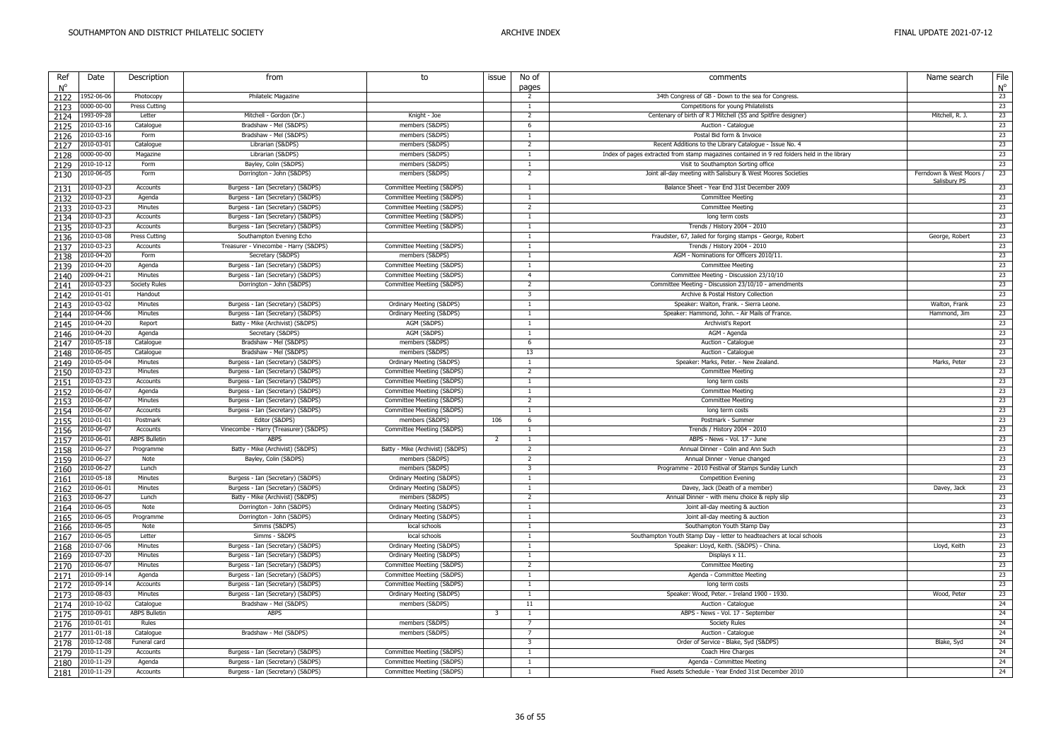| Ref N° | Date | Description | from | to | issue | No of pages | comments | Name search | File N° |
|---|---|---|---|---|---|---|---|---|---|
| 2122 | 1952-06-06 | Photocopy | Philatelic Magazine | | | 2 | 34th Congress of GB - Down to the sea for Congress. | | 23 |
| 2123 | 0000-00-00 | Press Cutting | | | | 1 | Competitions for young Philatelists | | 23 |
| 2124 | 1993-09-28 | Letter | Mitchell - Gordon (Dr.) | Knight - Joe | | 2 | Centenary of birth of R J Mitchell (S5 and Spitfire designer) | Mitchell, R. J. | 23 |
| 2125 | 2010-03-16 | Catalogue | Bradshaw - Mel (S&DPS) | members (S&DPS) | | 6 | Auction - Catalogue | | 23 |
| 2126 | 2010-03-16 | Form | Bradshaw - Mel (S&DPS) | members (S&DPS) | | 1 | Postal Bid form & Invoice | | 23 |
| 2127 | 2010-03-01 | Catalogue | Librarian (S&DPS) | members (S&DPS) | | 2 | Recent Additions to the Library Catalogue - Issue No. 4 | | 23 |
| 2128 | 0000-00-00 | Magazine | Librarian (S&DPS) | members (S&DPS) | | 1 | Index of pages extracted from stamp magazines contained in 9 red folders held in the library | | 23 |
| 2129 | 2010-10-12 | Form | Bayley, Colin (S&DPS) | members (S&DPS) | | 1 | Visit to Southampton Sorting office | | 23 |
| 2130 | 2010-06-05 | Form | Dorrington - John (S&DPS) | members (S&DPS) | | 2 | Joint all-day meeting with Salisbury & West Moores Societies | Ferndown & West Moors / Salisbury PS | 23 |
| 2131 | 2010-03-23 | Accounts | Burgess - Ian (Secretary) (S&DPS) | Committee Meetiing (S&DPS) | | 1 | Balance Sheet - Year End 31st December 2009 | | 23 |
| 2132 | 2010-03-23 | Agenda | Burgess - Ian (Secretary) (S&DPS) | Committee Meetiing (S&DPS) | | 1 | Committee Meeting | | 23 |
| 2133 | 2010-03-23 | Minutes | Burgess - Ian (Secretary) (S&DPS) | Committee Meetiing (S&DPS) | | 2 | Committee Meeting | | 23 |
| 2134 | 2010-03-23 | Accounts | Burgess - Ian (Secretary) (S&DPS) | Committee Meetiing (S&DPS) | | 1 | long term costs | | 23 |
| 2135 | 2010-03-23 | Accounts | Burgess - Ian (Secretary) (S&DPS) | Committee Meetiing (S&DPS) | | 1 | Trends / History 2004 - 2010 | | 23 |
| 2136 | 2010-03-08 | Press Cutting | Southampton Evening Echo | | | 1 | Fraudster, 67, Jailed for forging stamps - George, Robert | George, Robert | 23 |
| 2137 | 2010-03-23 | Accounts | Treasurer - Vinecombe - Harry (S&DPS) | Committee Meetiing (S&DPS) | | 1 | Trends / History 2004 - 2010 | | 23 |
| 2138 | 2010-04-20 | Form | Secretary (S&DPS) | members (S&DPS) | | 1 | AGM - Nominations for Officers 2010/11. | | 23 |
| 2139 | 2010-04-20 | Agenda | Burgess - Ian (Secretary) (S&DPS) | Committee Meetiing (S&DPS) | | 1 | Committee Meeting | | 23 |
| 2140 | 2009-04-21 | Minutes | Burgess - Ian (Secretary) (S&DPS) | Committee Meetiing (S&DPS) | | 4 | Committee Meeting - Discussion 23/10/10 | | 23 |
| 2141 | 2010-03-23 | Society Rules | Dorrington - John (S&DPS) | Committee Meetiing (S&DPS) | | 2 | Committee Meeting - Discussion 23/10/10 - amendments | | 23 |
| 2142 | 2010-01-01 | Handout | | | | 3 | Archive & Postal History Collection | | 23 |
| 2143 | 2010-03-02 | Minutes | Burgess - Ian (Secretary) (S&DPS) | Ordinary Meeting (S&DPS) | | 1 | Speaker: Walton, Frank. - Sierra Leone. | Walton, Frank | 23 |
| 2144 | 2010-04-06 | Minutes | Burgess - Ian (Secretary) (S&DPS) | Ordinary Meeting (S&DPS) | | 1 | Speaker: Hammond, John. - Air Mails of France. | Hammond, Jim | 23 |
| 2145 | 2010-04-20 | Report | Batty - Mike (Archivist) (S&DPS) | AGM (S&DPS) | | 1 | Archivist's Report | | 23 |
| 2146 | 2010-04-20 | Agenda | Secretary (S&DPS) | AGM (S&DPS) | | 1 | AGM - Agenda | | 23 |
| 2147 | 2010-05-18 | Catalogue | Bradshaw - Mel (S&DPS) | members (S&DPS) | | 6 | Auction - Catalogue | | 23 |
| 2148 | 2010-06-05 | Catalogue | Bradshaw - Mel (S&DPS) | members (S&DPS) | | 13 | Auction - Catalogue | | 23 |
| 2149 | 2010-05-04 | Minutes | Burgess - Ian (Secretary) (S&DPS) | Ordinary Meeting (S&DPS) | | 1 | Speaker: Marks, Peter. - New Zealand. | Marks, Peter | 23 |
| 2150 | 2010-03-23 | Minutes | Burgess - Ian (Secretary) (S&DPS) | Committee Meetiing (S&DPS) | | 2 | Committee Meeting | | 23 |
| 2151 | 2010-03-23 | Accounts | Burgess - Ian (Secretary) (S&DPS) | Committee Meetiing (S&DPS) | | 1 | long term costs | | 23 |
| 2152 | 2010-06-07 | Agenda | Burgess - Ian (Secretary) (S&DPS) | Committee Meetiing (S&DPS) | | 1 | Committee Meeting | | 23 |
| 2153 | 2010-06-07 | Minutes | Burgess - Ian (Secretary) (S&DPS) | Committee Meetiing (S&DPS) | | 2 | Committee Meeting | | 23 |
| 2154 | 2010-06-07 | Accounts | Burgess - Ian (Secretary) (S&DPS) | Committee Meetiing (S&DPS) | | 1 | long term costs | | 23 |
| 2155 | 2010-01-01 | Postmark | Editor (S&DPS) | members (S&DPS) | 106 | 6 | Postmark - Summer | | 23 |
| 2156 | 2010-06-07 | Accounts | Vinecombe - Harry (Treasurer) (S&DPS) | Committee Meetiing (S&DPS) | | 1 | Trends / History 2004 - 2010 | | 23 |
| 2157 | 2010-06-01 | ABPS Bulletin | ABPS | | 2 | 1 | ABPS - News - Vol. 17 - June | | 23 |
| 2158 | 2010-06-27 | Programme | Batty - Mike (Archivist) (S&DPS) | Batty - Mike (Archivist) (S&DPS) | | 2 | Annual Dinner - Colin and Ann Such | | 23 |
| 2159 | 2010-06-27 | Note | Bayley, Colin (S&DPS) | members (S&DPS) | | 2 | Annual Dinner - Venue changed | | 23 |
| 2160 | 2010-06-27 | Lunch | | members (S&DPS) | | 3 | Programme - 2010 Festival of Stamps Sunday Lunch | | 23 |
| 2161 | 2010-05-18 | Minutes | Burgess - Ian (Secretary) (S&DPS) | Ordinary Meeting (S&DPS) | | 1 | Competition Evening | | 23 |
| 2162 | 2010-06-01 | Minutes | Burgess - Ian (Secretary) (S&DPS) | Ordinary Meeting (S&DPS) | | 1 | Davey, Jack (Death of a member) | Davey, Jack | 23 |
| 2163 | 2010-06-27 | Lunch | Batty - Mike (Archivist) (S&DPS) | members (S&DPS) | | 2 | Annual Dinner - with menu choice & reply slip | | 23 |
| 2164 | 2010-06-05 | Note | Dorrington - John (S&DPS) | Ordinary Meeting (S&DPS) | | 1 | Joint all-day meeting & auction | | 23 |
| 2165 | 2010-06-05 | Programme | Dorrington - John (S&DPS) | Ordinary Meeting (S&DPS) | | 1 | Joint all-day meeting & auction | | 23 |
| 2166 | 2010-06-05 | Note | Simms (S&DPS) | local schools | | 1 | Southampton Youth Stamp Day | | 23 |
| 2167 | 2010-06-05 | Letter | Simms - S&DPS | local schools | | 1 | Southampton Youth Stamp Day - letter to headteachers at local schools | | 23 |
| 2168 | 2010-07-06 | Minutes | Burgess - Ian (Secretary) (S&DPS) | Ordinary Meeting (S&DPS) | | 1 | Speaker: Lloyd, Keith. (S&DPS) - China. | Lloyd, Keith | 23 |
| 2169 | 2010-07-20 | Minutes | Burgess - Ian (Secretary) (S&DPS) | Ordinary Meeting (S&DPS) | | 1 | Displays x 11. | | 23 |
| 2170 | 2010-06-07 | Minutes | Burgess - Ian (Secretary) (S&DPS) | Committee Meetiing (S&DPS) | | 2 | Committee Meeting | | 23 |
| 2171 | 2010-09-14 | Agenda | Burgess - Ian (Secretary) (S&DPS) | Committee Meetiing (S&DPS) | | 1 | Agenda - Committee Meeting | | 23 |
| 2172 | 2010-09-14 | Accounts | Burgess - Ian (Secretary) (S&DPS) | Committee Meetiing (S&DPS) | | 1 | long term costs | | 23 |
| 2173 | 2010-08-03 | Minutes | Burgess - Ian (Secretary) (S&DPS) | Ordinary Meeting (S&DPS) | | 1 | Speaker: Wood, Peter. - Ireland 1900 - 1930. | Wood, Peter | 23 |
| 2174 | 2010-10-02 | Catalogue | Bradshaw - Mel (S&DPS) | members (S&DPS) | | 11 | Auction - Catalogue | | 24 |
| 2175 | 2010-09-01 | ABPS Bulletin | ABPS | | 3 | 1 | ABPS - News - Vol. 17 - September | | 24 |
| 2176 | 2010-01-01 | Rules | | members (S&DPS) | | 7 | Society Rules | | 24 |
| 2177 | 2011-01-18 | Catalogue | Bradshaw - Mel (S&DPS) | members (S&DPS) | | 7 | Auction - Catalogue | | 24 |
| 2178 | 2010-12-08 | Funeral card | | | | 3 | Order of Service - Blake, Syd (S&DPS) | Blake, Syd | 24 |
| 2179 | 2010-11-29 | Accounts | Burgess - Ian (Secretary) (S&DPS) | Committee Meetiing (S&DPS) | | 1 | Coach Hire Charges | | 24 |
| 2180 | 2010-11-29 | Agenda | Burgess - Ian (Secretary) (S&DPS) | Committee Meetiing (S&DPS) | | 1 | Agenda - Committee Meeting | | 24 |
| 2181 | 2010-11-29 | Accounts | Burgess - Ian (Secretary) (S&DPS) | Committee Meetiing (S&DPS) | | 1 | Fixed Assets Schedule - Year Ended 31st December 2010 | | 24 |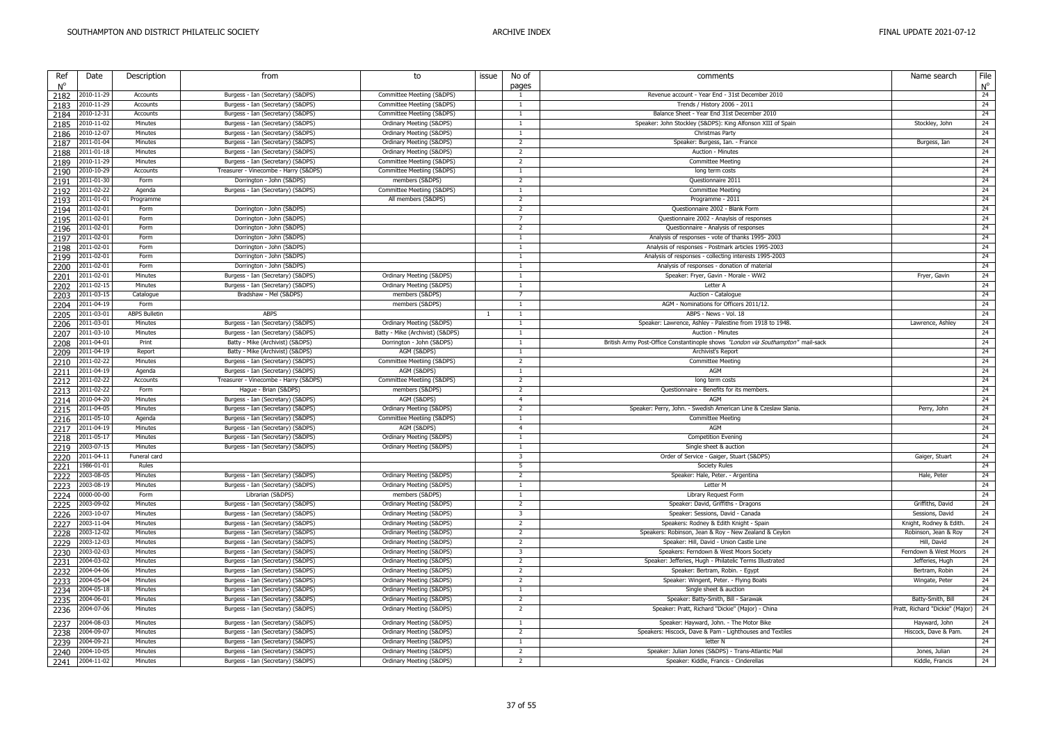| Ref N° | Date | Description | from | to | issue | No of pages | comments | Name search | File N° |
|---|---|---|---|---|---|---|---|---|---|
| 2182 | 2010-11-29 | Accounts | Burgess - Ian (Secretary) (S&DPS) | Committee Meetiing (S&DPS) | | 1 | Revenue account - Year End - 31st December 2010 | | 24 |
| 2183 | 2010-11-29 | Accounts | Burgess - Ian (Secretary) (S&DPS) | Committee Meetiing (S&DPS) | | 1 | Trends / History 2006 - 2011 | | 24 |
| 2184 | 2010-12-31 | Accounts | Burgess - Ian (Secretary) (S&DPS) | Committee Meetiing (S&DPS) | | 1 | Balance Sheet - Year End 31st December 2010 | | 24 |
| 2185 | 2010-11-02 | Minutes | Burgess - Ian (Secretary) (S&DPS) | Ordinary Meeting (S&DPS) | | 1 | Speaker: John Stockley (S&DPS): King Alfonson XIII of Spain | Stockley, John | 24 |
| 2186 | 2010-12-07 | Minutes | Burgess - Ian (Secretary) (S&DPS) | Ordinary Meeting (S&DPS) | | 1 | Christmas Party | | 24 |
| 2187 | 2011-01-04 | Minutes | Burgess - Ian (Secretary) (S&DPS) | Ordinary Meeting (S&DPS) | | 2 | Speaker: Burgess, Ian. - France | Burgess, Ian | 24 |
| 2188 | 2011-01-18 | Minutes | Burgess - Ian (Secretary) (S&DPS) | Ordinary Meeting (S&DPS) | | 2 | Auction - Minutes | | 24 |
| 2189 | 2010-11-29 | Minutes | Burgess - Ian (Secretary) (S&DPS) | Committee Meetiing (S&DPS) | | 2 | Committee Meeting | | 24 |
| 2190 | 2010-10-29 | Accounts | Treasurer - Vinecombe - Harry (S&DPS) | Committee Meetiing (S&DPS) | | 1 | long term costs | | 24 |
| 2191 | 2011-01-30 | Form | Dorrington - John (S&DPS) | members (S&DPS) | | 2 | Questionnaire 2011 | | 24 |
| 2192 | 2011-02-22 | Agenda | Burgess - Ian (Secretary) (S&DPS) | Committee Meetiing (S&DPS) | | 1 | Committee Meeting | | 24 |
| 2193 | 2011-01-01 | Programme | | All members (S&DPS) | | 2 | Programme - 2011 | | 24 |
| 2194 | 2011-02-01 | Form | Dorrington - John (S&DPS) | | | 2 | Questionnaire 2002 - Blank Form | | 24 |
| 2195 | 2011-02-01 | Form | Dorrington - John (S&DPS) | | | 7 | Questionnaire 2002 - Anaylsis of responses | | 24 |
| 2196 | 2011-02-01 | Form | Dorrington - John (S&DPS) | | | 2 | Questionnaire - Analysis of responses | | 24 |
| 2197 | 2011-02-01 | Form | Dorrington - John (S&DPS) | | | 1 | Analysis of responses - vote of thanks 1995- 2003 | | 24 |
| 2198 | 2011-02-01 | Form | Dorrington - John (S&DPS) | | | 1 | Analysis of responses - Postmark articles 1995-2003 | | 24 |
| 2199 | 2011-02-01 | Form | Dorrington - John (S&DPS) | | | 1 | Analysis of responses - collecting interests 1995-2003 | | 24 |
| 2200 | 2011-02-01 | Form | Dorrington - John (S&DPS) | | | 1 | Analysis of responses - donation of material | | 24 |
| 2201 | 2011-02-01 | Minutes | Burgess - Ian (Secretary) (S&DPS) | Ordinary Meeting (S&DPS) | | 1 | Speaker: Fryer, Gavin - Morale - WW2 | Fryer, Gavin | 24 |
| 2202 | 2011-02-15 | Minutes | Burgess - Ian (Secretary) (S&DPS) | Ordinary Meeting (S&DPS) | | 1 | Letter A | | 24 |
| 2203 | 2011-03-15 | Catalogue | Bradshaw - Mel (S&DPS) | members (S&DPS) | | 7 | Auction - Catalogue | | 24 |
| 2204 | 2011-04-19 | Form | | members (S&DPS) | | 1 | AGM - Nominations for Officers 2011/12. | | 24 |
| 2205 | 2011-03-01 | ABPS Bulletin | ABPS | | 1 | 1 | ABPS - News - Vol. 18 | | 24 |
| 2206 | 2011-03-01 | Minutes | Burgess - Ian (Secretary) (S&DPS) | Ordinary Meeting (S&DPS) | | 1 | Speaker: Lawrence, Ashley - Palestine from 1918 to 1948. | Lawrence, Ashley | 24 |
| 2207 | 2011-03-10 | Minutes | Burgess - Ian (Secretary) (S&DPS) | Batty - Mike (Archivist) (S&DPS) | | 1 | Auction - Minutes | | 24 |
| 2208 | 2011-04-01 | Print | Batty - Mike (Archivist) (S&DPS) | Dorrington - John (S&DPS) | | 1 | British Army Post-Office Constantinople shows *"London via Southampton"* mail-sack | | 24 |
| 2209 | 2011-04-19 | Report | Batty - Mike (Archivist) (S&DPS) | AGM (S&DPS) | | 1 | Archivist's Report | | 24 |
| 2210 | 2011-02-22 | Minutes | Burgess - Ian (Secretary) (S&DPS) | Committee Meetiing (S&DPS) | | 2 | Committee Meeting | | 24 |
| 2211 | 2011-04-19 | Agenda | Burgess - Ian (Secretary) (S&DPS) | AGM (S&DPS) | | 1 | AGM | | 24 |
| 2212 | 2011-02-22 | Accounts | Treasurer - Vinecombe - Harry (S&DPS) | Committee Meetiing (S&DPS) | | 2 | long term costs | | 24 |
| 2213 | 2011-02-22 | Form | Hague - Brian (S&DPS) | members (S&DPS) | | 2 | Questionnaire - Benefits for its members. | | 24 |
| 2214 | 2010-04-20 | Minutes | Burgess - Ian (Secretary) (S&DPS) | AGM (S&DPS) | | 4 | AGM | | 24 |
| 2215 | 2011-04-05 | Minutes | Burgess - Ian (Secretary) (S&DPS) | Ordinary Meeting (S&DPS) | | 2 | Speaker: Perry, John. - Swedish American Line & Czeslaw Slania. | Perry, John | 24 |
| 2216 | 2011-05-10 | Agenda | Burgess - Ian (Secretary) (S&DPS) | Committee Meetiing (S&DPS) | | 1 | Committee Meeting | | 24 |
| 2217 | 2011-04-19 | Minutes | Burgess - Ian (Secretary) (S&DPS) | AGM (S&DPS) | | 4 | AGM | | 24 |
| 2218 | 2011-05-17 | Minutes | Burgess - Ian (Secretary) (S&DPS) | Ordinary Meeting (S&DPS) | | 1 | Competition Evening | | 24 |
| 2219 | 2003-07-15 | Minutes | Burgess - Ian (Secretary) (S&DPS) | Ordinary Meeting (S&DPS) | | 1 | Single sheet & auction | | 24 |
| 2220 | 2011-04-11 | Funeral card | | | | 3 | Order of Service - Gaiger, Stuart (S&DPS) | Gaiger, Stuart | 24 |
| 2221 | 1986-01-01 | Rules | | | | 5 | Society Rules | | 24 |
| 2222 | 2003-08-05 | Minutes | Burgess - Ian (Secretary) (S&DPS) | Ordinary Meeting (S&DPS) | | 2 | Speaker: Hale, Peter. - Argentina | Hale, Peter | 24 |
| 2223 | 2003-08-19 | Minutes | Burgess - Ian (Secretary) (S&DPS) | Ordinary Meeting (S&DPS) | | 1 | Letter M | | 24 |
| 2224 | 0000-00-00 | Form | Librarian (S&DPS) | members (S&DPS) | | 1 | Library Request Form | | 24 |
| 2225 | 2003-09-02 | Minutes | Burgess - Ian (Secretary) (S&DPS) | Ordinary Meeting (S&DPS) | | 2 | Speaker: David, Griffiths - Dragons | Griffiths, David | 24 |
| 2226 | 2003-10-07 | Minutes | Burgess - Ian (Secretary) (S&DPS) | Ordinary Meeting (S&DPS) | | 3 | Speaker: Sessions, David - Canada | Sessions, David | 24 |
| 2227 | 2003-11-04 | Minutes | Burgess - Ian (Secretary) (S&DPS) | Ordinary Meeting (S&DPS) | | 2 | Speakers: Rodney & Edith Knight - Spain | Knight, Rodney & Edith. | 24 |
| 2228 | 2003-12-02 | Minutes | Burgess - Ian (Secretary) (S&DPS) | Ordinary Meeting (S&DPS) | | 2 | Speakers: Robinson, Jean & Roy - New Zealand & Ceylon | Robinson, Jean & Roy | 24 |
| 2229 | 2003-12-03 | Minutes | Burgess - Ian (Secretary) (S&DPS) | Ordinary Meeting (S&DPS) | | 2 | Speaker: Hill, David - Union Castle Line | Hill, David | 24 |
| 2230 | 2003-02-03 | Minutes | Burgess - Ian (Secretary) (S&DPS) | Ordinary Meeting (S&DPS) | | 3 | Speakers: Ferndown & West Moors Society | Ferndown & West Moors | 24 |
| 2231 | 2004-03-02 | Minutes | Burgess - Ian (Secretary) (S&DPS) | Ordinary Meeting (S&DPS) | | 2 | Speaker: Jefferies, Hugh - Philatelic Terms Illustrated | Jefferies, Hugh | 24 |
| 2232 | 2004-04-06 | Minutes | Burgess - Ian (Secretary) (S&DPS) | Ordinary Meeting (S&DPS) | | 2 | Speaker: Bertram, Robin. - Egypt | Bertram, Robin | 24 |
| 2233 | 2004-05-04 | Minutes | Burgess - Ian (Secretary) (S&DPS) | Ordinary Meeting (S&DPS) | | 2 | Speaker: Wingent, Peter. - Flying Boats | Wingate, Peter | 24 |
| 2234 | 2004-05-18 | Minutes | Burgess - Ian (Secretary) (S&DPS) | Ordinary Meeting (S&DPS) | | 1 | Single sheet & auction | | 24 |
| 2235 | 2004-06-01 | Minutes | Burgess - Ian (Secretary) (S&DPS) | Ordinary Meeting (S&DPS) | | 2 | Speaker: Batty-Smith, Bill - Sarawak | Batty-Smith, Bill | 24 |
| 2236 | 2004-07-06 | Minutes | Burgess - Ian (Secretary) (S&DPS) | Ordinary Meeting (S&DPS) | | 2 | Speaker: Pratt, Richard "Dickie" (Major) - China | Pratt, Richard "Dickie" (Major) | 24 |
| 2237 | 2004-08-03 | Minutes | Burgess - Ian (Secretary) (S&DPS) | Ordinary Meeting (S&DPS) | | 1 | Speaker: Hayward, John. - The Motor Bike | Hayward, John | 24 |
| 2238 | 2004-09-07 | Minutes | Burgess - Ian (Secretary) (S&DPS) | Ordinary Meeting (S&DPS) | | 2 | Speakers: Hiscock, Dave & Pam - Lighthouses and Textiles | Hiscock, Dave & Pam. | 24 |
| 2239 | 2004-09-21 | Minutes | Burgess - Ian (Secretary) (S&DPS) | Ordinary Meeting (S&DPS) | | 1 | letter N | | 24 |
| 2240 | 2004-10-05 | Minutes | Burgess - Ian (Secretary) (S&DPS) | Ordinary Meeting (S&DPS) | | 2 | Speaker: Julian Jones (S&DPS) - Trans-Atlantic Mail | Jones, Julian | 24 |
| 2241 | 2004-11-02 | Minutes | Burgess - Ian (Secretary) (S&DPS) | Ordinary Meeting (S&DPS) | | 2 | Speaker: Kiddle, Francis - Cinderellas | Kiddle, Francis | 24 |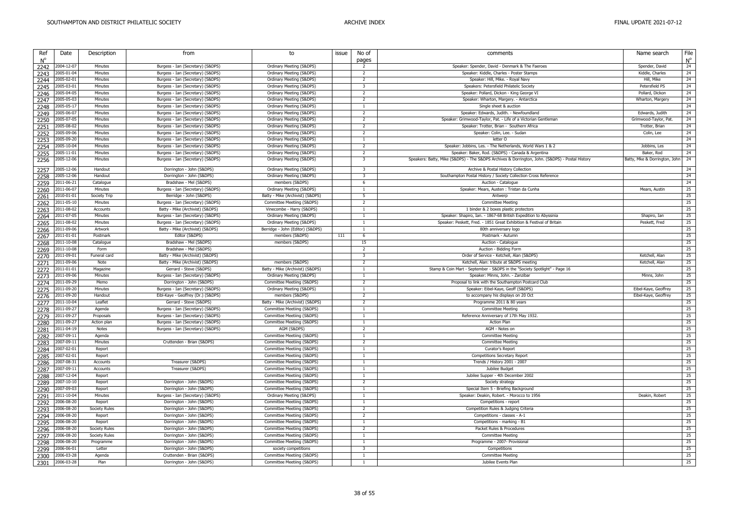| Ref N° | Date | Description | from | to | issue | No of pages | comments | Name search | File N° |
|---|---|---|---|---|---|---|---|---|---|
| 2242 | 2004-12-07 | Minutes | Burgess - Ian (Secretary) (S&DPS) | Ordinary Meeting (S&DPS) | | 2 | Speaker: Spender, David - Denmark & The Faeroes | Spender, David | 24 |
| 2243 | 2005-01-04 | Minutes | Burgess - Ian (Secretary) (S&DPS) | Ordinary Meeting (S&DPS) | | 2 | Speaker: Kiddle, Charles - Poster Stamps | Kiddle, Charles | 24 |
| 2244 | 2005-02-01 | Minutes | Burgess - Ian (Secretary) (S&DPS) | Ordinary Meeting (S&DPS) | | 2 | Speaker: Hill, Mike. - Royal Navy | Hill, Mike | 24 |
| 2245 | 2005-03-01 | Minutes | Burgess - Ian (Secretary) (S&DPS) | Ordinary Meeting (S&DPS) | | 3 | Speakers: Petersfield Philatelic Society | Petersfield PS | 24 |
| 2246 | 2005-04-05 | Minutes | Burgess - Ian (Secretary) (S&DPS) | Ordinary Meeting (S&DPS) | | 2 | Speaker: Pollard, Dickon - King George VI | Pollard, Dickon | 24 |
| 2247 | 2005-05-03 | Minutes | Burgess - Ian (Secretary) (S&DPS) | Ordinary Meeting (S&DPS) | | 2 | Speaker: Wharton, Margery. - Antarctica | Wharton, Margery | 24 |
| 2248 | 2005-05-17 | Minutes | Burgess - Ian (Secretary) (S&DPS) | Ordinary Meeting (S&DPS) | | 1 | Single sheet & auction | | 24 |
| 2249 | 2005-06-07 | Minutes | Burgess - Ian (Secretary) (S&DPS) | Ordinary Meeting (S&DPS) | | 2 | Speaker: Edwards, Judith. - Newfoundland | Edwards, Judith | 24 |
| 2250 | 2005-07-05 | Minutes | Burgess - Ian (Secretary) (S&DPS) | Ordinary Meeting (S&DPS) | | 2 | Speaker: Grimwood-Taylor, Pat. - Life of a Victorian Gentleman | Grimwood-Taylor, Pat. | 24 |
| 2251 | 2005-08-02 | Minutes | Burgess - Ian (Secretary) (S&DPS) | Ordinary Meeting (S&DPS) | | 2 | Speaker: Trotter, Brian - Southern Africa | Trotter, Brian | 24 |
| 2252 | 2005-09-06 | Minutes | Burgess - Ian (Secretary) (S&DPS) | Ordinary Meeting (S&DPS) | | 2 | Speaker: Colin, Lee. - Sudan | Colin, Lee | 24 |
| 2253 | 2005-09-20 | Minutes | Burgess - Ian (Secretary) (S&DPS) | Ordinary Meeting (S&DPS) | | 1 | letter O | | 24 |
| 2254 | 2005-10-04 | Minutes | Burgess - Ian (Secretary) (S&DPS) | Ordinary Meeting (S&DPS) | | 2 | Speaker: Jobbins, Les. - The Netherlands, World Wars 1 & 2 | Jobbins, Les | 24 |
| 2255 | 2005-11-01 | Minutes | Burgess - Ian (Secretary) (S&DPS) | Ordinary Meeting (S&DPS) | | 2 | Speaker: Baker, Rod. (S&DPS) - Canada & Argentina | Baker, Rod | 24 |
| 2256 | 2005-12-06 | Minutes | Burgess - Ian (Secretary) (S&DPS) | Ordinary Meeting (S&DPS) | | 3 | Speakers: Batty, Mike (S&DPS) - The S&DPS Archives & Dorrington, John. (S&DPS) - Postal History | Batty, Mke & Dorrington, John | 24 |
| 2257 | 2005-12-06 | Handout | Dorrington - John (S&DPS) | Ordinary Meeting (S&DPS) | | 3 | Archive & Postal History Collection | | 24 |
| 2258 | 2005-12-06 | Handout | Dorrington - John (S&DPS) | Ordinary Meeting (S&DPS) | | 3 | Southampton Postal History / Society Collection Cross Reference | | 24 |
| 2259 | 2011-06-21 | Catalogue | Bradshaw - Mel (S&DPS) | members (S&DPS) | | 6 | Auction - Catalogue | | 24 |
| 2260 | 2011-06-07 | Minutes | Burgess - Ian (Secretary) (S&DPS) | Ordinary Meeting (S&DPS) | | 1 | Speaker: Mears, Austen : Tristan da Cunha | Mears, Austin | 25 |
| 2261 | 2010-01-01 | Society Trip | Berridge - John (S&DPS) | Batty - Mike (Archivist) (S&DPS) | | 5 | Antwerp | | 25 |
| 2262 | 2011-05-10 | Minutes | Burgess - Ian (Secretary) (S&DPS) | Committee Meetiing (S&DPS) | | 2 | Committee Meeting | | 25 |
| 2263 | 2011-08-02 | Accounts | Batty - Mike (Archivist) (S&DPS) | Vinecombe - Harry (S&DPS) | | 1 | 1 binder & 2 boxes plastic protectors | | 25 |
| 2264 | 2011-07-05 | Minutes | Burgess - Ian (Secretary) (S&DPS) | Ordinary Meeting (S&DPS) | | 1 | Speaker: Shapiro, Ian. - 1867-68 British Expedition to Abyssinia | Shapiro, Ian | 25 |
| 2265 | 2011-08-02 | Minutes | Burgess - Ian (Secretary) (S&DPS) | Ordinary Meeting (S&DPS) | | 1 | Speaker: Peskett, Fred. - 1851 Great Exhibition & Festival of Britain | Peskett, Fred | 25 |
| 2266 | 2011-09-06 | Artwork | Batty - Mike (Archivist) (S&DPS) | Berridge - John (Editor) (S&DPS) | | 1 | 80th anniversary logo | | 25 |
| 2267 | 2011-01-01 | Postmark | Editor (S&DPS) | members (S&DPS) | 111 | 6 | Postmark - Autumn | | 25 |
| 2268 | 2011-10-08 | Catalogue | Bradshaw - Mel (S&DPS) | members (S&DPS) | | 15 | Auction - Catalogue | | 25 |
| 2269 | 2011-10-08 | Form | Bradshaw - Mel (S&DPS) | | | 2 | Auction - Bidding Form | | 25 |
| 2270 | 2011-09-01 | Funeral card | Batty - Mike (Archivist) (S&DPS) | | | 3 | Order of Service - Ketchell, Alan (S&DPS) | Ketchell, Alan | 25 |
| 2271 | 2011-09-06 | Note | Batty - Mike (Archivist) (S&DPS) | members (S&DPS) | | 2 | Ketchell, Alan: tribute at S&DPS meeting | Ketchell, Alan | 25 |
| 2272 | 2011-01-01 | Magazine | Gerrard - Steve (S&DPS) | Batty - Mike (Archivist) (S&DPS) | | 1 | Stamp & Coin Mart - September - S&DPS in the "Society Spotlight" - Page 16 | | 25 |
| 2273 | 2011-09-06 | Minutes | Burgess - Ian (Secretary) (S&DPS) | Ordinary Meeting (S&DPS) | | 1 | Speaker: Minns, John. - Zanzibar | Minns, John | 25 |
| 2274 | 2011-09-29 | Memo | Dorrington - John (S&DPS) | Committee Meetiing (S&DPS) | | 2 | Proposal to link with the Southampton Postcard Club | | 25 |
| 2275 | 2011-09-20 | Minutes | Burgess - Ian (Secretary) (S&DPS) | Ordinary Meeting (S&DPS) | | 1 | Speaker: Eibel-Kaye, Geoff (S&DPS) | Eibel-Kaye, Geoffrey | 25 |
| 2276 | 2011-09-20 | Handout | Eibl-Kaye - Geoffrey (Dr.) (S&DPS) | members (S&DPS) | | 2 | to accompany his displays on 20 Oct | Eibel-Kaye, Geoffrey | 25 |
| 2277 | 2011-10-04 | Leaflet | Gerrard - Steve (S&DPS) | Batty - Mike (Archivist) (S&DPS) | | 2 | Programme 2011 & 80 years | | 25 |
| 2278 | 2011-09-27 | Agenda | Burgess - Ian (Secretary) (S&DPS) | Committee Meetiing (S&DPS) | | 1 | Committee Meeting | | 25 |
| 2279 | 2011-09-27 | Proposals | Burgess - Ian (Secretary) (S&DPS) | Committee Meetiing (S&DPS) | | 1 | Reference Anniversary of 17th May 1932. | | 25 |
| 2280 | 2011-09-27 | Action plan | Burgess - Ian (Secretary) (S&DPS) | Committee Meetiing (S&DPS) | | 1 | Action Plan | | 25 |
| 2281 | 2011-04-19 | Notes | Burgess - Ian (Secretary) (S&DPS) | AGM (S&DPS) | | 2 | AGM - Notes on | | 25 |
| 2282 | 2007-09-11 | Agenda | | Committee Meetiing (S&DPS) | | 1 | Committee Meeting | | 25 |
| 2283 | 2007-09-11 | Minutes | Cruttenden - Brian (S&DPS) | Committee Meetiing (S&DPS) | | 2 | Committee Meeting | | 25 |
| 2284 | 2007-02-01 | Report | | Committee Meetiing (S&DPS) | | 1 | Curator's Report | | 25 |
| 2285 | 2007-02-01 | Report | | Committee Meetiing (S&DPS) | | 1 | Competitions Secretary Report | | 25 |
| 2286 | 2007-08-31 | Accounts | Treasurer (S&DPS) | Committee Meetiing (S&DPS) | | 1 | Trends / History 2001 - 2007 | | 25 |
| 2287 | 2007-09-11 | Accounts | Treasurer (S&DPS) | Committee Meetiing (S&DPS) | | 1 | Jubilee Budget | | 25 |
| 2288 | 2007-12-04 | Report | | Committee Meetiing (S&DPS) | | 1 | Jubilee Supper - 4th December 2002 | | 25 |
| 2289 | 2007-10-10 | Report | Dorrington - John (S&DPS) | Committee Meetiing (S&DPS) | | 2 | Society strategy | | 25 |
| 2290 | 2007-09-03 | Report | Dorrington - John (S&DPS) | Committee Meetiing (S&DPS) | | 1 | Special Item 5 - Briefing Background | | 25 |
| 2291 | 2011-10-04 | Minutes | Burgess - Ian (Secretary) (S&DPS) | Ordinary Meeting (S&DPS) | | 1 | Speaker: Deakin, Robert. - Morocco to 1956 | Deakin, Robert | 25 |
| 2292 | 2006-08-20 | Report | Dorrington - John (S&DPS) | Committee Meetiing (S&DPS) | | 1 | Competitions - report | | 25 |
| 2293 | 2006-08-20 | Society Rules | Dorrington - John (S&DPS) | Committee Meetiing (S&DPS) | | 2 | Competition Rules & Judging Criteria | | 25 |
| 2294 | 2006-08-20 | Report | Dorrington - John (S&DPS) | Committee Meetiing (S&DPS) | | 2 | Competitions - classes - A-1 | | 25 |
| 2295 | 2006-08-20 | Report | Dorrington - John (S&DPS) | Committee Meetiing (S&DPS) | | 1 | Competitions - marking - B1 | | 25 |
| 2296 | 2006-08-20 | Society Rules | Dorrington - John (S&DPS) | Committee Meetiing (S&DPS) | | 2 | Packet Rules & Procedures | | 25 |
| 2297 | 2006-08-20 | Society Rules | Dorrington - John (S&DPS) | Committee Meetiing (S&DPS) | | 1 | Committee Meeting | | 25 |
| 2298 | 2006-08-20 | Programme | Dorrington - John (S&DPS) | Committee Meetiing (S&DPS) | | 1 | Programme - 2007- Provisional | | 25 |
| 2299 | 2006-06-01 | Letter | Dorrington - John (S&DPS) | society competitions | | 3 | Competitions | | 25 |
| 2300 | 2006-03-28 | Agenda | Cruttenden - Brian (S&DPS) | Committee Meetiing (S&DPS) | | 1 | Committee Meeting | | 25 |
| 2301 | 2006-03-28 | Plan | Dorrington - John (S&DPS) | Committee Meetiing (S&DPS) | | 1 | Jubilee Events Plan | | 25 |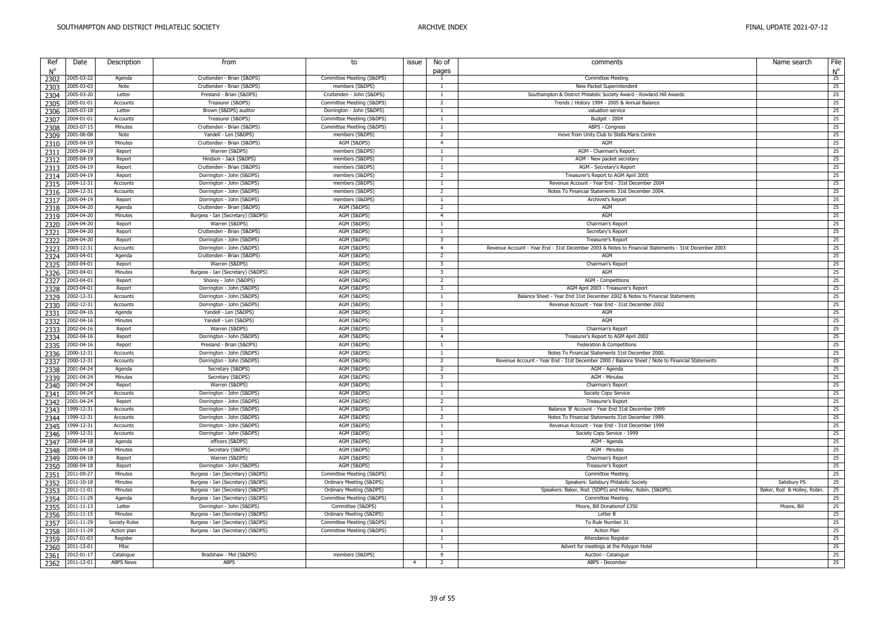| Ref N° | Date | Description | from | to | issue | No of pages | comments | Name search | File N° |
|---|---|---|---|---|---|---|---|---|---|
| 2302 | 2005-03-22 | Agenda | Cruttenden - Brian (S&DPS) | Committee Meetiing (S&DPS) | | 1 | Committee Meeting | | 25 |
| 2303 | 2005-03-03 | Note | Cruttenden - Brian (S&DPS) | members (S&DPS) | | 1 | New Packet Superintendent | | 25 |
| 2304 | 2005-03-20 | Letter | Presland - Brian (S&DPS) | Cruttenden - John (S&DPS) | | 1 | Southampton & District Philatelic Society Award - Rowland Hill Awards | | 25 |
| 2305 | 2005-01-01 | Accounts | Treasurer (S&DPS) | Committee Meetiing (S&DPS) | | 2 | Trends / History 1994 - 2005 & Annual Balance | | 25 |
| 2306 | 2005-03-18 | Letter | Brown (S&DPS) auditor | Dorrington - John (S&DPS) | | 1 | valuation service | | 25 |
| 2307 | 2004-01-01 | Accounts | Treasurer (S&DPS) | Committee Meetiing (S&DPS) | | 1 | Budget - 2004 | | 25 |
| 2308 | 2003-07-15 | Minutes | Cruttenden - Brian (S&DPS) | Committee Meetiing (S&DPS) | | 1 | ABPS - Congress | | 25 |
| 2309 | 2001-06-08 | Note | Yandell - Len (S&DPS) | members (S&DPS) | | 2 | move from Unity Club to Stella Maris Centre | | 25 |
| 2310 | 2005-04-19 | Minutes | Cruttenden - Brian (S&DPS) | AGM (S&DPS) | | 4 | AGM | | 25 |
| 2311 | 2005-04-19 | Report | Warren (S&DPS) | members (S&DPS) | | 1 | AGM - Chairman's Report. | | 25 |
| 2312 | 2005-04-19 | Report | Hindson - Jack (S&DPS) | members (S&DPS) | | 1 | AGM - New packet secretary | | 25 |
| 2313 | 2005-04-19 | Report | Cruttenden - Brian (S&DPS) | members (S&DPS) | | 1 | AGM - Secretary's Report | | 25 |
| 2314 | 2005-04-19 | Report | Dorrington - John (S&DPS) | members (S&DPS) | | 2 | Treasurer's Report to AGM April 2005 | | 25 |
| 2315 | 2004-12-31 | Accounts | Dorrington - John (S&DPS) | members (S&DPS) | | 1 | Revenue Account - Year End - 31st December 2004 | | 25 |
| 2316 | 2004-12-31 | Accounts | Dorrington - John (S&DPS) | members (S&DPS) | | 2 | Notes To Financial Statements 31st December 2004. | | 25 |
| 2317 | 2005-04-19 | Report | Dorrington - John (S&DPS) | members (S&DPS) | | 1 | Archivist's Report | | 25 |
| 2318 | 2004-04-20 | Agenda | Cruttenden - Brian (S&DPS) | AGM (S&DPS) | | 2 | AGM | | 25 |
| 2319 | 2004-04-20 | Minutes | Burgess - Ian (Secretary) (S&DPS) | AGM (S&DPS) | | 4 | AGM | | 25 |
| 2320 | 2004-04-20 | Report | Warren (S&DPS) | AGM (S&DPS) | | 1 | Chairman's Report | | 25 |
| 2321 | 2004-04-20 | Report | Cruttenden - Brian (S&DPS) | AGM (S&DPS) | | 1 | Secretary's Report | | 25 |
| 2322 | 2004-04-20 | Report | Dorrington - John (S&DPS) | AGM (S&DPS) | | 3 | Treasurer's Report | | 25 |
| 2323 | 2003-12-31 | Accounts | Dorrington - John (S&DPS) | AGM (S&DPS) | | 4 | Revenue Account - Year End - 31st December 2003 & Notes to Financial Statements - 31st December 2003 | | 25 |
| 2324 | 2003-04-01 | Agenda | Cruttenden - Brian (S&DPS) | AGM (S&DPS) | | 2 | AGM | | 25 |
| 2325 | 2003-04-01 | Report | Warren (S&DPS) | AGM (S&DPS) | | 3 | Chairman's Report | | 25 |
| 2326 | 2003-04-01 | Minutes | Burgess - Ian (Secretary) (S&DPS) | AGM (S&DPS) | | 3 | AGM | | 25 |
| 2327 | 2003-04-01 | Report | Shorey - John (S&DPS) | AGM (S&DPS) | | 2 | AGM - Competitions | | 25 |
| 2328 | 2003-04-01 | Report | Dorrington - John (S&DPS) | AGM (S&DPS) | | 3 | AGM April 2003 - Treasurer's Report | | 25 |
| 2329 | 2002-12-31 | Accounts | Dorrington - John (S&DPS) | AGM (S&DPS) | | 1 | Balance Sheet - Year End 31st December 2002 & Notes to Financial Statements | | 25 |
| 2330 | 2002-12-31 | Accounts | Dorrington - John (S&DPS) | AGM (S&DPS) | | 1 | Revenue Account - Year End - 31st December 2002 | | 25 |
| 2331 | 2002-04-16 | Agenda | Yandell - Len (S&DPS) | AGM (S&DPS) | | 2 | AGM | | 25 |
| 2332 | 2002-04-16 | Minutes | Yandell - Len (S&DPS) | AGM (S&DPS) | | 3 | AGM | | 25 |
| 2333 | 2002-04-16 | Report | Warren (S&DPS) | AGM (S&DPS) | | 1 | Chairman's Report | | 25 |
| 2334 | 2002-04-16 | Report | Dorrington - John (S&DPS) | AGM (S&DPS) | | 4 | Treasurer's Report to AGM April 2002 | | 25 |
| 2335 | 2002-04-16 | Report | Presland - Brian (S&DPS) | AGM (S&DPS) | | 1 | Federation & Competitions | | 25 |
| 2336 | 2000-12-31 | Accounts | Dorrington - John (S&DPS) | AGM (S&DPS) | | 1 | Notes To Financial Statements 31st December 2000. | | 25 |
| 2337 | 2000-12-31 | Accounts | Dorrington - John (S&DPS) | AGM (S&DPS) | | 2 | Revenue Account - Year End - 31st December 2000 / Balance Sheet / Note to Financial Statements | | 25 |
| 2338 | 2001-04-24 | Agenda | Secretary (S&DPS) | AGM (S&DPS) | | 2 | AGM - Agenda | | 25 |
| 2339 | 2001-04-24 | Minutes | Secretary (S&DPS) | AGM (S&DPS) | | 3 | AGM - Minutes | | 25 |
| 2340 | 2001-04-24 | Report | Warren (S&DPS) | AGM (S&DPS) | | 1 | Chairman's Report | | 25 |
| 2341 | 2001-04-24 | Accounts | Dorrington - John (S&DPS) | AGM (S&DPS) | | 1 | Society Copy Service | | 25 |
| 2342 | 2001-04-24 | Report | Dorrington - John (S&DPS) | AGM (S&DPS) | | 2 | Treasurer's Report | | 25 |
| 2343 | 1999-12-31 | Accounts | Dorrington - John (S&DPS) | AGM (S&DPS) | | 1 | Balance 'B' Account - Year End 31st December 1999 | | 25 |
| 2344 | 1999-12-31 | Accounts | Dorrington - John (S&DPS) | AGM (S&DPS) | | 2 | Notes To Financial Statements 31st December 1999. | | 25 |
| 2345 | 1999-12-31 | Accounts | Dorrington - John (S&DPS) | AGM (S&DPS) | | 1 | Revenue Account - Year End - 31st December 1999 | | 25 |
| 2346 | 1999-12-31 | Accounts | Dorrington - John (S&DPS) | AGM (S&DPS) | | 1 | Society Copy Service - 1999 | | 25 |
| 2347 | 2000-04-18 | Agenda | officers (S&DPS) | AGM (S&DPS) | | 2 | AGM - Agenda | | 25 |
| 2348 | 2000-04-18 | Minutes | Secretary (S&DPS) | AGM (S&DPS) | | 3 | AGM - Minutes | | 25 |
| 2349 | 2000-04-18 | Report | Warren (S&DPS) | AGM (S&DPS) | | 1 | Chairman's Report | | 25 |
| 2350 | 2000-04-18 | Report | Dorrington - John (S&DPS) | AGM (S&DPS) | | 2 | Treasurer's Report | | 25 |
| 2351 | 2011-09-27 | Minutes | Burgess - Ian (Secretary) (S&DPS) | Committee Meetiing (S&DPS) | | 2 | Committee Meeting | | 25 |
| 2352 | 2011-10-18 | Minutes | Burgess - Ian (Secretary) (S&DPS) | Ordinary Meeting (S&DPS) | | 1 | Speakers: Salisbury Philatelic Society | Salisbury PS | 25 |
| 2353 | 2011-11-01 | Minutes | Burgess - Ian (Secretary) (S&DPS) | Ordinary Meeting (S&DPS) | | 1 | Speakers: Baker, Rod. (SDPS) and Holley, Robin. (S&DPS). | Baker, Rod & Holley, Robin. | 25 |
| 2354 | 2011-11-29 | Agenda | Burgess - Ian (Secretary) (S&DPS) | Committee Meetiing (S&DPS) | | 1 | Committee Meeting | | 25 |
| 2355 | 2011-11-13 | Letter | Dorrington - John (S&DPS) | Committee (S&DPS) | | 1 | Moore, Bill Donationof £350 | Moore, Bill | 25 |
| 2356 | 2011-11-15 | Minutes | Burgess - Ian (Secretary) (S&DPS) | Ordinary Meeting (S&DPS) | | 1 | Letter B | | 25 |
| 2357 | 2011-11-29 | Society Rules | Burgess - Ian (Secretary) (S&DPS) | Committee Meetiing (S&DPS) | | 1 | To Rule Number 31 | | 25 |
| 2358 | 2011-11-29 | Action plan | Burgess - Ian (Secretary) (S&DPS) | Committee Meetiing (S&DPS) | | 1 | Action Plan | | 25 |
| 2359 | 2017-01-03 | Register | | | | 1 | Attendance Register | | 25 |
| 2360 | 2011-12-01 | MIsc | | | | 1 | Advert for meetings at the Polygon Hotel | | 25 |
| 2361 | 2012-01-17 | Catalogue | Bradshaw - Mel (S&DPS) | members (S&DPS) | | 9 | Auction - Catalogue | | 25 |
| 2362 | 2011-12-01 | ABPS News | ABPS | | 4 | 2 | ABPS - December | | 25 |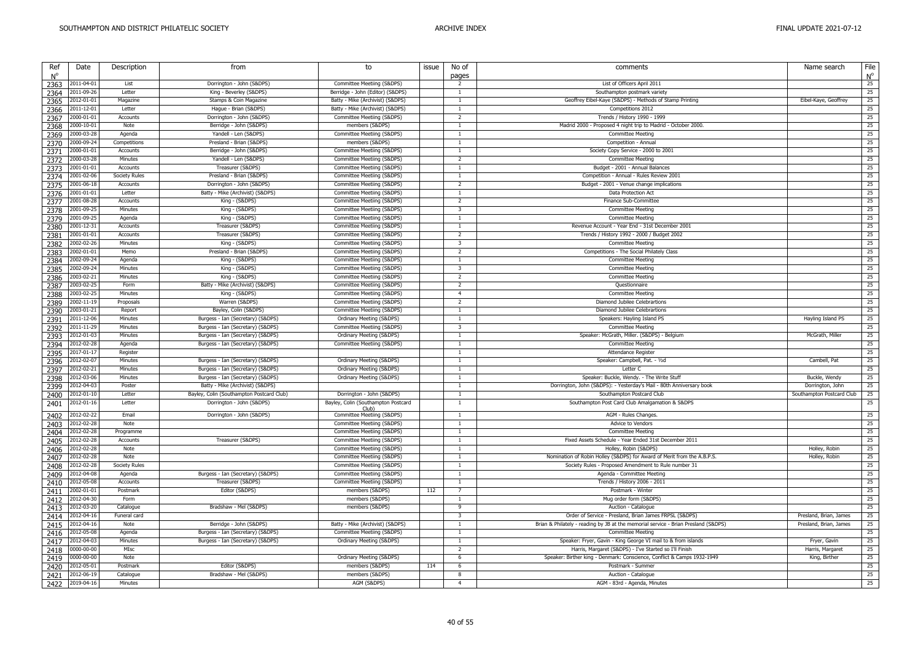| Ref N° | Date | Description | from | to | issue | No of pages | comments | Name search | File N° |
|---|---|---|---|---|---|---|---|---|---|
| 2363 | 2011-04-01 | List | Dorrington - John (S&DPS) | Committee Meetiing (S&DPS) | | 2 | List of Officers April 2011 | | 25 |
| 2364 | 2011-09-26 | Letter | King - Beverley (S&DPS) | Berridge - John (Editor) (S&DPS) | | 1 | Southampton postmark variety | | 25 |
| 2365 | 2012-01-01 | Magazine | Stamps & Coin Magazine | Batty - Mike (Archivist) (S&DPS) | | 1 | Geoffrey Eibel-Kaye (S&DPS) - Methods of Stamp Printing | Eibel-Kaye, Geoffrey | 25 |
| 2366 | 2011-12-01 | Letter | Hague - Brian (S&DPS) | Batty - Mike (Archivist) (S&DPS) | | 1 | Competitions 2012 | | 25 |
| 2367 | 2000-01-01 | Accounts | Dorrington - John (S&DPS) | Committee Meetiing (S&DPS) | | 2 | Trends / History 1990 - 1999 | | 25 |
| 2368 | 2000-10-01 | Note | Berridge - John (S&DPS) | members (S&DPS) | | 1 | Madrid 2000 - Proposed 4 night trip to Madrid - October 2000. | | 25 |
| 2369 | 2000-03-28 | Agenda | Yandell - Len (S&DPS) | Committee Meetiing (S&DPS) | | 1 | Committee Meeting | | 25 |
| 2370 | 2000-09-24 | Competitions | Presland - Brian (S&DPS) | members (S&DPS) | | 1 | Competition - Annual | | 25 |
| 2371 | 2000-01-01 | Accounts | Berridge - John (S&DPS) | Committee Meetiing (S&DPS) | | 1 | Society Copy Service - 2000 to 2001 | | 25 |
| 2372 | 2000-03-28 | Minutes | Yandell - Len (S&DPS) | Committee Meetiing (S&DPS) | | 2 | Committee Meeting | | 25 |
| 2373 | 2001-01-01 | Accounts | Treasurer (S&DPS) | Committee Meetiing (S&DPS) | | 1 | Budget - 2001 - Annual Balances | | 25 |
| 2374 | 2001-02-06 | Society Rules | Presland - Brian (S&DPS) | Committee Meetiing (S&DPS) | | 1 | Competition - Annual - Rules Review 2001 | | 25 |
| 2375 | 2001-06-18 | Accounts | Dorrington - John (S&DPS) | Committee Meetiing (S&DPS) | | 2 | Budget - 2001 - Venue change implications | | 25 |
| 2376 | 2001-01-01 | Letter | Batty - Mike (Archivist) (S&DPS) | Committee Meetiing (S&DPS) | | 1 | Data Protection Act | | 25 |
| 2377 | 2001-08-28 | Accounts | King - (S&DPS) | Committee Meetiing (S&DPS) | | 2 | Finance Sub-Committee | | 25 |
| 2378 | 2001-09-25 | Minutes | King - (S&DPS) | Committee Meetiing (S&DPS) | | 3 | Committee Meeting | | 25 |
| 2379 | 2001-09-25 | Agenda | King - (S&DPS) | Committee Meetiing (S&DPS) | | 1 | Committee Meeting | | 25 |
| 2380 | 2001-12-31 | Accounts | Treasurer (S&DPS) | Committee Meetiing (S&DPS) | | 1 | Revenue Account - Year End - 31st December 2001 | | 25 |
| 2381 | 2001-01-01 | Accounts | Treasurer (S&DPS) | Committee Meetiing (S&DPS) | | 2 | Trends / History 1992 - 2000 / Budget 2002 | | 25 |
| 2382 | 2002-02-26 | Minutes | King - (S&DPS) | Committee Meetiing (S&DPS) | | 3 | Committee Meeting | | 25 |
| 2383 | 2002-01-01 | Memo | Presland - Brian (S&DPS) | Committee Meetiing (S&DPS) | | 2 | Competitions - The Social Philately Class | | 25 |
| 2384 | 2002-09-24 | Agenda | King - (S&DPS) | Committee Meetiing (S&DPS) | | 1 | Committee Meeting | | 25 |
| 2385 | 2002-09-24 | Minutes | King - (S&DPS) | Committee Meetiing (S&DPS) | | 3 | Committee Meeting | | 25 |
| 2386 | 2003-02-21 | Minutes | King - (S&DPS) | Committee Meetiing (S&DPS) | | 2 | Committee Meeting | | 25 |
| 2387 | 2003-02-25 | Form | Batty - Mike (Archivist) (S&DPS) | Committee Meetiing (S&DPS) | | 2 | Questionnaire | | 25 |
| 2388 | 2003-02-25 | Minutes | King - (S&DPS) | Committee Meetiing (S&DPS) | | 4 | Committee Meeting | | 25 |
| 2389 | 2002-11-19 | Proposals | Warren (S&DPS) | Committee Meetiing (S&DPS) | | 2 | Diamond Jubilee Celebrartions | | 25 |
| 2390 | 2003-01-21 | Report | Bayley, Colin (S&DPS) | Committee Meetiing (S&DPS) | | 1 | Diamond Jubilee Celebrartions | | 25 |
| 2391 | 2011-12-06 | Minutes | Burgess - Ian (Secretary) (S&DPS) | Ordinary Meeting (S&DPS) | | 1 | Speakers: Hayling Island PS | Hayling Island PS | 25 |
| 2392 | 2011-11-29 | Minutes | Burgess - Ian (Secretary) (S&DPS) | Committee Meetiing (S&DPS) | | 3 | Committee Meeting | | 25 |
| 2393 | 2012-01-03 | Minutes | Burgess - Ian (Secretary) (S&DPS) | Ordinary Meeting (S&DPS) | | 1 | Speaker: McGrath, Miller. (S&DPS) - Belgium | McGrath, Miller | 25 |
| 2394 | 2012-02-28 | Agenda | Burgess - Ian (Secretary) (S&DPS) | Committee Meetiing (S&DPS) | | 1 | Committee Meeting | | 25 |
| 2395 | 2017-01-17 | Register | | | | 1 | Attendance Register | | 25 |
| 2396 | 2012-02-07 | Minutes | Burgess - Ian (Secretary) (S&DPS) | Ordinary Meeting (S&DPS) | | 1 | Speaker: Campbell, Pat. - ½d | Cambell, Pat | 25 |
| 2397 | 2012-02-21 | Minutes | Burgess - Ian (Secretary) (S&DPS) | Ordinary Meeting (S&DPS) | | 1 | Letter C | | 25 |
| 2398 | 2012-03-06 | Minutes | Burgess - Ian (Secretary) (S&DPS) | Ordinary Meeting (S&DPS) | | 1 | Speaker: Buckle, Wendy. - The Write Stuff | Buckle, Wendy | 25 |
| 2399 | 2012-04-03 | Poster | Batty - Mike (Archivist) (S&DPS) | | | 1 | Dorrington, John (S&DPS): - Yesterday's Mail - 80th Anniversary book | Dorrington, John | 25 |
| 2400 | 2012-01-10 | Letter | Bayley, Colin (Southampton Postcard Club) | Dorrington - John (S&DPS) | | 1 | Southampton Postcard Club | Southampton Postcard Club | 25 |
| 2401 | 2012-01-16 | Letter | Dorrington - John (S&DPS) | Bayley, Colin (Southampton Postcard Club) | | 1 | Southampton Post Card Club Amalgamation & S&DPS | | 25 |
| 2402 | 2012-02-22 | Email | Dorrington - John (S&DPS) | Committee Meetiing (S&DPS) | | 1 | AGM - Rules Changes. | | 25 |
| 2403 | 2012-02-28 | Note | | Committee Meetiing (S&DPS) | | 1 | Advice to Vendors | | 25 |
| 2404 | 2012-02-28 | Programme | | Committee Meetiing (S&DPS) | | 1 | Committee Meeting | | 25 |
| 2405 | 2012-02-28 | Accounts | Treasurer (S&DPS) | Committee Meetiing (S&DPS) | | 1 | Fixed Assets Schedule - Year Ended 31st December 2011 | | 25 |
| 2406 | 2012-02-28 | Note | | Committee Meetiing (S&DPS) | | 1 | Holley, Robin (S&DPS) | Holley, Robin | 25 |
| 2407 | 2012-02-28 | Note | | Committee Meetiing (S&DPS) | | 1 | Nomination of Robin Holley (S&DPS) for Award of Merit from the A.B.P.S. | Holley, Robin | 25 |
| 2408 | 2012-02-28 | Society Rules | | Committee Meetiing (S&DPS) | | 1 | Society Rules - Proposed Amendment to Rule number 31 | | 25 |
| 2409 | 2012-04-08 | Agenda | Burgess - Ian (Secretary) (S&DPS) | Committee Meetiing (S&DPS) | | 1 | Agenda - Committee Meeting | | 25 |
| 2410 | 2012-05-08 | Accounts | Treasurer (S&DPS) | Committee Meetiing (S&DPS) | | 1 | Trends / History 2006 - 2011 | | 25 |
| 2411 | 2002-01-01 | Postmark | Editor (S&DPS) | members (S&DPS) | 112 | 7 | Postmark - Winter | | 25 |
| 2412 | 2012-04-30 | Form | | members (S&DPS) | | 1 | Mug order form (S&DPS) | | 25 |
| 2413 | 2012-03-20 | Catalogue | Bradshaw - Mel (S&DPS) | members (S&DPS) | | 9 | Auction - Catalogue | | 25 |
| 2414 | 2012-04-16 | Funeral card | | | | 3 | Order of Service - Presland, Brian James FRPSL (S&DPS) | Presland, Brian, James | 25 |
| 2415 | 2012-04-16 | Note | Berridge - John (S&DPS) | Batty - Mike (Archivist) (S&DPS) | | 1 | Brian & Philately - reading by JB at the memorial service - Brian Presland (S&DPS) | Presland, Brian, James | 25 |
| 2416 | 2012-05-08 | Agenda | Burgess - Ian (Secretary) (S&DPS) | Committee Meetiing (S&DPS) | | 1 | Committee Meeting | | 25 |
| 2417 | 2012-04-03 | Minutes | Burgess - Ian (Secretary) (S&DPS) | Ordinary Meeting (S&DPS) | | 1 | Speaker: Fryer, Gavin - King George VI mail to & from islands | Fryer, Gavin | 25 |
| 2418 | 0000-00-00 | MIsc | | | | 2 | Harris, Margaret (S&DPS) - I've Started so I'll Finish | Harris, Margaret | 25 |
| 2419 | 0000-00-00 | Note | | Ordinary Meeting (S&DPS) | | 6 | Speaker: Birther king - Denmark: Conscience, Conflict & Camps 1932-1949 | King, Birther | 25 |
| 2420 | 2012-05-01 | Postmark | Editor (S&DPS) | members (S&DPS) | 114 | 6 | Postmark - Summer | | 25 |
| 2421 | 2012-06-19 | Catalogue | Bradshaw - Mel (S&DPS) | members (S&DPS) | | 8 | Auction - Catalogue | | 25 |
| 2422 | 2019-04-16 | Minutes | | AGM (S&DPS) | | 4 | AGM - 83rd - Agenda, Minutes | | 25 |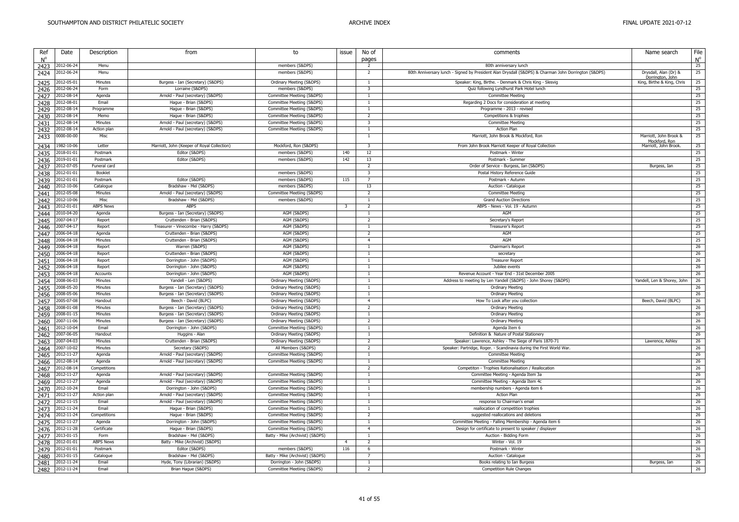| Ref N° | Date | Description | from | to | issue | No of pages | comments | Name search | File N° |
|---|---|---|---|---|---|---|---|---|---|
| 2423 | 2012-06-24 | Menu | | members (S&DPS) | | 2 | 80th anniversary lunch | | 25 |
| 2424 | 2012-06-24 | Menu | | members (S&DPS) | | 2 | 80th Anniversary lunch - Signed by President Alan Drysdall (S&DPS) & Charman John Dorrington (S&DPS) | Drysdall, Alan (Dr) & Dorrington, John | 25 |
| 2425 | 2012-05-01 | Minutes | Burgess - Ian (Secretary) (S&DPS) | Ordinary Meeting (S&DPS) | | 1 | Speaker: King, Birthe. - Denmark & Chris King - Slesvig | King, Birthe & King, Chris | 25 |
| 2426 | 2012-06-24 | Form | Lorraine (S&DPS) | members (S&DPS) | | 3 | Quiz following Lyndhurst Park Hotel lunch | | 25 |
| 2427 | 2012-08-14 | Agenda | Arnold - Paul (secretary) (S&DPS) | Committee Meetiing (S&DPS) | | 1 | Committee Meeting | | 25 |
| 2428 | 2012-08-01 | Email | Hague - Brian (S&DPS) | Committee Meetiing (S&DPS) | | 1 | Regarding 2 Docs for consideration at meeting | | 25 |
| 2429 | 2012-08-14 | Programme | Hague - Brian (S&DPS) | Committee Meetiing (S&DPS) | | 1 | Programme - 2013 - revised | | 25 |
| 2430 | 2012-08-14 | Memo | Hague - Brian (S&DPS) | Committee Meetiing (S&DPS) | | 2 | Competitions & trophies | | 25 |
| 2431 | 2012-08-14 | Minutes | Arnold - Paul (secretary) (S&DPS) | Committee Meetiing (S&DPS) | | 3 | Committee Meeting | | 25 |
| 2432 | 2012-08-14 | Action plan | Arnold - Paul (secretary) (S&DPS) | Committee Meetiing (S&DPS) | | 1 | Action Plan | | 25 |
| 2433 | 0000-00-00 | Misc | | | | 1 | Marriott, John Brook & Mockford, Ron | Marriott, John Brook & Mockford, Ron | 25 |
| 2434 | 1982-10-06 | Letter | Marriott, John (Keeper of Royal Collection) | Mockford, Ron (S&DPS) | | 3 | From John Brook Marriott Keeper of Royal Collection | Marriott, John Brook. | 25 |
| 2435 | 2018-01-01 | Postmark | Editor (S&DPS) | members (S&DPS) | 140 | 12 | Postmark - Winter | | 25 |
| 2436 | 2019-01-01 | Postmark | Editor (S&DPS) | members (S&DPS) | 142 | 13 | Postmark - Summer | | 25 |
| 2437 | 2012-07-05 | Funeral card | | | | 2 | Order of Service - Burgess, Ian (S&DPS) | Burgess, Ian | 25 |
| 2438 | 2012-01-01 | Booklet | | members (S&DPS) | | 3 | Postal History Reference Guide | | 25 |
| 2439 | 2012-01-01 | Postmark | Editor (S&DPS) | members (S&DPS) | 115 | 7 | Postmark - Autumn | | 25 |
| 2440 | 2012-10-06 | Catalogue | Bradshaw - Mel (S&DPS) | members (S&DPS) | | 13 | Auction - Catalogue | | 25 |
| 2441 | 2012-05-08 | Minutes | Arnold - Paul (secretary) (S&DPS) | Committee Meetiing (S&DPS) | | 2 | Committee Meeting | | 25 |
| 2442 | 2012-10-06 | Misc | Bradshaw - Mel (S&DPS) | members (S&DPS) | | 1 | Grand Auction Directions | | 25 |
| 2443 | 2012-01-01 | ABPS News | ABPS | | 3 | 2 | ABPS - News - Vol. 19 - Autumn | | 25 |
| 2444 | 2010-04-20 | Agenda | Burgess - Ian (Secretary) (S&DPS) | AGM (S&DPS) | | 1 | AGM | | 25 |
| 2445 | 2007-04-17 | Report | Cruttenden - Brian (S&DPS) | AGM (S&DPS) | | 2 | Secretary's Report | | 25 |
| 2446 | 2007-04-17 | Report | Treasurer - Vinecombe - Harry (S&DPS) | AGM (S&DPS) | | 1 | Treasurer's Report | | 25 |
| 2447 | 2006-04-18 | Agenda | Cruttenden - Brian (S&DPS) | AGM (S&DPS) | | 2 | AGM | | 25 |
| 2448 | 2006-04-18 | Minutes | Cruttenden - Brian (S&DPS) | AGM (S&DPS) | | 4 | AGM | | 25 |
| 2449 | 2006-04-18 | Report | Warren (S&DPS) | AGM (S&DPS) | | 1 | Chairman's Report | | 26 |
| 2450 | 2006-04-18 | Report | Cruttenden - Brian (S&DPS) | AGM (S&DPS) | | 1 | secretary | | 26 |
| 2451 | 2006-04-18 | Report | Dorrington - John (S&DPS) | AGM (S&DPS) | | 1 | Treasurer Report | | 26 |
| 2452 | 2006-04-18 | Report | Dorrington - John (S&DPS) | AGM (S&DPS) | | 1 | Jubilee events | | 26 |
| 2453 | 2006-04-18 | Accounts | Dorrington - John (S&DPS) | AGM (S&DPS) | | 1 | Revenue Account - Year End - 31st December 2005 | | 26 |
| 2454 | 2008-06-03 | Minutes | Yandell - Len (S&DPS) | Ordinary Meeting (S&DPS) | | 1 | Address to meeting by Len Yandell (S&DPS) - John Shorey (S&DPS) | Yandell, Len & Shorey, John | 26 |
| 2455 | 2008-05-20 | Minutes | Burgess - Ian (Secretary) (S&DPS) | Ordinary Meeting (S&DPS) | | 1 | Ordinary Meeting | | 26 |
| 2456 | 2008-05-06 | Minutes | Burgess - Ian (Secretary) (S&DPS) | Ordinary Meeting (S&DPS) | | 1 | Ordinary Meeting | | 26 |
| 2457 | 2005-07-08 | Handout | Beech - David (BLPC) | Ordinary Meeting (S&DPS) | | 4 | How To Look after you collection | Beech, David (BLPC) | 26 |
| 2458 | 2008-01-08 | Minutes | Burgess - Ian (Secretary) (S&DPS) | Ordinary Meeting (S&DPS) | | 2 | Ordinary Meeting | | 26 |
| 2459 | 2008-01-15 | Minutes | Burgess - Ian (Secretary) (S&DPS) | Ordinary Meeting (S&DPS) | | 1 | Ordinary Meeting | | 26 |
| 2460 | 2007-11-06 | Minutes | Burgess - Ian (Secretary) (S&DPS) | Ordinary Meeting (S&DPS) | | 2 | Ordinary Meeting | | 26 |
| 2461 | 2012-10-04 | Email | Dorrington - John (S&DPS) | Committee Meetiing (S&DPS) | | 1 | Agenda Item 6 | | 26 |
| 2462 | 2007-06-05 | Handout | Huggins - Alan | Ordinary Meeting (S&DPS) | | 1 | Definition & Nature of Postal Stationery | | 26 |
| 2463 | 2007-04-03 | Minutes | Cruttenden - Brian (S&DPS) | Ordinary Meeting (S&DPS) | | 2 | Speaker: Lawrence, Ashley - The Siege of Paris 1870-71 | Lawrence, Ashley | 26 |
| 2464 | 2007-10-02 | Minutes | Secretary (S&DPS) | All Members (S&DPS) | | 2 | Speaker: Partridge, Roger. - Scandinavia during the First World War. | | 26 |
| 2465 | 2012-11-27 | Agenda | Arnold - Paul (secretary) (S&DPS) | Committee Meetiing (S&DPS) | | 1 | Committee Meeting | | 26 |
| 2466 | 2012-08-14 | Agenda | Arnold - Paul (secretary) (S&DPS) | Committee Meetiing (S&DPS) | | 1 | Committee Meeting | | 26 |
| 2467 | 2012-08-14 | Competitions | | | | 2 | Competiton - Trophies Rationalisation / Reallocation | | 26 |
| 2468 | 2012-11-27 | Agenda | Arnold - Paul (secretary) (S&DPS) | Committee Meetiing (S&DPS) | | 1 | Committee Meeting - Agenda Item 3a | | 26 |
| 2469 | 2012-11-27 | Agenda | Arnold - Paul (secretary) (S&DPS) | Committee Meetiing (S&DPS) | | 1 | Committee Meeting - Agenda Item 4c | | 26 |
| 2470 | 2012-10-24 | Email | Dorrington - John (S&DPS) | Committee Meetiing (S&DPS) | | 1 | membership numbers - Agenda item 6 | | 26 |
| 2471 | 2012-11-27 | Action plan | Arnold - Paul (secretary) (S&DPS) | Committee Meetiing (S&DPS) | | 1 | Action Plan | | 26 |
| 2472 | 2012-11-15 | Email | Arnold - Paul (secretary) (S&DPS) | Committee Meetiing (S&DPS) | | 1 | response to Chairman's email | | 26 |
| 2473 | 2012-11-24 | Email | Hague - Brian (S&DPS) | Committee Meetiing (S&DPS) | | 1 | reallocation of competition trophies | | 26 |
| 2474 | 2012-11-24 | Competitions | Hague - Brian (S&DPS) | Committee Meetiing (S&DPS) | | 2 | suggested reallocations and deletions | | 26 |
| 2475 | 2012-11-27 | Agenda | Dorrington - John (S&DPS) | Committee Meetiing (S&DPS) | | 1 | Committee Meeting - Falling Membership - Agenda item 6 | | 26 |
| 2476 | 2012-11-28 | Certificate | Hague - Brian (S&DPS) | Committee Meetiing (S&DPS) | | 4 | Design for certificate to present to speaker / displayer | | 26 |
| 2477 | 2013-01-15 | Form | Bradshaw - Mel (S&DPS) | Batty - Mike (Archivist) (S&DPS) | | 1 | Auction - Bidding Form | | 26 |
| 2478 | 2012-01-01 | ABPS News | Batty - Mike (Archivist) (S&DPS) | | 4 | 2 | Winter - Vol. 19 | | 26 |
| 2479 | 2012-01-01 | Postmark | Editor (S&DPS) | members (S&DPS) | 116 | 6 | Postmark - Winter | | 26 |
| 2480 | 2013-01-15 | Catalogue | Bradshaw - Mel (S&DPS) | Batty - Mike (Archivist) (S&DPS) | | 7 | Auction - Catalogue | | 26 |
| 2481 | 2012-11-24 | Email | Hyde, Tony (Librarian) (S&DPS) | Dorrington - John (S&DPS) | | 1 | Books relating to Ian Burgess | Burgess, Ian | 26 |
| 2482 | 2012-11-24 | Email | Brian Hague (S&DPS) | Committee Meetiing (S&DPS) | | 2 | Competition Rule Changes | | 26 |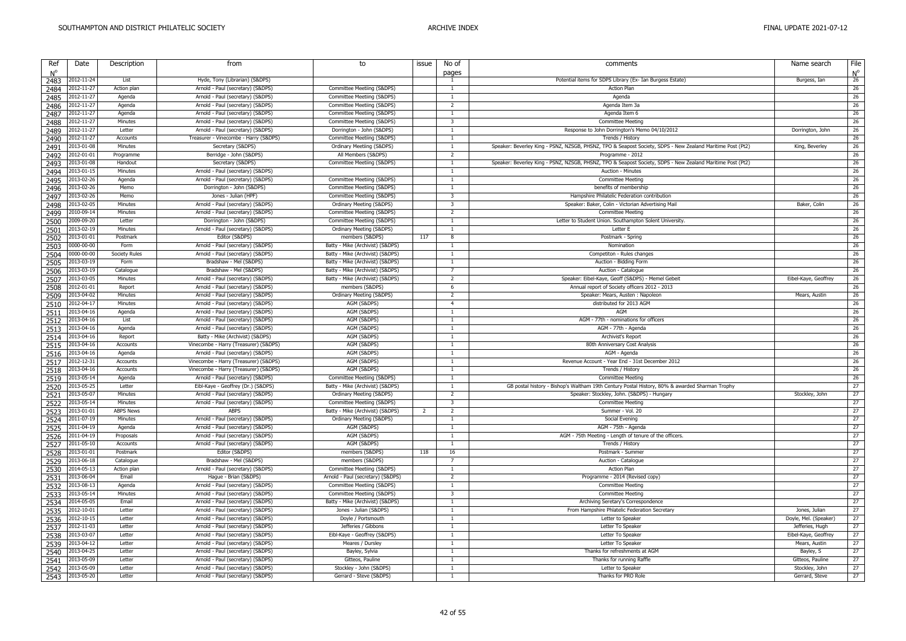| Ref N° | Date | Description | from | to | issue | No of pages | comments | Name search | File N° |
|---|---|---|---|---|---|---|---|---|---|
| 2483 | 2012-11-24 | List | Hyde, Tony (Librarian) (S&DPS) | | | 1 | Potential items for SDPS Library (Ex- Ian Burgess Estate) | Burgess, Ian | 26 |
| 2484 | 2012-11-27 | Action plan | Arnold - Paul (secretary) (S&DPS) | Committee Meetiing (S&DPS) | | 1 | Action Plan | | 26 |
| 2485 | 2012-11-27 | Agenda | Arnold - Paul (secretary) (S&DPS) | Committee Meetiing (S&DPS) | | 1 | Agenda | | 26 |
| 2486 | 2012-11-27 | Agenda | Arnold - Paul (secretary) (S&DPS) | Committee Meetiing (S&DPS) | | 2 | Agenda Item 3a | | 26 |
| 2487 | 2012-11-27 | Agenda | Arnold - Paul (secretary) (S&DPS) | Committee Meetiing (S&DPS) | | 1 | Agenda Item 6 | | 26 |
| 2488 | 2012-11-27 | Minutes | Arnold - Paul (secretary) (S&DPS) | Committee Meetiing (S&DPS) | | 3 | Committee Meeting | | 26 |
| 2489 | 2012-11-27 | Letter | Arnold - Paul (secretary) (S&DPS) | Dorrington - John (S&DPS) | | 1 | Response to John Dorrington's Memo 04/10/2012 | Dorrington, John | 26 |
| 2490 | 2012-11-27 | Accounts | Treasurer - Vinecombe - Harry (S&DPS) | Committee Meetiing (S&DPS) | | 1 | Trends / History | | 26 |
| 2491 | 2013-01-08 | Minutes | Secretary (S&DPS) | Ordinary Meetiing (S&DPS) | | 1 | Speaker: Beverley King - PSNZ, NZSGB, PHSNZ, TPO & Seapost Society, SDPS - New Zealand Maritime Post (Pt2) | King, Beverley | 26 |
| 2492 | 2012-01-01 | Programme | Berridge - John (S&DPS) | All Members (S&DPS) | | 2 | Programme - 2012 | | 26 |
| 2493 | 2013-01-08 | Handout | Secretary (S&DPS) | Committee Meetiing (S&DPS) | | 1 | Speaker: Beverley King - PSNZ, NZSGB, PHSNZ, TPO & Seapost Society, SDPS - New Zealand Maritime Post (Pt2) | | 26 |
| 2494 | 2013-01-15 | Minutes | Arnold - Paul (secretary) (S&DPS) | | | 1 | Auction - Minutes | | 26 |
| 2495 | 2013-02-26 | Agenda | Arnold - Paul (secretary) (S&DPS) | Committee Meetiing (S&DPS) | | 1 | Committee Meeting | | 26 |
| 2496 | 2013-02-26 | Memo | Dorrington - John (S&DPS) | Committee Meetiing (S&DPS) | | 1 | benefits of membership | | 26 |
| 2497 | 2013-02-26 | Memo | Jones - Julian (HPF) | Committee Meetiing (S&DPS) | | 3 | Hampshire Philatelic Federation contribution | | 26 |
| 2498 | 2013-02-05 | Minutes | Arnold - Paul (secretary) (S&DPS) | Ordinary Meeting (S&DPS) | | 3 | Speaker: Baker, Colin - Victorian Advertising Mail | Baker, Colin | 26 |
| 2499 | 2010-09-14 | Minutes | Arnold - Paul (secretary) (S&DPS) | Committee Meetiing (S&DPS) | | 2 | Committee Meeting | | 26 |
| 2500 | 2009-09-20 | Letter | Dorrington - John (S&DPS) | Committee Meetiing (S&DPS) | | 1 | Letter to Student Union. Southampton Solent University. | | 26 |
| 2501 | 2013-02-19 | Minutes | Arnold - Paul (secretary) (S&DPS) | Ordinary Meeting (S&DPS) | | 1 | Letter E | | 26 |
| 2502 | 2013-01-01 | Postmark | Editor (S&DPS) | members (S&DPS) | 117 | 8 | Postmark - Spring | | 26 |
| 2503 | 0000-00-00 | Form | Arnold - Paul (secretary) (S&DPS) | Batty - Mike (Archivist) (S&DPS) | | 1 | Nomination | | 26 |
| 2504 | 0000-00-00 | Society Rules | Arnold - Paul (secretary) (S&DPS) | Batty - Mike (Archivist) (S&DPS) | | 1 | Competiton - Rules changes | | 26 |
| 2505 | 2013-03-19 | Form | Bradshaw - Mel (S&DPS) | Batty - Mike (Archivist) (S&DPS) | | 1 | Auction - Bidding Form | | 26 |
| 2506 | 2013-03-19 | Catalogue | Bradshaw - Mel (S&DPS) | Batty - Mike (Archivist) (S&DPS) | | 7 | Auction - Catalogue | | 26 |
| 2507 | 2013-03-05 | Minutes | Arnold - Paul (secretary) (S&DPS) | Batty - Mike (Archivist) (S&DPS) | | 2 | Speaker: Eibel-Kaye, Geoff (S&DPS) - Memel Gebeit | Eibel-Kaye, Geoffrey | 26 |
| 2508 | 2012-01-01 | Report | Arnold - Paul (secretary) (S&DPS) | members (S&DPS) | | 6 | Annual report of Society officers 2012 - 2013 | | 26 |
| 2509 | 2013-04-02 | Minutes | Arnold - Paul (secretary) (S&DPS) | Ordinary Meeting (S&DPS) | | 2 | Speaker: Mears, Austen : Napoleon | Mears, Austin | 26 |
| 2510 | 2012-04-17 | Minutes | Arnold - Paul (secretary) (S&DPS) | AGM (S&DPS) | | 4 | distributed for 2013 AGM | | 26 |
| 2511 | 2013-04-16 | Agenda | Arnold - Paul (secretary) (S&DPS) | AGM (S&DPS) | | 1 | AGM | | 26 |
| 2512 | 2013-04-16 | List | Arnold - Paul (secretary) (S&DPS) | AGM (S&DPS) | | 1 | AGM - 77th - nominations for officers | | 26 |
| 2513 | 2013-04-16 | Agenda | Arnold - Paul (secretary) (S&DPS) | AGM (S&DPS) | | 1 | AGM - 77th - Agenda | | 26 |
| 2514 | 2013-04-16 | Report | Batty - Mike (Archivist) (S&DPS) | AGM (S&DPS) | | 1 | Archivist's Report | | 26 |
| 2515 | 2013-04-16 | Accounts | Vinecombe - Harry (Treasurer) (S&DPS) | AGM (S&DPS) | | 1 | 80th Anniversary Cost Analysis | | 26 |
| 2516 | 2013-04-16 | Agenda | Arnold - Paul (secretary) (S&DPS) | AGM (S&DPS) | | 1 | AGM - Agenda | | 26 |
| 2517 | 2012-12-31 | Accounts | Vinecombe - Harry (Treasurer) (S&DPS) | AGM (S&DPS) | | 1 | Revenue Account - Year End - 31st December 2012 | | 26 |
| 2518 | 2013-04-16 | Accounts | Vinecombe - Harry (Treasurer) (S&DPS) | AGM (S&DPS) | | 1 | Trends / History | | 26 |
| 2519 | 2013-05-14 | Agenda | Arnold - Paul (secretary) (S&DPS) | Committee Meetiing (S&DPS) | | 1 | Committee Meeting | | 26 |
| 2520 | 2013-05-25 | Letter | Eibl-Kaye - Geoffrey (Dr.) (S&DPS) | Batty - Mike (Archivist) (S&DPS) | | 1 | GB postal history - Bishop's Waltham 19th Century Postal History, 80% & awarded Sharman Trophy | | 27 |
| 2521 | 2013-05-07 | Minutes | Arnold - Paul (secretary) (S&DPS) | Ordinary Meeting (S&DPS) | | 2 | Speaker: Stockley, John. (S&DPS) - Hungary | Stockley, John | 27 |
| 2522 | 2013-05-14 | Minutes | Arnold - Paul (secretary) (S&DPS) | Committee Meetiing (S&DPS) | | 3 | Committee Meeting | | 27 |
| 2523 | 2013-01-01 | ABPS News | ABPS | Batty - Mike (Archivist) (S&DPS) | 2 | 2 | Summer - Vol. 20 | | 27 |
| 2524 | 2011-07-19 | Minutes | Arnold - Paul (secretary) (S&DPS) | Ordinary Meeting (S&DPS) | | 1 | Social Evening | | 27 |
| 2525 | 2011-04-19 | Agenda | Arnold - Paul (secretary) (S&DPS) | AGM (S&DPS) | | 1 | AGM - 75th - Agenda | | 27 |
| 2526 | 2011-04-19 | Proposals | Arnold - Paul (secretary) (S&DPS) | AGM (S&DPS) | | 1 | AGM - 75th Meeting - Length of tenure of the officers. | | 27 |
| 2527 | 2011-05-10 | Accounts | Arnold - Paul (secretary) (S&DPS) | AGM (S&DPS) | | 1 | Trends / History | | 27 |
| 2528 | 2013-01-01 | Postmark | Editor (S&DPS) | members (S&DPS) | 118 | 16 | Postmark - Summer | | 27 |
| 2529 | 2013-06-18 | Catalogue | Bradshaw - Mel (S&DPS) | members (S&DPS) | | 7 | Auction - Catalogue | | 27 |
| 2530 | 2014-05-13 | Action plan | Arnold - Paul (secretary) (S&DPS) | Committee Meetiing (S&DPS) | | 1 | Action Plan | | 27 |
| 2531 | 2013-06-04 | Email | Hague - Brian (S&DPS) | Arnold - Paul (secretary) (S&DPS) | | 2 | Programme - 2014 (Revised copy) | | 27 |
| 2532 | 2013-08-13 | Agenda | Arnold - Paul (secretary) (S&DPS) | Committee Meetiing (S&DPS) | | 1 | Committee Meeting | | 27 |
| 2533 | 2013-05-14 | Minutes | Arnold - Paul (secretary) (S&DPS) | Committee Meetiing (S&DPS) | | 3 | Committee Meeting | | 27 |
| 2534 | 2014-05-05 | Email | Arnold - Paul (secretary) (S&DPS) | Batty - Mike (Archivist) (S&DPS) | | 1 | Archiving Seretary's Correspondence | | 27 |
| 2535 | 2012-10-01 | Letter | Arnold - Paul (secretary) (S&DPS) | Jones - Julian (S&DPS) | | 1 | From Hampshire Phlatelic Federation Secretary | Jones, Julian | 27 |
| 2536 | 2012-10-15 | Letter | Arnold - Paul (secretary) (S&DPS) | Doyle / Portsmouth | | 1 | Letter to Speaker | Doyle, Mel. (Speaker) | 27 |
| 2537 | 2012-11-03 | Letter | Arnold - Paul (secretary) (S&DPS) | Jefferies / Gibbons | | 1 | Letter To Speaker | Jefferies, Hugh | 27 |
| 2538 | 2013-03-07 | Letter | Arnold - Paul (secretary) (S&DPS) | Eibl-Kaye - Geoffrey (S&DPS) | | 1 | Letter To Speaker | Eibel-Kaye, Geoffrey | 27 |
| 2539 | 2013-04-12 | Letter | Arnold - Paul (secretary) (S&DPS) | Meares / Dursley | | 1 | Letter To Speaker | Mears, Austin | 27 |
| 2540 | 2013-04-25 | Letter | Arnold - Paul (secretary) (S&DPS) | Bayley, Sylvia | | 1 | Thanks for refreshments at AGM | Bayley, S | 27 |
| 2541 | 2013-05-09 | Letter | Arnold - Paul (secretary) (S&DPS) | Gitteos, Pauline | | 1 | Thanks for running Raffle | Gitteos, Pauline | 27 |
| 2542 | 2013-05-09 | Letter | Arnold - Paul (secretary) (S&DPS) | Stockley - John (S&DPS) | | 1 | Letter to Speaker | Stockley, John | 27 |
| 2543 | 2013-05-20 | Letter | Arnold - Paul (secretary) (S&DPS) | Gerrard - Steve (S&DPS) | | 1 | Thanks for PRO Role | Gerrard, Steve | 27 |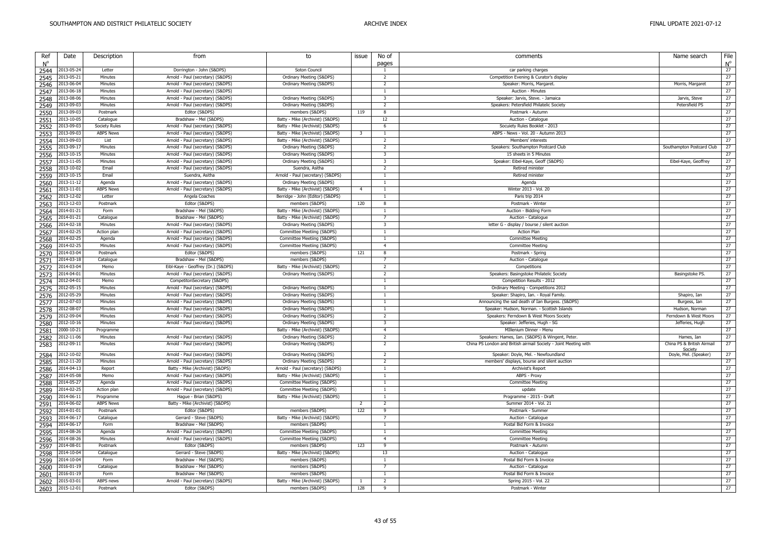| Ref N° | Date | Description | from | to | issue | No of pages | comments | Name search | File N° |
|---|---|---|---|---|---|---|---|---|---|
| 2544 | 2013-05-24 | Letter | Dorrington - John (S&DPS) | Soton Council | | 1 | car parking charges | | 27 |
| 2545 | 2013-05-21 | Minutes | Arnold - Paul (secretary) (S&DPS) | Ordinary Meeting (S&DPS) | | 2 | Competition Evening & Curator's display | | 27 |
| 2546 | 2013-06-04 | Minutes | Arnold - Paul (secretary) (S&DPS) | Ordinary Meeting (S&DPS) | | 2 | Speaker: Morris, Margaret. | Morris, Margaret | 27 |
| 2547 | 2013-06-18 | Minutes | Arnold - Paul (secretary) (S&DPS) | | | 1 | Auction - Minutes | | 27 |
| 2548 | 2013-08-06 | Minutes | Arnold - Paul (secretary) (S&DPS) | Ordinary Meeting (S&DPS) | | 3 | Speaker: Jarvis, Steve. - Jamaica | Jarvis, Steve | 27 |
| 2549 | 2013-09-03 | Minutes | Arnold - Paul (secretary) (S&DPS) | Ordinary Meeting (S&DPS) | | 2 | Speakers: Petersfield Philatelic Society | Petersfield PS | 27 |
| 2550 | 2013-09-03 | Postmark | Editor (S&DPS) | members (S&DPS) | 119 | 8 | Postmark - Autumn | | 27 |
| 2551 | 2013-10-05 | Catalogue | Bradshaw - Mel (S&DPS) | Batty - Mike (Archivist) (S&DPS) | | 12 | Auction - Catalogue | | 27 |
| 2552 | 2013-09-03 | Society Rules | Arnold - Paul (secretary) (S&DPS) | Batty - Mike (Archivist) (S&DPS) | | 6 | Socuiety Rules Booklet - 2013 | | 27 |
| 2553 | 2013-09-03 | ABPS News | Arnold - Paul (secretary) (S&DPS) | Batty - Mike (Archivist) (S&DPS) | 3 | 1 | ABPS - News - Vol. 20 - Autumn 2013 | | 27 |
| 2554 | 2013-09-03 | List | Arnold - Paul (secretary) (S&DPS) | Batty - Mike (Archivist) (S&DPS) | | 2 | Members' interests | | 27 |
| 2555 | 2013-09-17 | Minutes | Arnold - Paul (secretary) (S&DPS) | Ordinary Meeting (S&DPS) | | 2 | Speakers: Southampton Postcard Club | Southampton Postcard Club | 27 |
| 2556 | 2013-10-15 | Minutes | Arnold - Paul (secretary) (S&DPS) | Ordinary Meeting (S&DPS) | | 3 | 15 sheets in 5 Minutes | | 27 |
| 2557 | 2013-11-05 | Minutes | Arnold - Paul (secretary) (S&DPS) | Ordinary Meeting (S&DPS) | | 3 | Speaker: Eibel-Kaye, Geoff (S&DPS) | Eibel-Kaye, Geoffrey | 27 |
| 2558 | 2013-10-02 | Email | Arnold - Paul (secretary) (S&DPS) | Suendra, Asitha | | 2 | Retired minister | | 27 |
| 2559 | 2013-10-15 | Email | Suendra, Asitha | Arnold - Paul (secretary) (S&DPS) | | 1 | Retired minister | | 27 |
| 2560 | 2013-11-12 | Agenda | Arnold - Paul (secretary) (S&DPS) | Ordinary Meeting (S&DPS) | | 1 | Agenda | | 27 |
| 2561 | 2013-11-01 | ABPS News | Arnold - Paul (secretary) (S&DPS) | Batty - Mike (Archivist) (S&DPS) | 4 | 1 | Winter 2013 - Vol. 20 | | 27 |
| 2562 | 2013-12-02 | Letter | Angela Coaches | Berridge - John (Editor) (S&DPS) | | 1 | Paris trip 2014 | | 27 |
| 2563 | 2013-12-03 | Postmark | Editor (S&DPS) | members (S&DPS) | 120 | 8 | Postmark - Winter | | 27 |
| 2564 | 2014-01-21 | Form | Bradshaw - Mel (S&DPS) | Batty - Mike (Archivist) (S&DPS) | | 1 | Auction - Bidding Form | | 27 |
| 2565 | 2014-01-21 | Catalogue | Bradshaw - Mel (S&DPS) | Batty - Mike (Archivist) (S&DPS) | | 7 | Auction - Catalogue | | 27 |
| 2566 | 2014-02-18 | Minutes | Arnold - Paul (secretary) (S&DPS) | Ordinary Meeting (S&DPS) | | 3 | letter G - display / bourse / silent auction | | 27 |
| 2567 | 2014-02-25 | Action plan | Arnold - Paul (secretary) (S&DPS) | Committee Meetiing (S&DPS) | | 1 | Action Plan | | 27 |
| 2568 | 2014-02-25 | Agenda | Arnold - Paul (secretary) (S&DPS) | Committee Meetiing (S&DPS) | | 1 | Committee Meeting | | 27 |
| 2569 | 2014-02-25 | Minutes | Arnold - Paul (secretary) (S&DPS) | Committee Meetiing (S&DPS) | | 4 | Committee Meeting | | 27 |
| 2570 | 2014-03-04 | Postmark | Editor (S&DPS) | members (S&DPS) | 121 | 8 | Postmark - Spring | | 27 |
| 2571 | 2014-03-18 | Catalogue | Bradshaw - Mel (S&DPS) | members (S&DPS) | | 7 | Auction - Catalogue | | 27 |
| 2572 | 2014-03-04 | Memo | Eibl-Kaye - Geoffrey (Dr.) (S&DPS) | Batty - Mike (Archivist) (S&DPS) | | 2 | Competitions | | 27 |
| 2573 | 2014-04-01 | Minutes | Arnold - Paul (secretary) (S&DPS) | Ordinary Meeting (S&DPS) | | 2 | Speakers: Basingstoke Philatelic Society | Basingstoke PS. | 27 |
| 2574 | 2012-04-01 | Memo | CompetitonSecretary (S&DPS) | | | 1 | Competition Results - 2012 | | 27 |
| 2575 | 2012-05-15 | Minutes | Arnold - Paul (secretary) (S&DPS) | Ordinary Meeting (S&DPS) | | 1 | Ordinary Meeting - Competitions 2012 | | 27 |
| 2576 | 2012-05-29 | Minutes | Arnold - Paul (secretary) (S&DPS) | Ordinary Meeting (S&DPS) | | 1 | Speaker: Shapiro, Ian. - Royal Family. | Shapiro, Ian | 27 |
| 2577 | 2012-07-03 | Minutes | Arnold - Paul (secretary) (S&DPS) | Ordinary Meeting (S&DPS) | | 1 | Announcing the sad death of Ian Burgess. (S&DPS) | Burgess, Ian | 27 |
| 2578 | 2012-08-07 | Minutes | Arnold - Paul (secretary) (S&DPS) | Ordinary Meeting (S&DPS) | | 1 | Speaker: Hudson, Norman. - Scottish Islands | Hudson, Norman | 27 |
| 2579 | 2012-09-04 | Minutes | Arnold - Paul (secretary) (S&DPS) | Ordinary Meeting (S&DPS) | | 2 | Speakers: Ferndown & West Moors Society | Ferndown & West Moors | 27 |
| 2580 | 2012-10-16 | Minutes | Arnold - Paul (secretary) (S&DPS) | Ordinary Meeting (S&DPS) | | 3 | Speaker: Jefferies, Hugh - SG | Jefferies, Hugh | 27 |
| 2581 | 2000-10-21 | Programme | | Batty - Mike (Archivist) (S&DPS) | | 4 | MIllenium Dinner - Menu | | 27 |
| 2582 | 2012-11-06 | Minutes | Arnold - Paul (secretary) (S&DPS) | Ordinary Meeting (S&DPS) | | 2 | Speakers: Hames, Ian. (S&DPS) & Wingent, Peter. | Hames, Ian | 27 |
| 2583 | 2012-09-11 | Minutes | Arnold - Paul (secretary) (S&DPS) | Ordinary Meeting (S&DPS) | | 2 | China PS London and British airmail Society - Joint Meeting with | China PS & British Airmail Society | 27 |
| 2584 | 2012-10-02 | Minutes | Arnold - Paul (secretary) (S&DPS) | Ordinary Meeting (S&DPS) | | 2 | Speaker: Doyle, Mel. - Newfoundland | Doyle, Mel. (Speaker) | 27 |
| 2585 | 2012-11-20 | Minutes | Arnold - Paul (secretary) (S&DPS) | Ordinary Meeting (S&DPS) | | 2 | members' displays, bourse and silent auction | | 27 |
| 2586 | 2014-04-13 | Report | Batty - Mike (Archivist) (S&DPS) | Arnold - Paul (secretary) (S&DPS) | | 1 | Archivist's Report | | 27 |
| 2587 | 2014-05-08 | Memo | Arnold - Paul (secretary) (S&DPS) | Batty - Mike (Archivist) (S&DPS) | | 1 | ABPS - Proxy | | 27 |
| 2588 | 2014-05-27 | Agenda | Arnold - Paul (secretary) (S&DPS) | Committee Meetiing (S&DPS) | | 1 | Committee Meeting | | 27 |
| 2589 | 2014-02-25 | Action plan | Arnold - Paul (secretary) (S&DPS) | Committee Meetiing (S&DPS) | | 1 | update | | 27 |
| 2590 | 2014-06-11 | Programme | Hague - Brian (S&DPS) | Batty - Mike (Archivist) (S&DPS) | | 1 | Programme - 2015 - Draft | | 27 |
| 2591 | 2014-06-02 | ABPS News | Batty - Mike (Archivist) (S&DPS) | | 2 | 2 | Summer 2014 - Vol. 21 | | 27 |
| 2592 | 2014-01-01 | Postmark | Editor (S&DPS) | members (S&DPS) | 122 | 9 | Postmark - Summer | | 27 |
| 2593 | 2014-06-17 | Catalogue | Gerrard - Steve (S&DPS) | Batty - Mike (Archivist) (S&DPS) | | 7 | Auction - Catalogue | | 27 |
| 2594 | 2014-06-17 | Form | Bradshaw - Mel (S&DPS) | members (S&DPS) | | 1 | Postal Bid Form & Invoice | | 27 |
| 2595 | 2014-08-26 | Agenda | Arnold - Paul (secretary) (S&DPS) | Committee Meetiing (S&DPS) | | 1 | Committee Meeting | | 27 |
| 2596 | 2014-08-26 | Minutes | Arnold - Paul (secretary) (S&DPS) | Committee Meetiing (S&DPS) | | 4 | Committee Meeting | | 27 |
| 2597 | 2014-08-01 | Postmark | Editor (S&DPS) | members (S&DPS) | 123 | 9 | Postmark - Autumn | | 27 |
| 2598 | 2014-10-04 | Catalogue | Gerrard - Steve (S&DPS) | Batty - Mike (Archivist) (S&DPS) | | 13 | Auction - Catalogue | | 27 |
| 2599 | 2014-10-04 | Form | Bradshaw - Mel (S&DPS) | members (S&DPS) | | 1 | Postal Bid Form & Invoice | | 27 |
| 2600 | 2016-01-19 | Catalogue | Bradshaw - Mel (S&DPS) | members (S&DPS) | | 7 | Auction - Catalogue | | 27 |
| 2601 | 2016-01-19 | Form | Bradshaw - Mel (S&DPS) | members (S&DPS) | | 1 | Postal Bid Form & Invoice | | 27 |
| 2602 | 2015-03-01 | ABPS news | Arnold - Paul (secretary) (S&DPS) | Batty - Mike (Archivist) (S&DPS) | 1 | 2 | Spring 2015 - Vol. 22 | | 27 |
| 2603 | 2015-12-01 | Postmark | Editor (S&DPS) | members (S&DPS) | 128 | 9 | Postmark - Winter | | 27 |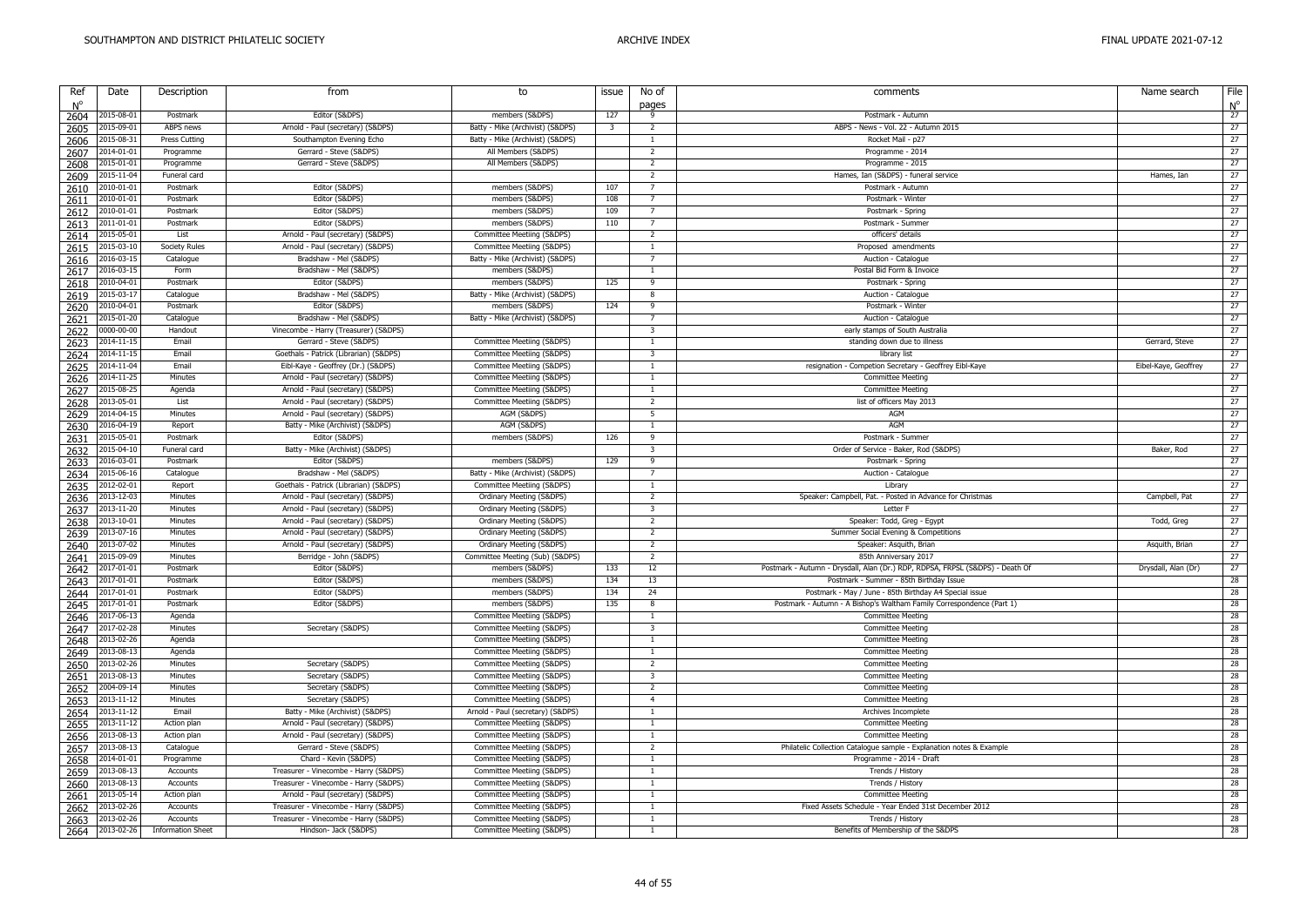| Ref N° | Date | Description | from | to | issue | No of pages | comments | Name search | File N° |
|---|---|---|---|---|---|---|---|---|---|
| 2604 | 2015-08-01 | Postmark | Editor (S&DPS) | members (S&DPS) | 127 | 9 | Postmark - Autumn | | 27 |
| 2605 | 2015-09-01 | ABPS news | Arnold - Paul (secretary) (S&DPS) | Batty - Mike (Archivist) (S&DPS) | 3 | 2 | ABPS - News - Vol. 22 - Autumn 2015 | | 27 |
| 2606 | 2015-08-31 | Press Cutting | Southampton Evening Echo | Batty - Mike (Archivist) (S&DPS) | | 1 | Rocket Mail - p27 | | 27 |
| 2607 | 2014-01-01 | Programme | Gerrard - Steve (S&DPS) | All Members (S&DPS) | | 2 | Programme - 2014 | | 27 |
| 2608 | 2015-01-01 | Programme | Gerrard - Steve (S&DPS) | All Members (S&DPS) | | 2 | Programme - 2015 | | 27 |
| 2609 | 2015-11-04 | Funeral card | | | | 2 | Hames, Ian (S&DPS) - funeral service | Hames, Ian | 27 |
| 2610 | 2010-01-01 | Postmark | Editor (S&DPS) | members (S&DPS) | 107 | 7 | Postmark - Autumn | | 27 |
| 2611 | 2010-01-01 | Postmark | Editor (S&DPS) | members (S&DPS) | 108 | 7 | Postmark - Winter | | 27 |
| 2612 | 2010-01-01 | Postmark | Editor (S&DPS) | members (S&DPS) | 109 | 7 | Postmark - Spring | | 27 |
| 2613 | 2011-01-01 | Postmark | Editor (S&DPS) | members (S&DPS) | 110 | 7 | Postmark - Summer | | 27 |
| 2614 | 2015-05-01 | List | Arnold - Paul (secretary) (S&DPS) | Committee Meetiing (S&DPS) | | 2 | officers' details | | 27 |
| 2615 | 2015-03-10 | Society Rules | Arnold - Paul (secretary) (S&DPS) | Committee Meetiing (S&DPS) | | 1 | Proposed amendments | | 27 |
| 2616 | 2016-03-15 | Catalogue | Bradshaw - Mel (S&DPS) | Batty - Mike (Archivist) (S&DPS) | | 7 | Auction - Catalogue | | 27 |
| 2617 | 2016-03-15 | Form | Bradshaw - Mel (S&DPS) | members (S&DPS) | | 1 | Postal Bid Form & Invoice | | 27 |
| 2618 | 2010-04-01 | Postmark | Editor (S&DPS) | members (S&DPS) | 125 | 9 | Postmark - Spring | | 27 |
| 2619 | 2015-03-17 | Catalogue | Bradshaw - Mel (S&DPS) | Batty - Mike (Archivist) (S&DPS) | | 8 | Auction - Catalogue | | 27 |
| 2620 | 2010-04-01 | Postmark | Editor (S&DPS) | members (S&DPS) | 124 | 9 | Postmark - Winter | | 27 |
| 2621 | 2015-01-20 | Catalogue | Bradshaw - Mel (S&DPS) | Batty - Mike (Archivist) (S&DPS) | | 7 | Auction - Catalogue | | 27 |
| 2622 | 0000-00-00 | Handout | Vinecombe - Harry (Treasurer) (S&DPS) | | | 3 | early stamps of South Australia | | 27 |
| 2623 | 2014-11-15 | Email | Gerrard - Steve (S&DPS) | Committee Meetiing (S&DPS) | | 1 | standing down due to illness | Gerrard, Steve | 27 |
| 2624 | 2014-11-15 | Email | Goethals - Patrick (Librarian) (S&DPS) | Committee Meetiing (S&DPS) | | 3 | library list | | 27 |
| 2625 | 2014-11-04 | Email | Eibl-Kaye - Geoffrey (Dr.) (S&DPS) | Committee Meetiing (S&DPS) | | 1 | resignation - Competion Secretary - Geoffrey Eibl-Kaye | Eibel-Kaye, Geoffrey | 27 |
| 2626 | 2014-11-25 | Minutes | Arnold - Paul (secretary) (S&DPS) | Committee Meetiing (S&DPS) | | 1 | Committee Meeting | | 27 |
| 2627 | 2015-08-25 | Agenda | Arnold - Paul (secretary) (S&DPS) | Committee Meetiing (S&DPS) | | 1 | Committee Meeting | | 27 |
| 2628 | 2013-05-01 | List | Arnold - Paul (secretary) (S&DPS) | Committee Meetiing (S&DPS) | | 2 | list of officers May 2013 | | 27 |
| 2629 | 2014-04-15 | Minutes | Arnold - Paul (secretary) (S&DPS) | AGM (S&DPS) | | 5 | AGM | | 27 |
| 2630 | 2016-04-19 | Report | Batty - Mike (Archivist) (S&DPS) | AGM (S&DPS) | | 1 | AGM | | 27 |
| 2631 | 2015-05-01 | Postmark | Editor (S&DPS) | members (S&DPS) | 126 | 9 | Postmark - Summer | | 27 |
| 2632 | 2015-04-10 | Funeral card | Batty - Mike (Archivist) (S&DPS) | | | 3 | Order of Service - Baker, Rod (S&DPS) | Baker, Rod | 27 |
| 2633 | 2016-03-01 | Postmark | Editor (S&DPS) | members (S&DPS) | 129 | 9 | Postmark - Spring | | 27 |
| 2634 | 2015-06-16 | Catalogue | Bradshaw - Mel (S&DPS) | Batty - Mike (Archivist) (S&DPS) | | 7 | Auction - Catalogue | | 27 |
| 2635 | 2012-02-01 | Report | Goethals - Patrick (Librarian) (S&DPS) | Committee Meetiing (S&DPS) | | 1 | Library | | 27 |
| 2636 | 2013-12-03 | Minutes | Arnold - Paul (secretary) (S&DPS) | Ordinary Meeting (S&DPS) | | 2 | Speaker: Campbell, Pat. - Posted in Advance for Christmas | Campbell, Pat | 27 |
| 2637 | 2013-11-20 | Minutes | Arnold - Paul (secretary) (S&DPS) | Ordinary Meeting (S&DPS) | | 3 | Letter F | | 27 |
| 2638 | 2013-10-01 | Minutes | Arnold - Paul (secretary) (S&DPS) | Ordinary Meeting (S&DPS) | | 2 | Speaker: Todd, Greg - Egypt | Todd, Greg | 27 |
| 2639 | 2013-07-16 | Minutes | Arnold - Paul (secretary) (S&DPS) | Ordinary Meeting (S&DPS) | | 2 | Summer Social Evening & Competitions | | 27 |
| 2640 | 2013-07-02 | Minutes | Arnold - Paul (secretary) (S&DPS) | Ordinary Meeting (S&DPS) | | 2 | Speaker: Asquith, Brian | Asquith, Brian | 27 |
| 2641 | 2015-09-09 | Minutes | Berridge - John (S&DPS) | Committee Meeting (Sub) (S&DPS) | | 2 | 85th Anniversary 2017 | | 27 |
| 2642 | 2017-01-01 | Postmark | Editor (S&DPS) | members (S&DPS) | 133 | 12 | Postmark - Autumn - Drysdall, Alan (Dr.) RDP, RDPSA, FRPSL (S&DPS) - Death Of | Drysdall, Alan (Dr) | 27 |
| 2643 | 2017-01-01 | Postmark | Editor (S&DPS) | members (S&DPS) | 134 | 13 | Postmark - Summer - 85th Birthday Issue | | 28 |
| 2644 | 2017-01-01 | Postmark | Editor (S&DPS) | members (S&DPS) | 134 | 24 | Postmark - May / June - 85th Birthday A4 Special issue | | 28 |
| 2645 | 2017-01-01 | Postmark | Editor (S&DPS) | members (S&DPS) | 135 | 8 | Postmark - Autumn - A Bishop's Waltham Family Correspondence (Part 1) | | 28 |
| 2646 | 2017-06-13 | Agenda | | Committee Meetiing (S&DPS) | | 1 | Committee Meeting | | 28 |
| 2647 | 2017-02-28 | Minutes | Secretary (S&DPS) | Committee Meetiing (S&DPS) | | 3 | Committee Meeting | | 28 |
| 2648 | 2013-02-26 | Agenda | | Committee Meetiing (S&DPS) | | 1 | Committee Meeting | | 28 |
| 2649 | 2013-08-13 | Agenda | | Committee Meetiing (S&DPS) | | 1 | Committee Meeting | | 28 |
| 2650 | 2013-02-26 | Minutes | Secretary (S&DPS) | Committee Meetiing (S&DPS) | | 2 | Committee Meeting | | 28 |
| 2651 | 2013-08-13 | Minutes | Secretary (S&DPS) | Committee Meetiing (S&DPS) | | 3 | Committee Meeting | | 28 |
| 2652 | 2004-09-14 | Minutes | Secretary (S&DPS) | Committee Meetiing (S&DPS) | | 2 | Committee Meeting | | 28 |
| 2653 | 2013-11-12 | Minutes | Secretary (S&DPS) | Committee Meetiing (S&DPS) | | 4 | Committee Meeting | | 28 |
| 2654 | 2013-11-12 | Email | Batty - Mike (Archivist) (S&DPS) | Arnold - Paul (secretary) (S&DPS) | | 1 | Archives Incomplete | | 28 |
| 2655 | 2013-11-12 | Action plan | Arnold - Paul (secretary) (S&DPS) | Committee Meetiing (S&DPS) | | 1 | Committee Meeting | | 28 |
| 2656 | 2013-08-13 | Action plan | Arnold - Paul (secretary) (S&DPS) | Committee Meetiing (S&DPS) | | 1 | Committee Meeting | | 28 |
| 2657 | 2013-08-13 | Catalogue | Gerrard - Steve (S&DPS) | Committee Meetiing (S&DPS) | | 2 | Philatelic Collection Catalogue sample - Explanation notes & Example | | 28 |
| 2658 | 2014-01-01 | Programme | Chard - Kevin (S&DPS) | Committee Meetiing (S&DPS) | | 1 | Programme - 2014 - Draft | | 28 |
| 2659 | 2013-08-13 | Accounts | Treasurer - Vinecombe - Harry (S&DPS) | Committee Meetiing (S&DPS) | | 1 | Trends / History | | 28 |
| 2660 | 2013-08-13 | Accounts | Treasurer - Vinecombe - Harry (S&DPS) | Committee Meetiing (S&DPS) | | 1 | Trends / History | | 28 |
| 2661 | 2013-05-14 | Action plan | Arnold - Paul (secretary) (S&DPS) | Committee Meetiing (S&DPS) | | 1 | Committee Meeting | | 28 |
| 2662 | 2013-02-26 | Accounts | Treasurer - Vinecombe - Harry (S&DPS) | Committee Meetiing (S&DPS) | | 1 | Fixed Assets Schedule - Year Ended 31st December 2012 | | 28 |
| 2663 | 2013-02-26 | Accounts | Treasurer - Vinecombe - Harry (S&DPS) | Committee Meetiing (S&DPS) | | 1 | Trends / History | | 28 |
| 2664 | 2013-02-26 | Information Sheet | Hindson- Jack (S&DPS) | Committee Meetiing (S&DPS) | | 1 | Benefits of Membership of the S&DPS | | 28 |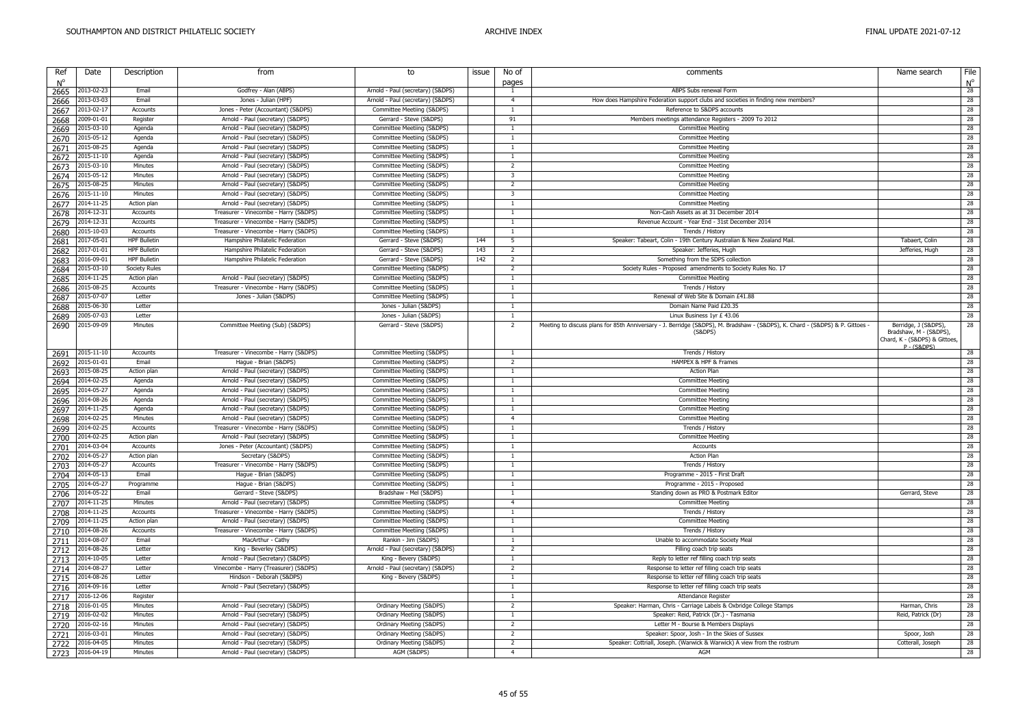| Ref N° | Date | Description | from | to | issue | No of pages | comments | Name search | File N° |
|---|---|---|---|---|---|---|---|---|---|
| 2665 | 2013-02-23 | Email | Godfrey - Alan (ABPS) | Arnold - Paul (secretary) (S&DPS) | | 1 | ABPS Subs renewal Form | | 28 |
| 2666 | 2013-03-03 | Email | Jones - Julian (HPF) | Arnold - Paul (secretary) (S&DPS) | | 4 | How does Hampshire Federation support clubs and societies in finding new members? | | 28 |
| 2667 | 2013-02-17 | Accounts | Jones - Peter (Accountant) (S&DPS) | Committee Meetiing (S&DPS) | | 1 | Reference to S&DPS accounts | | 28 |
| 2668 | 2009-01-01 | Register | Arnold - Paul (secretary) (S&DPS) | Gerrard - Steve (S&DPS) | | 91 | Members meetings attendance Registers - 2009 To 2012 | | 28 |
| 2669 | 2015-03-10 | Agenda | Arnold - Paul (secretary) (S&DPS) | Committee Meetiing (S&DPS) | | 1 | Committee Meeting | | 28 |
| 2670 | 2015-05-12 | Agenda | Arnold - Paul (secretary) (S&DPS) | Committee Meetiing (S&DPS) | | 1 | Committee Meeting | | 28 |
| 2671 | 2015-08-25 | Agenda | Arnold - Paul (secretary) (S&DPS) | Committee Meetiing (S&DPS) | | 1 | Committee Meeting | | 28 |
| 2672 | 2015-11-10 | Agenda | Arnold - Paul (secretary) (S&DPS) | Committee Meetiing (S&DPS) | | 1 | Committee Meeting | | 28 |
| 2673 | 2015-03-10 | Minutes | Arnold - Paul (secretary) (S&DPS) | Committee Meetiing (S&DPS) | | 2 | Committee Meeting | | 28 |
| 2674 | 2015-05-12 | Minutes | Arnold - Paul (secretary) (S&DPS) | Committee Meetiing (S&DPS) | | 3 | Committee Meeting | | 28 |
| 2675 | 2015-08-25 | Minutes | Arnold - Paul (secretary) (S&DPS) | Committee Meetiing (S&DPS) | | 2 | Committee Meeting | | 28 |
| 2676 | 2015-11-10 | Minutes | Arnold - Paul (secretary) (S&DPS) | Committee Meetiing (S&DPS) | | 3 | Committee Meeting | | 28 |
| 2677 | 2014-11-25 | Action plan | Arnold - Paul (secretary) (S&DPS) | Committee Meetiing (S&DPS) | | 1 | Committee Meeting | | 28 |
| 2678 | 2014-12-31 | Accounts | Treasurer - Vinecombe - Harry (S&DPS) | Committee Meetiing (S&DPS) | | 1 | Non-Cash Assets as at 31 December 2014 | | 28 |
| 2679 | 2014-12-31 | Accounts | Treasurer - Vinecombe - Harry (S&DPS) | Committee Meetiing (S&DPS) | | 1 | Revenue Account - Year End - 31st December 2014 | | 28 |
| 2680 | 2015-10-03 | Accounts | Treasurer - Vinecombe - Harry (S&DPS) | Committee Meetiing (S&DPS) | | 1 | Trends / History | | 28 |
| 2681 | 2017-05-01 | HPF Bulletin | Hampshire Philatelic Federation | Gerrard - Steve (S&DPS) | 144 | 5 | Speaker: Tabeart, Colin - 19th Century Australian & New Zealand Mail. | Tabaert, Colin | 28 |
| 2682 | 2017-01-01 | HPF Bulletin | Hampshire Philatelic Federation | Gerrard - Steve (S&DPS) | 143 | 2 | Speaker: Jefferies, Hugh | Jefferies, Hugh | 28 |
| 2683 | 2016-09-01 | HPF Bulletin | Hampshire Philatelic Federation | Gerrard - Steve (S&DPS) | 142 | 2 | Something from the SDPS collection | | 28 |
| 2684 | 2015-03-10 | Society Rules | | Committee Meetiing (S&DPS) | | 2 | Society Rules - Proposed amendments to Society Rules No. 17 | | 28 |
| 2685 | 2014-11-25 | Action plan | Arnold - Paul (secretary) (S&DPS) | Committee Meetiing (S&DPS) | | 1 | Committee Meeting | | 28 |
| 2686 | 2015-08-25 | Accounts | Treasurer - Vinecombe - Harry (S&DPS) | Committee Meetiing (S&DPS) | | 1 | Trends / History | | 28 |
| 2687 | 2015-07-07 | Letter | Jones - Julian (S&DPS) | Committee Meetiing (S&DPS) | | 1 | Renewal of Web Site & Domain £41.88 | | 28 |
| 2688 | 2015-06-30 | Letter | | Jones - Julian (S&DPS) | | 1 | Domain Name Paid £20.35 | | 28 |
| 2689 | 2005-07-03 | Letter | | Jones - Julian (S&DPS) | | 1 | Linux Business 1yr £ 43.06 | | 28 |
| 2690 | 2015-09-09 | Minutes | Committee Meeting (Sub) (S&DPS) | Gerrard - Steve (S&DPS) | | 2 | Meeting to discuss plans for 85th Anniversary - J. Berridge (S&DPS), M. Bradshaw - (S&DPS), K. Chard - (S&DPS) & P. Gittoes - (S&DPS) | Berridge, J (S&DPS), Bradshaw, M - (S&DPS), Chard, K - (S&DPS) & Gittoes, P - (S&DPS) | 28 |
| 2691 | 2015-11-10 | Accounts | Treasurer - Vinecombe - Harry (S&DPS) | Committee Meetiing (S&DPS) | | 1 | Trends / History | | 28 |
| 2692 | 2015-01-01 | Email | Hague - Brian (S&DPS) | Committee Meetiing (S&DPS) | | 2 | HAMPEX & HPF & Frames | | 28 |
| 2693 | 2015-08-25 | Action plan | Arnold - Paul (secretary) (S&DPS) | Committee Meetiing (S&DPS) | | 1 | Action Plan | | 28 |
| 2694 | 2014-02-25 | Agenda | Arnold - Paul (secretary) (S&DPS) | Committee Meetiing (S&DPS) | | 1 | Committee Meeting | | 28 |
| 2695 | 2014-05-27 | Agenda | Arnold - Paul (secretary) (S&DPS) | Committee Meetiing (S&DPS) | | 1 | Committee Meeting | | 28 |
| 2696 | 2014-08-26 | Agenda | Arnold - Paul (secretary) (S&DPS) | Committee Meetiing (S&DPS) | | 1 | Committee Meeting | | 28 |
| 2697 | 2014-11-25 | Agenda | Arnold - Paul (secretary) (S&DPS) | Committee Meetiing (S&DPS) | | 1 | Committee Meeting | | 28 |
| 2698 | 2014-02-25 | Minutes | Arnold - Paul (secretary) (S&DPS) | Committee Meetiing (S&DPS) | | 4 | Committee Meeting | | 28 |
| 2699 | 2014-02-25 | Accounts | Treasurer - Vinecombe - Harry (S&DPS) | Committee Meetiing (S&DPS) | | 1 | Trends / History | | 28 |
| 2700 | 2014-02-25 | Action plan | Arnold - Paul (secretary) (S&DPS) | Committee Meetiing (S&DPS) | | 1 | Committee Meeting | | 28 |
| 2701 | 2014-03-04 | Accounts | Jones - Peter (Accountant) (S&DPS) | Committee Meetiing (S&DPS) | | 1 | Accounts | | 28 |
| 2702 | 2014-05-27 | Action plan | Secretary (S&DPS) | Committee Meetiing (S&DPS) | | 1 | Action Plan | | 28 |
| 2703 | 2014-05-27 | Accounts | Treasurer - Vinecombe - Harry (S&DPS) | Committee Meetiing (S&DPS) | | 1 | Trends / History | | 28 |
| 2704 | 2014-05-13 | Email | Hague - Brian (S&DPS) | Committee Meetiing (S&DPS) | | 1 | Programme - 2015 - First Draft | | 28 |
| 2705 | 2014-05-27 | Programme | Hague - Brian (S&DPS) | Committee Meetiing (S&DPS) | | 1 | Programme - 2015 - Proposed | | 28 |
| 2706 | 2014-05-22 | Email | Gerrard - Steve (S&DPS) | Bradshaw - Mel (S&DPS) | | 1 | Standing down as PRO & Postmark Editor | Gerrard, Steve | 28 |
| 2707 | 2014-11-25 | Minutes | Arnold - Paul (secretary) (S&DPS) | Committee Meetiing (S&DPS) | | 4 | Committee Meeting | | 28 |
| 2708 | 2014-11-25 | Accounts | Treasurer - Vinecombe - Harry (S&DPS) | Committee Meetiing (S&DPS) | | 1 | Trends / History | | 28 |
| 2709 | 2014-11-25 | Action plan | Arnold - Paul (secretary) (S&DPS) | Committee Meetiing (S&DPS) | | 1 | Committee Meeting | | 28 |
| 2710 | 2014-08-26 | Accounts | Treasurer - Vinecombe - Harry (S&DPS) | Committee Meetiing (S&DPS) | | 1 | Trends / History | | 28 |
| 2711 | 2014-08-07 | Email | MacArthur - Cathy | Rankin - Jim (S&DPS) | | 1 | Unable to accommodate Society Meal | | 28 |
| 2712 | 2014-08-26 | Letter | King - Beverley (S&DPS) | Arnold - Paul (secretary) (S&DPS) | | 2 | Filling coach trip seats | | 28 |
| 2713 | 2014-10-05 | Letter | Arnold - Paul (Secretary) (S&DPS) | King - Bevery (S&DPS) | | 1 | Reply to letter ref filling coach trip seats | | 28 |
| 2714 | 2014-08-27 | Letter | Vinecombe - Harry (Treasurer) (S&DPS) | Arnold - Paul (secretary) (S&DPS) | | 2 | Response to letter ref filling coach trip seats | | 28 |
| 2715 | 2014-08-26 | Letter | Hindson - Deborah (S&DPS) | King - Bevery (S&DPS) | | 1 | Response to letter ref filling coach trip seats | | 28 |
| 2716 | 2014-09-16 | Letter | Arnold - Paul (Secretary) (S&DPS) | | | 1 | Response to letter ref filling coach trip seats | | 28 |
| 2717 | 2016-12-06 | Register | | | | 1 | Attendance Register | | 28 |
| 2718 | 2016-01-05 | Minutes | Arnold - Paul (secretary) (S&DPS) | Ordinary Meeting (S&DPS) | | 2 | Speaker: Harman, Chris - Carriage Labels & Oxbridge College Stamps | Harman, Chris | 28 |
| 2719 | 2016-02-02 | Minutes | Arnold - Paul (secretary) (S&DPS) | Ordinary Meeting (S&DPS) | | 1 | Speaker: Reid, Patrick (Dr.) - Tasmania | Reid, Patrick (Dr) | 28 |
| 2720 | 2016-02-16 | Minutes | Arnold - Paul (secretary) (S&DPS) | Ordinary Meeting (S&DPS) | | 2 | Letter M - Bourse & Members Displays | | 28 |
| 2721 | 2016-03-01 | Minutes | Arnold - Paul (secretary) (S&DPS) | Ordinary Meeting (S&DPS) | | 2 | Speaker: Spoor, Josh - In the Skies of Sussex | Spoor, Josh | 28 |
| 2722 | 2016-04-05 | Minutes | Arnold - Paul (secretary) (S&DPS) | Ordinary Meeting (S&DPS) | | 2 | Speaker: Cottriall, Joseph. (Warwick & Warwick) A view from the rostrum | Cotterall, Joseph | 28 |
| 2723 | 2016-04-19 | Minutes | Arnold - Paul (secretary) (S&DPS) | AGM (S&DPS) | | 4 | AGM | | 28 |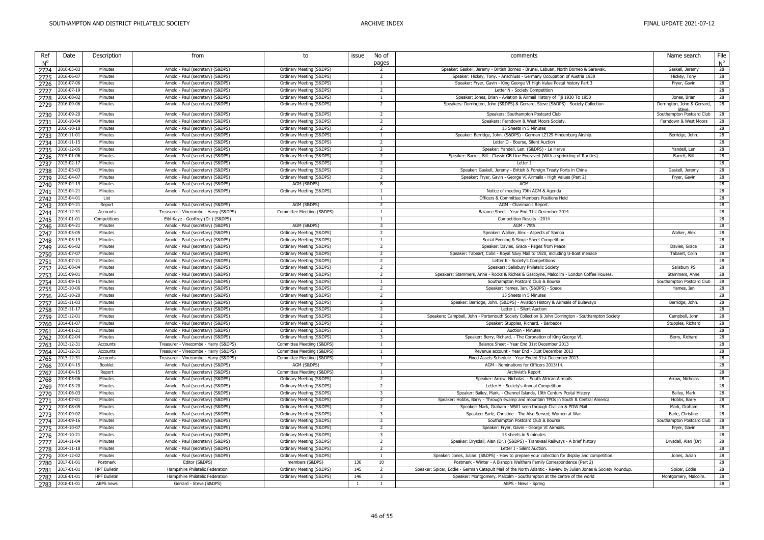| Ref N° | Date | Description | from | to | issue | No of pages | comments | Name search | File N° |
|---|---|---|---|---|---|---|---|---|---|
| 2724 | 2016-05-03 | Minutes | Arnold - Paul (secretary) (S&DPS) | Ordinary Meeting (S&DPS) | | 2 | Speaker: Gaskell, Jeremy - British Borneo - Brunei, Labuan, North Borneo & Sarawak. | Gaskell, Jeremy | 28 |
| 2725 | 2016-06-07 | Minutes | Arnold - Paul (secretary) (S&DPS) | Ordinary Meeting (S&DPS) | | 2 | Speaker: Hickey, Tony. - Anschluss - Germany Occupation of Austria 1938 | Hickey, Tony | 28 |
| 2726 | 2016-07-06 | Minutes | Arnold - Paul (secretary) (S&DPS) | Ordinary Meeting (S&DPS) | | 1 | Speaker: Fryer, Gavin - King George VI High Value Postal history Part 3 | Fryer, Gavin | 28 |
| 2727 | 2016-07-19 | Minutes | Arnold - Paul (secretary) (S&DPS) | Ordinary Meeting (S&DPS) | | 2 | Letter N - Society Competition | | 28 |
| 2728 | 2016-08-02 | Minutes | Arnold - Paul (secretary) (S&DPS) | Ordinary Meeting (S&DPS) | | 1 | Speaker: Jones, Brian - Aviation & Airmail History of Fiji 1930 To 1950 | Jones, Brian | 28 |
| 2729 | 2016-09-06 | Minutes | Arnold - Paul (secretary) (S&DPS) | Ordinary Meeting (S&DPS) | | 2 | Speakers: Dorrington, John (S&DPS) & Gerrard, Steve (S&DPS) - Society Collection | Dorrington, John & Gerrard, Steve. | 28 |
| 2730 | 2016-09-20 | Minutes | Arnold - Paul (secretary) (S&DPS) | Ordinary Meeting (S&DPS) | | 2 | Speakers: Southampton Postcard Club | Southampton Postcard Club | 28 |
| 2731 | 2016-10-04 | Minutes | Arnold - Paul (secretary) (S&DPS) | Ordinary Meeting (S&DPS) | | 2 | Speakers: Ferndown & West Moors Society. | Ferndown & West Moors | 28 |
| 2732 | 2016-10-18 | Minutes | Arnold - Paul (secretary) (S&DPS) | Ordinary Meeting (S&DPS) | | 2 | 15 Sheets in 5 Minutes | | 28 |
| 2733 | 2016-11-01 | Minutes | Arnold - Paul (secretary) (S&DPS) | Ordinary Meeting (S&DPS) | | 1 | Speaker: Berridge, John. (S&DPS) - German LZ129 Hindenburg Airship. | Berridge, John. | 28 |
| 2734 | 2016-11-15 | Minutes | Arnold - Paul (secretary) (S&DPS) | Ordinary Meeting (S&DPS) | | 2 | Letter O - Bourse, Silent Auction | | 28 |
| 2735 | 2016-12-06 | Minutes | Arnold - Paul (secretary) (S&DPS) | Ordinary Meeting (S&DPS) | | 2 | Speaker: Yandell, Len. (S&DPS) - Le Harve | Yandell, Len | 28 |
| 2736 | 2015-01-06 | Minutes | Arnold - Paul (secretary) (S&DPS) | Ordinary Meeting (S&DPS) | | 2 | Speaker: Barrell, Bill - Classic GB Line Engraved (With a sprinkling of Rarities) | Barrell, Bill | 28 |
| 2737 | 2015-02-17 | Minutes | Arnold - Paul (secretary) (S&DPS) | Ordinary Meeting (S&DPS) | | 2 | Letter J | | 28 |
| 2738 | 2015-03-03 | Minutes | Arnold - Paul (secretary) (S&DPS) | Ordinary Meeting (S&DPS) | | 2 | Speaker: Gaskell, Jeremy - British & Foreign Treaty Ports in China | Gaskell, Jeremy | 28 |
| 2739 | 2015-04-07 | Minutes | Arnold - Paul (secretary) (S&DPS) | Ordinary Meeting (S&DPS) | | 2 | Speaker: Fryer, Gavin - George VI Airmails - High Values (Part 2) | Fryer, Gavin | 28 |
| 2740 | 2015-04-19 | Minutes | Arnold - Paul (secretary) (S&DPS) | AGM (S&DPS) | | 8 | AGM | | 28 |
| 2741 | 2015-04-21 | Minutes | Arnold - Paul (secretary) (S&DPS) | Ordinary Meeting (S&DPS) | | 1 | Notice of meeting 79th AGM & Agenda | | 28 |
| 2742 | 2015-04-01 | List | | | | 1 | Officers & Committee Members Positions Held | | 28 |
| 2743 | 2015-04-21 | Report | Arnold - Paul (secretary) (S&DPS) | AGM (S&DPS) | | 2 | AGM - Chariman's Report. | | 28 |
| 2744 | 2014-12-31 | Accounts | Treasurer - Vinecombe - Harry (S&DPS) | Committee Meetiing (S&DPS) | | 1 | Balance Sheet - Year End 31st December 2014 | | 28 |
| 2745 | 2014-01-01 | Competitions | Eibl-Kaye - Geoffrey (Dr.) (S&DPS) | | | 1 | Competition Results - 2014 | | 28 |
| 2746 | 2015-04-21 | Minutes | Arnold - Paul (secretary) (S&DPS) | AGM (S&DPS) | | 3 | AGM - 79th | | 28 |
| 2747 | 2015-05-05 | Minutes | Arnold - Paul (secretary) (S&DPS) | Ordinary Meeting (S&DPS) | | 2 | Speaker: Walker, Alex - Aspects of Samoa | Walker, Alex | 28 |
| 2748 | 2015-05-19 | Minutes | Arnold - Paul (secretary) (S&DPS) | Ordinary Meeting (S&DPS) | | 1 | Social Evening & Single Sheet Competition | | 28 |
| 2749 | 2015-06-02 | Minutes | Arnold - Paul (secretary) (S&DPS) | Ordinary Meeting (S&DPS) | | 2 | Speaker: Davies, Grace - Pages from Peace | Davies, Grace | 28 |
| 2750 | 2015-07-07 | Minutes | Arnold - Paul (secretary) (S&DPS) | Ordinary Meeting (S&DPS) | | 2 | Speaker: Tabeart, Colin - Royal Navy Mail to 1920, including U-Boat menace | Tabaert, Colin | 28 |
| 2751 | 2015-07-21 | Minutes | Arnold - Paul (secretary) (S&DPS) | Ordinary Meeting (S&DPS) | | 2 | Letter K - Society's Competitions | | 28 |
| 2752 | 2015-08-04 | Minutes | Arnold - Paul (secretary) (S&DPS) | Ordinary Meeting (S&DPS) | | 2 | Speakers: Salisbury Philatelic Society | Salisbury PS | 28 |
| 2753 | 2015-09-01 | Minutes | Arnold - Paul (secretary) (S&DPS) | Ordinary Meeting (S&DPS) | | 2 | Speakers: Stammers, Anne - Rocks & Riches & Gascoyne, Malcollm - London Coffee Houses. | Stammers, Anne | 28 |
| 2754 | 2015-09-15 | Minutes | Arnold - Paul (secretary) (S&DPS) | Ordinary Meeting (S&DPS) | | 1 | Southampton Postcard Club & Bourse | Southampton Postcard Club | 28 |
| 2755 | 2015-10-06 | Minutes | Arnold - Paul (secretary) (S&DPS) | Ordinary Meeting (S&DPS) | | 2 | Speaker: Hames, Ian. (S&DPS) - Space | Hames, Ian | 28 |
| 2756 | 2015-10-20 | Minutes | Arnold - Paul (secretary) (S&DPS) | Ordinary Meeting (S&DPS) | | 2 | 15 Sheets in 5 Minutes | | 28 |
| 2757 | 2015-11-03 | Minutes | Arnold - Paul (secretary) (S&DPS) | Ordinary Meeting (S&DPS) | | 2 | Speaker: Berridge, John. (S&DPS) - Aviation History & Airmails of Bulawayo | Berridge, John. | 28 |
| 2758 | 2015-11-17 | Minutes | Arnold - Paul (secretary) (S&DPS) | Ordinary Meeting (S&DPS) | | 2 | Letter L - Silent Auction | | 28 |
| 2759 | 2015-12-01 | Minutes | Arnold - Paul (secretary) (S&DPS) | Ordinary Meeting (S&DPS) | | 2 | Speakers: Campbell, John - Portsmouth Society Collection & John Dorrington - Southampton Society | Campbell, John | 28 |
| 2760 | 2014-01-07 | Minutes | Arnold - Paul (secretary) (S&DPS) | Ordinary Meeting (S&DPS) | | 2 | Speaker: Stupples, Richard. - Barbados | Stupples, Richard | 28 |
| 2761 | 2014-01-21 | Minutes | Arnold - Paul (secretary) (S&DPS) | Ordinary Meeting (S&DPS) | | 1 | Auction - Minutes | | 28 |
| 2762 | 2014-02-04 | Minutes | Arnold - Paul (secretary) (S&DPS) | Ordinary Meeting (S&DPS) | | 3 | Speaker: Berry, Richard. - The Coronation of King George VI. | Berry, Richard | 28 |
| 2763 | 2013-12-31 | Accounts | Treasurer - Vinecombe - Harry (S&DPS) | Committee Meetiing (S&DPS) | | 1 | Balance Sheet - Year End 31st December 2013 | | 28 |
| 2764 | 2013-12-31 | Accounts | Treasurer - Vinecombe - Harry (S&DPS) | Committee Meetiing (S&DPS) | | 1 | Revenue account - Year End - 31st December 2013 | | 28 |
| 2765 | 2013-12-31 | Accounts | Treasurer - Vinecombe - Harry (S&DPS) | Committee Meetiing (S&DPS) | | 1 | Fixed Assets Schedule - Year Ended 31st December 2013 | | 28 |
| 2766 | 2014-04-15 | Booklet | Arnold - Paul (secretary) (S&DPS) | AGM (S&DPS) | | 7 | AGM - Nominations for Officers 2013/14. | | 28 |
| 2767 | 2014-04-15 | Report | Arnold - Paul (secretary) (S&DPS) | Committee Meetiing (S&DPS) | | 1 | Archivist's Report | | 28 |
| 2768 | 2014-05-06 | Minutes | Arnold - Paul (secretary) (S&DPS) | Ordinary Meeting (S&DPS) | | 2 | Speaker: Arrow, Nicholas. - South African Airmails | Arrow, Nicholas | 28 |
| 2769 | 2014-05-20 | Minutes | Arnold - Paul (secretary) (S&DPS) | Ordinary Meeting (S&DPS) | | 2 | Letter H - Society's Annual Competition | | 28 |
| 2770 | 2014-06-03 | Minutes | Arnold - Paul (secretary) (S&DPS) | Ordinary Meeting (S&DPS) | | 3 | Speaker: Bailey, Mark. - Channel Islands, 19th Century Postal History | Bailey, Mark | 28 |
| 2771 | 2014-07-01 | Minutes | Arnold - Paul (secretary) (S&DPS) | Ordinary Meeting (S&DPS) | | 2 | Speaker: Hobbs, Barry - Through swamp and mountain TPOs in South & Central America | Hobbs, Barry | 28 |
| 2772 | 2014-08-05 | Minutes | Arnold - Paul (secretary) (S&DPS) | Ordinary Meeting (S&DPS) | | 2 | Speaker: Mark, Graham - WW1 seen through Civillian & POW Mail | Mark, Graham | 28 |
| 2773 | 2014-09-02 | Minutes | Arnold - Paul (secretary) (S&DPS) | Ordinary Meeting (S&DPS) | | 3 | Speaker: Earle, Christine - The Also Served; Women at War | Earle, Christine | 28 |
| 2774 | 2014-09-16 | Minutes | Arnold - Paul (secretary) (S&DPS) | Ordinary Meeting (S&DPS) | | 2 | Southampton Postcard Club & Bourse | Southampton Postcard Club | 28 |
| 2775 | 2014-10-07 | Minutes | Arnold - Paul (secretary) (S&DPS) | Ordinary Meeting (S&DPS) | | 2 | Speaker: Fryer, Gavin - George VI Airmails. | Fryer, Gavin | 28 |
| 2776 | 2014-10-21 | Minutes | Arnold - Paul (secretary) (S&DPS) | Ordinary Meeting (S&DPS) | | 3 | 15 sheets in 5 minutes | | 28 |
| 2777 | 2014-11-04 | Minutes | Arnold - Paul (secretary) (S&DPS) | Ordinary Meeting (S&DPS) | | 2 | Speaker: Drysdall, Alan (Dr.) (S&DPS) - Transvaal Railways - A brief history | Drysdall, Alan (Dr) | 28 |
| 2778 | 2014-11-18 | Minutes | Arnold - Paul (secretary) (S&DPS) | Ordinary Meeting (S&DPS) | | 2 | Letter I - Silent Auction. | | 28 |
| 2779 | 2014-12-02 | Minutes | Arnold - Paul (secretary) (S&DPS) | Ordinary Meeting (S&DPS) | | 1 | Speaker: Jones, Julian. (S&DPS) - How to prepare your collection for display and competition. | Jones, Julian | 28 |
| 2780 | 2017-01-01 | Postmark | Editor (S&DPS) | members (S&DPS) | 136 | 10 | Postmark - Winter - A Bishop's Waltham Family Correspondence (Part 2) | | 28 |
| 2781 | 2017-01-01 | HPF Bulletin | Hampshire Philatelic Federation | Ordinary Meeting (S&DPS) | 145 | 2 | Speaker: Spicer, Eddie - German Catapult Mail of the North Atlantic - Review by Julian Jones & Society Roundup. | Spicer, Eddie | 28 |
| 2782 | 2018-01-01 | HPF Bulletin | Hampshire Philatelic Federation | Ordinary Meeting (S&DPS) | 146 | 3 | Speaker: Montgomery, Malcolm - Southampton at the centre of the world | Montgomery, Malcolm. | 28 |
| 2783 | 2018-01-01 | ABPS news | Gerrard - Steve (S&DPS) | | 1 | 1 | ABPS - News - Spring | | 28 |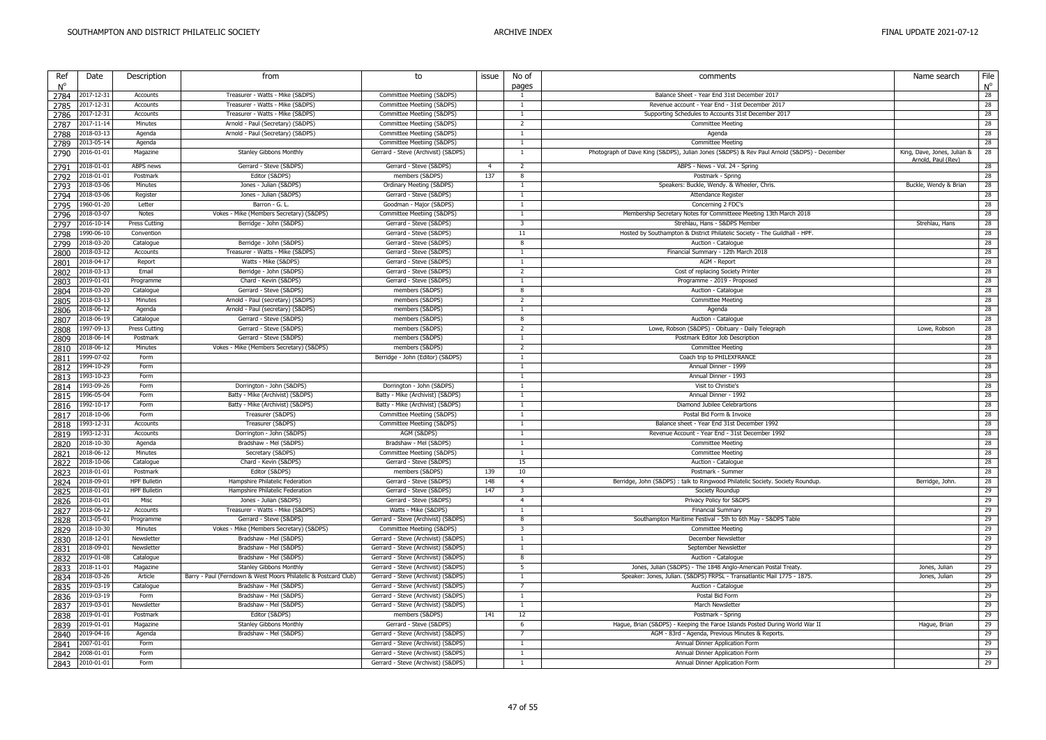| Ref N° | Date | Description | from | to | issue | No of pages | comments | Name search | File N° |
|---|---|---|---|---|---|---|---|---|---|
| 2784 | 2017-12-31 | Accounts | Treasurer - Watts - Mike (S&DPS) | Committee Meetiing (S&DPS) | | 1 | Balance Sheet - Year End 31st December 2017 | | 28 |
| 2785 | 2017-12-31 | Accounts | Treasurer - Watts - Mike (S&DPS) | Committee Meetiing (S&DPS) | | 1 | Revenue account - Year End - 31st December 2017 | | 28 |
| 2786 | 2017-12-31 | Accounts | Treasurer - Watts - Mike (S&DPS) | Committee Meetiing (S&DPS) | | 1 | Supporting Schedules to Accounts 31st December 2017 | | 28 |
| 2787 | 2017-11-14 | Minutes | Arnold - Paul (Secretary) (S&DPS) | Committee Meetiing (S&DPS) | | 2 | Committee Meeting | | 28 |
| 2788 | 2018-03-13 | Agenda | Arnold - Paul (Secretary) (S&DPS) | Committee Meetiing (S&DPS) | | 1 | Agenda | | 28 |
| 2789 | 2013-05-14 | Agenda | | Committee Meetiing (S&DPS) | | 1 | Committee Meeting | | 28 |
| 2790 | 2016-01-01 | Magazine | Stanley Gibbons Monthly | Gerrard - Steve (Archivist) (S&DPS) | | 1 | Photograph of Dave King (S&DPS), Julian Jones (S&DPS) & Rev Paul Arnold (S&DPS) - December | King, Dave, Jones, Julian & Arnold, Paul (Rev) | 28 |
| 2791 | 2018-01-01 | ABPS news | Gerrard - Steve (S&DPS) | Gerrard - Steve (S&DPS) | 4 | 2 | ABPS - News - Vol. 24 - Spring | | 28 |
| 2792 | 2018-01-01 | Postmark | Editor (S&DPS) | members (S&DPS) | 137 | 8 | Postmark - Spring | | 28 |
| 2793 | 2018-03-06 | Minutes | Jones - Julian (S&DPS) | Ordinary Meeting (S&DPS) | | 1 | Speakers: Buckle, Wendy. & Wheeler, Chris. | Buckle, Wendy & Brian | 28 |
| 2794 | 2018-03-06 | Register | Jones - Julian (S&DPS) | Gerrard - Steve (S&DPS) | | 1 | Attendance Register | | 28 |
| 2795 | 1960-01-20 | Letter | Barron - G. L. | Goodman - Major (S&DPS) | | 1 | Concerning 2 FDC's | | 28 |
| 2796 | 2018-03-07 | Notes | Vokes - Mike (Members Secretary) (S&DPS) | Committee Meetiing (S&DPS) | | 1 | Membership Secretary Notes for Committeee Meeting 13th March 2018 | | 28 |
| 2797 | 2016-10-14 | Press Cutting | Berridge - John (S&DPS) | Gerrard - Steve (S&DPS) | | 3 | Strehlau, Hans - S&DPS Member | Strehlau, Hans | 28 |
| 2798 | 1990-06-10 | Convention | | Gerrard - Steve (S&DPS) | | 11 | Hosted by Southampton & District Philatelic Society - The Guildhall - HPF. | | 28 |
| 2799 | 2018-03-20 | Catalogue | Berridge - John (S&DPS) | Gerrard - Steve (S&DPS) | | 8 | Auction - Catalogue | | 28 |
| 2800 | 2018-03-12 | Accounts | Treasurer - Watts - Mike (S&DPS) | Gerrard - Steve (S&DPS) | | 1 | Financial Summary - 12th March 2018 | | 28 |
| 2801 | 2018-04-17 | Report | Watts - Mike (S&DPS) | Gerrard - Steve (S&DPS) | | 1 | AGM - Report | | 28 |
| 2802 | 2018-03-13 | Email | Berridge - John (S&DPS) | Gerrard - Steve (S&DPS) | | 2 | Cost of replacing Society Printer | | 28 |
| 2803 | 2019-01-01 | Programme | Chard - Kevin (S&DPS) | Gerrard - Steve (S&DPS) | | 1 | Programme - 2019 - Proposed | | 28 |
| 2804 | 2018-03-20 | Catalogue | Gerrard - Steve (S&DPS) | members (S&DPS) | | 8 | Auction - Catalogue | | 28 |
| 2805 | 2018-03-13 | Minutes | Arnold - Paul (secretary) (S&DPS) | members (S&DPS) | | 2 | Committee Meeting | | 28 |
| 2806 | 2018-06-12 | Agenda | Arnold - Paul (secretary) (S&DPS) | members (S&DPS) | | 1 | Agenda | | 28 |
| 2807 | 2018-06-19 | Catalogue | Gerrard - Steve (S&DPS) | members (S&DPS) | | 8 | Auction - Catalogue | | 28 |
| 2808 | 1997-09-13 | Press Cutting | Gerrard - Steve (S&DPS) | members (S&DPS) | | 2 | Lowe, Robson (S&DPS) - Obituary - Daily Telegraph | Lowe, Robson | 28 |
| 2809 | 2018-06-14 | Postmark | Gerrard - Steve (S&DPS) | members (S&DPS) | | 1 | Postmark Editor Job Description | | 28 |
| 2810 | 2018-06-12 | Minutes | Vokes - Mike (Members Secretary) (S&DPS) | members (S&DPS) | | 2 | Committee Meeting | | 28 |
| 2811 | 1999-07-02 | Form | | Berridge - John (Editor) (S&DPS) | | 1 | Coach trip to PHILEXFRANCE | | 28 |
| 2812 | 1994-10-29 | Form | | | | 1 | Annual Dinner - 1999 | | 28 |
| 2813 | 1993-10-23 | Form | | | | 1 | Annual Dinner - 1993 | | 28 |
| 2814 | 1993-09-26 | Form | Dorrington - John (S&DPS) | Dorrington - John (S&DPS) | | 1 | Visit to Christie's | | 28 |
| 2815 | 1996-05-04 | Form | Batty - Mike (Archivist) (S&DPS) | Batty - Mike (Archivist) (S&DPS) | | 1 | Annual Dinner - 1992 | | 28 |
| 2816 | 1992-10-17 | Form | Batty - Mike (Archivist) (S&DPS) | Batty - Mike (Archivist) (S&DPS) | | 1 | Diamond Jubilee Celebrartions | | 28 |
| 2817 | 2018-10-06 | Form | Treasurer (S&DPS) | Committee Meetiing (S&DPS) | | 1 | Postal Bid Form & Invoice | | 28 |
| 2818 | 1993-12-31 | Accounts | Treasurer (S&DPS) | Committee Meetiing (S&DPS) | | 1 | Balance sheet - Year End 31st December 1992 | | 28 |
| 2819 | 1993-12-31 | Accounts | Dorrington - John (S&DPS) | AGM (S&DPS) | | 1 | Revenue Account - Year End - 31st December 1992 | | 28 |
| 2820 | 2018-10-30 | Agenda | Bradshaw - Mel (S&DPS) | Bradshaw - Mel (S&DPS) | | 1 | Committee Meeting | | 28 |
| 2821 | 2018-06-12 | Minutes | Secretary (S&DPS) | Committee Meetiing (S&DPS) | | 1 | Committee Meeting | | 28 |
| 2822 | 2018-10-06 | Catalogue | Chard - Kevin (S&DPS) | Gerrard - Steve (S&DPS) | | 15 | Auction - Catalogue | | 28 |
| 2823 | 2018-01-01 | Postmark | Editor (S&DPS) | members (S&DPS) | 139 | 10 | Postmark - Summer | | 28 |
| 2824 | 2018-09-01 | HPF Bulletin | Hampshire Philatelic Federation | Gerrard - Steve (S&DPS) | 148 | 4 | Berridge, John (S&DPS) : talk to Ringwood Philatelic Society. Society Roundup. | Berridge, John. | 28 |
| 2825 | 2018-01-01 | HPF Bulletin | Hampshire Philatelic Federation | Gerrard - Steve (S&DPS) | 147 | 3 | Society Roundup | | 29 |
| 2826 | 2018-01-01 | Misc | Jones - Julian (S&DPS) | Gerrard - Steve (S&DPS) | | 4 | Privacy Policy for S&DPS | | 29 |
| 2827 | 2018-06-12 | Accounts | Treasurer - Watts - Mike (S&DPS) | Watts - Mike (S&DPS) | | 1 | Financial Summary | | 29 |
| 2828 | 2013-05-01 | Programme | Gerrard - Steve (S&DPS) | Gerrard - Steve (Archivist) (S&DPS) | | 8 | Southampton Maritime Festival - 5th to 6th May - S&DPS Table | | 29 |
| 2829 | 2018-10-30 | Minutes | Vokes - Mike (Members Secretary) (S&DPS) | Committee Meetiing (S&DPS) | | 3 | Committee Meeting | | 29 |
| 2830 | 2018-12-01 | Newsletter | Bradshaw - Mel (S&DPS) | Gerrard - Steve (Archivist) (S&DPS) | | 1 | December Newsletter | | 29 |
| 2831 | 2018-09-01 | Newsletter | Bradshaw - Mel (S&DPS) | Gerrard - Steve (Archivist) (S&DPS) | | 1 | September Newsletter | | 29 |
| 2832 | 2019-01-08 | Catalogue | Bradshaw - Mel (S&DPS) | Gerrard - Steve (Archivist) (S&DPS) | | 8 | Auction - Catalogue | | 29 |
| 2833 | 2018-11-01 | Magazine | Stanley Gibbons Monthly | Gerrard - Steve (Archivist) (S&DPS) | | 5 | Jones, Julian (S&DPS) - The 1848 Anglo-American Postal Treaty. | Jones, Julian | 29 |
| 2834 | 2018-03-26 | Article | Barry - Paul (Ferndown & West Moors Philatelic & Postcard Club) | Gerrard - Steve (Archivist) (S&DPS) | | 1 | Speaker: Jones, Julian. (S&DPS) FRPSL - Transatlantic Mail 1775 - 1875. | Jones, Julian | 29 |
| 2835 | 2019-03-19 | Catalogue | Bradshaw - Mel (S&DPS) | Gerrard - Steve (Archivist) (S&DPS) | | 7 | Auction - Catalogue | | 29 |
| 2836 | 2019-03-19 | Form | Bradshaw - Mel (S&DPS) | Gerrard - Steve (Archivist) (S&DPS) | | 1 | Postal Bid Form | | 29 |
| 2837 | 2019-03-01 | Newsletter | Bradshaw - Mel (S&DPS) | Gerrard - Steve (Archivist) (S&DPS) | | 1 | March Newsletter | | 29 |
| 2838 | 2019-01-01 | Postmark | Editor (S&DPS) | members (S&DPS) | 141 | 12 | Postmark - Spring | | 29 |
| 2839 | 2019-01-01 | Magazine | Stanley Gibbons Monthly | Gerrard - Steve (S&DPS) | | 6 | Hague, Brian (S&DPS) - Keeping the Faroe Islands Posted During World War II | Hague, Brian | 29 |
| 2840 | 2019-04-16 | Agenda | Bradshaw - Mel (S&DPS) | Gerrard - Steve (Archivist) (S&DPS) | | 7 | AGM - 83rd - Agenda, Previous Minutes & Reports. | | 29 |
| 2841 | 2007-01-01 | Form | | Gerrard - Steve (Archivist) (S&DPS) | | 1 | Annual Dinner Application Form | | 29 |
| 2842 | 2008-01-01 | Form | | Gerrard - Steve (Archivist) (S&DPS) | | 1 | Annual Dinner Application Form | | 29 |
| 2843 | 2010-01-01 | Form | | Gerrard - Steve (Archivist) (S&DPS) | | 1 | Annual Dinner Application Form | | 29 |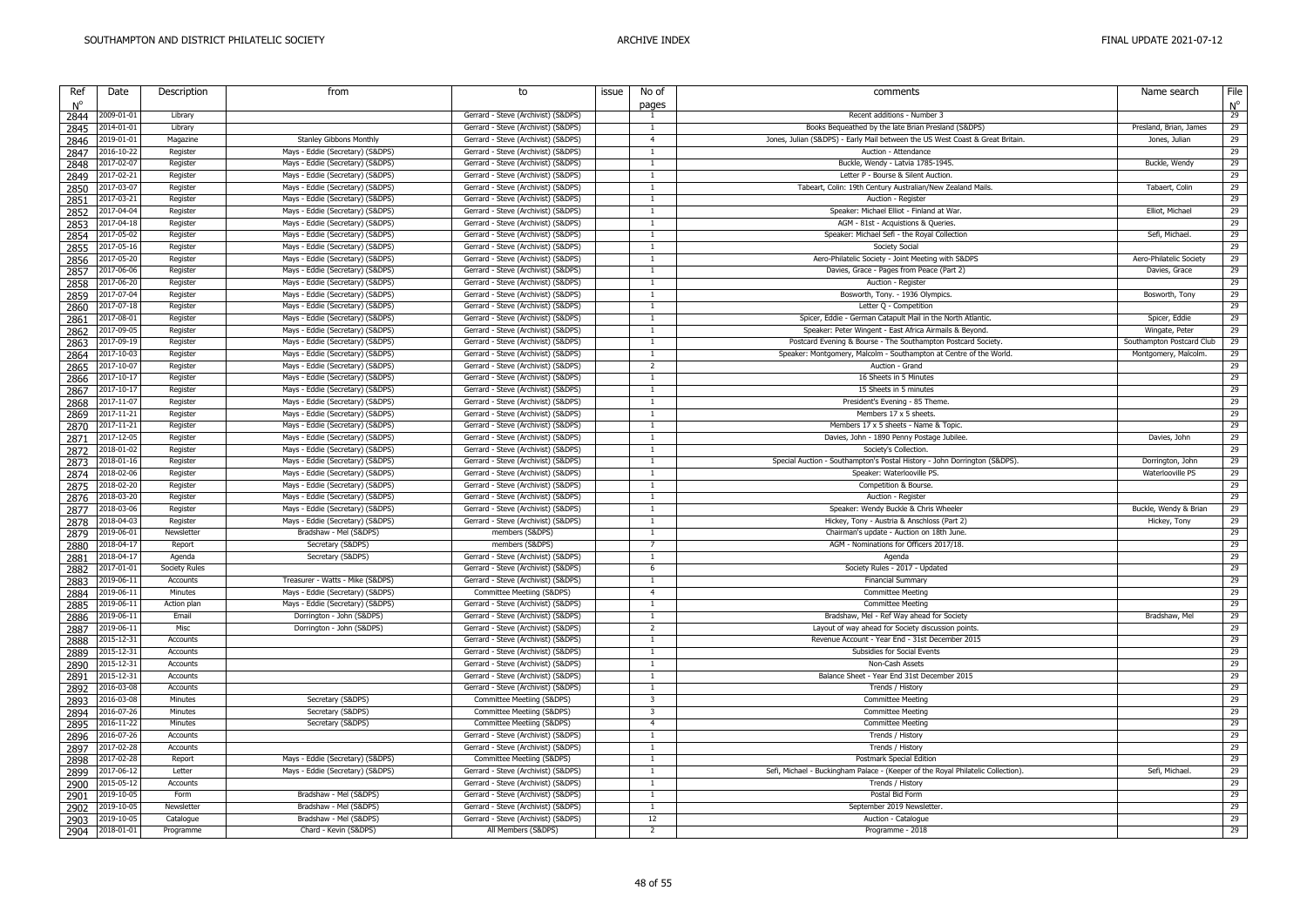| Ref N° | Date | Description | from | to | issue | No of pages | comments | Name search | File N° |
|---|---|---|---|---|---|---|---|---|---|
| 2844 | 2009-01-01 | Library | | Gerrard - Steve (Archivist) (S&DPS) | | 1 | Recent additions - Number 3 | | 29 |
| 2845 | 2014-01-01 | Library | | Gerrard - Steve (Archivist) (S&DPS) | | 1 | Books Bequeathed by the late Brian Presland (S&DPS) | Presland, Brian, James | 29 |
| 2846 | 2019-01-01 | Magazine | Stanley Gibbons Monthly | Gerrard - Steve (Archivist) (S&DPS) | | 4 | Jones, Julian (S&DPS) - Early Mail between the US West Coast & Great Britain. | Jones, Julian | 29 |
| 2847 | 2016-10-22 | Register | Mays - Eddie (Secretary) (S&DPS) | Gerrard - Steve (Archivist) (S&DPS) | | 1 | Auction - Attendance | | 29 |
| 2848 | 2017-02-07 | Register | Mays - Eddie (Secretary) (S&DPS) | Gerrard - Steve (Archivist) (S&DPS) | | 1 | Buckle, Wendy - Latvia 1785-1945. | Buckle, Wendy | 29 |
| 2849 | 2017-02-21 | Register | Mays - Eddie (Secretary) (S&DPS) | Gerrard - Steve (Archivist) (S&DPS) | | 1 | Letter P - Bourse & Silent Auction. | | 29 |
| 2850 | 2017-03-07 | Register | Mays - Eddie (Secretary) (S&DPS) | Gerrard - Steve (Archivist) (S&DPS) | | 1 | Tabeart, Colin: 19th Century Australian/New Zealand Mails. | Tabaert, Colin | 29 |
| 2851 | 2017-03-21 | Register | Mays - Eddie (Secretary) (S&DPS) | Gerrard - Steve (Archivist) (S&DPS) | | 1 | Auction - Register | | 29 |
| 2852 | 2017-04-04 | Register | Mays - Eddie (Secretary) (S&DPS) | Gerrard - Steve (Archivist) (S&DPS) | | 1 | Speaker: Michael Elliot - Finland at War. | Elliot, Michael | 29 |
| 2853 | 2017-04-18 | Register | Mays - Eddie (Secretary) (S&DPS) | Gerrard - Steve (Archivist) (S&DPS) | | 1 | AGM - 81st - Acquistions & Queries. | | 29 |
| 2854 | 2017-05-02 | Register | Mays - Eddie (Secretary) (S&DPS) | Gerrard - Steve (Archivist) (S&DPS) | | 1 | Speaker: Michael Sefi - the Royal Collection | Sefi, Michael. | 29 |
| 2855 | 2017-05-16 | Register | Mays - Eddie (Secretary) (S&DPS) | Gerrard - Steve (Archivist) (S&DPS) | | 1 | Society Social | | 29 |
| 2856 | 2017-05-20 | Register | Mays - Eddie (Secretary) (S&DPS) | Gerrard - Steve (Archivist) (S&DPS) | | 1 | Aero-Philatelic Society - Joint Meeting with S&DPS | Aero-Philatelic Society | 29 |
| 2857 | 2017-06-06 | Register | Mays - Eddie (Secretary) (S&DPS) | Gerrard - Steve (Archivist) (S&DPS) | | 1 | Davies, Grace - Pages from Peace (Part 2) | Davies, Grace | 29 |
| 2858 | 2017-06-20 | Register | Mays - Eddie (Secretary) (S&DPS) | Gerrard - Steve (Archivist) (S&DPS) | | 1 | Auction - Register | | 29 |
| 2859 | 2017-07-04 | Register | Mays - Eddie (Secretary) (S&DPS) | Gerrard - Steve (Archivist) (S&DPS) | | 1 | Bosworth, Tony. - 1936 Olympics. | Bosworth, Tony | 29 |
| 2860 | 2017-07-18 | Register | Mays - Eddie (Secretary) (S&DPS) | Gerrard - Steve (Archivist) (S&DPS) | | 1 | Letter Q - Competition | | 29 |
| 2861 | 2017-08-01 | Register | Mays - Eddie (Secretary) (S&DPS) | Gerrard - Steve (Archivist) (S&DPS) | | 1 | Spicer, Eddie - German Catapult Mail in the North Atlantic. | Spicer, Eddie | 29 |
| 2862 | 2017-09-05 | Register | Mays - Eddie (Secretary) (S&DPS) | Gerrard - Steve (Archivist) (S&DPS) | | 1 | Speaker: Peter Wingent - East Africa Airmails & Beyond. | Wingate, Peter | 29 |
| 2863 | 2017-09-19 | Register | Mays - Eddie (Secretary) (S&DPS) | Gerrard - Steve (Archivist) (S&DPS) | | 1 | Postcard Evening & Bourse - The Southampton Postcard Society. | Southampton Postcard Club | 29 |
| 2864 | 2017-10-03 | Register | Mays - Eddie (Secretary) (S&DPS) | Gerrard - Steve (Archivist) (S&DPS) | | 1 | Speaker: Montgomery, Malcolm - Southampton at Centre of the World. | Montgomery, Malcolm. | 29 |
| 2865 | 2017-10-07 | Register | Mays - Eddie (Secretary) (S&DPS) | Gerrard - Steve (Archivist) (S&DPS) | | 2 | Auction - Grand | | 29 |
| 2866 | 2017-10-17 | Register | Mays - Eddie (Secretary) (S&DPS) | Gerrard - Steve (Archivist) (S&DPS) | | 1 | 16 Sheets in 5 Minutes | | 29 |
| 2867 | 2017-10-17 | Register | Mays - Eddie (Secretary) (S&DPS) | Gerrard - Steve (Archivist) (S&DPS) | | 1 | 15 Sheets in 5 minutes | | 29 |
| 2868 | 2017-11-07 | Register | Mays - Eddie (Secretary) (S&DPS) | Gerrard - Steve (Archivist) (S&DPS) | | 1 | President's Evening - 85 Theme. | | 29 |
| 2869 | 2017-11-21 | Register | Mays - Eddie (Secretary) (S&DPS) | Gerrard - Steve (Archivist) (S&DPS) | | 1 | Members 17 x 5 sheets. | | 29 |
| 2870 | 2017-11-21 | Register | Mays - Eddie (Secretary) (S&DPS) | Gerrard - Steve (Archivist) (S&DPS) | | 1 | Members 17 x 5 sheets - Name & Topic. | | 29 |
| 2871 | 2017-12-05 | Register | Mays - Eddie (Secretary) (S&DPS) | Gerrard - Steve (Archivist) (S&DPS) | | 1 | Davies, John - 1890 Penny Postage Jubilee. | Davies, John | 29 |
| 2872 | 2018-01-02 | Register | Mays - Eddie (Secretary) (S&DPS) | Gerrard - Steve (Archivist) (S&DPS) | | 1 | Society's Collection. | | 29 |
| 2873 | 2018-01-16 | Register | Mays - Eddie (Secretary) (S&DPS) | Gerrard - Steve (Archivist) (S&DPS) | | 1 | Special Auction - Southampton's Postal History - John Dorrington (S&DPS). | Dorrington, John | 29 |
| 2874 | 2018-02-06 | Register | Mays - Eddie (Secretary) (S&DPS) | Gerrard - Steve (Archivist) (S&DPS) | | 1 | Speaker: Waterlooville PS. | Waterlooville PS | 29 |
| 2875 | 2018-02-20 | Register | Mays - Eddie (Secretary) (S&DPS) | Gerrard - Steve (Archivist) (S&DPS) | | 1 | Competition & Bourse. | | 29 |
| 2876 | 2018-03-20 | Register | Mays - Eddie (Secretary) (S&DPS) | Gerrard - Steve (Archivist) (S&DPS) | | 1 | Auction - Register | | 29 |
| 2877 | 2018-03-06 | Register | Mays - Eddie (Secretary) (S&DPS) | Gerrard - Steve (Archivist) (S&DPS) | | 1 | Speaker: Wendy Buckle & Chris Wheeler | Buckle, Wendy & Brian | 29 |
| 2878 | 2018-04-03 | Register | Mays - Eddie (Secretary) (S&DPS) | Gerrard - Steve (Archivist) (S&DPS) | | 1 | Hickey, Tony - Austria & Anschloss (Part 2) | Hickey, Tony | 29 |
| 2879 | 2019-06-01 | Newsletter | Bradshaw - Mel (S&DPS) | members (S&DPS) | | 1 | Chairman's update - Auction on 18th June. | | 29 |
| 2880 | 2018-04-17 | Report | Secretary (S&DPS) | members (S&DPS) | | 7 | AGM - Nominations for Officers 2017/18. | | 29 |
| 2881 | 2018-04-17 | Agenda | Secretary (S&DPS) | Gerrard - Steve (Archivist) (S&DPS) | | 1 | Agenda | | 29 |
| 2882 | 2017-01-01 | Society Rules | | Gerrard - Steve (Archivist) (S&DPS) | | 6 | Society Rules - 2017 - Updated | | 29 |
| 2883 | 2019-06-11 | Accounts | Treasurer - Watts - Mike (S&DPS) | Gerrard - Steve (Archivist) (S&DPS) | | 1 | Financial Summary | | 29 |
| 2884 | 2019-06-11 | Minutes | Mays - Eddie (Secretary) (S&DPS) | Committee Meetiing (S&DPS) | | 4 | Committee Meeting | | 29 |
| 2885 | 2019-06-11 | Action plan | Mays - Eddie (Secretary) (S&DPS) | Gerrard - Steve (Archivist) (S&DPS) | | 1 | Committee Meeting | | 29 |
| 2886 | 2019-06-11 | Email | Dorrington - John (S&DPS) | Gerrard - Steve (Archivist) (S&DPS) | | 1 | Bradshaw, Mel - Ref Way ahead for Society | Bradshaw, Mel | 29 |
| 2887 | 2019-06-11 | Misc | Dorrington - John (S&DPS) | Gerrard - Steve (Archivist) (S&DPS) | | 2 | Layout of way ahead for Society discussion points. | | 29 |
| 2888 | 2015-12-31 | Accounts | | Gerrard - Steve (Archivist) (S&DPS) | | 1 | Revenue Account - Year End - 31st December 2015 | | 29 |
| 2889 | 2015-12-31 | Accounts | | Gerrard - Steve (Archivist) (S&DPS) | | 1 | Subsidies for Social Events | | 29 |
| 2890 | 2015-12-31 | Accounts | | Gerrard - Steve (Archivist) (S&DPS) | | 1 | Non-Cash Assets | | 29 |
| 2891 | 2015-12-31 | Accounts | | Gerrard - Steve (Archivist) (S&DPS) | | 1 | Balance Sheet - Year End 31st December 2015 | | 29 |
| 2892 | 2016-03-08 | Accounts | | Gerrard - Steve (Archivist) (S&DPS) | | 1 | Trends / History | | 29 |
| 2893 | 2016-03-08 | Minutes | Secretary (S&DPS) | Committee Meetiing (S&DPS) | | 3 | Committee Meeting | | 29 |
| 2894 | 2016-07-26 | Minutes | Secretary (S&DPS) | Committee Meetiing (S&DPS) | | 3 | Committee Meeting | | 29 |
| 2895 | 2016-11-22 | Minutes | Secretary (S&DPS) | Committee Meetiing (S&DPS) | | 4 | Committee Meeting | | 29 |
| 2896 | 2016-07-26 | Accounts | | Gerrard - Steve (Archivist) (S&DPS) | | 1 | Trends / History | | 29 |
| 2897 | 2017-02-28 | Accounts | | Gerrard - Steve (Archivist) (S&DPS) | | 1 | Trends / History | | 29 |
| 2898 | 2017-02-28 | Report | Mays - Eddie (Secretary) (S&DPS) | Committee Meetiing (S&DPS) | | 1 | Postmark Special Edition | | 29 |
| 2899 | 2017-06-12 | Letter | Mays - Eddie (Secretary) (S&DPS) | Gerrard - Steve (Archivist) (S&DPS) | | 1 | Sefi, Michael - Buckingham Palace - (Keeper of the Royal Philatelic Collection). | Sefi, Michael. | 29 |
| 2900 | 2015-05-12 | Accounts | | Gerrard - Steve (Archivist) (S&DPS) | | 1 | Trends / History | | 29 |
| 2901 | 2019-10-05 | Form | Bradshaw - Mel (S&DPS) | Gerrard - Steve (Archivist) (S&DPS) | | 1 | Postal Bid Form | | 29 |
| 2902 | 2019-10-05 | Newsletter | Bradshaw - Mel (S&DPS) | Gerrard - Steve (Archivist) (S&DPS) | | 1 | September 2019 Newsletter. | | 29 |
| 2903 | 2019-10-05 | Catalogue | Bradshaw - Mel (S&DPS) | Gerrard - Steve (Archivist) (S&DPS) | | 12 | Auction - Catalogue | | 29 |
| 2904 | 2018-01-01 | Programme | Chard - Kevin (S&DPS) | All Members (S&DPS) | | 2 | Programme - 2018 | | 29 |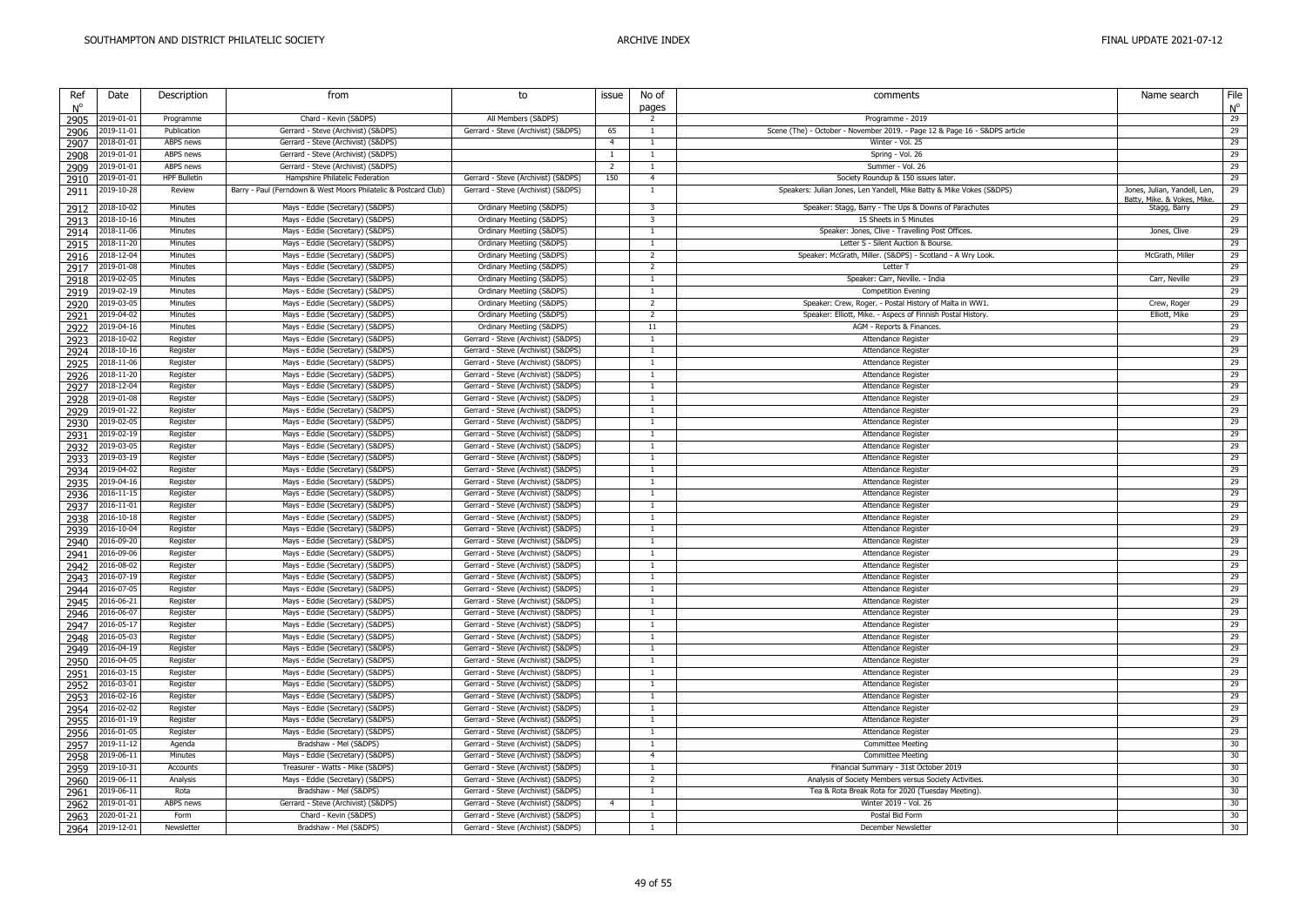| Ref N° | Date | Description | from | to | issue | No of pages | comments | Name search | File N° |
|---|---|---|---|---|---|---|---|---|---|
| 2905 | 2019-01-01 | Programme | Chard - Kevin (S&DPS) | All Members (S&DPS) | | 2 | Programme - 2019 | | 29 |
| 2906 | 2019-11-01 | Publication | Gerrard - Steve (Archivist) (S&DPS) | Gerrard - Steve (Archivist) (S&DPS) | 65 | 1 | Scene (The) - October - November 2019. - Page 12 & Page 16 - S&DPS article | | 29 |
| 2907 | 2018-01-01 | ABPS news | Gerrard - Steve (Archivist) (S&DPS) | | 4 | 1 | Winter - Vol. 25 | | 29 |
| 2908 | 2019-01-01 | ABPS news | Gerrard - Steve (Archivist) (S&DPS) | | 1 | 1 | Spring - Vol. 26 | | 29 |
| 2909 | 2019-01-01 | ABPS news | Gerrard - Steve (Archivist) (S&DPS) | | 2 | 1 | Summer - Vol. 26 | | 29 |
| 2910 | 2019-01-01 | HPF Bulletin | Hampshire Philatelic Federation | Gerrard - Steve (Archivist) (S&DPS) | 150 | 4 | Society Roundup & 150 issues later. | | 29 |
| 2911 | 2019-10-28 | Review | Barry - Paul (Ferndown & West Moors Philatelic & Postcard Club) | Gerrard - Steve (Archivist) (S&DPS) | | 1 | Speakers: Julian Jones, Len Yandell, Mike Batty & Mike Vokes (S&DPS) | Jones, Julian, Yandell, Len, Batty, Mike. & Vokes, Mike. | 29 |
| 2912 | 2018-10-02 | Minutes | Mays - Eddie (Secretary) (S&DPS) | Ordinary Meetiing (S&DPS) | | 3 | Speaker: Stagg, Barry - The Ups & Downs of Parachutes | Stagg, Barry | 29 |
| 2913 | 2018-10-16 | Minutes | Mays - Eddie (Secretary) (S&DPS) | Ordinary Meetiing (S&DPS) | | 3 | 15 Sheets in 5 Minutes | | 29 |
| 2914 | 2018-11-06 | Minutes | Mays - Eddie (Secretary) (S&DPS) | Ordinary Meetiing (S&DPS) | | 1 | Speaker: Jones, Clive - Travelling Post Offices. | Jones, Clive | 29 |
| 2915 | 2018-11-20 | Minutes | Mays - Eddie (Secretary) (S&DPS) | Ordinary Meetiing (S&DPS) | | 1 | Letter S - Silent Auction & Bourse. | | 29 |
| 2916 | 2018-12-04 | Minutes | Mays - Eddie (Secretary) (S&DPS) | Ordinary Meetiing (S&DPS) | | 2 | Speaker: McGrath, Miller. (S&DPS) - Scotland - A Wry Look. | McGrath, Miller | 29 |
| 2917 | 2019-01-08 | Minutes | Mays - Eddie (Secretary) (S&DPS) | Ordinary Meetiing (S&DPS) | | 2 | Letter T | | 29 |
| 2918 | 2019-02-05 | Minutes | Mays - Eddie (Secretary) (S&DPS) | Ordinary Meetiing (S&DPS) | | 1 | Speaker: Carr, Neville. - India | Carr, Neville | 29 |
| 2919 | 2019-02-19 | Minutes | Mays - Eddie (Secretary) (S&DPS) | Ordinary Meetiing (S&DPS) | | 1 | Competition Evening | | 29 |
| 2920 | 2019-03-05 | Minutes | Mays - Eddie (Secretary) (S&DPS) | Ordinary Meetiing (S&DPS) | | 2 | Speaker: Crew, Roger. - Postal History of Malta in WW1. | Crew, Roger | 29 |
| 2921 | 2019-04-02 | Minutes | Mays - Eddie (Secretary) (S&DPS) | Ordinary Meetiing (S&DPS) | | 2 | Speaker: Elliott, Mike. - Aspecs of Finnish Postal History. | Elliott, Mike | 29 |
| 2922 | 2019-04-16 | Minutes | Mays - Eddie (Secretary) (S&DPS) | Ordinary Meetiing (S&DPS) | | 11 | AGM - Reports & Finances. | | 29 |
| 2923 | 2018-10-02 | Register | Mays - Eddie (Secretary) (S&DPS) | Gerrard - Steve (Archivist) (S&DPS) | | 1 | Attendance Register | | 29 |
| 2924 | 2018-10-16 | Register | Mays - Eddie (Secretary) (S&DPS) | Gerrard - Steve (Archivist) (S&DPS) | | 1 | Attendance Register | | 29 |
| 2925 | 2018-11-06 | Register | Mays - Eddie (Secretary) (S&DPS) | Gerrard - Steve (Archivist) (S&DPS) | | 1 | Attendance Register | | 29 |
| 2926 | 2018-11-20 | Register | Mays - Eddie (Secretary) (S&DPS) | Gerrard - Steve (Archivist) (S&DPS) | | 1 | Attendance Register | | 29 |
| 2927 | 2018-12-04 | Register | Mays - Eddie (Secretary) (S&DPS) | Gerrard - Steve (Archivist) (S&DPS) | | 1 | Attendance Register | | 29 |
| 2928 | 2019-01-08 | Register | Mays - Eddie (Secretary) (S&DPS) | Gerrard - Steve (Archivist) (S&DPS) | | 1 | Attendance Register | | 29 |
| 2929 | 2019-01-22 | Register | Mays - Eddie (Secretary) (S&DPS) | Gerrard - Steve (Archivist) (S&DPS) | | 1 | Attendance Register | | 29 |
| 2930 | 2019-02-05 | Register | Mays - Eddie (Secretary) (S&DPS) | Gerrard - Steve (Archivist) (S&DPS) | | 1 | Attendance Register | | 29 |
| 2931 | 2019-02-19 | Register | Mays - Eddie (Secretary) (S&DPS) | Gerrard - Steve (Archivist) (S&DPS) | | 1 | Attendance Register | | 29 |
| 2932 | 2019-03-05 | Register | Mays - Eddie (Secretary) (S&DPS) | Gerrard - Steve (Archivist) (S&DPS) | | 1 | Attendance Register | | 29 |
| 2933 | 2019-03-19 | Register | Mays - Eddie (Secretary) (S&DPS) | Gerrard - Steve (Archivist) (S&DPS) | | 1 | Attendance Register | | 29 |
| 2934 | 2019-04-02 | Register | Mays - Eddie (Secretary) (S&DPS) | Gerrard - Steve (Archivist) (S&DPS) | | 1 | Attendance Register | | 29 |
| 2935 | 2019-04-16 | Register | Mays - Eddie (Secretary) (S&DPS) | Gerrard - Steve (Archivist) (S&DPS) | | 1 | Attendance Register | | 29 |
| 2936 | 2016-11-15 | Register | Mays - Eddie (Secretary) (S&DPS) | Gerrard - Steve (Archivist) (S&DPS) | | 1 | Attendance Register | | 29 |
| 2937 | 2016-11-01 | Register | Mays - Eddie (Secretary) (S&DPS) | Gerrard - Steve (Archivist) (S&DPS) | | 1 | Attendance Register | | 29 |
| 2938 | 2016-10-18 | Register | Mays - Eddie (Secretary) (S&DPS) | Gerrard - Steve (Archivist) (S&DPS) | | 1 | Attendance Register | | 29 |
| 2939 | 2016-10-04 | Register | Mays - Eddie (Secretary) (S&DPS) | Gerrard - Steve (Archivist) (S&DPS) | | 1 | Attendance Register | | 29 |
| 2940 | 2016-09-20 | Register | Mays - Eddie (Secretary) (S&DPS) | Gerrard - Steve (Archivist) (S&DPS) | | 1 | Attendance Register | | 29 |
| 2941 | 2016-09-06 | Register | Mays - Eddie (Secretary) (S&DPS) | Gerrard - Steve (Archivist) (S&DPS) | | 1 | Attendance Register | | 29 |
| 2942 | 2016-08-02 | Register | Mays - Eddie (Secretary) (S&DPS) | Gerrard - Steve (Archivist) (S&DPS) | | 1 | Attendance Register | | 29 |
| 2943 | 2016-07-19 | Register | Mays - Eddie (Secretary) (S&DPS) | Gerrard - Steve (Archivist) (S&DPS) | | 1 | Attendance Register | | 29 |
| 2944 | 2016-07-05 | Register | Mays - Eddie (Secretary) (S&DPS) | Gerrard - Steve (Archivist) (S&DPS) | | 1 | Attendance Register | | 29 |
| 2945 | 2016-06-21 | Register | Mays - Eddie (Secretary) (S&DPS) | Gerrard - Steve (Archivist) (S&DPS) | | 1 | Attendance Register | | 29 |
| 2946 | 2016-06-07 | Register | Mays - Eddie (Secretary) (S&DPS) | Gerrard - Steve (Archivist) (S&DPS) | | 1 | Attendance Register | | 29 |
| 2947 | 2016-05-17 | Register | Mays - Eddie (Secretary) (S&DPS) | Gerrard - Steve (Archivist) (S&DPS) | | 1 | Attendance Register | | 29 |
| 2948 | 2016-05-03 | Register | Mays - Eddie (Secretary) (S&DPS) | Gerrard - Steve (Archivist) (S&DPS) | | 1 | Attendance Register | | 29 |
| 2949 | 2016-04-19 | Register | Mays - Eddie (Secretary) (S&DPS) | Gerrard - Steve (Archivist) (S&DPS) | | 1 | Attendance Register | | 29 |
| 2950 | 2016-04-05 | Register | Mays - Eddie (Secretary) (S&DPS) | Gerrard - Steve (Archivist) (S&DPS) | | 1 | Attendance Register | | 29 |
| 2951 | 2016-03-15 | Register | Mays - Eddie (Secretary) (S&DPS) | Gerrard - Steve (Archivist) (S&DPS) | | 1 | Attendance Register | | 29 |
| 2952 | 2016-03-01 | Register | Mays - Eddie (Secretary) (S&DPS) | Gerrard - Steve (Archivist) (S&DPS) | | 1 | Attendance Register | | 29 |
| 2953 | 2016-02-16 | Register | Mays - Eddie (Secretary) (S&DPS) | Gerrard - Steve (Archivist) (S&DPS) | | 1 | Attendance Register | | 29 |
| 2954 | 2016-02-02 | Register | Mays - Eddie (Secretary) (S&DPS) | Gerrard - Steve (Archivist) (S&DPS) | | 1 | Attendance Register | | 29 |
| 2955 | 2016-01-19 | Register | Mays - Eddie (Secretary) (S&DPS) | Gerrard - Steve (Archivist) (S&DPS) | | 1 | Attendance Register | | 29 |
| 2956 | 2016-01-05 | Register | Mays - Eddie (Secretary) (S&DPS) | Gerrard - Steve (Archivist) (S&DPS) | | 1 | Attendance Register | | 29 |
| 2957 | 2019-11-12 | Agenda | Bradshaw - Mel (S&DPS) | Gerrard - Steve (Archivist) (S&DPS) | | 1 | Committee Meeting | | 30 |
| 2958 | 2019-06-11 | Minutes | Mays - Eddie (Secretary) (S&DPS) | Gerrard - Steve (Archivist) (S&DPS) | | 4 | Committee Meeting | | 30 |
| 2959 | 2019-10-31 | Accounts | Treasurer - Watts - Mike (S&DPS) | Gerrard - Steve (Archivist) (S&DPS) | | 1 | Financial Summary - 31st October 2019 | | 30 |
| 2960 | 2019-06-11 | Analysis | Mays - Eddie (Secretary) (S&DPS) | Gerrard - Steve (Archivist) (S&DPS) | | 2 | Analysis of Society Members versus Society Activities. | | 30 |
| 2961 | 2019-06-11 | Rota | Bradshaw - Mel (S&DPS) | Gerrard - Steve (Archivist) (S&DPS) | | 1 | Tea & Rota Break Rota for 2020 (Tuesday Meeting). | | 30 |
| 2962 | 2019-01-01 | ABPS news | Gerrard - Steve (Archivist) (S&DPS) | Gerrard - Steve (Archivist) (S&DPS) | 4 | 1 | Winter 2019 - Vol. 26 | | 30 |
| 2963 | 2020-01-21 | Form | Chard - Kevin (S&DPS) | Gerrard - Steve (Archivist) (S&DPS) | | 1 | Postal Bid Form | | 30 |
| 2964 | 2019-12-01 | Newsletter | Bradshaw - Mel (S&DPS) | Gerrard - Steve (Archivist) (S&DPS) | | 1 | December Newsletter | | 30 |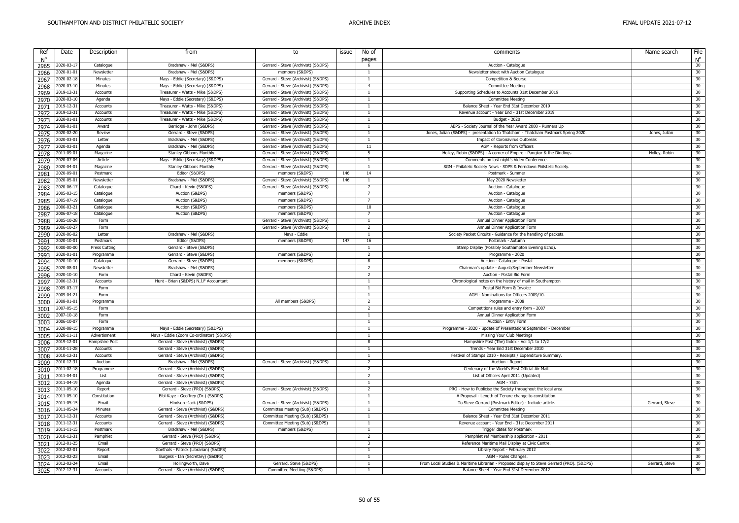| Ref N° | Date | Description | from | to | issue | No of pages | comments | Name search | File N° |
|---|---|---|---|---|---|---|---|---|---|
| 2965 | 2020-03-17 | Catalogue | Bradshaw - Mel (S&DPS) | Gerrard - Steve (Archivist) (S&DPS) | | 6 | Auction - Catalogue | | 30 |
| 2966 | 2020-01-01 | Newsletter | Bradshaw - Mel (S&DPS) | members (S&DPS) | | 1 | Newsletter sheet with Auction Catalogue | | 30 |
| 2967 | 2020-02-18 | Minutes | Mays - Eddie (Secretary) (S&DPS) | Gerrard - Steve (Archivist) (S&DPS) | | 1 | Competition & Bourse. | | 30 |
| 2968 | 2020-03-10 | Minutes | Mays - Eddie (Secretary) (S&DPS) | Gerrard - Steve (Archivist) (S&DPS) | | 4 | Committee Meeting | | 30 |
| 2969 | 2019-12-31 | Accounts | Treasurer - Watts - Mike (S&DPS) | Gerrard - Steve (Archivist) (S&DPS) | | 1 | Supporting Schedules to Accounts 31st December 2019 | | 30 |
| 2970 | 2020-03-10 | Agenda | Mays - Eddie (Secretary) (S&DPS) | Gerrard - Steve (Archivist) (S&DPS) | | 1 | Committee Meeting | | 30 |
| 2971 | 2019-12-31 | Accounts | Treasurer - Watts - Mike (S&DPS) | Gerrard - Steve (Archivist) (S&DPS) | | 1 | Balance Sheet - Year End 31st December 2019 | | 30 |
| 2972 | 2019-12-31 | Accounts | Treasurer - Watts - Mike (S&DPS) | Gerrard - Steve (Archivist) (S&DPS) | | 1 | Revenue account - Year End - 31st December 2019 | | 30 |
| 2973 | 2020-01-01 | Accounts | Treasurer - Watts - Mike (S&DPS) | Gerrard - Steve (Archivist) (S&DPS) | | 1 | Budget - 2020 | | 30 |
| 2974 | 2008-01-01 | Award | Berridge - John (S&DPS) | Gerrard - Steve (Archivist) (S&DPS) | | 1 | ABPS - Society Journal of the Year Award 2008 - Runners Up | | 30 |
| 2975 | 2020-02-20 | Review | Gerrard - Steve (S&DPS) | Gerrard - Steve (Archivist) (S&DPS) | | 1 | Jones, Julian (S&DPS) - presentation to Thatcham - Thatcham Postmark Spring 2020. | Jones, Julian | 30 |
| 2976 | 2020-03-01 | Letter | Bradshaw - Mel (S&DPS) | Gerrard - Steve (Archivist) (S&DPS) | | 1 | Impact of Coronavirus Outbreak | | 30 |
| 2977 | 2020-03-01 | Agenda | Bradshaw - Mel (S&DPS) | Gerrard - Steve (Archivist) (S&DPS) | | 11 | AGM - Reports from Officers | | 30 |
| 2978 | 2011-09-01 | Magazine | Stanley Gibbons Monthly | Gerrard - Steve (Archivist) (S&DPS) | | 5 | Holley, Robin (S&DPS) - A corner of Empire - Pangkor & the Dindings | Holley, Robin | 30 |
| 2979 | 2020-07-04 | Article | Mays - Eddie (Secretary) (S&DPS) | Gerrard - Steve (Archivist) (S&DPS) | | 1 | Comments on last night's Video Conference. | | 30 |
| 2980 | 2020-04-01 | Magazine | Stanley Gibbons Monthly | Gerrard - Steve (Archivist) (S&DPS) | | 1 | SGM - Philatelic Society News - SDPS & Ferndown Philstelic Society. | | 30 |
| 2981 | 2020-09-01 | Postmark | Editor (S&DPS) | members (S&DPS) | 146 | 14 | Postmark - Summer | | 30 |
| 2982 | 2020-05-01 | Newsletter | Bradshaw - Mel (S&DPS) | Gerrard - Steve (Archivist) (S&DPS) | 146 | 1 | May 2020 Newsletter | | 30 |
| 2983 | 2020-06-17 | Catalogue | Chard - Kevin (S&DPS) | Gerrard - Steve (Archivist) (S&DPS) | | 7 | Auction - Catalogue | | 30 |
| 2984 | 2005-03-15 | Catalogue | Auction (S&DPS) | members (S&DPS) | | 7 | Auction - Catalogue | | 30 |
| 2985 | 2005-07-19 | Catalogue | Auction (S&DPS) | members (S&DPS) | | 7 | Auction - Catalogue | | 30 |
| 2986 | 2006-03-21 | Catalogue | Auction (S&DPS) | members (S&DPS) | | 10 | Auction - Catalogue | | 30 |
| 2987 | 2006-07-18 | Catalogue | Auction (S&DPS) | members (S&DPS) | | 7 | Auction - Catalogue | | 30 |
| 2988 | 2005-10-28 | Form | | Gerrard - Steve (Archivist) (S&DPS) | | 1 | Annual Dinner Application Form | | 30 |
| 2989 | 2006-10-27 | Form | | Gerrard - Steve (Archivist) (S&DPS) | | 2 | Annual Dinner Application Form | | 30 |
| 2990 | 2020-06-02 | Letter | Bradshaw - Mel (S&DPS) | Mays - Eddie | | 1 | Society Packet Circuits - Guidance for the handling of packets. | | 30 |
| 2991 | 2020-10-01 | Postmark | Editor (S&DPS) | members (S&DPS) | 147 | 16 | Postmark - Autumn | | 30 |
| 2992 | 0000-00-00 | Press Cutting | Gerrard - Steve (S&DPS) | | | 1 | Stamp Display (Possibly Southampton Evening Echo). | | 30 |
| 2993 | 2020-01-01 | Programme | Gerrard - Steve (S&DPS) | members (S&DPS) | | 2 | Programme - 2020 | | 30 |
| 2994 | 2020-10-10 | Catalogue | Gerrard - Steve (S&DPS) | members (S&DPS) | | 8 | Auction - Catalogue - Postal | | 30 |
| 2995 | 2020-08-01 | Newsletter | Bradshaw - Mel (S&DPS) | | | 2 | Chairman's update - August/September Newsletter | | 30 |
| 2996 | 2020-10-10 | Form | Chard - Kevin (S&DPS) | | | 2 | Auction - Postal Bid Form | | 30 |
| 2997 | 2006-12-31 | Accounts | Hunt - Brian (S&DPS) N.J.F Accountant | | | 1 | Chronological notes on the history of mail in Southampton | | 30 |
| 2998 | 2009-03-17 | Form | | | | 1 | Postal Bid Form & Invoice | | 30 |
| 2999 | 2009-04-21 | Form | | | | 1 | AGM - Nominations for Officers 2009/10. | | 30 |
| 3000 | 2008-01-01 | Programme | | All members (S&DPS) | | 2 | Programme - 2008 | | 30 |
| 3001 | 2007-05-15 | Form | | | | 2 | Competitions rules and entry form - 2007 | | 30 |
| 3002 | 2007-10-18 | Form | | | | 1 | Annual Dinner Application Form | | 30 |
| 3003 | 2006-10-07 | Form | | | | 1 | Auction - Entry Form | | 30 |
| 3004 | 2020-08-15 | Programme | Mays - Eddie (Secretary) (S&DPS) | | | 1 | Programme - 2020 - update of Presentations September - December | | 30 |
| 3005 | 2020-11-11 | Advertisment | Mays - Eddie (Zoom Co-ordinator) (S&DPS) | | | 1 | Missing Your Club Meetings | | 30 |
| 3006 | 2019-12-01 | Hampshire Post | Gerrard - Steve (Archivist) (S&DPS) | | | 8 | Hampshire Post (The) Index - Vol 1/1 to 17/2 | | 30 |
| 3007 | 2010-11-28 | Accounts | Gerrard - Steve (Archivist) (S&DPS) | | | 1 | Trends - Year End 31st December 2010 | | 30 |
| 3008 | 2010-12-31 | Accounts | Gerrard - Steve (Archivist) (S&DPS) | | | 1 | Festival of Stamps 2010 - Receipts / Expenditure Summary. | | 30 |
| 3009 | 2010-12-31 | Auction | Bradshaw - Mel (S&DPS) | Gerrard - Steve (Archivist) (S&DPS) | | 2 | Auction - Report | | 30 |
| 3010 | 2011-02-18 | Programme | Gerrard - Steve (Archivist) (S&DPS) | | | 2 | Centenary of the World's First Official Air Mail. | | 30 |
| 3011 | 2011-04-01 | List | Gerrard - Steve (Archivist) (S&DPS) | | | 2 | List of Officers April 2011 (Updated) | | 30 |
| 3012 | 2011-04-19 | Agenda | Gerrard - Steve (Archivist) (S&DPS) | | | 1 | AGM - 75th | | 30 |
| 3013 | 2011-05-10 | Report | Gerrard - Steve (PRO) (S&DPS) | Gerrard - Steve (Archivist) (S&DPS) | | 2 | PRO - How to Publicise the Society throughout the local area. | | 30 |
| 3014 | 2011-05-10 | Constitution | Eibl-Kaye - Geoffrey (Dr.) (S&DPS) | | | 1 | A Proposal - Length of Tenure change to constitution. | | 30 |
| 3015 | 2011-05-15 | Email | Hindson -Jack (S&DPS) | Gerrard - Steve (Archivist) (S&DPS) | | 1 | To Steve Gerrard (Postmark Editor) - Include article. | Gerrard, Steve | 30 |
| 3016 | 2011-05-24 | Minutes | Gerrard - Steve (Archivist) (S&DPS) | Committee Meeting (Sub) (S&DPS) | | 1 | Committee Meeting | | 30 |
| 3017 | 2011-12-31 | Accounts | Gerrard - Steve (Archivist) (S&DPS) | Committee Meeting (Sub) (S&DPS) | | 1 | Balance Sheet - Year End 31st December 2011 | | 30 |
| 3018 | 2011-12-31 | Accounts | Gerrard - Steve (Archivist) (S&DPS) | Committee Meeting (Sub) (S&DPS) | | 1 | Revenue account - Year End - 31st December 2011 | | 30 |
| 3019 | 2011-11-15 | Postmark | Bradshaw - Mel (S&DPS) | members (S&DPS) | | 1 | Trigger dates for Postmark | | 30 |
| 3020 | 2010-12-31 | Pamphlet | Gerrard - Steve (PRO) (S&DPS) | | | 2 | Pamphlet ref Membership application - 2011 | | 30 |
| 3021 | 2012-01-25 | Email | Gerrard - Steve (PRO) (S&DPS) | | | 3 | Reference Maritime Mail Display at Civic Centre. | | 30 |
| 3022 | 2012-02-01 | Report | Goethals - Patrick (Librarian) (S&DPS) | | | 1 | Library Report - February 2012 | | 30 |
| 3023 | 2012-02-23 | Email | Burgess - Ian (Secretary) (S&DPS) | | | 1 | AGM - Rules Changes. | | 30 |
| 3024 | 2012-02-24 | Email | Hollingworth, Dave | Gerrard, Steve (S&DPS) | | 1 | From Local Studies & Maritime Librarian - Proposed display to Steve Gerrard (PRO). (S&DPS) | Gerrard, Steve | 30 |
| 3025 | 2012-12-31 | Accounts | Gerrard - Steve (Archivist) (S&DPS) | Committee Meetiing (S&DPS) | | 1 | Balance Sheet - Year End 31st December 2012 | | 30 |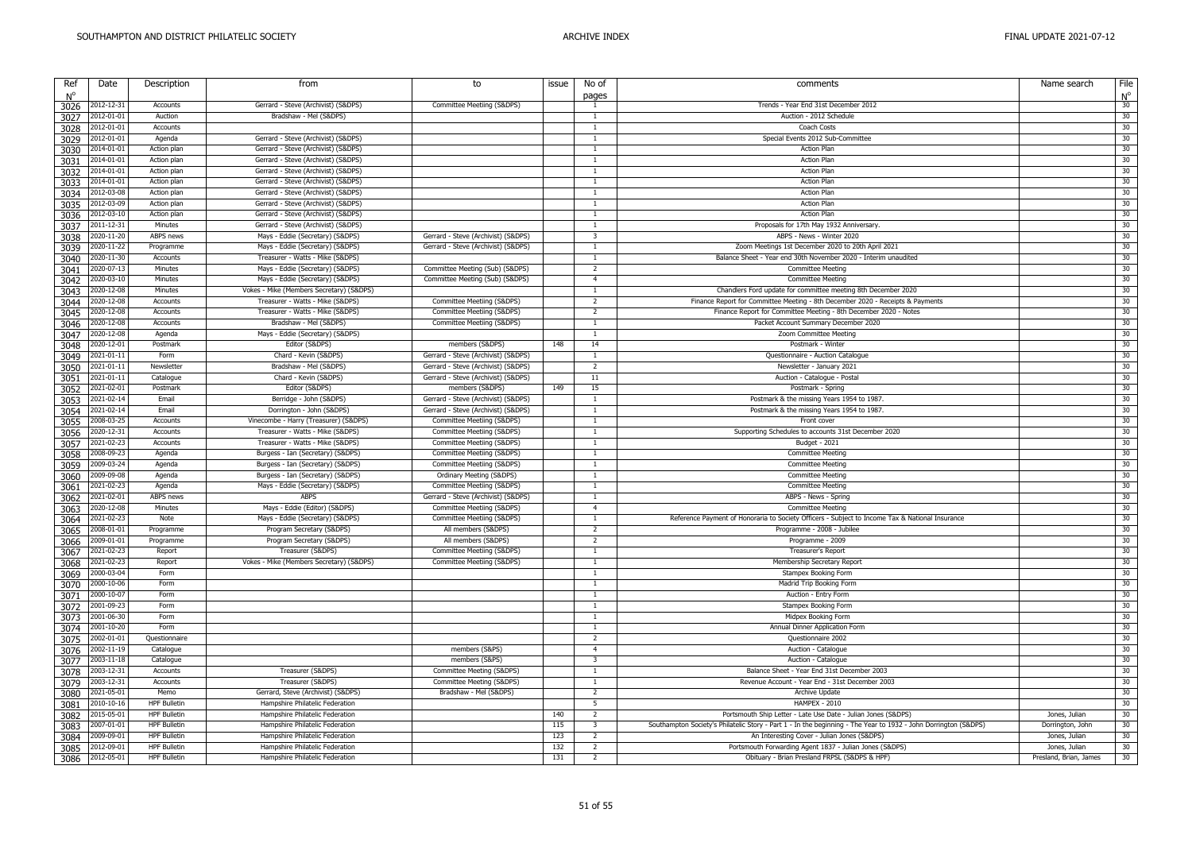| Ref N° | Date | Description | from | to | issue | No of pages | comments | Name search | File N° |
|---|---|---|---|---|---|---|---|---|---|
| 3026 | 2012-12-31 | Accounts | Gerrard - Steve (Archivist) (S&DPS) | Committee Meetiing (S&DPS) | | 1 | Trends - Year End 31st December 2012 | | 30 |
| 3027 | 2012-01-01 | Auction | Bradshaw - Mel (S&DPS) | | | 1 | Auction - 2012 Schedule | | 30 |
| 3028 | 2012-01-01 | Accounts | | | | 1 | Coach Costs | | 30 |
| 3029 | 2012-01-01 | Agenda | Gerrard - Steve (Archivist) (S&DPS) | | | 1 | Special Events 2012 Sub-Committee | | 30 |
| 3030 | 2014-01-01 | Action plan | Gerrard - Steve (Archivist) (S&DPS) | | | 1 | Action Plan | | 30 |
| 3031 | 2014-01-01 | Action plan | Gerrard - Steve (Archivist) (S&DPS) | | | 1 | Action Plan | | 30 |
| 3032 | 2014-01-01 | Action plan | Gerrard - Steve (Archivist) (S&DPS) | | | 1 | Action Plan | | 30 |
| 3033 | 2014-01-01 | Action plan | Gerrard - Steve (Archivist) (S&DPS) | | | 1 | Action Plan | | 30 |
| 3034 | 2012-03-08 | Action plan | Gerrard - Steve (Archivist) (S&DPS) | | | 1 | Action Plan | | 30 |
| 3035 | 2012-03-09 | Action plan | Gerrard - Steve (Archivist) (S&DPS) | | | 1 | Action Plan | | 30 |
| 3036 | 2012-03-10 | Action plan | Gerrard - Steve (Archivist) (S&DPS) | | | 1 | Action Plan | | 30 |
| 3037 | 2011-12-31 | Minutes | Gerrard - Steve (Archivist) (S&DPS) | | | 1 | Proposals for 17th May 1932 Anniversary. | | 30 |
| 3038 | 2020-11-20 | ABPS news | Mays - Eddie (Secretary) (S&DPS) | Gerrard - Steve (Archivist) (S&DPS) | | 3 | ABPS - News - Winter 2020 | | 30 |
| 3039 | 2020-11-22 | Programme | Mays - Eddie (Secretary) (S&DPS) | Gerrard - Steve (Archivist) (S&DPS) | | 1 | Zoom Meetings 1st December 2020 to 20th April 2021 | | 30 |
| 3040 | 2020-11-30 | Accounts | Treasurer - Watts - Mike (S&DPS) | | | 1 | Balance Sheet - Year end 30th November 2020 - Interim unaudited | | 30 |
| 3041 | 2020-07-13 | Minutes | Mays - Eddie (Secretary) (S&DPS) | Committee Meeting (Sub) (S&DPS) | | 2 | Committee Meeting | | 30 |
| 3042 | 2020-03-10 | Minutes | Mays - Eddie (Secretary) (S&DPS) | Committee Meeting (Sub) (S&DPS) | | 4 | Committee Meeting | | 30 |
| 3043 | 2020-12-08 | Minutes | Vokes - Mike (Members Secretary) (S&DPS) | | | 1 | Chandlers Ford update for committee meeting 8th December 2020 | | 30 |
| 3044 | 2020-12-08 | Accounts | Treasurer - Watts - Mike (S&DPS) | Committee Meetiing (S&DPS) | | 2 | Finance Report for Committee Meeting - 8th December 2020 - Receipts & Payments | | 30 |
| 3045 | 2020-12-08 | Accounts | Treasurer - Watts - Mike (S&DPS) | Committee Meetiing (S&DPS) | | 2 | Finance Report for Committee Meeting - 8th December 2020 - Notes | | 30 |
| 3046 | 2020-12-08 | Accounts | Bradshaw - Mel (S&DPS) | Committee Meetiing (S&DPS) | | 1 | Packet Account Summary December 2020 | | 30 |
| 3047 | 2020-12-08 | Agenda | Mays - Eddie (Secretary) (S&DPS) | | | 1 | Zoom Committee Meeting | | 30 |
| 3048 | 2020-12-01 | Postmark | Editor (S&DPS) | members (S&DPS) | 148 | 14 | Postmark - Winter | | 30 |
| 3049 | 2021-01-11 | Form | Chard - Kevin (S&DPS) | Gerrard - Steve (Archivist) (S&DPS) | | 1 | Questionnaire - Auction Catalogue | | 30 |
| 3050 | 2021-01-11 | Newsletter | Bradshaw - Mel (S&DPS) | Gerrard - Steve (Archivist) (S&DPS) | | 2 | Newsletter - January 2021 | | 30 |
| 3051 | 2021-01-11 | Catalogue | Chard - Kevin (S&DPS) | Gerrard - Steve (Archivist) (S&DPS) | | 11 | Auction - Catalogue - Postal | | 30 |
| 3052 | 2021-02-01 | Postmark | Editor (S&DPS) | members (S&DPS) | 149 | 15 | Postmark - Spring | | 30 |
| 3053 | 2021-02-14 | Email | Berridge - John (S&DPS) | Gerrard - Steve (Archivist) (S&DPS) | | 1 | Postmark & the missing Years 1954 to 1987. | | 30 |
| 3054 | 2021-02-14 | Email | Dorrington - John (S&DPS) | Gerrard - Steve (Archivist) (S&DPS) | | 1 | Postmark & the missing Years 1954 to 1987. | | 30 |
| 3055 | 2008-03-25 | Accounts | Vinecombe - Harry (Treasurer) (S&DPS) | Committee Meetiing (S&DPS) | | 1 | Front cover | | 30 |
| 3056 | 2020-12-31 | Accounts | Treasurer - Watts - Mike (S&DPS) | Committee Meetiing (S&DPS) | | 1 | Supporting Schedules to accounts 31st December 2020 | | 30 |
| 3057 | 2021-02-23 | Accounts | Treasurer - Watts - Mike (S&DPS) | Committee Meetiing (S&DPS) | | 1 | Budget - 2021 | | 30 |
| 3058 | 2008-09-23 | Agenda | Burgess - Ian (Secretary) (S&DPS) | Committee Meetiing (S&DPS) | | 1 | Committee Meeting | | 30 |
| 3059 | 2009-03-24 | Agenda | Burgess - Ian (Secretary) (S&DPS) | Committee Meetiing (S&DPS) | | 1 | Committee Meeting | | 30 |
| 3060 | 2009-09-08 | Agenda | Burgess - Ian (Secretary) (S&DPS) | Ordinary Meeting (S&DPS) | | 1 | Committee Meeting | | 30 |
| 3061 | 2021-02-23 | Agenda | Mays - Eddie (Secretary) (S&DPS) | Committee Meetiing (S&DPS) | | 1 | Committee Meeting | | 30 |
| 3062 | 2021-02-01 | ABPS news | ABPS | Gerrard - Steve (Archivist) (S&DPS) | | 1 | ABPS - News - Spring | | 30 |
| 3063 | 2020-12-08 | Minutes | Mays - Eddie (Editor) (S&DPS) | Committee Meetiing (S&DPS) | | 4 | Committee Meeting | | 30 |
| 3064 | 2021-02-23 | Note | Mays - Eddie (Secretary) (S&DPS) | Committee Meetiing (S&DPS) | | 1 | Reference Payment of Honoraria to Society Officers - Subject to Income Tax & National Insurance | | 30 |
| 3065 | 2008-01-01 | Programme | Program Secretary (S&DPS) | All members (S&DPS) | | 2 | Programme - 2008 - Jubilee | | 30 |
| 3066 | 2009-01-01 | Programme | Program Secretary (S&DPS) | All members (S&DPS) | | 2 | Programme - 2009 | | 30 |
| 3067 | 2021-02-23 | Report | Treasurer (S&DPS) | Committee Meetiing (S&DPS) | | 1 | Treasurer's Report | | 30 |
| 3068 | 2021-02-23 | Report | Vokes - Mike (Members Secretary) (S&DPS) | Committee Meetiing (S&DPS) | | 1 | Membership Secretary Report | | 30 |
| 3069 | 2000-03-04 | Form | | | | 1 | Stampex Booking Form | | 30 |
| 3070 | 2000-10-06 | Form | | | | 1 | Madrid Trip Booking Form | | 30 |
| 3071 | 2000-10-07 | Form | | | | 1 | Auction - Entry Form | | 30 |
| 3072 | 2001-09-23 | Form | | | | 1 | Stampex Booking Form | | 30 |
| 3073 | 2001-06-30 | Form | | | | 1 | Midpex Booking Form | | 30 |
| 3074 | 2001-10-20 | Form | | | | 1 | Annual Dinner Application Form | | 30 |
| 3075 | 2002-01-01 | Questionnaire | | | | 2 | Questionnaire 2002 | | 30 |
| 3076 | 2002-11-19 | Catalogue | | members (S&PS) | | 4 | Auction - Catalogue | | 30 |
| 3077 | 2003-11-18 | Catalogue | | members (S&PS) | | 3 | Auction - Catalogue | | 30 |
| 3078 | 2003-12-31 | Accounts | Treasurer (S&DPS) | Committee Meeting (S&DPS) | | 1 | Balance Sheet - Year End 31st December 2003 | | 30 |
| 3079 | 2003-12-31 | Accounts | Treasurer (S&DPS) | Committee Meeting (S&DPS) | | 1 | Revenue Account - Year End - 31st December 2003 | | 30 |
| 3080 | 2021-05-01 | Memo | Gerrard, Steve (Archivist) (S&DPS) | Bradshaw - Mel (S&DPS) | | 2 | Archive Update | | 30 |
| 3081 | 2010-10-16 | HPF Bulletin | Hampshire Philatelic Federation | | | 5 | HAMPEX - 2010 | | 30 |
| 3082 | 2015-05-01 | HPF Bulletin | Hampshire Philatelic Federation | | 140 | 2 | Portsmouth Ship Letter - Late Use Date - Julian Jones (S&DPS) | Jones, Julian | 30 |
| 3083 | 2007-01-01 | HPF Bulletin | Hampshire Philatelic Federation | | 115 | 3 | Southampton Society's Philatelic Story - Part 1 - In the beginning - The Year to 1932 - John Dorrington (S&DPS) | Dorrington, John | 30 |
| 3084 | 2009-09-01 | HPF Bulletin | Hampshire Philatelic Federation | | 123 | 2 | An Interesting Cover - Julian Jones (S&DPS) | Jones, Julian | 30 |
| 3085 | 2012-09-01 | HPF Bulletin | Hampshire Philatelic Federation | | 132 | 2 | Portsmouth Forwarding Agent 1837 - Julian Jones (S&DPS) | Jones, Julian | 30 |
| 3086 | 2012-05-01 | HPF Bulletin | Hampshire Philatelic Federation | | 131 | 2 | Obituary - Brian Presland FRPSL (S&DPS & HPF) | Presland, Brian, James | 30 |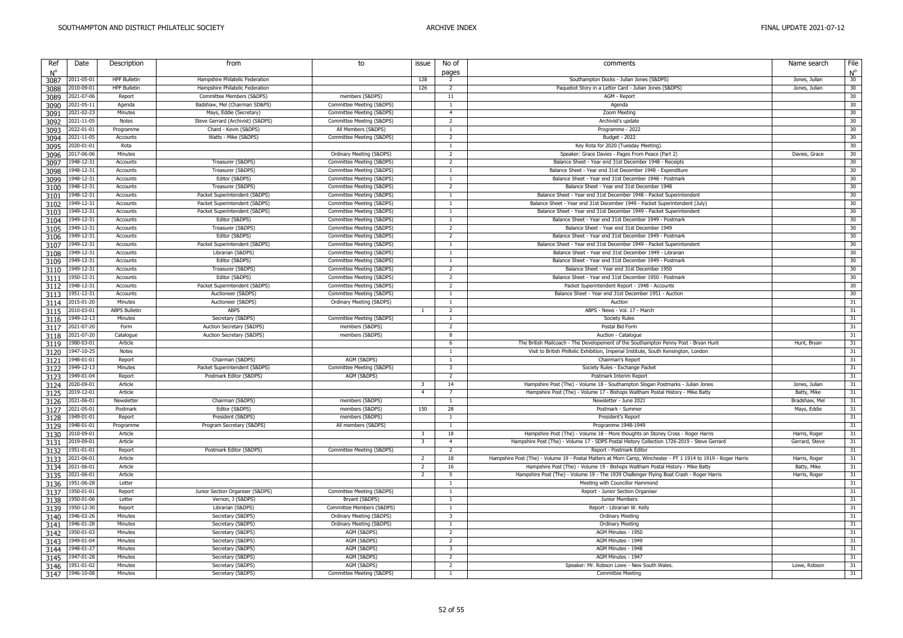| Ref N° | Date | Description | from | to | issue | No of pages | comments | Name search | File N° |
|---|---|---|---|---|---|---|---|---|---|
| 3087 | 2011-05-01 | HPF Bulletin | Hampshire Philatelic Federation | | 128 | 2 | Southampton Docks - Julian Jones (S&DPS) | Jones, Julian | 30 |
| 3088 | 2010-09-01 | HPF Bulletin | Hampshire Philatelic Federation | | 126 | 2 | Paquebot Story in a Letter Card - Julian Jones (S&DPS) | Jones, Julian | 30 |
| 3089 | 2021-07-06 | Report | Committee Members (S&DPS) | members (S&DPS) | | 11 | AGM - Report | | 30 |
| 3090 | 2021-05-11 | Agenda | Badshaw, Mel (Chairman SD&PS) | Committee Meeting (S&DPS) | | 1 | Agenda | | 30 |
| 3091 | 2021-02-23 | Minutes | Mays, Eddie (Secretary) | Committee Meeting (S&DPS) | | 4 | Zoom Meeting | | 30 |
| 3092 | 2021-11-05 | Notes | Steve Gerrard (Archivist) (S&DPS) | Committee Meeting (S&DPS) | | 2 | Archivist's update | | 30 |
| 3093 | 2022-01-01 | Programme | Chard - Kevin (S&DPS) | All Members (S&DPS) | | 1 | Programme - 2022 | | 30 |
| 3094 | 2021-11-05 | Accounts | Watts - Mike (S&DPS) | Committee Meeting (S&DPS) | | 2 | Budget - 2022 | | 30 |
| 3095 | 2020-01-01 | Rota | | | | 1 | Key Rota for 2020 (Tuesday Meeting). | | 30 |
| 3096 | 2017-06-06 | Minutes | | Ordinary Meeting (S&DPS) | | 2 | Speaker: Grace Davies - Pages From Peace (Part 2) | Davies, Grace | 30 |
| 3097 | 1948-12-31 | Accounts | Treasurer (S&DPS) | Committee Meeting (S&DPS) | | 2 | Balance Sheet - Year end 31st December 1948 - Receipts | | 30 |
| 3098 | 1948-12-31 | Accounts | Treasurer (S&DPS) | Committee Meeting (S&DPS) | | 1 | Balance Sheet - Year end 31st December 1948 - Expenditure | | 30 |
| 3099 | 1948-12-31 | Accounts | Editor (S&DPS) | Committee Meeting (S&DPS) | | 1 | Balance Sheet - Year end 31st December 1948 - Postmark | | 30 |
| 3100 | 1948-12-31 | Accounts | Treasurer (S&DPS) | Committee Meeting (S&DPS) | | 2 | Balance Sheet - Year end 31st December 1948 | | 30 |
| 3101 | 1948-12-31 | Accounts | Packet Superintendent (S&DPS) | Committee Meeting (S&DPS) | | 1 | Balance Sheet - Year end 31st December 1948 - Packet Superintendent | | 30 |
| 3102 | 1949-12-31 | Accounts | Packet Superintendent (S&DPS) | Committee Meeting (S&DPS) | | 1 | Balance Sheet - Year end 31st December 1949 - Packet Superintendent (July) | | 30 |
| 3103 | 1949-12-31 | Accounts | Packet Superintendent (S&DPS) | Committee Meeting (S&DPS) | | 1 | Balance Sheet - Year end 31st December 1949 - Packet Superintendent | | 30 |
| 3104 | 1949-12-31 | Accounts | Editor (S&DPS) | Committee Meeting (S&DPS) | | 1 | Balance Sheet - Year end 31st December 1949 - Postmark | | 30 |
| 3105 | 1949-12-31 | Accounts | Treasurer (S&DPS) | Committee Meeting (S&DPS) | | 2 | Balance Sheet - Year end 31st December 1949 | | 30 |
| 3106 | 1949-12-31 | Accounts | Editor (S&DPS) | Committee Meeting (S&DPS) | | 2 | Balance Sheet - Year end 31st December 1949 - Postmark | | 30 |
| 3107 | 1949-12-31 | Accounts | Packet Superintendent (S&DPS) | Committee Meeting (S&DPS) | | 1 | Balance Sheet - Year end 31st December 1949 - Packet Superintendent | | 30 |
| 3108 | 1949-12-31 | Accounts | Librarian (S&DPS) | Committee Meeting (S&DPS) | | 1 | Balance Sheet - Year end 31st December 1949 - Librarian | | 30 |
| 3109 | 1949-12-31 | Accounts | Editor (S&DPS) | Committee Meeting (S&DPS) | | 1 | Balance Sheet - Year end 31st December 1949 - Postmark | | 30 |
| 3110 | 1949-12-31 | Accounts | Treasurer (S&DPS) | Committee Meeting (S&DPS) | | 2 | Balance Sheet - Year end 31st December 1950 | | 30 |
| 3111 | 1950-12-31 | Accounts | Editor (S&DPS) | Committee Meeting (S&DPS) | | 2 | Balance Sheet - Year end 31st December 1950 - Postmark | | 30 |
| 3112 | 1948-12-31 | Accounts | Packet Superintendent (S&DPS) | Committee Meeting (S&DPS) | | 2 | Packet Superintendent Report - 1948 - Accounts | | 30 |
| 3113 | 1951-12-31 | Accounts | Auctioneer (S&DPS) | Committee Meeting (S&DPS) | | 1 | Balance Sheet - Year end 31st December 1951 - Auction | | 30 |
| 3114 | 2015-01-20 | Minutes | Auctioneer (S&DPS) | Ordinary Meeting (S&DPS) | | 1 | Auction | | 31 |
| 3115 | 2010-03-01 | ABPS Bulletin | ABPS | | 1 | 2 | ABPS - News - Vol. 17 - March | | 31 |
| 3116 | 1949-12-13 | Minutes | Secretary (S&DPS) | Committee Meeting (S&DPS) | | 1 | Society Rules | | 31 |
| 3117 | 2021-07-20 | Form | Auction Secretary (S&DPS) | members (S&DPS) | | 2 | Postal Bid Form | | 31 |
| 3118 | 2021-07-20 | Catalogue | Auction Secretary (S&DPS) | members (S&DPS) | | 8 | Auction - Catalogue | | 31 |
| 3119 | 1980-03-01 | Article | | | | 6 | The British Mailcoach - The Developement of the Southampton Penny Post - Bryan Hunt | Hunt, Bryan | 31 |
| 3120 | 1947-10-25 | Notes | | | | 1 | Visit to British Philtelic Exhibition, Imperial Institute, South Kensington, London | | 31 |
| 3121 | 1948-01-01 | Report | Chairman (S&DPS) | AGM (S&DPS) | | 1 | Chairman's Report | | 31 |
| 3122 | 1949-12-13 | Minutes | Packet Superintendent (S&DPS) | Committee Meeting (S&DPS) | | 3 | Society Rules - Exchange Packet | | 31 |
| 3123 | 1949-01-04 | Report | Postmark Editor (S&DPS) | AGM (S&DPS) | | 2 | Postmark Interim Report | | 31 |
| 3124 | 2020-09-01 | Article | | | 3 | 14 | Hampshire Post (The) - Volume 18 - Southampton Slogan Postmarks - Julian Jones | Jones, Julian | 31 |
| 3125 | 2019-12-01 | Article | | | 4 | 7 | Hampshire Post (The) - Volume 17 - Bishops Waltham Postal History - Mike Batty | Batty, Mike | 31 |
| 3126 | 2021-06-01 | Newsletter | Chairman (S&DPS) | members (S&DPS) | | 1 | Newsletter - June 2021 | Bradshaw, Mel | 31 |
| 3127 | 2021-05-01 | Postmark | Editor (S&DPS) | members (S&DPS) | 150 | 28 | Postmark - Summer | Mays, Eddie | 31 |
| 3128 | 1949-01-01 | Report | President (S&DPS) | members (S&DPS) | | 1 | President's Report | | 31 |
| 3129 | 1948-01-01 | Programme | Program Secretary (S&DPS) | All members (S&DPS) | | 1 | Programme 1948-1949 | | 31 |
| 3130 | 2010-09-01 | Article | | | 3 | 18 | Hampshire Post (The) - Volume 18 - More thoughts on Stoney Cross - Roger Harris | Harris, Roger | 31 |
| 3131 | 2019-09-01 | Article | | | 3 | 4 | Hampshire Post (The) - Volume 17 - SDPS Postal History Collection 1726-2019 - Steve Gerrard | Gerrard, Steve | 31 |
| 3132 | 1951-01-01 | Report | Postmark Editor (S&DPS) | Committee Meeting (S&DPS) | | 2 | Report - Postmark Editor | | 31 |
| 3133 | 2021-06-01 | Article | | | 2 | 18 | Hampshire Post (The) - Volume 19 - Postal Matters at Morn Camp, Winchester - PT 1 1914 to 1919 - Roger Harris | Harris, Roger | 31 |
| 3134 | 2021-06-01 | Article | | | 2 | 16 | Hampshire Post (The) - Volume 19 - Bishops Waltham Postal History - Mike Batty | Batty, Mike | 31 |
| 3135 | 2021-06-01 | Article | | | 2 | 5 | Hampshire Post (The) - Volume 19 - The 1939 Challenger Flying Boat Crash - Roger Harris | Harris, Roger | 31 |
| 3136 | 1951-06-28 | Letter | | | | 1 | Meeting with Councillor Hammond | | 31 |
| 3137 | 1950-01-01 | Report | Junior Section Organiser (S&DPS) | Committee Meeting (S&DPS) | | 1 | Report - Junior Section Organiser | | 31 |
| 3138 | 1950-01-06 | Letter | Vernon, J (S&DPS) | Bryant (S&DPS) | | 1 | Junior Members | | 31 |
| 3139 | 1950-12-30 | Report | Librarian (S&DPS) | Committee Members (S&DPS) | | 1 | Report - Librarian W. Kelly | | 31 |
| 3140 | 1946-02-26 | Minutes | Secretary (S&DPS) | Ordinary Meeting (S&DPS) | | 3 | Ordinary Meeting | | 31 |
| 3141 | 1946-01-28 | Minutes | Secretary (S&DPS) | Ordinary Meeting (S&DPS) | | 1 | Ordinary Meeting | | 31 |
| 3142 | 1950-01-03 | Minutes | Secretary (S&DPS) | AGM (S&DPS) | | 2 | AGM Minutes - 1950 | | 31 |
| 3143 | 1949-01-04 | Minutes | Secretary (S&DPS) | AGM (S&DPS) | | 2 | AGM Minutes - 1949 | | 31 |
| 3144 | 1948-01-27 | Minutes | Secretary (S&DPS) | AGM (S&DPS) | | 3 | AGM Minutes - 1948 | | 31 |
| 3145 | 1947-01-28 | Minutes | Secretary (S&DPS) | AGM (S&DPS) | | 2 | AGM Minutes - 1947 | | 31 |
| 3146 | 1951-01-02 | Minutes | Secretary (S&DPS) | AGM (S&DPS) | | 2 | Speaker: Mr. Robson Lowe - New South Wales. | Lowe, Robson | 31 |
| 3147 | 1946-10-08 | Minutes | Secretary (S&DPS) | Committee Meeting (S&DPS) | | 1 | Committee Meeting | | 31 |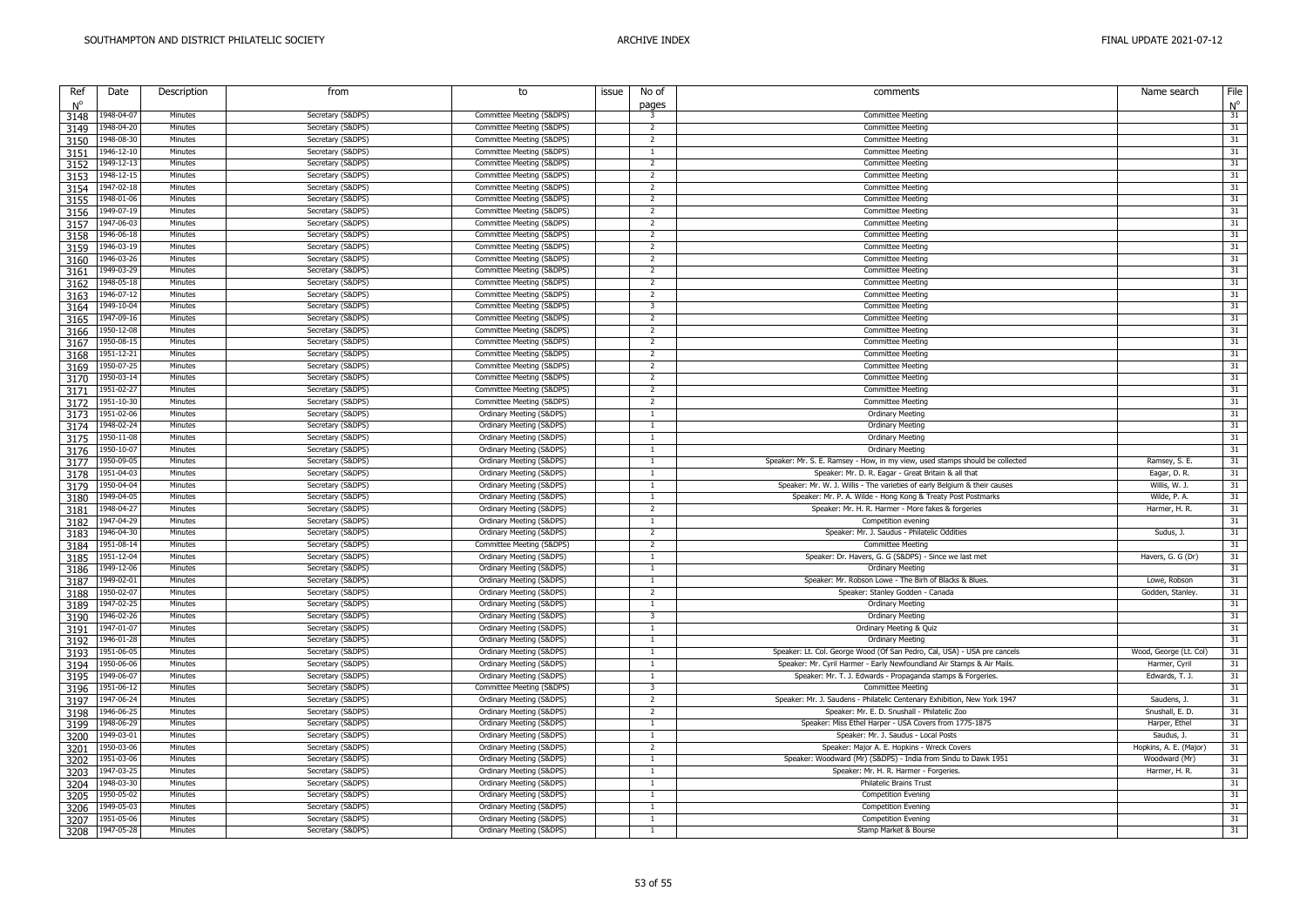| Ref N° | Date | Description | from | to | issue | No of pages | comments | Name search | File N° |
|---|---|---|---|---|---|---|---|---|---|
| 3148 | 1948-04-07 | Minutes | Secretary (S&DPS) | Committee Meeting (S&DPS) | | 3 | Committee Meeting | | 31 |
| 3149 | 1948-04-20 | Minutes | Secretary (S&DPS) | Committee Meeting (S&DPS) | | 2 | Committee Meeting | | 31 |
| 3150 | 1948-08-30 | Minutes | Secretary (S&DPS) | Committee Meeting (S&DPS) | | 2 | Committee Meeting | | 31 |
| 3151 | 1946-12-10 | Minutes | Secretary (S&DPS) | Committee Meeting (S&DPS) | | 1 | Committee Meeting | | 31 |
| 3152 | 1949-12-13 | Minutes | Secretary (S&DPS) | Committee Meeting (S&DPS) | | 2 | Committee Meeting | | 31 |
| 3153 | 1948-12-15 | Minutes | Secretary (S&DPS) | Committee Meeting (S&DPS) | | 2 | Committee Meeting | | 31 |
| 3154 | 1947-02-18 | Minutes | Secretary (S&DPS) | Committee Meeting (S&DPS) | | 2 | Committee Meeting | | 31 |
| 3155 | 1948-01-06 | Minutes | Secretary (S&DPS) | Committee Meeting (S&DPS) | | 2 | Committee Meeting | | 31 |
| 3156 | 1949-07-19 | Minutes | Secretary (S&DPS) | Committee Meeting (S&DPS) | | 2 | Committee Meeting | | 31 |
| 3157 | 1947-06-03 | Minutes | Secretary (S&DPS) | Committee Meeting (S&DPS) | | 2 | Committee Meeting | | 31 |
| 3158 | 1946-06-18 | Minutes | Secretary (S&DPS) | Committee Meeting (S&DPS) | | 2 | Committee Meeting | | 31 |
| 3159 | 1946-03-19 | Minutes | Secretary (S&DPS) | Committee Meeting (S&DPS) | | 2 | Committee Meeting | | 31 |
| 3160 | 1946-03-26 | Minutes | Secretary (S&DPS) | Committee Meeting (S&DPS) | | 2 | Committee Meeting | | 31 |
| 3161 | 1949-03-29 | Minutes | Secretary (S&DPS) | Committee Meeting (S&DPS) | | 2 | Committee Meeting | | 31 |
| 3162 | 1948-05-18 | Minutes | Secretary (S&DPS) | Committee Meeting (S&DPS) | | 2 | Committee Meeting | | 31 |
| 3163 | 1946-07-12 | Minutes | Secretary (S&DPS) | Committee Meeting (S&DPS) | | 2 | Committee Meeting | | 31 |
| 3164 | 1949-10-04 | Minutes | Secretary (S&DPS) | Committee Meeting (S&DPS) | | 3 | Committee Meeting | | 31 |
| 3165 | 1947-09-16 | Minutes | Secretary (S&DPS) | Committee Meeting (S&DPS) | | 2 | Committee Meeting | | 31 |
| 3166 | 1950-12-08 | Minutes | Secretary (S&DPS) | Committee Meeting (S&DPS) | | 2 | Committee Meeting | | 31 |
| 3167 | 1950-08-15 | Minutes | Secretary (S&DPS) | Committee Meeting (S&DPS) | | 2 | Committee Meeting | | 31 |
| 3168 | 1951-12-21 | Minutes | Secretary (S&DPS) | Committee Meeting (S&DPS) | | 2 | Committee Meeting | | 31 |
| 3169 | 1950-07-25 | Minutes | Secretary (S&DPS) | Committee Meeting (S&DPS) | | 2 | Committee Meeting | | 31 |
| 3170 | 1950-03-14 | Minutes | Secretary (S&DPS) | Committee Meeting (S&DPS) | | 2 | Committee Meeting | | 31 |
| 3171 | 1951-02-27 | Minutes | Secretary (S&DPS) | Committee Meeting (S&DPS) | | 2 | Committee Meeting | | 31 |
| 3172 | 1951-10-30 | Minutes | Secretary (S&DPS) | Committee Meeting (S&DPS) | | 2 | Committee Meeting | | 31 |
| 3173 | 1951-02-06 | Minutes | Secretary (S&DPS) | Ordinary Meeting (S&DPS) | | 1 | Ordinary Meeting | | 31 |
| 3174 | 1948-02-24 | Minutes | Secretary (S&DPS) | Ordinary Meeting (S&DPS) | | 1 | Ordinary Meeting | | 31 |
| 3175 | 1950-11-08 | Minutes | Secretary (S&DPS) | Ordinary Meeting (S&DPS) | | 1 | Ordinary Meeting | | 31 |
| 3176 | 1950-10-07 | Minutes | Secretary (S&DPS) | Ordinary Meeting (S&DPS) | | 1 | Ordinary Meeting | | 31 |
| 3177 | 1950-09-05 | Minutes | Secretary (S&DPS) | Ordinary Meeting (S&DPS) | | 1 | Speaker: Mr. S. E. Ramsey - How, in my view, used stamps should be collected | Ramsey, S. E. | 31 |
| 3178 | 1951-04-03 | Minutes | Secretary (S&DPS) | Ordinary Meeting (S&DPS) | | 1 | Speaker: Mr. D. R. Eagar - Great Britain & all that | Eagar, D. R. | 31 |
| 3179 | 1950-04-04 | Minutes | Secretary (S&DPS) | Ordinary Meeting (S&DPS) | | 1 | Speaker: Mr. W. J. Willis - The varieties of early Belgium & their causes | Willis, W. J. | 31 |
| 3180 | 1949-04-05 | Minutes | Secretary (S&DPS) | Ordinary Meeting (S&DPS) | | 1 | Speaker: Mr. P. A. Wilde - Hong Kong & Treaty Post Postmarks | Wilde, P. A. | 31 |
| 3181 | 1948-04-27 | Minutes | Secretary (S&DPS) | Ordinary Meeting (S&DPS) | | 2 | Speaker: Mr. H. R. Harmer - More fakes & forgeries | Harmer, H. R. | 31 |
| 3182 | 1947-04-29 | Minutes | Secretary (S&DPS) | Ordinary Meeting (S&DPS) | | 1 | Competition evening | | 31 |
| 3183 | 1946-04-30 | Minutes | Secretary (S&DPS) | Ordinary Meeting (S&DPS) | | 2 | Speaker: Mr. J. Saudus - Philatelic Oddities | Sudus, J. | 31 |
| 3184 | 1951-08-14 | Minutes | Secretary (S&DPS) | Committee Meeting (S&DPS) | | 2 | Committee Meeting | | 31 |
| 3185 | 1951-12-04 | Minutes | Secretary (S&DPS) | Ordinary Meeting (S&DPS) | | 1 | Speaker: Dr. Havers, G. G (S&DPS) - Since we last met | Havers, G. G (Dr) | 31 |
| 3186 | 1949-12-06 | Minutes | Secretary (S&DPS) | Ordinary Meeting (S&DPS) | | 1 | Ordinary Meeting | | 31 |
| 3187 | 1949-02-01 | Minutes | Secretary (S&DPS) | Ordinary Meeting (S&DPS) | | 1 | Speaker: Mr. Robson Lowe - The Birh of Blacks & Blues. | Lowe, Robson | 31 |
| 3188 | 1950-02-07 | Minutes | Secretary (S&DPS) | Ordinary Meeting (S&DPS) | | 2 | Speaker: Stanley Godden - Canada | Godden, Stanley. | 31 |
| 3189 | 1947-02-25 | Minutes | Secretary (S&DPS) | Ordinary Meeting (S&DPS) | | 1 | Ordinary Meeting | | 31 |
| 3190 | 1946-02-26 | Minutes | Secretary (S&DPS) | Ordinary Meeting (S&DPS) | | 3 | Ordinary Meeting | | 31 |
| 3191 | 1947-01-07 | Minutes | Secretary (S&DPS) | Ordinary Meeting (S&DPS) | | 1 | Ordinary Meeting & Quiz | | 31 |
| 3192 | 1946-01-28 | Minutes | Secretary (S&DPS) | Ordinary Meeting (S&DPS) | | 1 | Ordinary Meeting | | 31 |
| 3193 | 1951-06-05 | Minutes | Secretary (S&DPS) | Ordinary Meeting (S&DPS) | | 1 | Speaker: Lt. Col. George Wood (Of San Pedro, Cal, USA) - USA pre cancels | Wood, George (Lt. Col) | 31 |
| 3194 | 1950-06-06 | Minutes | Secretary (S&DPS) | Ordinary Meeting (S&DPS) | | 1 | Speaker: Mr. Cyril Harmer - Early Newfoundland Air Stamps & Air Mails. | Harmer, Cyril | 31 |
| 3195 | 1949-06-07 | Minutes | Secretary (S&DPS) | Ordinary Meeting (S&DPS) | | 1 | Speaker: Mr. T. J. Edwards - Propaganda stamps & Forgeries. | Edwards, T. J. | 31 |
| 3196 | 1951-06-12 | Minutes | Secretary (S&DPS) | Committee Meeting (S&DPS) | | 3 | Committee Meeting | | 31 |
| 3197 | 1947-06-24 | Minutes | Secretary (S&DPS) | Ordinary Meeting (S&DPS) | | 2 | Speaker: Mr. J. Saudens - Philatelic Centenary Exhibition, New York 1947 | Saudens, J. | 31 |
| 3198 | 1946-06-25 | Minutes | Secretary (S&DPS) | Ordinary Meeting (S&DPS) | | 2 | Speaker: Mr. E. D. Snushall - Philatelic Zoo | Snushall, E. D. | 31 |
| 3199 | 1948-06-29 | Minutes | Secretary (S&DPS) | Ordinary Meeting (S&DPS) | | 1 | Speaker: Miss Ethel Harper - USA Covers from 1775-1875 | Harper, Ethel | 31 |
| 3200 | 1949-03-01 | Minutes | Secretary (S&DPS) | Ordinary Meeting (S&DPS) | | 1 | Speaker: Mr. J. Saudus - Local Posts | Saudus, J. | 31 |
| 3201 | 1950-03-06 | Minutes | Secretary (S&DPS) | Ordinary Meeting (S&DPS) | | 2 | Speaker: Major A. E. Hopkins - Wreck Covers | Hopkins, A. E. (Major) | 31 |
| 3202 | 1951-03-06 | Minutes | Secretary (S&DPS) | Ordinary Meeting (S&DPS) | | 1 | Speaker: Woodward (Mr) (S&DPS) - India from Sindu to Dawk 1951 | Woodward (Mr) | 31 |
| 3203 | 1947-03-25 | Minutes | Secretary (S&DPS) | Ordinary Meeting (S&DPS) | | 1 | Speaker: Mr. H. R. Harmer - Forgeries. | Harmer, H. R. | 31 |
| 3204 | 1948-03-30 | Minutes | Secretary (S&DPS) | Ordinary Meeting (S&DPS) | | 1 | Philatelic Brains Trust | | 31 |
| 3205 | 1950-05-02 | Minutes | Secretary (S&DPS) | Ordinary Meeting (S&DPS) | | 1 | Competition Evening | | 31 |
| 3206 | 1949-05-03 | Minutes | Secretary (S&DPS) | Ordinary Meeting (S&DPS) | | 1 | Competition Evening | | 31 |
| 3207 | 1951-05-06 | Minutes | Secretary (S&DPS) | Ordinary Meeting (S&DPS) | | 1 | Competition Evening | | 31 |
| 3208 | 1947-05-28 | Minutes | Secretary (S&DPS) | Ordinary Meeting (S&DPS) | | 1 | Stamp Market & Bourse | | 31 |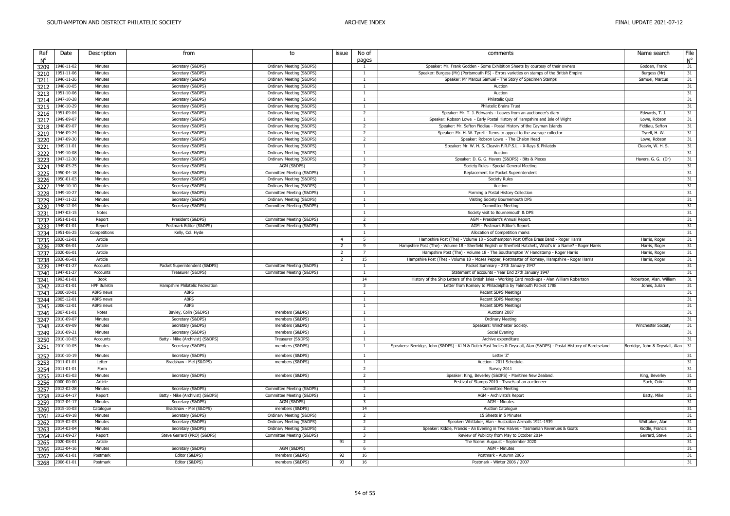| Ref N° | Date | Description | from | to | issue | No of pages | comments | Name search | File N° |
|---|---|---|---|---|---|---|---|---|---|
| 3209 | 1948-11-02 | Minutes | Secretary (S&DPS) | Ordinary Meeting (S&DPS) | | 1 | Speaker: Mr. Frank Godden - Some Exhibition Sheets by courtesy of their owners | Godden, Frank | 31 |
| 3210 | 1951-11-06 | Minutes | Secretary (S&DPS) | Ordinary Meeting (S&DPS) | | 1 | Speaker: Burgess (Mr) (Portsmouth PS) - Errors varieties on stamps of the British Empire | Burgess (Mr) | 31 |
| 3211 | 1946-11-26 | Minutes | Secretary (S&DPS) | Ordinary Meeting (S&DPS) | | 1 | Speaker: Mr Marcus Samuel - The Story of Specimen Stamps | Samuel, Marcus | 31 |
| 3212 | 1948-10-05 | Minutes | Secretary (S&DPS) | Ordinary Meeting (S&DPS) | | 1 | Auction | | 31 |
| 3213 | 1951-10-06 | Minutes | Secretary (S&DPS) | Ordinary Meeting (S&DPS) | | 1 | Auction | | 31 |
| 3214 | 1947-10-28 | Minutes | Secretary (S&DPS) | Ordinary Meeting (S&DPS) | | 1 | Philatelic Quiz | | 31 |
| 3215 | 1946-10-29 | Minutes | Secretary (S&DPS) | Ordinary Meeting (S&DPS) | | 1 | Philatelic Brains Trust | | 31 |
| 3216 | 1951-09-04 | Minutes | Secretary (S&DPS) | Ordinary Meeting (S&DPS) | | 2 | Speaker: Mr. T. J. Edrwards - Leaves from an auctioneer's diary | Edwards, T. J. | 31 |
| 3217 | 1949-09-07 | Minutes | Secretary (S&DPS) | Ordinary Meeting (S&DPS) | | 1 | Speaker: Robson Lowe - Early Postal History of Hampshire and Isle of Wight | Lowe, Robson | 31 |
| 3218 | 1948-09-07 | Minutes | Secretary (S&DPS) | Ordinary Meeting (S&DPS) | | 2 | Speaker: Mr. Sefton Fiddiau - Postal History of the Cayman Islands | Fiddiau, Sefton | 31 |
| 3219 | 1946-09-24 | Minutes | Secretary (S&DPS) | Ordinary Meeting (S&DPS) | | 2 | Speaker: Mr. H. W. Tyrell - Items to appeal to the average collector | Tyrell, H. W. | 31 |
| 3220 | 1947-09-30 | Minutes | Secretary (S&DPS) | Ordinary Meeting (S&DPS) | | 2 | Speaker: Robson Lowe - The Chalon Head | Lowe, Robson | 31 |
| 3221 | 1949-11-01 | Minutes | Secretary (S&DPS) | Ordinary Meeting (S&DPS) | | 1 | Speaker: Mr. W. H. S. Cleavin F.R.P.S.L. - X-Rays & Philately | Cleavin, W. H. S. | 31 |
| 3222 | 1949-10-08 | Minutes | Secretary (S&DPS) | Ordinary Meeting (S&DPS) | | 1 | Auction | | 31 |
| 3223 | 1947-12-30 | Minutes | Secretary (S&DPS) | Ordinary Meeting (S&DPS) | | 1 | Speaker: D. G. G. Havers (S&DPS) - Bits & Pieces | Havers, G. G. (Dr) | 31 |
| 3224 | 1948-05-25 | Minutes | Secretary (S&DPS) | AGM (S&DPS) | | 2 | Society Rules - Special General Meeting | | 31 |
| 3225 | 1950-04-18 | Minutes | Secretary (S&DPS) | Committee Meeting (S&DPS) | | 1 | Replacement for Packet Superintendent | | 31 |
| 3226 | 1950-01-03 | Minutes | Secretary (S&DPS) | Ordinary Meeting (S&DPS) | | 1 | Society Rules | | 31 |
| 3227 | 1946-10-10 | Minutes | Secretary (S&DPS) | Ordinary Meeting (S&DPS) | | 1 | Auction | | 31 |
| 3228 | 1949-10-27 | Minutes | Secretary (S&DPS) | Committee Meeting (S&DPS) | | 1 | Forming a Postal History Collection | | 31 |
| 3229 | 1947-11-22 | Minutes | Secretary (S&DPS) | Ordinary Meeting (S&DPS) | | 1 | Visiting Society Bournemouth DPS | | 31 |
| 3230 | 1948-12-04 | Minutes | Secretary (S&DPS) | Committee Meeting (S&DPS) | | 1 | Committee Meeting | | 31 |
| 3231 | 1947-03-15 | Notes | | | | 1 | Society visit to Bournemouth & DPS | | 31 |
| 3232 | 1951-01-01 | Report | President (S&DPS) | Committee Meeting (S&DPS) | | 2 | AGM - President's Annual Report. | | 31 |
| 3233 | 1949-01-01 | Report | Postmark Editor (S&DPS) | Committee Meeting (S&DPS) | | 3 | AGM - Postmark Editor's Report. | | 31 |
| 3234 | 1951-06-25 | Competitions | Kelly, Col. Hyde | | | 1 | Allocation of Competition marks | | 31 |
| 3235 | 2020-12-01 | Article | | | 4 | 5 | Hampshire Post (The) - Volume 18 - Southampton Post Office Brass Band - Roger Harris | Harris, Roger | 31 |
| 3236 | 2020-06-01 | Article | | | 2 | 9 | Hampshire Post (The) - Volume 18 - Sherfield English or Sherfield Hatchett, What's in a Name? - Roger Harris | Harris, Roger | 31 |
| 3237 | 2020-06-01 | Article | | | 2 | 7 | Hampshire Post (The) - Volume 18 - The Southampton 'A' Handstamp - Roger Harris | Harris, Roger | 31 |
| 3238 | 2020-06-01 | Article | | | 2 | 15 | Hampshire Post (The) - Volume 18 - Moses Pepper, Postmaster of Romsey, Hampshire - Roger Harris | Harris, Roger | 31 |
| 3239 | 1947-01-27 | Accounts | Packet Superintendent (S&DPS) | Committee Meeting (S&DPS) | | 1 | Packet Summary - 27th January 1947 | | 31 |
| 3240 | 1947-01-27 | Accounts | Treasurer (S&DPS) | Committee Meeting (S&DPS) | | 1 | Statement of accounts - Year End 27th January 1947 | | 31 |
| 3241 | 1993-01-01 | Book | | | | 14 | History of the Ship Letters of the British Isles - Working Card mock-ups - Alan William Robertson | Robertson, Alan. William | 31 |
| 3242 | 2013-01-01 | HPF Bulletin | Hampshire Philatelic Federation | | | 3 | Letter from Romsey to Philadelphia by Falmouth Packet 1788 | Jones, Julian | 31 |
| 3243 | 2000-10-01 | ABPS news | ABPS | | | 1 | Recent SDPS Meetings | | 31 |
| 3244 | 2005-12-01 | ABPS news | ABPS | | | 1 | Recent SDPS Meetings | | 31 |
| 3245 | 2006-12-01 | ABPS news | ABPS | | | 1 | Recent SDPS Meetings | | 31 |
| 3246 | 2007-01-01 | Notes | Bayley, Colin (S&DPS) | members (S&DPS) | | 1 | Auctions 2007 | | 31 |
| 3247 | 2010-09-07 | Minutes | Secretary (S&DPS) | members (S&DPS) | | 1 | Ordinary Meeting | | 31 |
| 3248 | 2010-09-09 | Minutes | Secretary (S&DPS) | members (S&DPS) | | 1 | Speakers: Winchester Society. | Winchester Society | 31 |
| 3249 | 2010-09-21 | Minutes | Secretary (S&DPS) | members (S&DPS) | | 1 | Social Evening | | 31 |
| 3250 | 2010-10-03 | Accounts | Batty - Mike (Archivist) (S&DPS) | Treasurer (S&DPS) | | 1 | Archive expenditure | | 31 |
| 3251 | 2010-10-05 | Minutes | Secretary (S&DPS) | members (S&DPS) | | 1 | Speakers: Berridge, John (S&DPS) - KLM & Dutch East Indies & Drysdall, Alan (S&DPS) - Postal Histtory of Barotseland | Berridge, John & Drysdall, Alan | 31 |
| 3252 | 2010-10-19 | Minutes | Secretary (S&DPS) | members (S&DPS) | | 1 | Letter 'Z' | | 31 |
| 3253 | 2011-01-01 | Letter | Bradshaw - Mel (S&DPS) | members (S&DPS) | | 1 | Auction - 2011 Schedule. | | 31 |
| 3254 | 2011-01-01 | Form | | | | 2 | Survey 2011 | | 31 |
| 3255 | 2011-05-03 | Minutes | Secretary (S&DPS) | members (S&DPS) | | 2 | Speaker: King, Beverley (S&DPS) - Maritime New Zealand. | King, Beverley | 31 |
| 3256 | 0000-00-00 | Article | | | | 1 | Festival of Stamps 2010 - Travels of an auctioneer | Such, Colin | 31 |
| 3257 | 2012-02-28 | Minutes | Secretary (S&DPS) | Committee Meeting (S&DPS) | | 2 | Committee Meeting | | 31 |
| 3258 | 2012-04-17 | Report | Batty - Mike (Archivist) (S&DPS) | Committee Meeting (S&DPS) | | 1 | AGM - Archivists's Report | Batty, Mike | 31 |
| 3259 | 2012-04-17 | Minutes | Secretary (S&DPS) | AGM (S&DPS) | | 3 | AGM - Minutes | | 31 |
| 3260 | 2015-10-03 | Catalogue | Bradshaw - Mel (S&DPS) | members (S&DPS) | | 14 | Auction Catalogue | | 31 |
| 3261 | 2012-09-18 | Minutes | Secretary (S&DPS) | Ordinary Meeting (S&DPS) | | 2 | 15 Sheets in 5 Minutes | | 31 |
| 3262 | 2015-02-03 | Minutes | Secretary (S&DPS) | Ordinary Meeting (S&DPS) | | 2 | Speaker: Whittaker, Alan - Australian Airmails 1921-1939 | Whittaker, Alan | 31 |
| 3263 | 2014-03-04 | Minutes | Secretary (S&DPS) | Ordinary Meeting (S&DPS) | | 2 | Speaker: Kiddle, Francis - An Evening in Two Halves - Tasmanian Revenues & Goats | Kiddle, Francis | 31 |
| 3264 | 2011-09-27 | Report | Steve Gerrard (PRO) (S&DPS) | Committee Meeting (S&DPS) | | 3 | Review of Publicity from May to October 2014 | Gerrard, Steve | 31 |
| 3265 | 2020-08-01 | Article | | | 91 | 2 | The Scene: Auguust - September 2020 | | 31 |
| 3266 | 2013-04-16 | Minutes | Secretary (S&DPS) | AGM (S&DPS) | | 6 | AGM - Minutes | | 31 |
| 3267 | 2006-01-01 | Postmark | Editor (S&DPS) | members (S&DPS) | 92 | 16 | Postmark - Autumn 2006 | | 31 |
| 3268 | 2006-01-01 | Postmark | Editor (S&DPS) | members (S&DPS) | 93 | 16 | Postmark - Winter 2006 / 2007 | | 31 |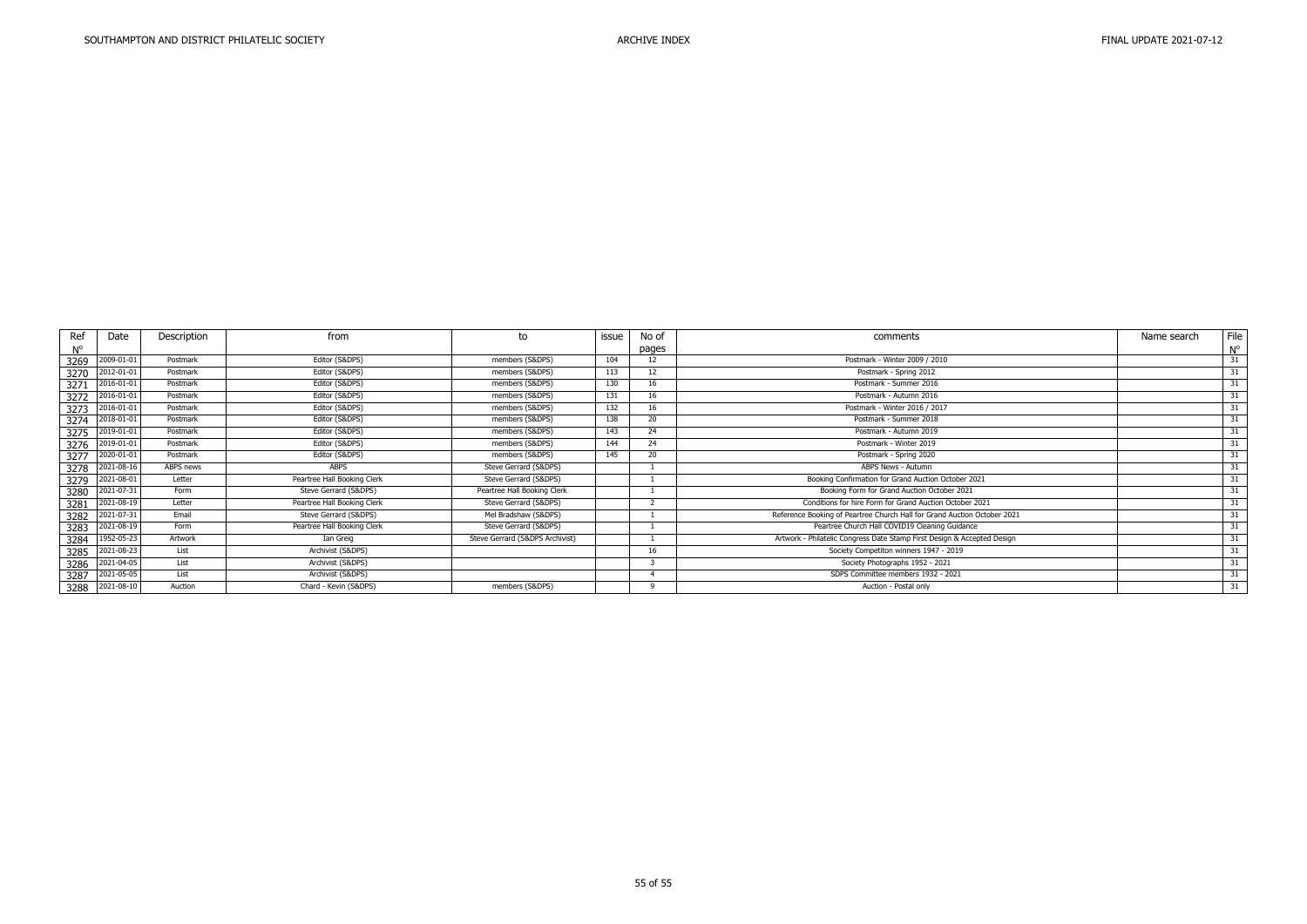| Ref N° | Date | Description | from | to | issue | No of pages | comments | Name search | File N° |
|---|---|---|---|---|---|---|---|---|---|
| 3269 | 2009-01-01 | Postmark | Editor (S&DPS) | members (S&DPS) | 104 | 12 | Postmark - Winter 2009 / 2010 | | 31 |
| 3270 | 2012-01-01 | Postmark | Editor (S&DPS) | members (S&DPS) | 113 | 12 | Postmark - Spring 2012 | | 31 |
| 3271 | 2016-01-01 | Postmark | Editor (S&DPS) | members (S&DPS) | 130 | 16 | Postmark - Summer 2016 | | 31 |
| 3272 | 2016-01-01 | Postmark | Editor (S&DPS) | members (S&DPS) | 131 | 16 | Postmark - Autumn 2016 | | 31 |
| 3273 | 2016-01-01 | Postmark | Editor (S&DPS) | members (S&DPS) | 132 | 16 | Postmark - Winter 2016 / 2017 | | 31 |
| 3274 | 2018-01-01 | Postmark | Editor (S&DPS) | members (S&DPS) | 138 | 20 | Postmark - Summer 2018 | | 31 |
| 3275 | 2019-01-01 | Postmark | Editor (S&DPS) | members (S&DPS) | 143 | 24 | Postmark - Autumn 2019 | | 31 |
| 3276 | 2019-01-01 | Postmark | Editor (S&DPS) | members (S&DPS) | 144 | 24 | Postmark - Winter 2019 | | 31 |
| 3277 | 2020-01-01 | Postmark | Editor (S&DPS) | members (S&DPS) | 145 | 20 | Postmark - Spring 2020 | | 31 |
| 3278 | 2021-08-16 | ABPS news | ABPS | Steve Gerrard (S&DPS) | | 1 | ABPS News - Autumn | | 31 |
| 3279 | 2021-08-01 | Letter | Peartree Hall Booking Clerk | Steve Gerrard (S&DPS) | | 1 | Booking Confirmation for Grand Auction October 2021 | | 31 |
| 3280 | 2021-07-31 | Form | Steve Gerrard (S&DPS) | Peartree Hall Booking Clerk | | 1 | Booking Form for Grand Auction October 2021 | | 31 |
| 3281 | 2021-08-19 | Letter | Peartree Hall Booking Clerk | Steve Gerrard (S&DPS) | | 2 | Conditions for hire Form for Grand Auction October 2021 | | 31 |
| 3282 | 2021-07-31 | Email | Steve Gerrard (S&DPS) | Mel Bradshaw (S&DPS) | | 1 | Reference Booking of Peartree Church Hall for Grand Auction October 2021 | | 31 |
| 3283 | 2021-08-19 | Form | Peartree Hall Booking Clerk | Steve Gerrard (S&DPS) | | 1 | Peartree Church Hall COVID19 Cleaning Guidance | | 31 |
| 3284 | 1952-05-23 | Artwork | Ian Greig | Steve Gerrard (S&DPS Archivist) | | 1 | Artwork - Philatelic Congress Date Stamp First Design & Accepted Design | | 31 |
| 3285 | 2021-08-23 | List | Archivist (S&DPS) | | | 16 | Society Competiton winners 1947 - 2019 | | 31 |
| 3286 | 2021-04-05 | List | Archivist (S&DPS) | | | 3 | Society Photographs 1952 - 2021 | | 31 |
| 3287 | 2021-05-05 | List | Archivist (S&DPS) | | | 4 | SDPS Committee members 1932 - 2021 | | 31 |
| 3288 | 2021-08-10 | Auction | Chard - Kevin (S&DPS) | members (S&DPS) | | 9 | Auction - Postal only | | 31 |